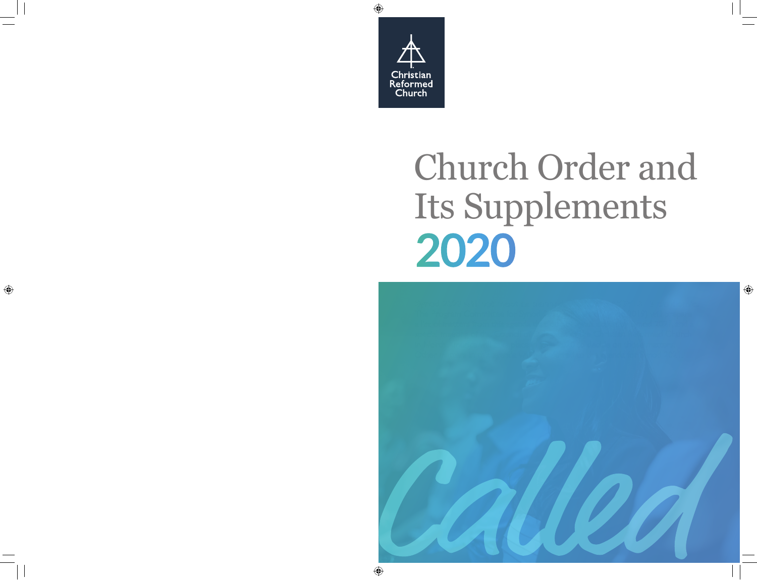Christian Reformed Church

# Church Order and Its Supplements 2020

Called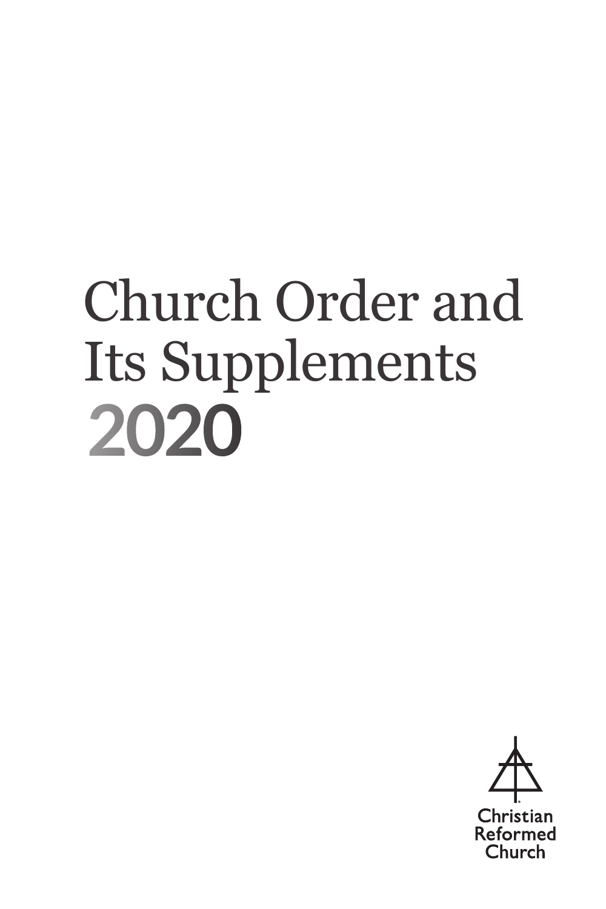# Church Order and Its Supplements 2020

Christian Reformed Church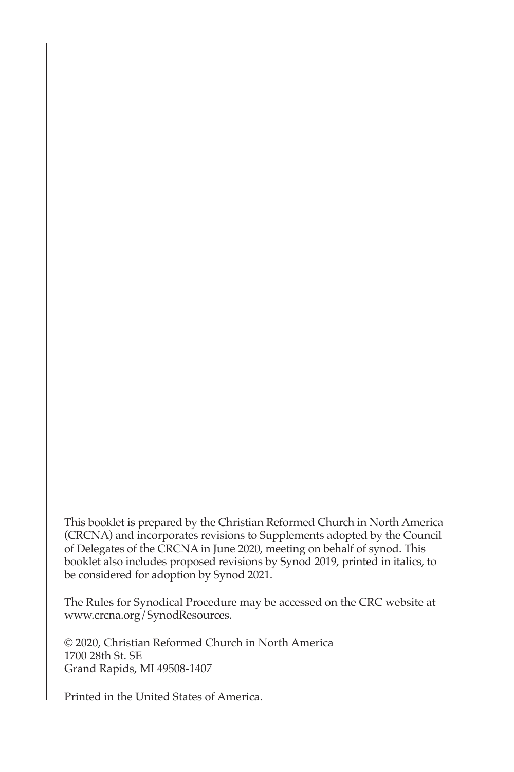This booklet is prepared by the Christian Reformed Church in North America (CRCNA) and incorporates revisions to Supplements adopted by the Council of Delegates of the CRCNA in June 2020, meeting on behalf of synod. This booklet also includes proposed revisions by Synod 2019, printed in italics, to be considered for adoption by Synod 2021.

The Rules for Synodical Procedure may be accessed on the CRC website at www.crcna.org/SynodResources.

© 2020, Christian Reformed Church in North America
1700 28th St. SE
Grand Rapids, MI 49508-1407

Printed in the United States of America.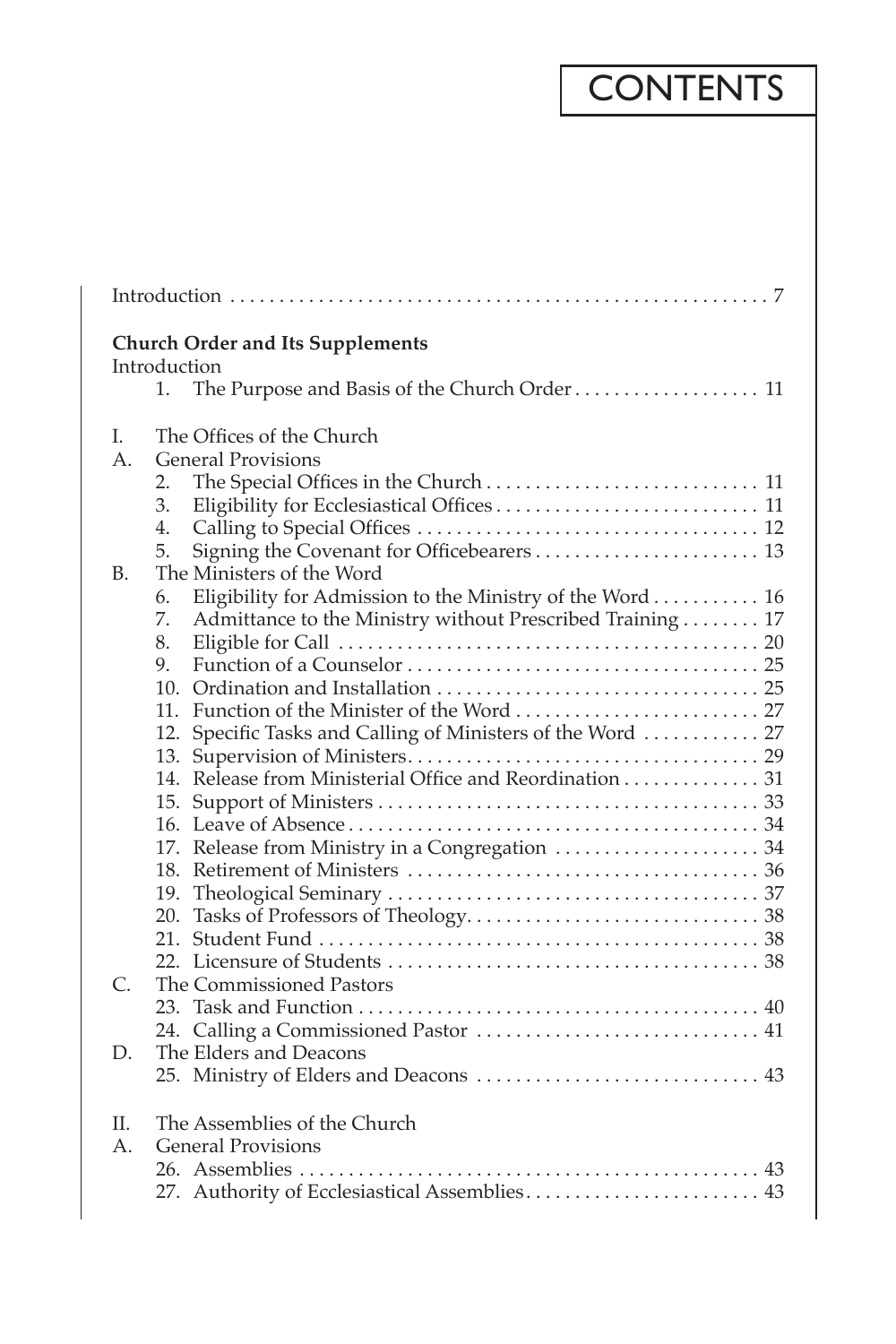# CONTENTS

Introduction . . . . . . . . . . . . . . . . . . . . . . . . . . . . . . . . . . . . . . . . . . . . . . . . . . . . . 7

**Church Order and Its Supplements**

Introduction

1. The Purpose and Basis of the Church Order . . . . . . . . . . . . . . . . . . . 11

I. The Offices of the Church

A. General Provisions

2. The Special Offices in the Church . . . . . . . . . . . . . . . . . . . . . . . . . . . . 11
3. Eligibility for Ecclesiastical Offices . . . . . . . . . . . . . . . . . . . . . . . . . . . 11
4. Calling to Special Offices . . . . . . . . . . . . . . . . . . . . . . . . . . . . . . . . . . 12
5. Signing the Covenant for Officebearers . . . . . . . . . . . . . . . . . . . . . . . 13

B. The Ministers of the Word

6. Eligibility for Admission to the Ministry of the Word . . . . . . . . . . . 16
7. Admittance to the Ministry without Prescribed Training . . . . . . . . 17
8. Eligible for Call . . . . . . . . . . . . . . . . . . . . . . . . . . . . . . . . . . . . . . . . . . 20
9. Function of a Counselor . . . . . . . . . . . . . . . . . . . . . . . . . . . . . . . . . . . 25
10. Ordination and Installation . . . . . . . . . . . . . . . . . . . . . . . . . . . . . . . . 25
11. Function of the Minister of the Word . . . . . . . . . . . . . . . . . . . . . . . . 27
12. Specific Tasks and Calling of Ministers of the Word . . . . . . . . . . . . 27
13. Supervision of Ministers . . . . . . . . . . . . . . . . . . . . . . . . . . . . . . . . . . . 29
14. Release from Ministerial Office and Reordination . . . . . . . . . . . . . . 31
15. Support of Ministers . . . . . . . . . . . . . . . . . . . . . . . . . . . . . . . . . . . . . . 33
16. Leave of Absence . . . . . . . . . . . . . . . . . . . . . . . . . . . . . . . . . . . . . . . . . 34
17. Release from Ministry in a Congregation . . . . . . . . . . . . . . . . . . . . . 34
18. Retirement of Ministers . . . . . . . . . . . . . . . . . . . . . . . . . . . . . . . . . . . 36
19. Theological Seminary . . . . . . . . . . . . . . . . . . . . . . . . . . . . . . . . . . . . . 37
20. Tasks of Professors of Theology. . . . . . . . . . . . . . . . . . . . . . . . . . . . . 38
21. Student Fund . . . . . . . . . . . . . . . . . . . . . . . . . . . . . . . . . . . . . . . . . . . . 38
22. Licensure of Students . . . . . . . . . . . . . . . . . . . . . . . . . . . . . . . . . . . . . 38

C. The Commissioned Pastors

23. Task and Function . . . . . . . . . . . . . . . . . . . . . . . . . . . . . . . . . . . . . . . . 40
24. Calling a Commissioned Pastor . . . . . . . . . . . . . . . . . . . . . . . . . . . . 41

D. The Elders and Deacons

25. Ministry of Elders and Deacons . . . . . . . . . . . . . . . . . . . . . . . . . . . . 43

II. The Assemblies of the Church

A. General Provisions

26. Assemblies . . . . . . . . . . . . . . . . . . . . . . . . . . . . . . . . . . . . . . . . . . . . . . 43
27. Authority of Ecclesiastical Assemblies. . . . . . . . . . . . . . . . . . . . . . . . 43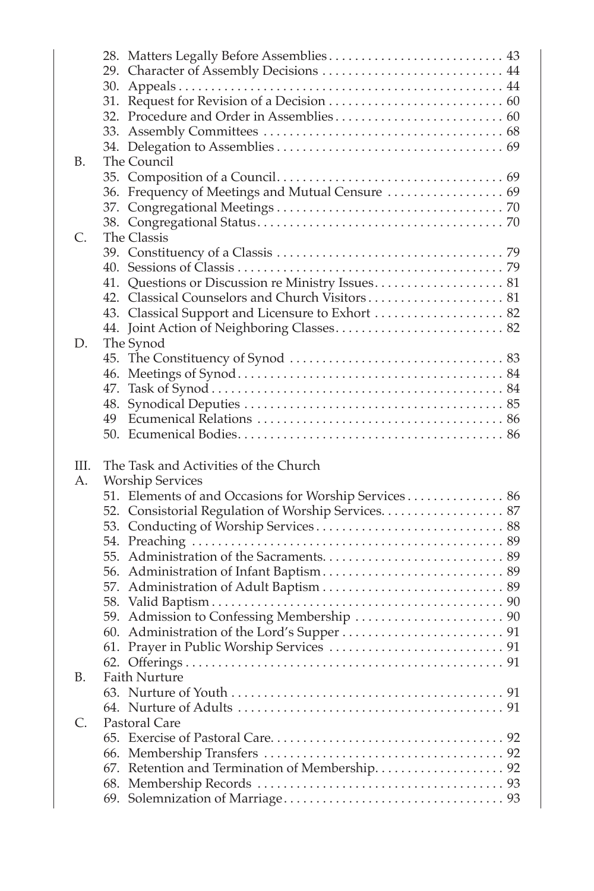28. Matters Legally Before Assemblies . . . . . . . . . . . . . . . . . . . . . . . . . . . 43
29. Character of Assembly Decisions . . . . . . . . . . . . . . . . . . . . . . . . . . . . 44
30. Appeals . . . . . . . . . . . . . . . . . . . . . . . . . . . . . . . . . . . . . . . . . . . . . . . . . 44
31. Request for Revision of a Decision . . . . . . . . . . . . . . . . . . . . . . . . . . . 60
32. Procedure and Order in Assemblies . . . . . . . . . . . . . . . . . . . . . . . . . . 60
33. Assembly Committees . . . . . . . . . . . . . . . . . . . . . . . . . . . . . . . . . . . . . 68
34. Delegation to Assemblies . . . . . . . . . . . . . . . . . . . . . . . . . . . . . . . . . . . 69

B. The Council

35. Composition of a Council . . . . . . . . . . . . . . . . . . . . . . . . . . . . . . . . . . . 69
36. Frequency of Meetings and Mutual Censure . . . . . . . . . . . . . . . . . . 69
37. Congregational Meetings . . . . . . . . . . . . . . . . . . . . . . . . . . . . . . . . . . . 70
38. Congregational Status . . . . . . . . . . . . . . . . . . . . . . . . . . . . . . . . . . . . . . 70

C. The Classis

39. Constituency of a Classis . . . . . . . . . . . . . . . . . . . . . . . . . . . . . . . . . . . 79
40. Sessions of Classis . . . . . . . . . . . . . . . . . . . . . . . . . . . . . . . . . . . . . . . . 79
41. Questions or Discussion re Ministry Issues . . . . . . . . . . . . . . . . . . . . 81
42. Classical Counselors and Church Visitors . . . . . . . . . . . . . . . . . . . . . 81
43. Classical Support and Licensure to Exhort . . . . . . . . . . . . . . . . . . . . 82
44. Joint Action of Neighboring Classes . . . . . . . . . . . . . . . . . . . . . . . . . . 82

D. The Synod

45. The Constituency of Synod . . . . . . . . . . . . . . . . . . . . . . . . . . . . . . . . . 83
46. Meetings of Synod . . . . . . . . . . . . . . . . . . . . . . . . . . . . . . . . . . . . . . . . . 84
47. Task of Synod . . . . . . . . . . . . . . . . . . . . . . . . . . . . . . . . . . . . . . . . . . . . 84
48. Synodical Deputies . . . . . . . . . . . . . . . . . . . . . . . . . . . . . . . . . . . . . . . . 85
49 Ecumenical Relations . . . . . . . . . . . . . . . . . . . . . . . . . . . . . . . . . . . . . . 86
50. Ecumenical Bodies . . . . . . . . . . . . . . . . . . . . . . . . . . . . . . . . . . . . . . . . 86

III. The Task and Activities of the Church

A. Worship Services

51. Elements of and Occasions for Worship Services . . . . . . . . . . . . . . . 86
52. Consistorial Regulation of Worship Services . . . . . . . . . . . . . . . . . . . 87
53. Conducting of Worship Services . . . . . . . . . . . . . . . . . . . . . . . . . . . . 88
54. Preaching . . . . . . . . . . . . . . . . . . . . . . . . . . . . . . . . . . . . . . . . . . . . . . . 89
55. Administration of the Sacraments . . . . . . . . . . . . . . . . . . . . . . . . . . . . 89
56. Administration of Infant Baptism . . . . . . . . . . . . . . . . . . . . . . . . . . . . 89
57. Administration of Adult Baptism . . . . . . . . . . . . . . . . . . . . . . . . . . . . 89
58. Valid Baptism . . . . . . . . . . . . . . . . . . . . . . . . . . . . . . . . . . . . . . . . . . . . 90
59. Admission to Confessing Membership . . . . . . . . . . . . . . . . . . . . . . . 90
60. Administration of the Lord's Supper . . . . . . . . . . . . . . . . . . . . . . . . . 91
61. Prayer in Public Worship Services . . . . . . . . . . . . . . . . . . . . . . . . . . . 91
62. Offerings . . . . . . . . . . . . . . . . . . . . . . . . . . . . . . . . . . . . . . . . . . . . . . . . 91

B. Faith Nurture

63. Nurture of Youth . . . . . . . . . . . . . . . . . . . . . . . . . . . . . . . . . . . . . . . . . . 91
64. Nurture of Adults . . . . . . . . . . . . . . . . . . . . . . . . . . . . . . . . . . . . . . . . . 91

C. Pastoral Care

65. Exercise of Pastoral Care . . . . . . . . . . . . . . . . . . . . . . . . . . . . . . . . . . . . 92
66. Membership Transfers . . . . . . . . . . . . . . . . . . . . . . . . . . . . . . . . . . . . . 92
67. Retention and Termination of Membership . . . . . . . . . . . . . . . . . . . . 92
68. Membership Records . . . . . . . . . . . . . . . . . . . . . . . . . . . . . . . . . . . . . . 93
69. Solemnization of Marriage . . . . . . . . . . . . . . . . . . . . . . . . . . . . . . . . . . 93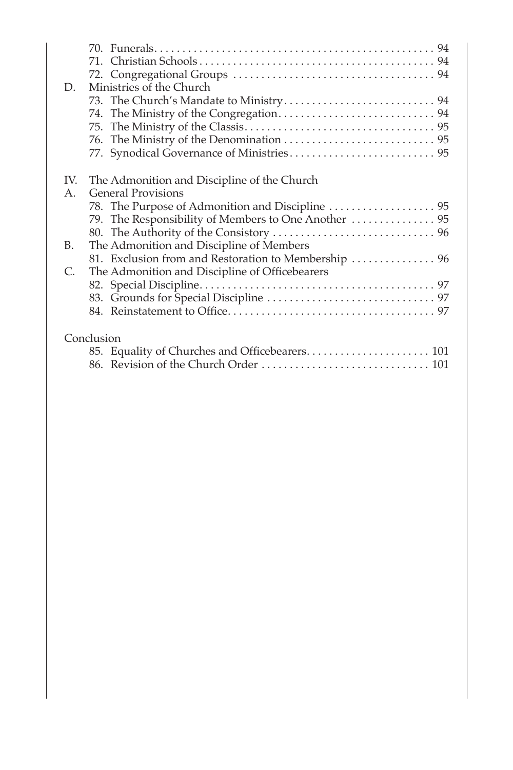70. Funerals . . . . . . . . . . . . . . . . . . . . . . . . . . . . . . . . . . . . . . . . . . . . . . . . . . 94
71. Christian Schools . . . . . . . . . . . . . . . . . . . . . . . . . . . . . . . . . . . . . . . . . . . 94
72. Congregational Groups . . . . . . . . . . . . . . . . . . . . . . . . . . . . . . . . . . . . . 94

D. Ministries of the Church

73. The Church's Mandate to Ministry . . . . . . . . . . . . . . . . . . . . . . . . . . . 94
74. The Ministry of the Congregation . . . . . . . . . . . . . . . . . . . . . . . . . . . . 94
75. The Ministry of the Classis . . . . . . . . . . . . . . . . . . . . . . . . . . . . . . . . . . 95
76. The Ministry of the Denomination . . . . . . . . . . . . . . . . . . . . . . . . . . . 95
77. Synodical Governance of Ministries . . . . . . . . . . . . . . . . . . . . . . . . . . 95

IV. The Admonition and Discipline of the Church

A. General Provisions

78. The Purpose of Admonition and Discipline . . . . . . . . . . . . . . . . . . . 95
79. The Responsibility of Members to One Another . . . . . . . . . . . . . . . 95
80. The Authority of the Consistory . . . . . . . . . . . . . . . . . . . . . . . . . . . . . 96

B. The Admonition and Discipline of Members

81. Exclusion from and Restoration to Membership . . . . . . . . . . . . . . . 96

C. The Admonition and Discipline of Officebearers

82. Special Discipline . . . . . . . . . . . . . . . . . . . . . . . . . . . . . . . . . . . . . . . . . . 97
83. Grounds for Special Discipline . . . . . . . . . . . . . . . . . . . . . . . . . . . . . . 97
84. Reinstatement to Office . . . . . . . . . . . . . . . . . . . . . . . . . . . . . . . . . . . . . 97

Conclusion

85. Equality of Churches and Officebearers . . . . . . . . . . . . . . . . . . . . . . 101
86. Revision of the Church Order . . . . . . . . . . . . . . . . . . . . . . . . . . . . . . 101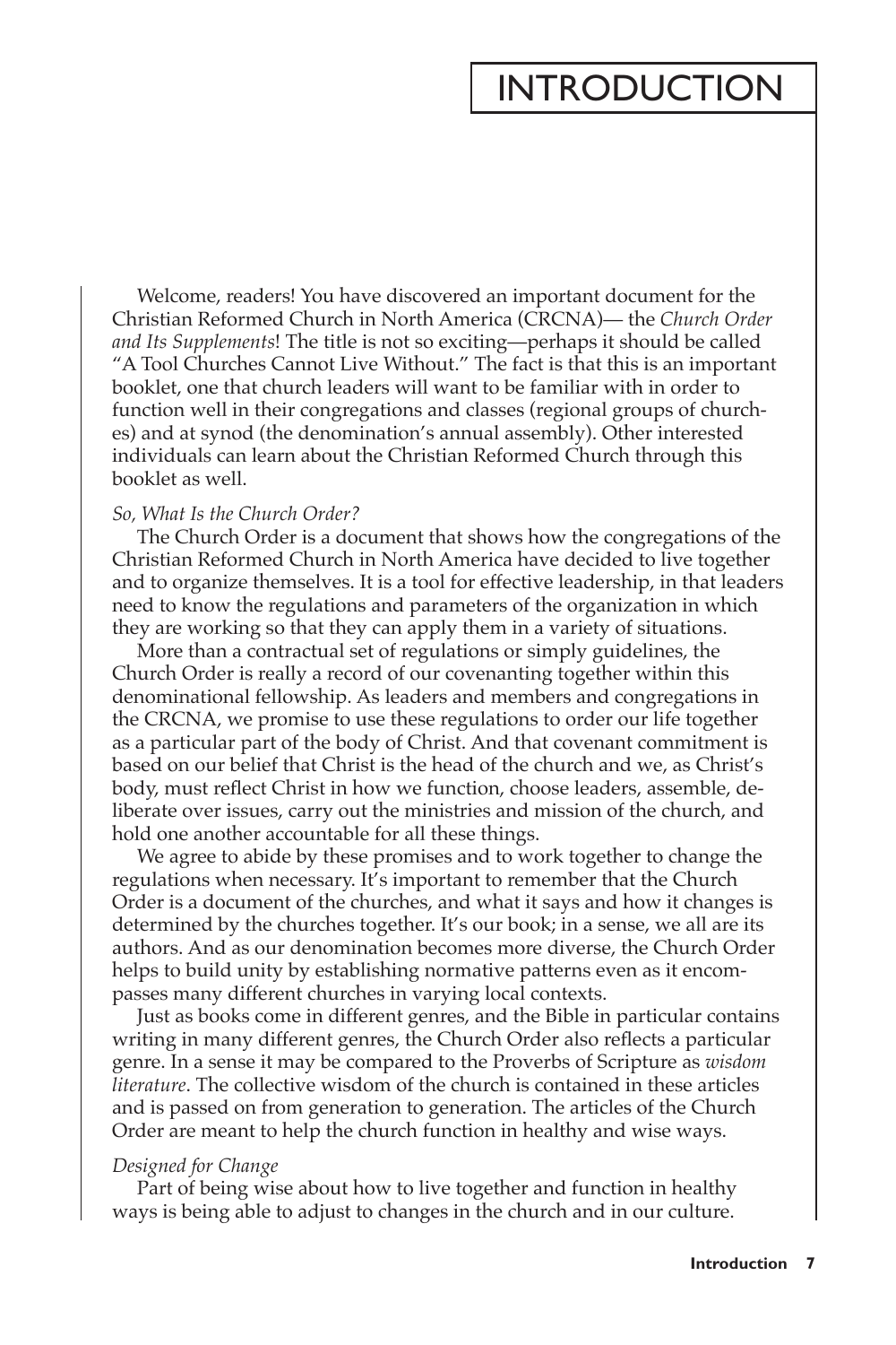# INTRODUCTION

Welcome, readers! You have discovered an important document for the Christian Reformed Church in North America (CRCNA)— the *Church Order and Its Supplements*! The title is not so exciting—perhaps it should be called "A Tool Churches Cannot Live Without." The fact is that this is an important booklet, one that church leaders will want to be familiar with in order to function well in their congregations and classes (regional groups of churches) and at synod (the denomination's annual assembly). Other interested individuals can learn about the Christian Reformed Church through this booklet as well.

*So, What Is the Church Order?*

The Church Order is a document that shows how the congregations of the Christian Reformed Church in North America have decided to live together and to organize themselves. It is a tool for effective leadership, in that leaders need to know the regulations and parameters of the organization in which they are working so that they can apply them in a variety of situations.

More than a contractual set of regulations or simply guidelines, the Church Order is really a record of our covenanting together within this denominational fellowship. As leaders and members and congregations in the CRCNA, we promise to use these regulations to order our life together as a particular part of the body of Christ. And that covenant commitment is based on our belief that Christ is the head of the church and we, as Christ's body, must reflect Christ in how we function, choose leaders, assemble, deliberate over issues, carry out the ministries and mission of the church, and hold one another accountable for all these things.

We agree to abide by these promises and to work together to change the regulations when necessary. It's important to remember that the Church Order is a document of the churches, and what it says and how it changes is determined by the churches together. It's our book; in a sense, we all are its authors. And as our denomination becomes more diverse, the Church Order helps to build unity by establishing normative patterns even as it encompasses many different churches in varying local contexts.

Just as books come in different genres, and the Bible in particular contains writing in many different genres, the Church Order also reflects a particular genre. In a sense it may be compared to the Proverbs of Scripture as *wisdom literature*. The collective wisdom of the church is contained in these articles and is passed on from generation to generation. The articles of the Church Order are meant to help the church function in healthy and wise ways.

*Designed for Change*

Part of being wise about how to live together and function in healthy ways is being able to adjust to changes in the church and in our culture.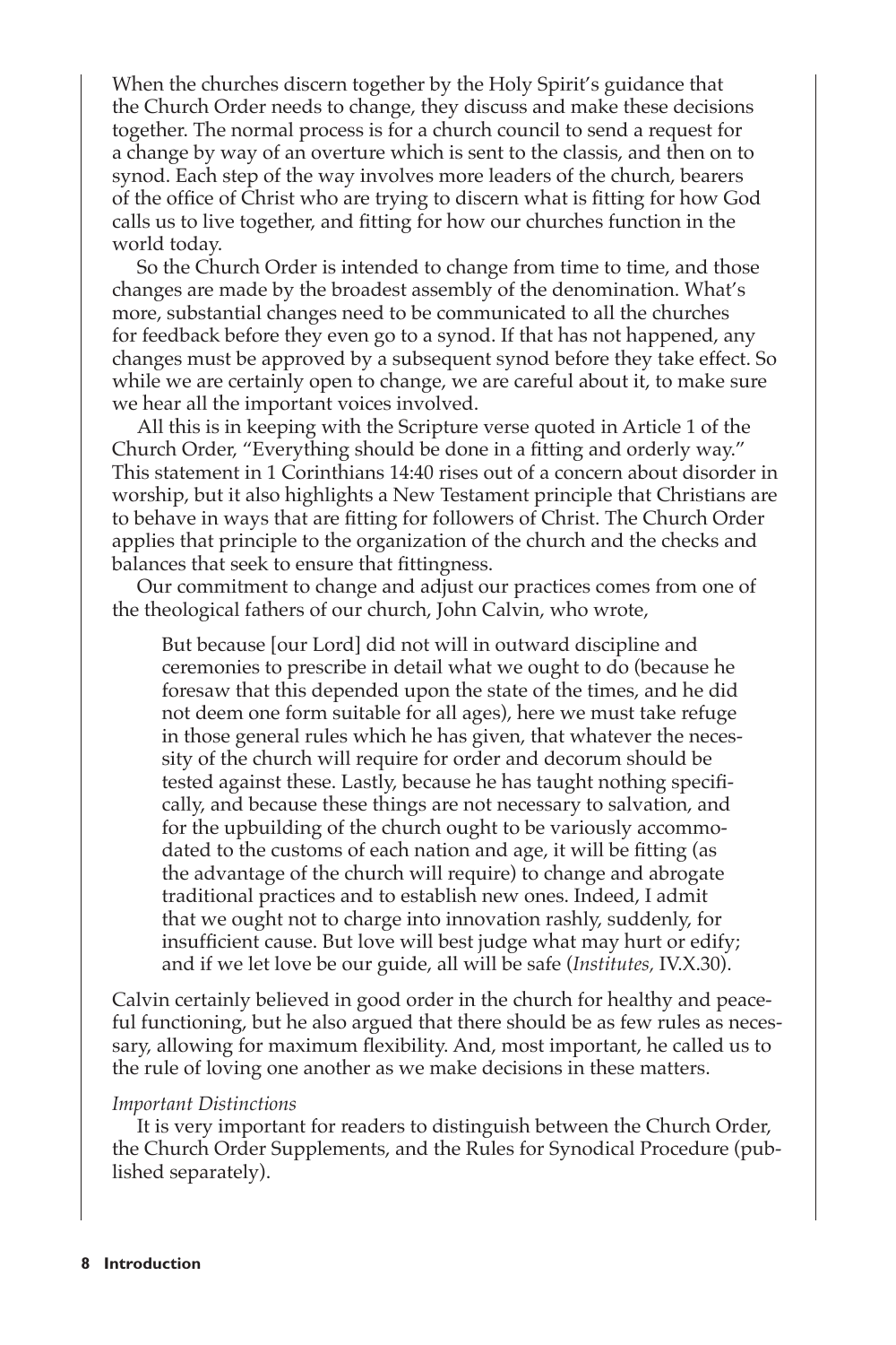When the churches discern together by the Holy Spirit's guidance that the Church Order needs to change, they discuss and make these decisions together. The normal process is for a church council to send a request for a change by way of an overture which is sent to the classis, and then on to synod. Each step of the way involves more leaders of the church, bearers of the office of Christ who are trying to discern what is fitting for how God calls us to live together, and fitting for how our churches function in the world today.

So the Church Order is intended to change from time to time, and those changes are made by the broadest assembly of the denomination. What's more, substantial changes need to be communicated to all the churches for feedback before they even go to a synod. If that has not happened, any changes must be approved by a subsequent synod before they take effect. So while we are certainly open to change, we are careful about it, to make sure we hear all the important voices involved.

All this is in keeping with the Scripture verse quoted in Article 1 of the Church Order, "Everything should be done in a fitting and orderly way." This statement in 1 Corinthians 14:40 rises out of a concern about disorder in worship, but it also highlights a New Testament principle that Christians are to behave in ways that are fitting for followers of Christ. The Church Order applies that principle to the organization of the church and the checks and balances that seek to ensure that fittingness.

Our commitment to change and adjust our practices comes from one of the theological fathers of our church, John Calvin, who wrote,

> But because [our Lord] did not will in outward discipline and ceremonies to prescribe in detail what we ought to do (because he foresaw that this depended upon the state of the times, and he did not deem one form suitable for all ages), here we must take refuge in those general rules which he has given, that whatever the necessity of the church will require for order and decorum should be tested against these. Lastly, because he has taught nothing specifically, and because these things are not necessary to salvation, and for the upbuilding of the church ought to be variously accommodated to the customs of each nation and age, it will be fitting (as the advantage of the church will require) to change and abrogate traditional practices and to establish new ones. Indeed, I admit that we ought not to charge into innovation rashly, suddenly, for insufficient cause. But love will best judge what may hurt or edify; and if we let love be our guide, all will be safe (*Institutes,* IV.X.30).

Calvin certainly believed in good order in the church for healthy and peaceful functioning, but he also argued that there should be as few rules as necessary, allowing for maximum flexibility. And, most important, he called us to the rule of loving one another as we make decisions in these matters.

*Important Distinctions*

It is very important for readers to distinguish between the Church Order, the Church Order Supplements, and the Rules for Synodical Procedure (published separately).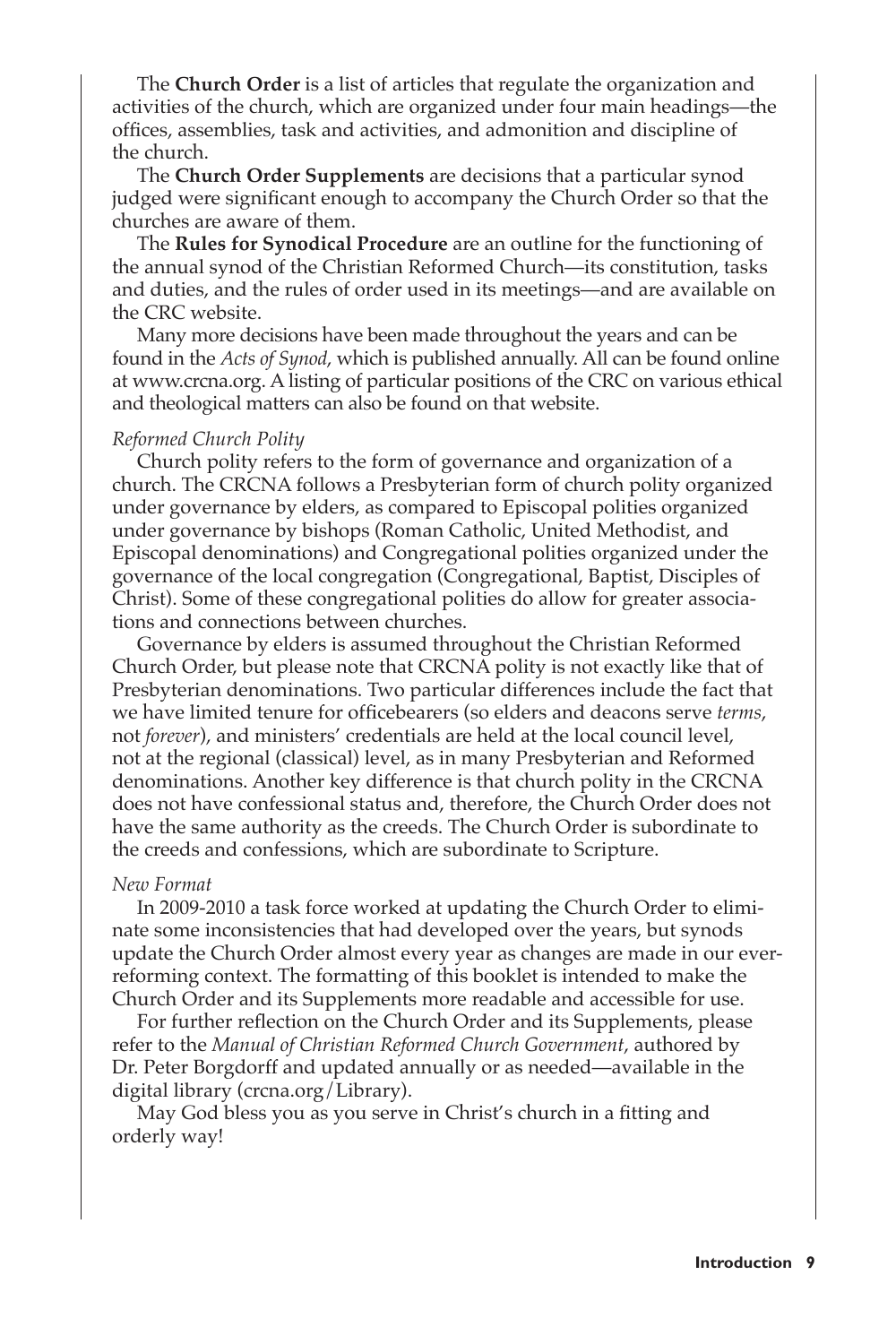The **Church Order** is a list of articles that regulate the organization and activities of the church, which are organized under four main headings—the offices, assemblies, task and activities, and admonition and discipline of the church.

The **Church Order Supplements** are decisions that a particular synod judged were significant enough to accompany the Church Order so that the churches are aware of them.

The **Rules for Synodical Procedure** are an outline for the functioning of the annual synod of the Christian Reformed Church—its constitution, tasks and duties, and the rules of order used in its meetings—and are available on the CRC website.

Many more decisions have been made throughout the years and can be found in the *Acts of Synod*, which is published annually. All can be found online at www.crcna.org. A listing of particular positions of the CRC on various ethical and theological matters can also be found on that website.

*Reformed Church Polity*

Church polity refers to the form of governance and organization of a church. The CRCNA follows a Presbyterian form of church polity organized under governance by elders, as compared to Episcopal polities organized under governance by bishops (Roman Catholic, United Methodist, and Episcopal denominations) and Congregational polities organized under the governance of the local congregation (Congregational, Baptist, Disciples of Christ). Some of these congregational polities do allow for greater associations and connections between churches.

Governance by elders is assumed throughout the Christian Reformed Church Order, but please note that CRCNA polity is not exactly like that of Presbyterian denominations. Two particular differences include the fact that we have limited tenure for officebearers (so elders and deacons serve *terms*, not *forever*), and ministers' credentials are held at the local council level, not at the regional (classical) level, as in many Presbyterian and Reformed denominations. Another key difference is that church polity in the CRCNA does not have confessional status and, therefore, the Church Order does not have the same authority as the creeds. The Church Order is subordinate to the creeds and confessions, which are subordinate to Scripture.

*New Format*

In 2009-2010 a task force worked at updating the Church Order to eliminate some inconsistencies that had developed over the years, but synods update the Church Order almost every year as changes are made in our ever-reforming context. The formatting of this booklet is intended to make the Church Order and its Supplements more readable and accessible for use.

For further reflection on the Church Order and its Supplements, please refer to the *Manual of Christian Reformed Church Government*, authored by Dr. Peter Borgdorff and updated annually or as needed—available in the digital library (crcna.org/Library).

May God bless you as you serve in Christ's church in a fitting and orderly way!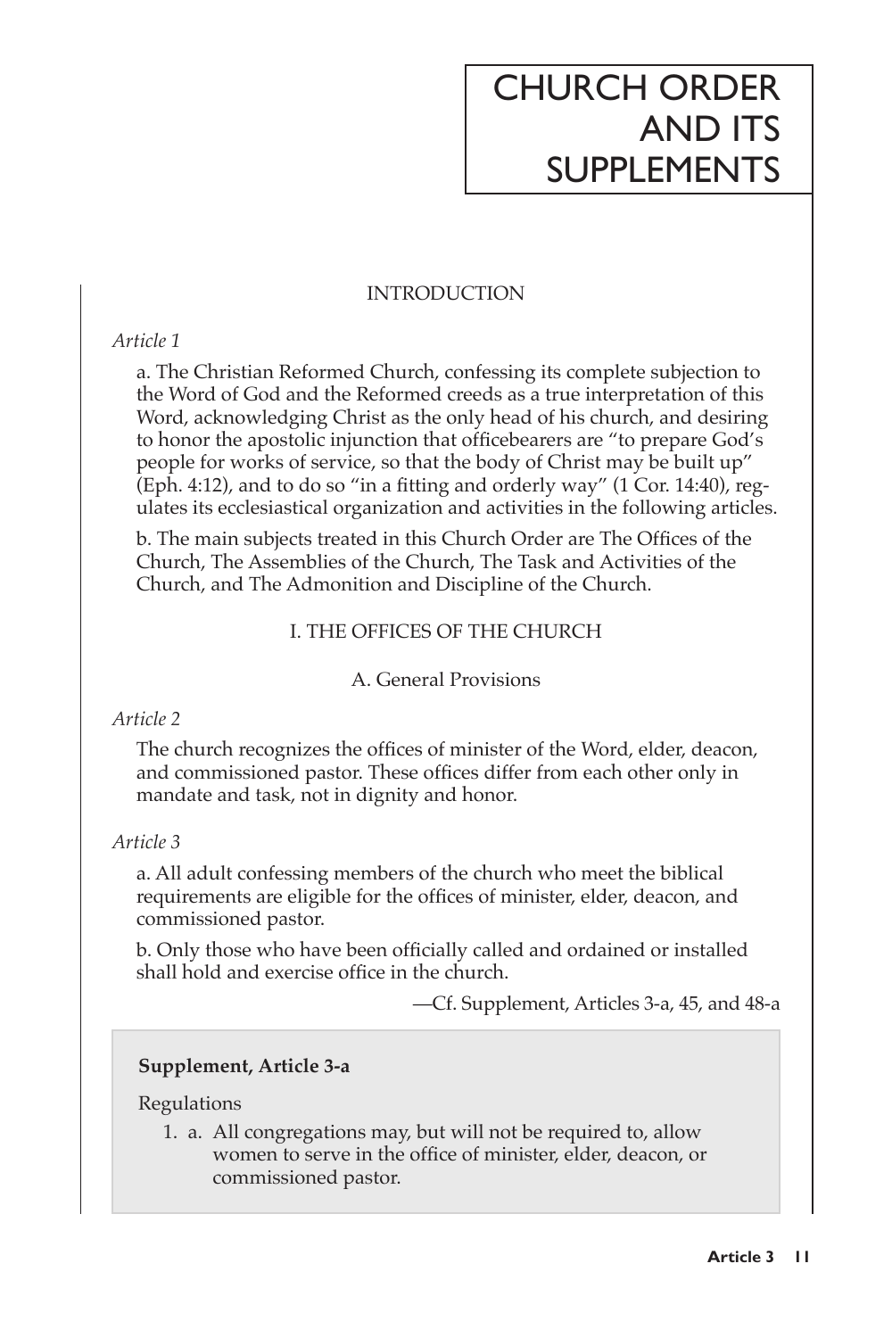# CHURCH ORDER AND ITS SUPPLEMENTS

## INTRODUCTION

*Article 1*

a. The Christian Reformed Church, confessing its complete subjection to the Word of God and the Reformed creeds as a true interpretation of this Word, acknowledging Christ as the only head of his church, and desiring to honor the apostolic injunction that officebearers are "to prepare God's people for works of service, so that the body of Christ may be built up" (Eph. 4:12), and to do so "in a fitting and orderly way" (1 Cor. 14:40), regulates its ecclesiastical organization and activities in the following articles.

b. The main subjects treated in this Church Order are The Offices of the Church, The Assemblies of the Church, The Task and Activities of the Church, and The Admonition and Discipline of the Church.

## I. THE OFFICES OF THE CHURCH

### A. General Provisions

*Article 2*

The church recognizes the offices of minister of the Word, elder, deacon, and commissioned pastor. These offices differ from each other only in mandate and task, not in dignity and honor.

*Article 3*

a. All adult confessing members of the church who meet the biblical requirements are eligible for the offices of minister, elder, deacon, and commissioned pastor.

b. Only those who have been officially called and ordained or installed shall hold and exercise office in the church.

—Cf. Supplement, Articles 3-a, 45, and 48-a

**Supplement, Article 3-a**

Regulations

1. a. All congregations may, but will not be required to, allow women to serve in the office of minister, elder, deacon, or commissioned pastor.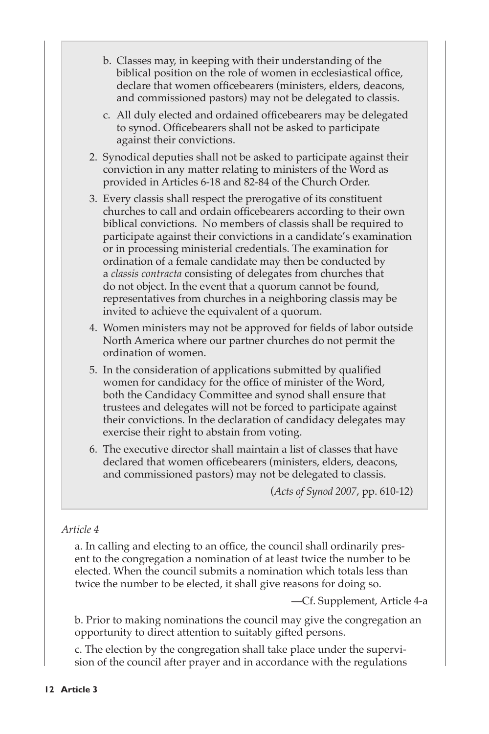b. Classes may, in keeping with their understanding of the biblical position on the role of women in ecclesiastical office, declare that women officebearers (ministers, elders, deacons, and commissioned pastors) may not be delegated to classis.

c. All duly elected and ordained officebearers may be delegated to synod. Officebearers shall not be asked to participate against their convictions.

2. Synodical deputies shall not be asked to participate against their conviction in any matter relating to ministers of the Word as provided in Articles 6-18 and 82-84 of the Church Order.

3. Every classis shall respect the prerogative of its constituent churches to call and ordain officebearers according to their own biblical convictions. No members of classis shall be required to participate against their convictions in a candidate's examination or in processing ministerial credentials. The examination for ordination of a female candidate may then be conducted by a *classis contracta* consisting of delegates from churches that do not object. In the event that a quorum cannot be found, representatives from churches in a neighboring classis may be invited to achieve the equivalent of a quorum.

4. Women ministers may not be approved for fields of labor outside North America where our partner churches do not permit the ordination of women.

5. In the consideration of applications submitted by qualified women for candidacy for the office of minister of the Word, both the Candidacy Committee and synod shall ensure that trustees and delegates will not be forced to participate against their convictions. In the declaration of candidacy delegates may exercise their right to abstain from voting.

6. The executive director shall maintain a list of classes that have declared that women officebearers (ministers, elders, deacons, and commissioned pastors) may not be delegated to classis.

(*Acts of Synod 2007*, pp. 610-12)

*Article 4*

a. In calling and electing to an office, the council shall ordinarily present to the congregation a nomination of at least twice the number to be elected. When the council submits a nomination which totals less than twice the number to be elected, it shall give reasons for doing so.

—Cf. Supplement, Article 4-a

b. Prior to making nominations the council may give the congregation an opportunity to direct attention to suitably gifted persons.

c. The election by the congregation shall take place under the supervision of the council after prayer and in accordance with the regulations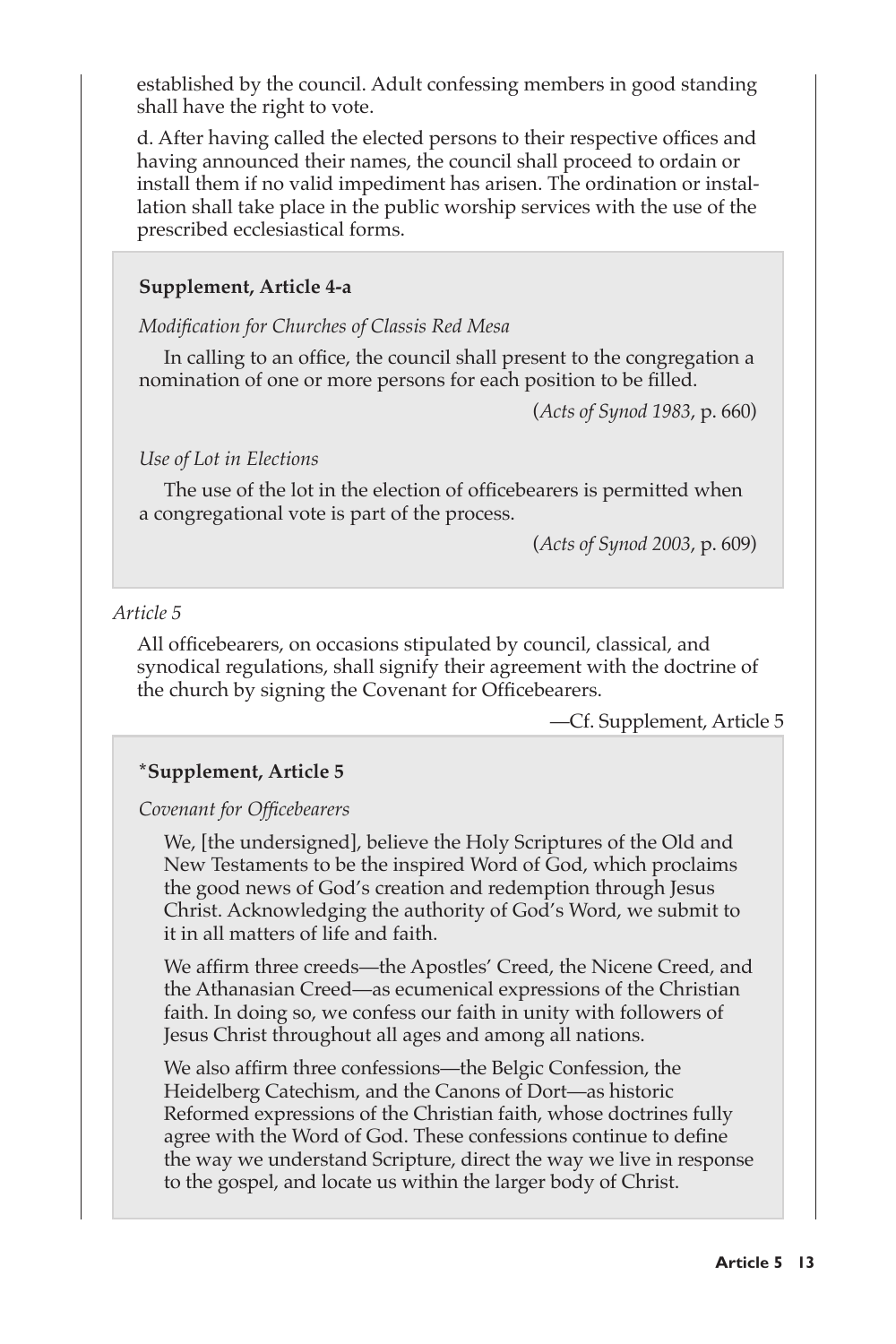established by the council. Adult confessing members in good standing shall have the right to vote.

d. After having called the elected persons to their respective offices and having announced their names, the council shall proceed to ordain or install them if no valid impediment has arisen. The ordination or installation shall take place in the public worship services with the use of the prescribed ecclesiastical forms.

> **Supplement, Article 4-a**
>
> *Modification for Churches of Classis Red Mesa*
>
> In calling to an office, the council shall present to the congregation a nomination of one or more persons for each position to be filled.
>
> (*Acts of Synod 1983*, p. 660)
>
> *Use of Lot in Elections*
>
> The use of the lot in the election of officebearers is permitted when a congregational vote is part of the process.
>
> (*Acts of Synod 2003*, p. 609)

*Article 5*

All officebearers, on occasions stipulated by council, classical, and synodical regulations, shall signify their agreement with the doctrine of the church by signing the Covenant for Officebearers.

—Cf. Supplement, Article 5

> ***Supplement, Article 5**
>
> *Covenant for Officebearers*
>
> We, [the undersigned], believe the Holy Scriptures of the Old and New Testaments to be the inspired Word of God, which proclaims the good news of God's creation and redemption through Jesus Christ. Acknowledging the authority of God's Word, we submit to it in all matters of life and faith.
>
> We affirm three creeds—the Apostles' Creed, the Nicene Creed, and the Athanasian Creed—as ecumenical expressions of the Christian faith. In doing so, we confess our faith in unity with followers of Jesus Christ throughout all ages and among all nations.
>
> We also affirm three confessions—the Belgic Confession, the Heidelberg Catechism, and the Canons of Dort—as historic Reformed expressions of the Christian faith, whose doctrines fully agree with the Word of God. These confessions continue to define the way we understand Scripture, direct the way we live in response to the gospel, and locate us within the larger body of Christ.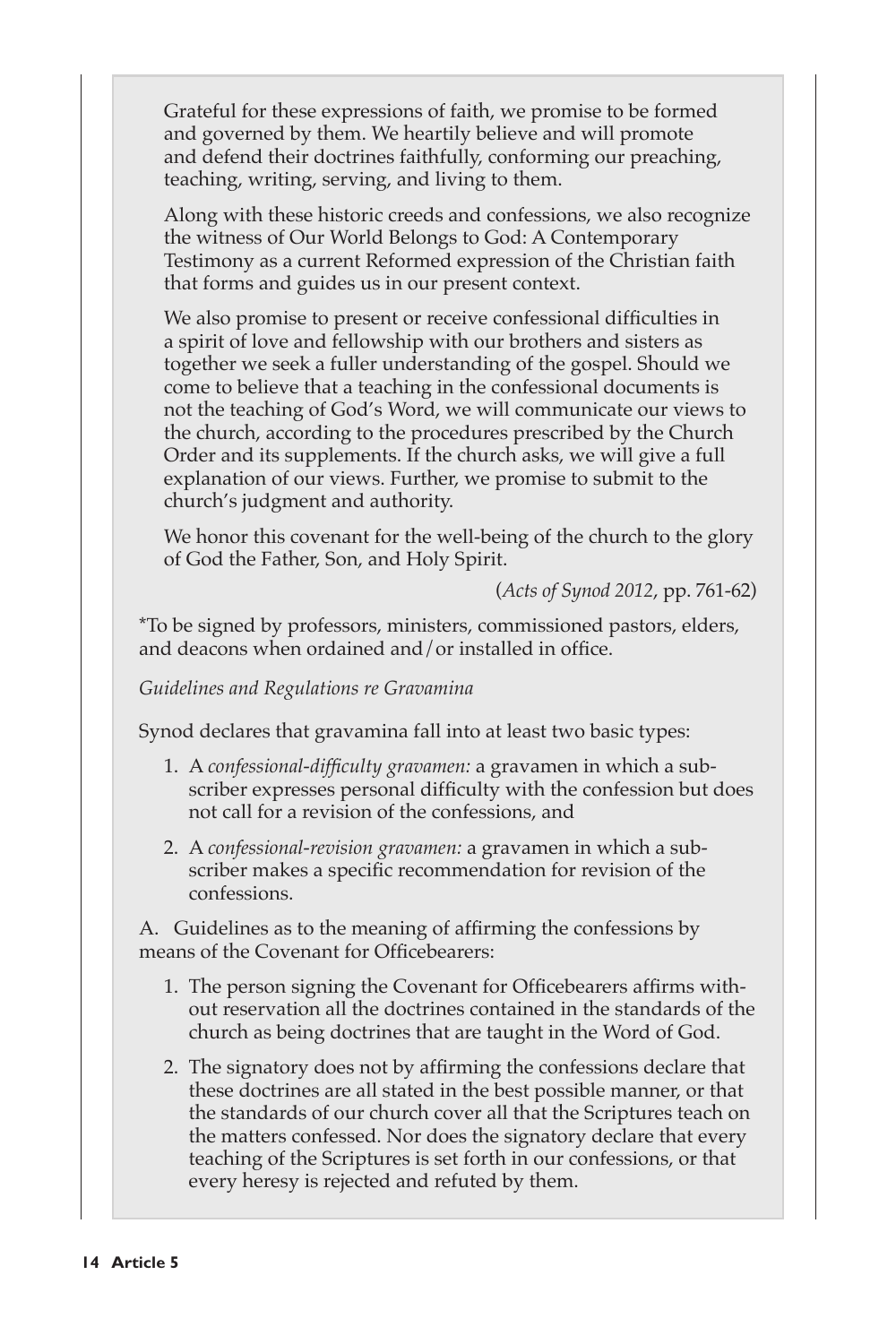Grateful for these expressions of faith, we promise to be formed and governed by them. We heartily believe and will promote and defend their doctrines faithfully, conforming our preaching, teaching, writing, serving, and living to them.

Along with these historic creeds and confessions, we also recognize the witness of Our World Belongs to God: A Contemporary Testimony as a current Reformed expression of the Christian faith that forms and guides us in our present context.

We also promise to present or receive confessional difficulties in a spirit of love and fellowship with our brothers and sisters as together we seek a fuller understanding of the gospel. Should we come to believe that a teaching in the confessional documents is not the teaching of God's Word, we will communicate our views to the church, according to the procedures prescribed by the Church Order and its supplements. If the church asks, we will give a full explanation of our views. Further, we promise to submit to the church's judgment and authority.

We honor this covenant for the well-being of the church to the glory of God the Father, Son, and Holy Spirit.

(*Acts of Synod 2012*, pp. 761-62)

*To be signed by professors, ministers, commissioned pastors, elders, and deacons when ordained and/or installed in office.

*Guidelines and Regulations re Gravamina*

Synod declares that gravamina fall into at least two basic types:

1. A *confessional-difficulty gravamen:* a gravamen in which a subscriber expresses personal difficulty with the confession but does not call for a revision of the confessions, and
2. A *confessional-revision gravamen:* a gravamen in which a subscriber makes a specific recommendation for revision of the confessions.

A. Guidelines as to the meaning of affirming the confessions by means of the Covenant for Officebearers:

1. The person signing the Covenant for Officebearers affirms without reservation all the doctrines contained in the standards of the church as being doctrines that are taught in the Word of God.
2. The signatory does not by affirming the confessions declare that these doctrines are all stated in the best possible manner, or that the standards of our church cover all that the Scriptures teach on the matters confessed. Nor does the signatory declare that every teaching of the Scriptures is set forth in our confessions, or that every heresy is rejected and refuted by them.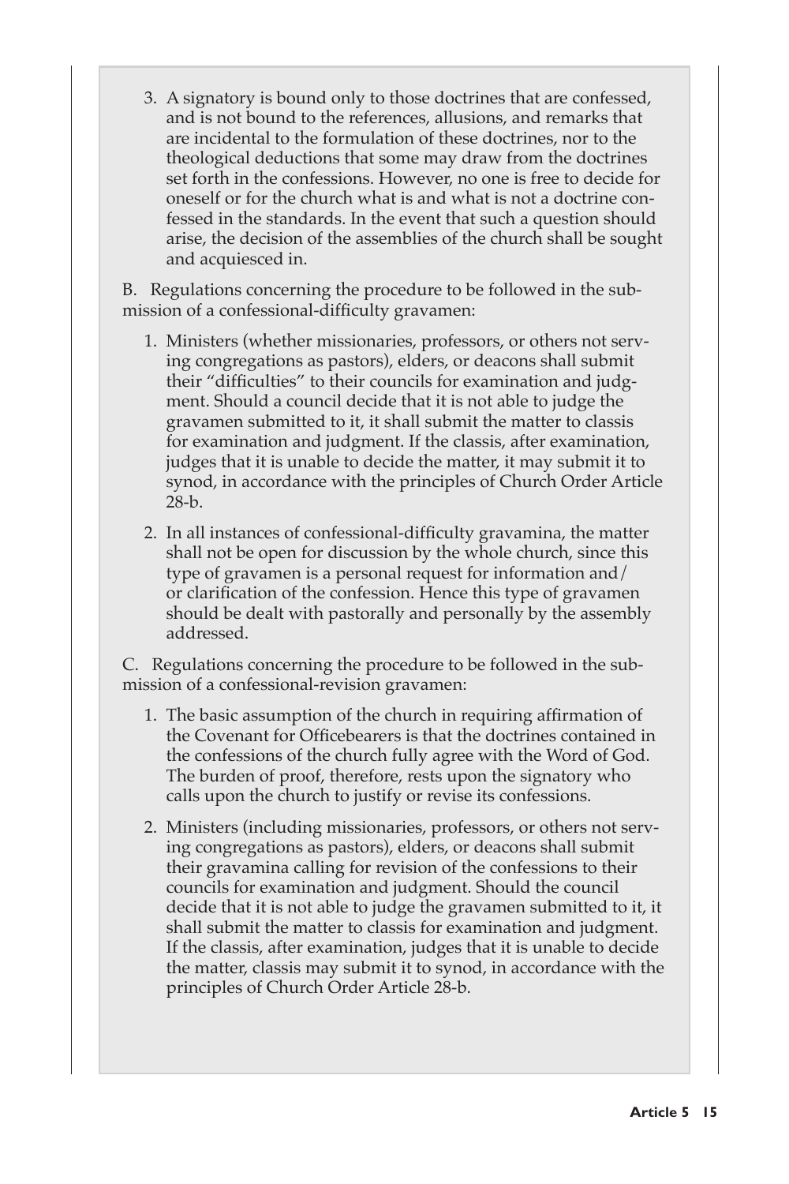3. A signatory is bound only to those doctrines that are confessed, and is not bound to the references, allusions, and remarks that are incidental to the formulation of these doctrines, nor to the theological deductions that some may draw from the doctrines set forth in the confessions. However, no one is free to decide for oneself or for the church what is and what is not a doctrine confessed in the standards. In the event that such a question should arise, the decision of the assemblies of the church shall be sought and acquiesced in.

B. Regulations concerning the procedure to be followed in the submission of a confessional-difficulty gravamen:

1. Ministers (whether missionaries, professors, or others not serving congregations as pastors), elders, or deacons shall submit their "difficulties" to their councils for examination and judgment. Should a council decide that it is not able to judge the gravamen submitted to it, it shall submit the matter to classis for examination and judgment. If the classis, after examination, judges that it is unable to decide the matter, it may submit it to synod, in accordance with the principles of Church Order Article 28-b.

2. In all instances of confessional-difficulty gravamina, the matter shall not be open for discussion by the whole church, since this type of gravamen is a personal request for information and/or clarification of the confession. Hence this type of gravamen should be dealt with pastorally and personally by the assembly addressed.

C. Regulations concerning the procedure to be followed in the submission of a confessional-revision gravamen:

1. The basic assumption of the church in requiring affirmation of the Covenant for Officebearers is that the doctrines contained in the confessions of the church fully agree with the Word of God. The burden of proof, therefore, rests upon the signatory who calls upon the church to justify or revise its confessions.

2. Ministers (including missionaries, professors, or others not serving congregations as pastors), elders, or deacons shall submit their gravamina calling for revision of the confessions to their councils for examination and judgment. Should the council decide that it is not able to judge the gravamen submitted to it, it shall submit the matter to classis for examination and judgment. If the classis, after examination, judges that it is unable to decide the matter, classis may submit it to synod, in accordance with the principles of Church Order Article 28-b.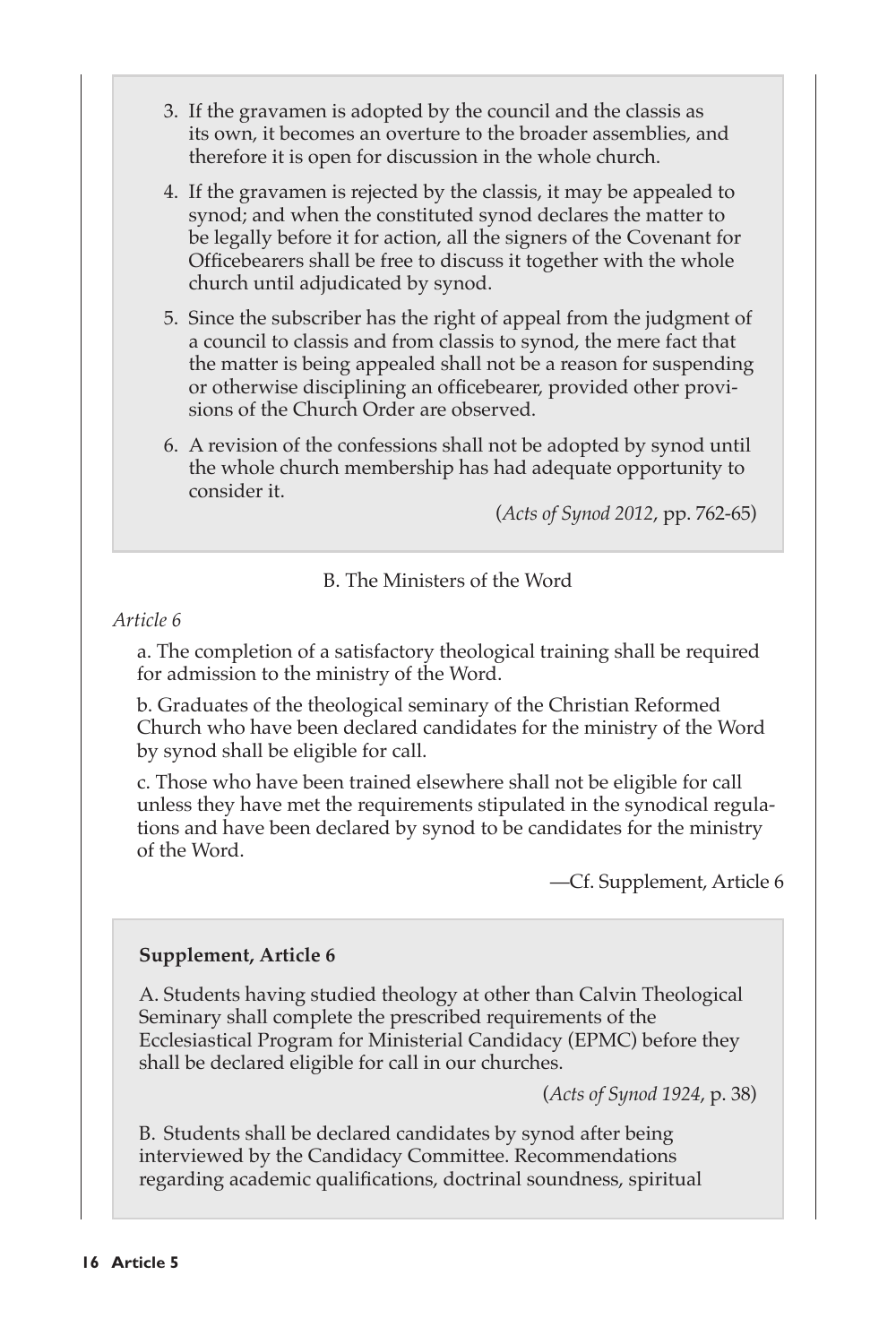3. If the gravamen is adopted by the council and the classis as its own, it becomes an overture to the broader assemblies, and therefore it is open for discussion in the whole church.

4. If the gravamen is rejected by the classis, it may be appealed to synod; and when the constituted synod declares the matter to be legally before it for action, all the signers of the Covenant for Officebearers shall be free to discuss it together with the whole church until adjudicated by synod.

5. Since the subscriber has the right of appeal from the judgment of a council to classis and from classis to synod, the mere fact that the matter is being appealed shall not be a reason for suspending or otherwise disciplining an officebearer, provided other provisions of the Church Order are observed.

6. A revision of the confessions shall not be adopted by synod until the whole church membership has had adequate opportunity to consider it.

(*Acts of Synod 2012*, pp. 762-65)

## B. The Ministers of the Word

*Article 6*

a. The completion of a satisfactory theological training shall be required for admission to the ministry of the Word.

b. Graduates of the theological seminary of the Christian Reformed Church who have been declared candidates for the ministry of the Word by synod shall be eligible for call.

c. Those who have been trained elsewhere shall not be eligible for call unless they have met the requirements stipulated in the synodical regulations and have been declared by synod to be candidates for the ministry of the Word.

—Cf. Supplement, Article 6

**Supplement, Article 6**

A. Students having studied theology at other than Calvin Theological Seminary shall complete the prescribed requirements of the Ecclesiastical Program for Ministerial Candidacy (EPMC) before they shall be declared eligible for call in our churches.

(*Acts of Synod 1924*, p. 38)

B. Students shall be declared candidates by synod after being interviewed by the Candidacy Committee. Recommendations regarding academic qualifications, doctrinal soundness, spiritual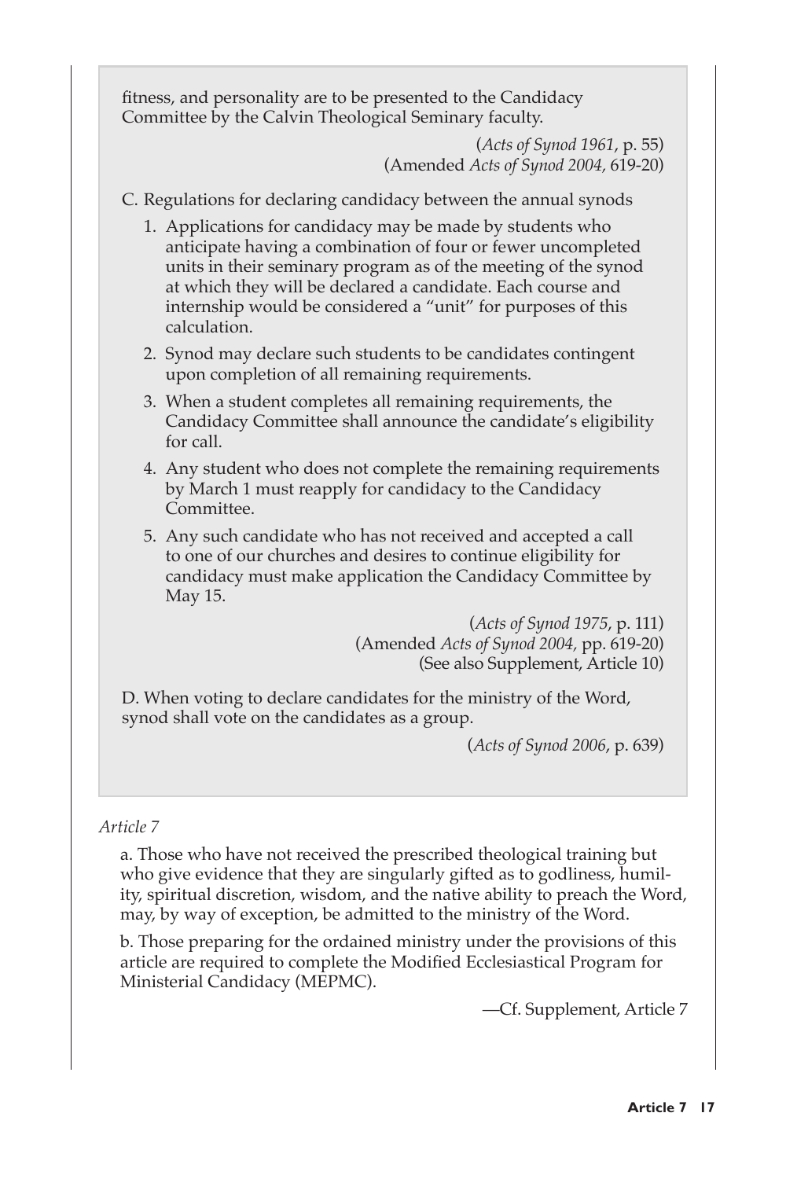fitness, and personality are to be presented to the Candidacy Committee by the Calvin Theological Seminary faculty.

(*Acts of Synod 1961*, p. 55)
(Amended *Acts of Synod 2004*, 619-20)

C. Regulations for declaring candidacy between the annual synods

1. Applications for candidacy may be made by students who anticipate having a combination of four or fewer uncompleted units in their seminary program as of the meeting of the synod at which they will be declared a candidate. Each course and internship would be considered a "unit" for purposes of this calculation.
2. Synod may declare such students to be candidates contingent upon completion of all remaining requirements.
3. When a student completes all remaining requirements, the Candidacy Committee shall announce the candidate's eligibility for call.
4. Any student who does not complete the remaining requirements by March 1 must reapply for candidacy to the Candidacy Committee.
5. Any such candidate who has not received and accepted a call to one of our churches and desires to continue eligibility for candidacy must make application the Candidacy Committee by May 15.

(*Acts of Synod 1975*, p. 111)
(Amended *Acts of Synod 2004*, pp. 619-20)
(See also Supplement, Article 10)

D. When voting to declare candidates for the ministry of the Word, synod shall vote on the candidates as a group.

(*Acts of Synod 2006*, p. 639)

*Article 7*

a. Those who have not received the prescribed theological training but who give evidence that they are singularly gifted as to godliness, humility, spiritual discretion, wisdom, and the native ability to preach the Word, may, by way of exception, be admitted to the ministry of the Word.

b. Those preparing for the ordained ministry under the provisions of this article are required to complete the Modified Ecclesiastical Program for Ministerial Candidacy (MEPMC).

—Cf. Supplement, Article 7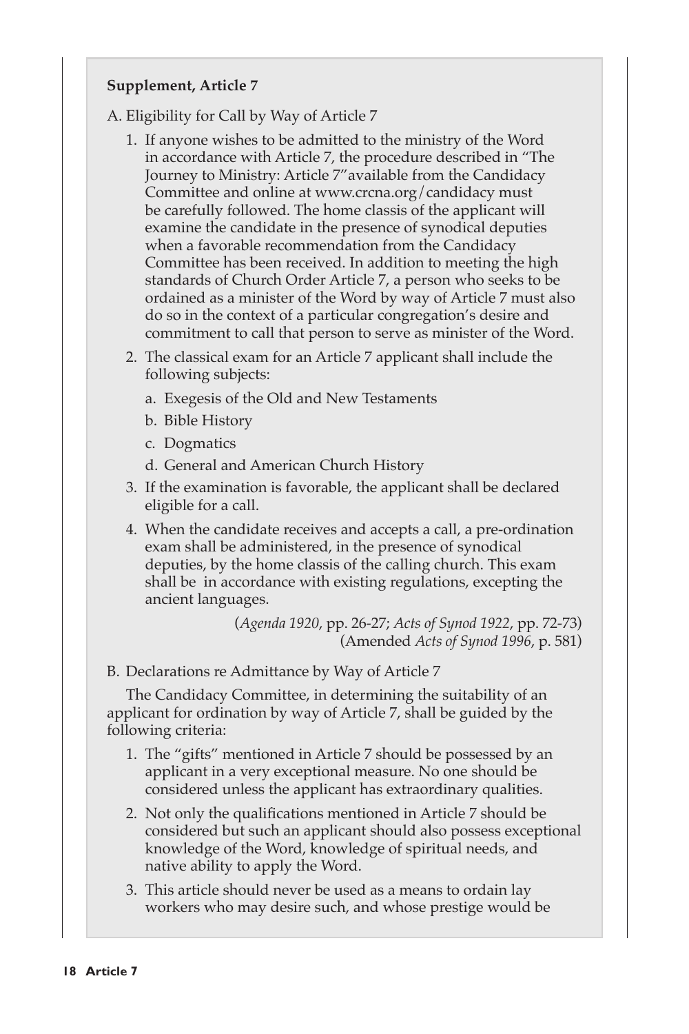**Supplement, Article 7**

A. Eligibility for Call by Way of Article 7

1. If anyone wishes to be admitted to the ministry of the Word in accordance with Article 7, the procedure described in "The Journey to Ministry: Article 7"available from the Candidacy Committee and online at www.crcna.org/candidacy must be carefully followed. The home classis of the applicant will examine the candidate in the presence of synodical deputies when a favorable recommendation from the Candidacy Committee has been received. In addition to meeting the high standards of Church Order Article 7, a person who seeks to be ordained as a minister of the Word by way of Article 7 must also do so in the context of a particular congregation's desire and commitment to call that person to serve as minister of the Word.
2. The classical exam for an Article 7 applicant shall include the following subjects:
   a. Exegesis of the Old and New Testaments
   b. Bible History
   c. Dogmatics
   d. General and American Church History
3. If the examination is favorable, the applicant shall be declared eligible for a call.
4. When the candidate receives and accepts a call, a pre-ordination exam shall be administered, in the presence of synodical deputies, by the home classis of the calling church. This exam shall be in accordance with existing regulations, excepting the ancient languages.

(*Agenda 1920*, pp. 26-27; *Acts of Synod 1922*, pp. 72-73)
(Amended *Acts of Synod 1996*, p. 581)

B. Declarations re Admittance by Way of Article 7

The Candidacy Committee, in determining the suitability of an applicant for ordination by way of Article 7, shall be guided by the following criteria:

1. The "gifts" mentioned in Article 7 should be possessed by an applicant in a very exceptional measure. No one should be considered unless the applicant has extraordinary qualities.
2. Not only the qualifications mentioned in Article 7 should be considered but such an applicant should also possess exceptional knowledge of the Word, knowledge of spiritual needs, and native ability to apply the Word.
3. This article should never be used as a means to ordain lay workers who may desire such, and whose prestige would be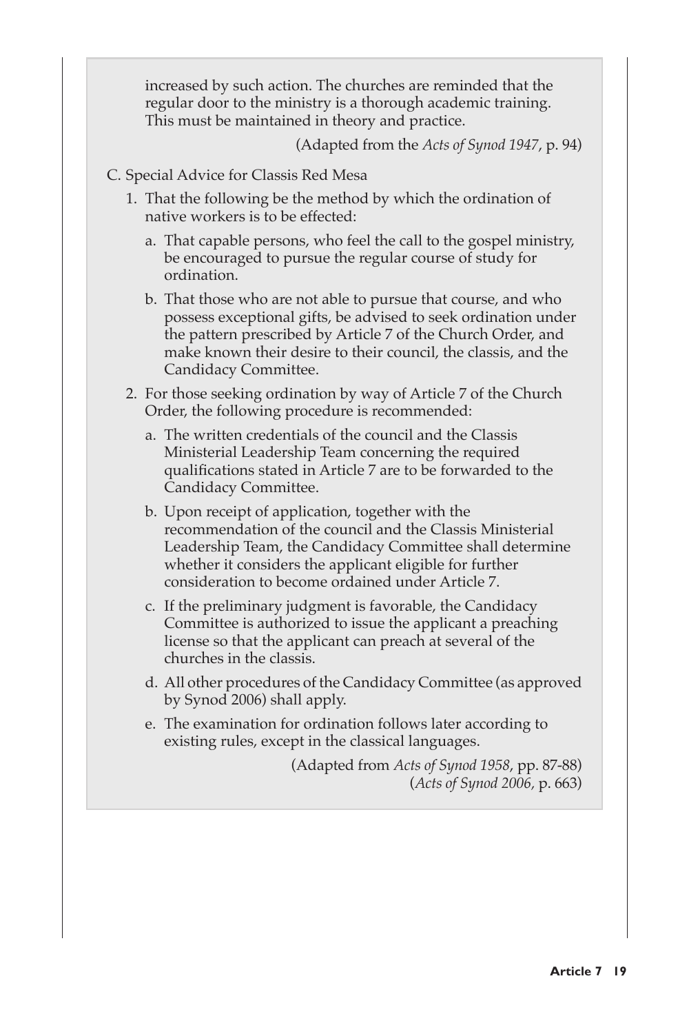increased by such action. The churches are reminded that the regular door to the ministry is a thorough academic training. This must be maintained in theory and practice.

(Adapted from the *Acts of Synod 1947*, p. 94)

C. Special Advice for Classis Red Mesa

1. That the following be the method by which the ordination of native workers is to be effected:

   a. That capable persons, who feel the call to the gospel ministry, be encouraged to pursue the regular course of study for ordination.

   b. That those who are not able to pursue that course, and who possess exceptional gifts, be advised to seek ordination under the pattern prescribed by Article 7 of the Church Order, and make known their desire to their council, the classis, and the Candidacy Committee.

2. For those seeking ordination by way of Article 7 of the Church Order, the following procedure is recommended:

   a. The written credentials of the council and the Classis Ministerial Leadership Team concerning the required qualifications stated in Article 7 are to be forwarded to the Candidacy Committee.

   b. Upon receipt of application, together with the recommendation of the council and the Classis Ministerial Leadership Team, the Candidacy Committee shall determine whether it considers the applicant eligible for further consideration to become ordained under Article 7.

   c. If the preliminary judgment is favorable, the Candidacy Committee is authorized to issue the applicant a preaching license so that the applicant can preach at several of the churches in the classis.

   d. All other procedures of the Candidacy Committee (as approved by Synod 2006) shall apply.

   e. The examination for ordination follows later according to existing rules, except in the classical languages.

(Adapted from *Acts of Synod 1958*, pp. 87-88)
(*Acts of Synod 2006*, p. 663)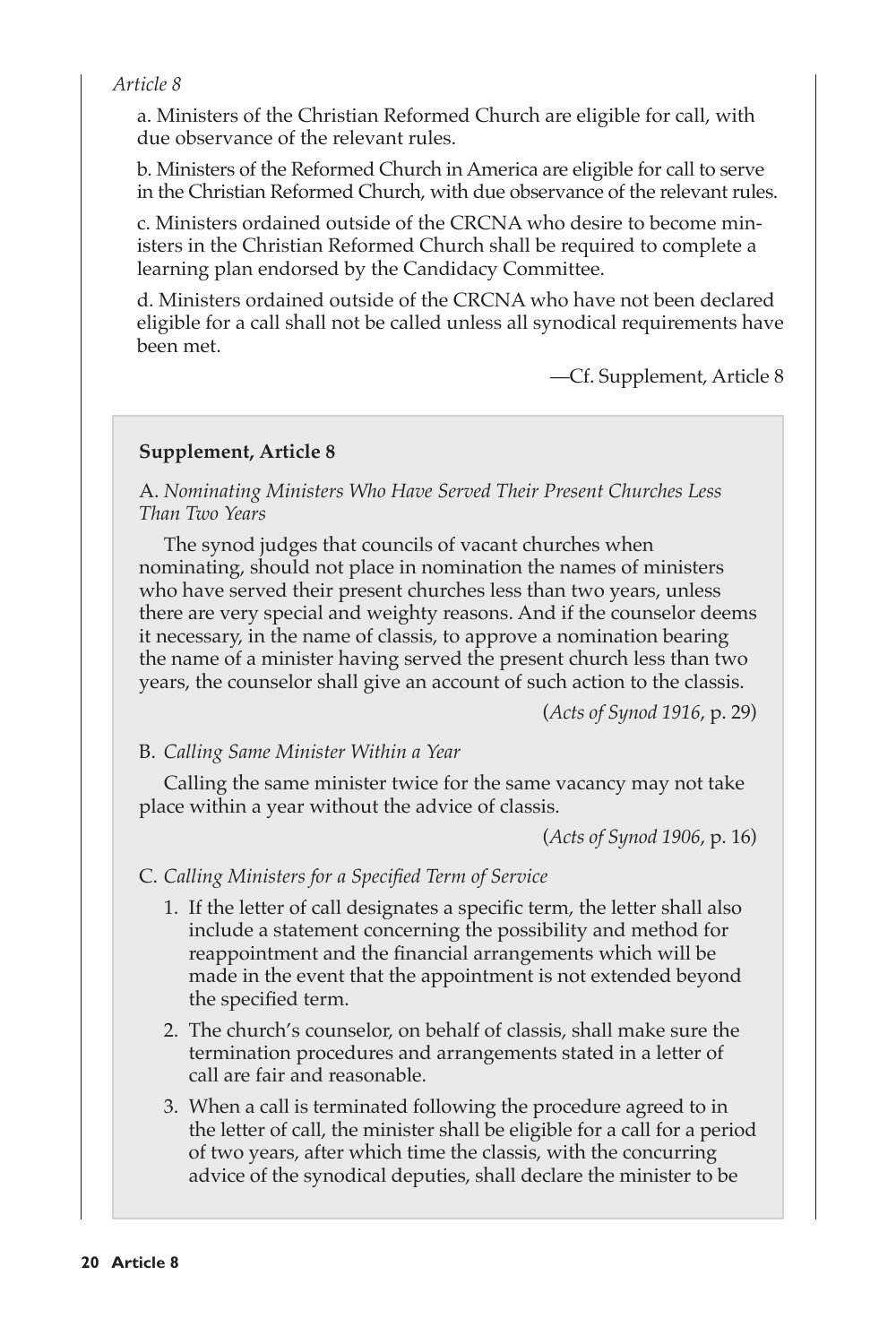*Article 8*

a. Ministers of the Christian Reformed Church are eligible for call, with due observance of the relevant rules.

b. Ministers of the Reformed Church in America are eligible for call to serve in the Christian Reformed Church, with due observance of the relevant rules.

c. Ministers ordained outside of the CRCNA who desire to become ministers in the Christian Reformed Church shall be required to complete a learning plan endorsed by the Candidacy Committee.

d. Ministers ordained outside of the CRCNA who have not been declared eligible for a call shall not be called unless all synodical requirements have been met.

—Cf. Supplement, Article 8

**Supplement, Article 8**

A. *Nominating Ministers Who Have Served Their Present Churches Less Than Two Years*

The synod judges that councils of vacant churches when nominating, should not place in nomination the names of ministers who have served their present churches less than two years, unless there are very special and weighty reasons. And if the counselor deems it necessary, in the name of classis, to approve a nomination bearing the name of a minister having served the present church less than two years, the counselor shall give an account of such action to the classis.

(*Acts of Synod 1916*, p. 29)

B. *Calling Same Minister Within a Year*

Calling the same minister twice for the same vacancy may not take place within a year without the advice of classis.

(*Acts of Synod 1906*, p. 16)

C. *Calling Ministers for a Specified Term of Service*

1. If the letter of call designates a specific term, the letter shall also include a statement concerning the possibility and method for reappointment and the financial arrangements which will be made in the event that the appointment is not extended beyond the specified term.
2. The church's counselor, on behalf of classis, shall make sure the termination procedures and arrangements stated in a letter of call are fair and reasonable.
3. When a call is terminated following the procedure agreed to in the letter of call, the minister shall be eligible for a call for a period of two years, after which time the classis, with the concurring advice of the synodical deputies, shall declare the minister to be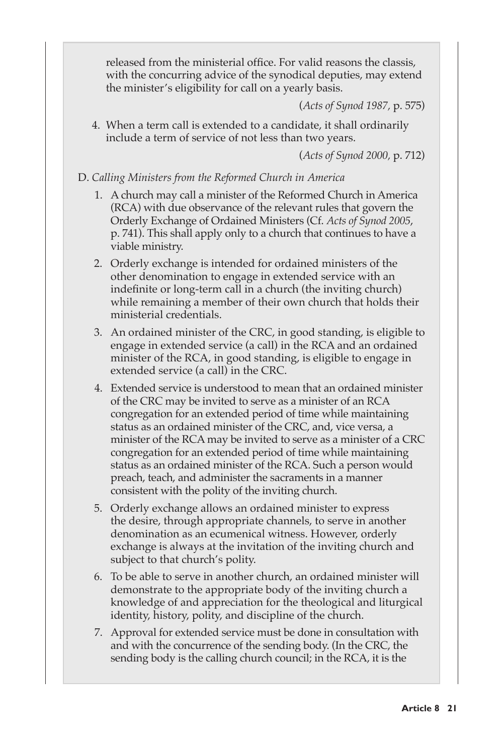released from the ministerial office. For valid reasons the classis, with the concurring advice of the synodical deputies, may extend the minister's eligibility for call on a yearly basis.

(*Acts of Synod 1987*, p. 575)

4. When a term call is extended to a candidate, it shall ordinarily include a term of service of not less than two years.

(*Acts of Synod 2000*, p. 712)

D. *Calling Ministers from the Reformed Church in America*

1. A church may call a minister of the Reformed Church in America (RCA) with due observance of the relevant rules that govern the Orderly Exchange of Ordained Ministers (Cf. *Acts of Synod 2005*, p. 741). This shall apply only to a church that continues to have a viable ministry.
2. Orderly exchange is intended for ordained ministers of the other denomination to engage in extended service with an indefinite or long-term call in a church (the inviting church) while remaining a member of their own church that holds their ministerial credentials.
3. An ordained minister of the CRC, in good standing, is eligible to engage in extended service (a call) in the RCA and an ordained minister of the RCA, in good standing, is eligible to engage in extended service (a call) in the CRC.
4. Extended service is understood to mean that an ordained minister of the CRC may be invited to serve as a minister of an RCA congregation for an extended period of time while maintaining status as an ordained minister of the CRC, and, vice versa, a minister of the RCA may be invited to serve as a minister of a CRC congregation for an extended period of time while maintaining status as an ordained minister of the RCA. Such a person would preach, teach, and administer the sacraments in a manner consistent with the polity of the inviting church.
5. Orderly exchange allows an ordained minister to express the desire, through appropriate channels, to serve in another denomination as an ecumenical witness. However, orderly exchange is always at the invitation of the inviting church and subject to that church's polity.
6. To be able to serve in another church, an ordained minister will demonstrate to the appropriate body of the inviting church a knowledge of and appreciation for the theological and liturgical identity, history, polity, and discipline of the church.
7. Approval for extended service must be done in consultation with and with the concurrence of the sending body. (In the CRC, the sending body is the calling church council; in the RCA, it is the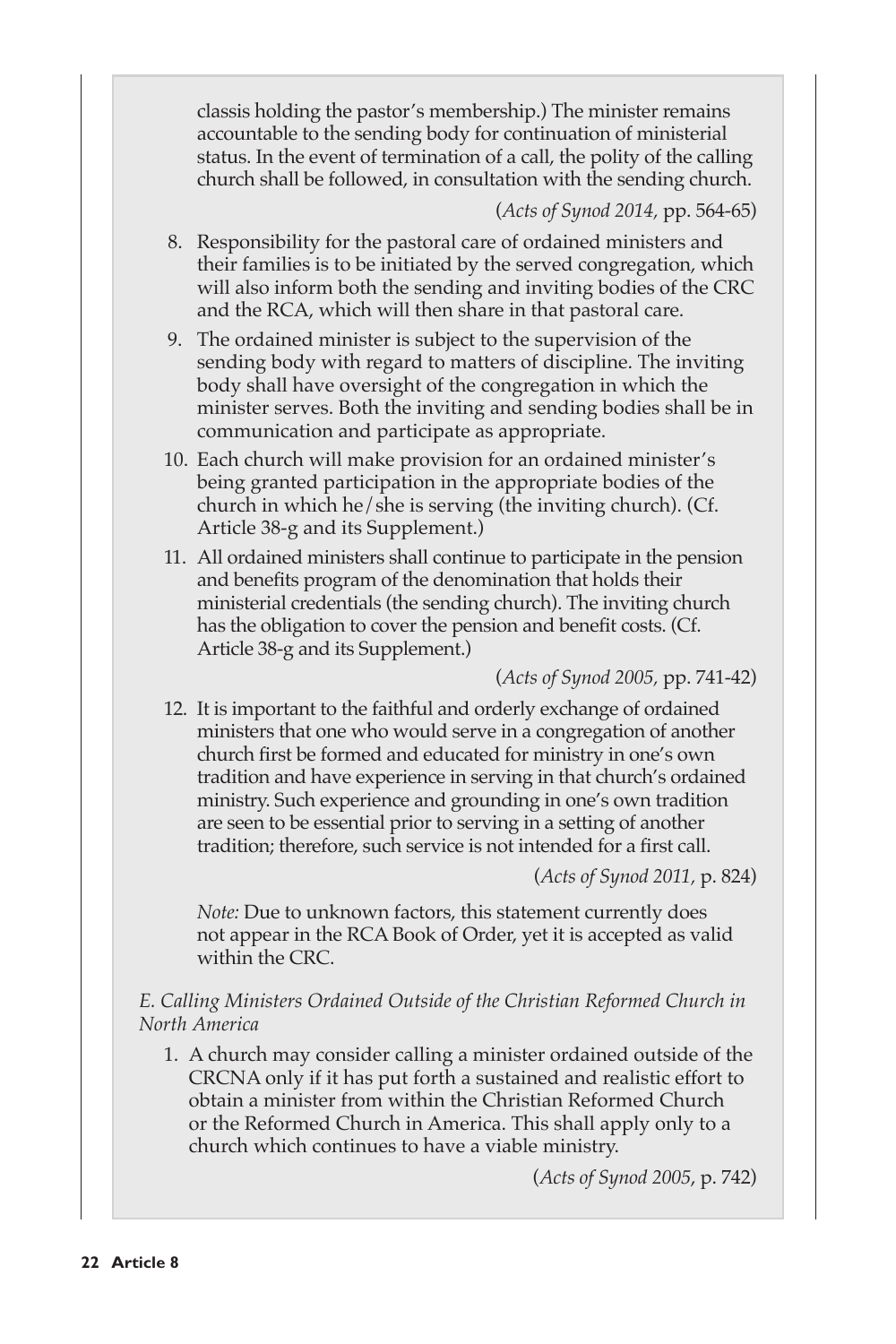classis holding the pastor's membership.) The minister remains accountable to the sending body for continuation of ministerial status. In the event of termination of a call, the polity of the calling church shall be followed, in consultation with the sending church.

(*Acts of Synod 2014,* pp. 564-65)

8. Responsibility for the pastoral care of ordained ministers and their families is to be initiated by the served congregation, which will also inform both the sending and inviting bodies of the CRC and the RCA, which will then share in that pastoral care.
9. The ordained minister is subject to the supervision of the sending body with regard to matters of discipline. The inviting body shall have oversight of the congregation in which the minister serves. Both the inviting and sending bodies shall be in communication and participate as appropriate.
10. Each church will make provision for an ordained minister's being granted participation in the appropriate bodies of the church in which he/she is serving (the inviting church). (Cf. Article 38-g and its Supplement.)
11. All ordained ministers shall continue to participate in the pension and benefits program of the denomination that holds their ministerial credentials (the sending church). The inviting church has the obligation to cover the pension and benefit costs. (Cf. Article 38-g and its Supplement.)

(*Acts of Synod 2005,* pp. 741-42)

12. It is important to the faithful and orderly exchange of ordained ministers that one who would serve in a congregation of another church first be formed and educated for ministry in one's own tradition and have experience in serving in that church's ordained ministry. Such experience and grounding in one's own tradition are seen to be essential prior to serving in a setting of another tradition; therefore, such service is not intended for a first call.

(*Acts of Synod 2011,* p. 824)

*Note:* Due to unknown factors, this statement currently does not appear in the RCA Book of Order, yet it is accepted as valid within the CRC.

*E. Calling Ministers Ordained Outside of the Christian Reformed Church in North America*

1. A church may consider calling a minister ordained outside of the CRCNA only if it has put forth a sustained and realistic effort to obtain a minister from within the Christian Reformed Church or the Reformed Church in America. This shall apply only to a church which continues to have a viable ministry.

(*Acts of Synod 2005*, p. 742)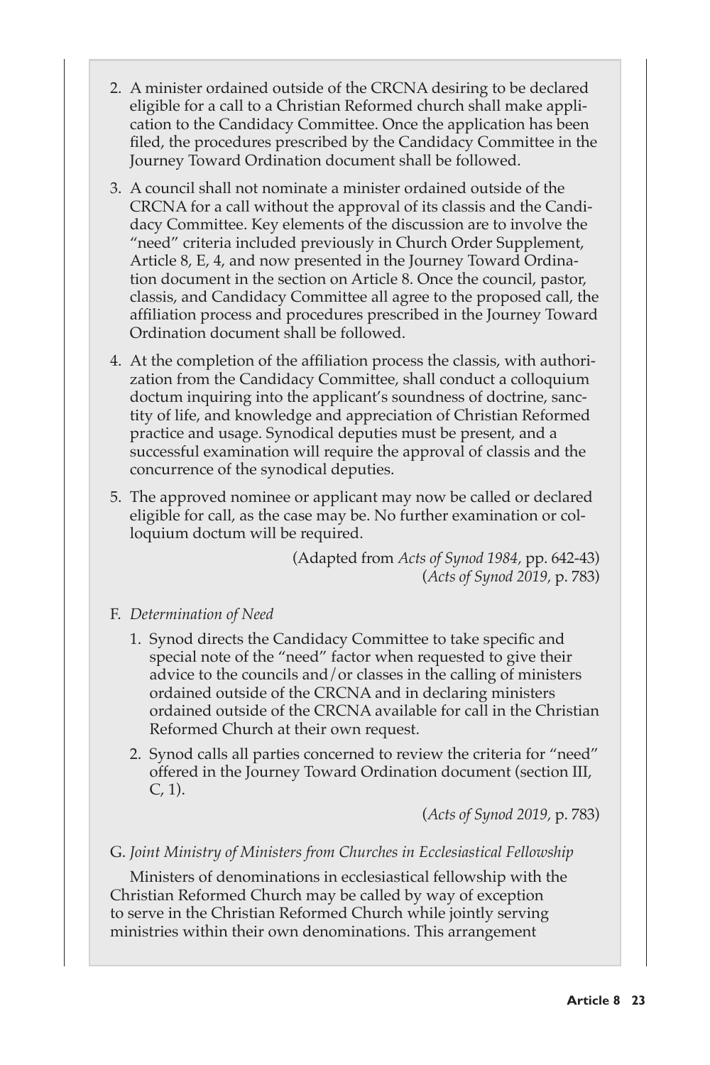2. A minister ordained outside of the CRCNA desiring to be declared eligible for a call to a Christian Reformed church shall make application to the Candidacy Committee. Once the application has been filed, the procedures prescribed by the Candidacy Committee in the Journey Toward Ordination document shall be followed.

3. A council shall not nominate a minister ordained outside of the CRCNA for a call without the approval of its classis and the Candidacy Committee. Key elements of the discussion are to involve the "need" criteria included previously in Church Order Supplement, Article 8, E, 4, and now presented in the Journey Toward Ordination document in the section on Article 8. Once the council, pastor, classis, and Candidacy Committee all agree to the proposed call, the affiliation process and procedures prescribed in the Journey Toward Ordination document shall be followed.

4. At the completion of the affiliation process the classis, with authorization from the Candidacy Committee, shall conduct a colloquium doctum inquiring into the applicant's soundness of doctrine, sanctity of life, and knowledge and appreciation of Christian Reformed practice and usage. Synodical deputies must be present, and a successful examination will require the approval of classis and the concurrence of the synodical deputies.

5. The approved nominee or applicant may now be called or declared eligible for call, as the case may be. No further examination or colloquium doctum will be required.

(Adapted from *Acts of Synod 1984*, pp. 642-43)
(*Acts of Synod 2019*, p. 783)

F. *Determination of Need*

1. Synod directs the Candidacy Committee to take specific and special note of the "need" factor when requested to give their advice to the councils and/or classes in the calling of ministers ordained outside of the CRCNA and in declaring ministers ordained outside of the CRCNA available for call in the Christian Reformed Church at their own request.

2. Synod calls all parties concerned to review the criteria for "need" offered in the Journey Toward Ordination document (section III, C, 1).

(*Acts of Synod 2019*, p. 783)

G. *Joint Ministry of Ministers from Churches in Ecclesiastical Fellowship*

Ministers of denominations in ecclesiastical fellowship with the Christian Reformed Church may be called by way of exception to serve in the Christian Reformed Church while jointly serving ministries within their own denominations. This arrangement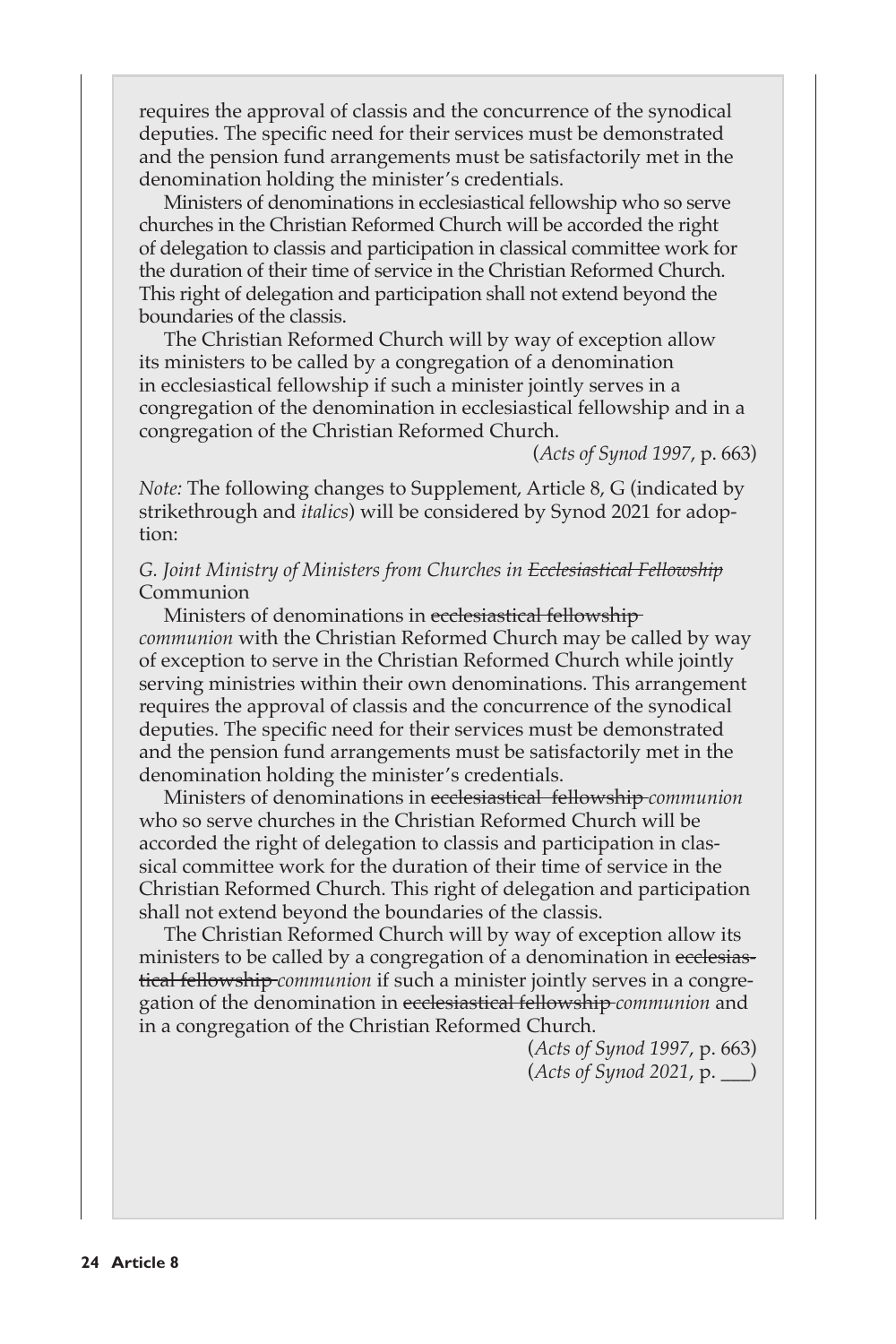requires the approval of classis and the concurrence of the synodical deputies. The specific need for their services must be demonstrated and the pension fund arrangements must be satisfactorily met in the denomination holding the minister's credentials.

Ministers of denominations in ecclesiastical fellowship who so serve churches in the Christian Reformed Church will be accorded the right of delegation to classis and participation in classical committee work for the duration of their time of service in the Christian Reformed Church. This right of delegation and participation shall not extend beyond the boundaries of the classis.

The Christian Reformed Church will by way of exception allow its ministers to be called by a congregation of a denomination in ecclesiastical fellowship if such a minister jointly serves in a congregation of the denomination in ecclesiastical fellowship and in a congregation of the Christian Reformed Church.

(*Acts of Synod 1997*, p. 663)

*Note:* The following changes to Supplement, Article 8, G (indicated by strikethrough and *italics*) will be considered by Synod 2021 for adoption:

*G. Joint Ministry of Ministers from Churches in ~~Ecclesiastical Fellowship~~* Communion

Ministers of denominations in ~~ecclesiastical fellowship~~ *communion* with the Christian Reformed Church may be called by way of exception to serve in the Christian Reformed Church while jointly serving ministries within their own denominations. This arrangement requires the approval of classis and the concurrence of the synodical deputies. The specific need for their services must be demonstrated and the pension fund arrangements must be satisfactorily met in the denomination holding the minister's credentials.

Ministers of denominations in ~~ecclesiastical fellowship~~ *communion* who so serve churches in the Christian Reformed Church will be accorded the right of delegation to classis and participation in classical committee work for the duration of their time of service in the Christian Reformed Church. This right of delegation and participation shall not extend beyond the boundaries of the classis.

The Christian Reformed Church will by way of exception allow its ministers to be called by a congregation of a denomination in ~~ecclesiastical fellowship~~ *communion* if such a minister jointly serves in a congregation of the denomination in ~~ecclesiastical fellowship~~ *communion* and in a congregation of the Christian Reformed Church.

(*Acts of Synod 1997*, p. 663)
(*Acts of Synod 2021*, p. ___)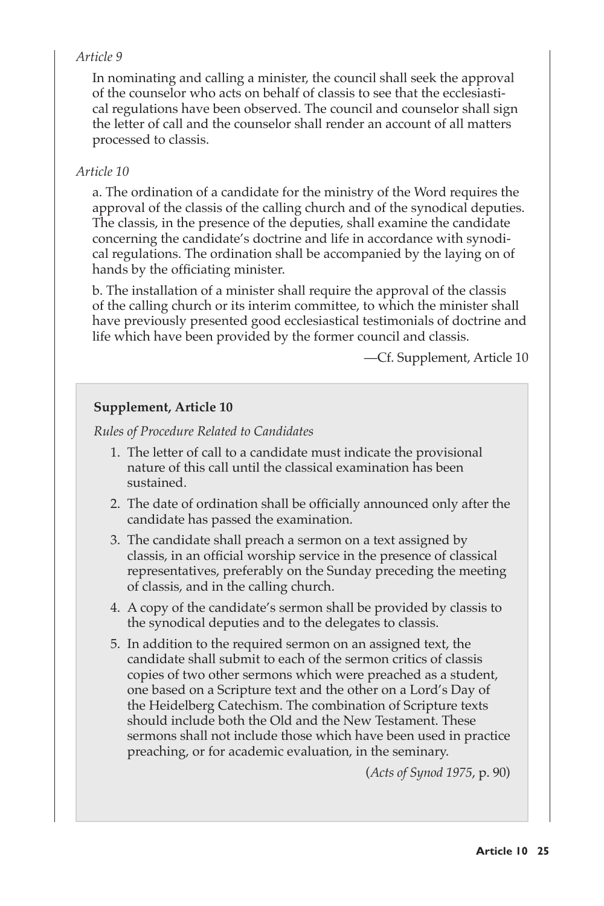*Article 9*

In nominating and calling a minister, the council shall seek the approval of the counselor who acts on behalf of classis to see that the ecclesiastical regulations have been observed. The council and counselor shall sign the letter of call and the counselor shall render an account of all matters processed to classis.

*Article 10*

a. The ordination of a candidate for the ministry of the Word requires the approval of the classis of the calling church and of the synodical deputies. The classis, in the presence of the deputies, shall examine the candidate concerning the candidate's doctrine and life in accordance with synodical regulations. The ordination shall be accompanied by the laying on of hands by the officiating minister.

b. The installation of a minister shall require the approval of the classis of the calling church or its interim committee, to which the minister shall have previously presented good ecclesiastical testimonials of doctrine and life which have been provided by the former council and classis.

—Cf. Supplement, Article 10

**Supplement, Article 10**

*Rules of Procedure Related to Candidates*

1. The letter of call to a candidate must indicate the provisional nature of this call until the classical examination has been sustained.
2. The date of ordination shall be officially announced only after the candidate has passed the examination.
3. The candidate shall preach a sermon on a text assigned by classis, in an official worship service in the presence of classical representatives, preferably on the Sunday preceding the meeting of classis, and in the calling church.
4. A copy of the candidate's sermon shall be provided by classis to the synodical deputies and to the delegates to classis.
5. In addition to the required sermon on an assigned text, the candidate shall submit to each of the sermon critics of classis copies of two other sermons which were preached as a student, one based on a Scripture text and the other on a Lord's Day of the Heidelberg Catechism. The combination of Scripture texts should include both the Old and the New Testament. These sermons shall not include those which have been used in practice preaching, or for academic evaluation, in the seminary.

(*Acts of Synod 1975*, p. 90)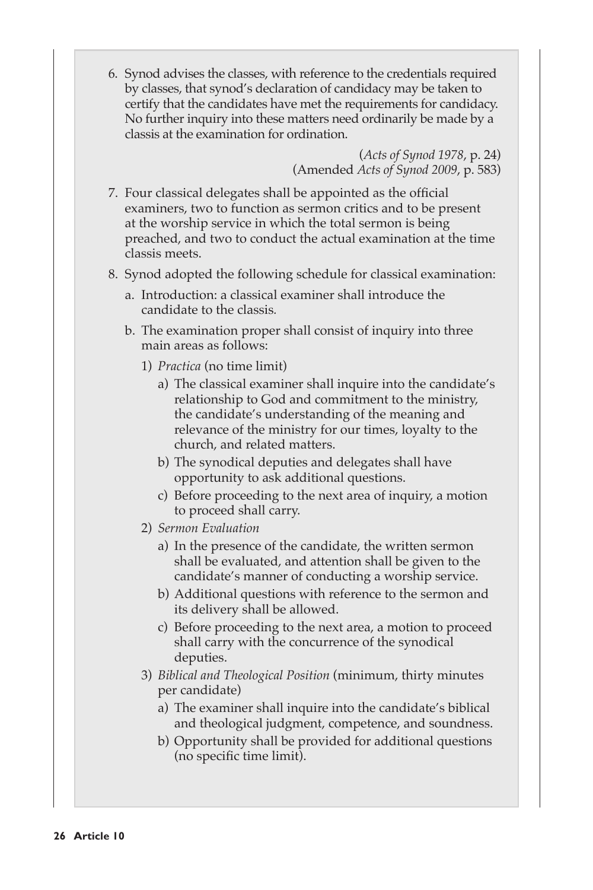6. Synod advises the classes, with reference to the credentials required by classes, that synod's declaration of candidacy may be taken to certify that the candidates have met the requirements for candidacy. No further inquiry into these matters need ordinarily be made by a classis at the examination for ordination.

(*Acts of Synod 1978*, p. 24)
(Amended *Acts of Synod 2009*, p. 583)

7. Four classical delegates shall be appointed as the official examiners, two to function as sermon critics and to be present at the worship service in which the total sermon is being preached, and two to conduct the actual examination at the time classis meets.

8. Synod adopted the following schedule for classical examination:

   a. Introduction: a classical examiner shall introduce the candidate to the classis.

   b. The examination proper shall consist of inquiry into three main areas as follows:

      1) *Practica* (no time limit)

         a) The classical examiner shall inquire into the candidate's relationship to God and commitment to the ministry, the candidate's understanding of the meaning and relevance of the ministry for our times, loyalty to the church, and related matters.

         b) The synodical deputies and delegates shall have opportunity to ask additional questions.

         c) Before proceeding to the next area of inquiry, a motion to proceed shall carry.

      2) *Sermon Evaluation*

         a) In the presence of the candidate, the written sermon shall be evaluated, and attention shall be given to the candidate's manner of conducting a worship service.

         b) Additional questions with reference to the sermon and its delivery shall be allowed.

         c) Before proceeding to the next area, a motion to proceed shall carry with the concurrence of the synodical deputies.

      3) *Biblical and Theological Position* (minimum, thirty minutes per candidate)

         a) The examiner shall inquire into the candidate's biblical and theological judgment, competence, and soundness.

         b) Opportunity shall be provided for additional questions (no specific time limit).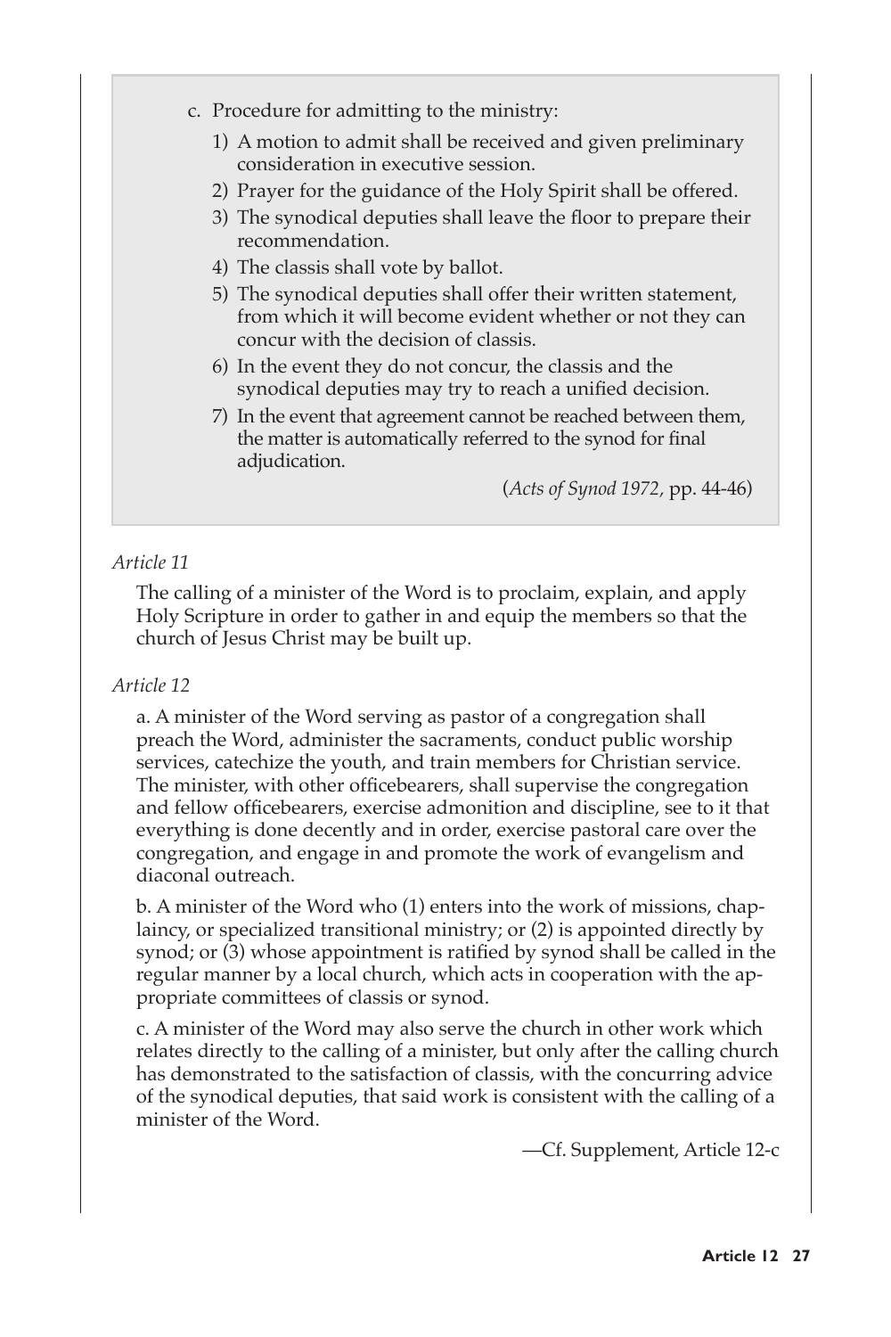c. Procedure for admitting to the ministry:

1) A motion to admit shall be received and given preliminary consideration in executive session.
2) Prayer for the guidance of the Holy Spirit shall be offered.
3) The synodical deputies shall leave the floor to prepare their recommendation.
4) The classis shall vote by ballot.
5) The synodical deputies shall offer their written statement, from which it will become evident whether or not they can concur with the decision of classis.
6) In the event they do not concur, the classis and the synodical deputies may try to reach a unified decision.
7) In the event that agreement cannot be reached between them, the matter is automatically referred to the synod for final adjudication.

(*Acts of Synod 1972*, pp. 44-46)

*Article 11*

The calling of a minister of the Word is to proclaim, explain, and apply Holy Scripture in order to gather in and equip the members so that the church of Jesus Christ may be built up.

*Article 12*

a. A minister of the Word serving as pastor of a congregation shall preach the Word, administer the sacraments, conduct public worship services, catechize the youth, and train members for Christian service. The minister, with other officebearers, shall supervise the congregation and fellow officebearers, exercise admonition and discipline, see to it that everything is done decently and in order, exercise pastoral care over the congregation, and engage in and promote the work of evangelism and diaconal outreach.

b. A minister of the Word who (1) enters into the work of missions, chaplaincy, or specialized transitional ministry; or (2) is appointed directly by synod; or (3) whose appointment is ratified by synod shall be called in the regular manner by a local church, which acts in cooperation with the appropriate committees of classis or synod.

c. A minister of the Word may also serve the church in other work which relates directly to the calling of a minister, but only after the calling church has demonstrated to the satisfaction of classis, with the concurring advice of the synodical deputies, that said work is consistent with the calling of a minister of the Word.

—Cf. Supplement, Article 12-c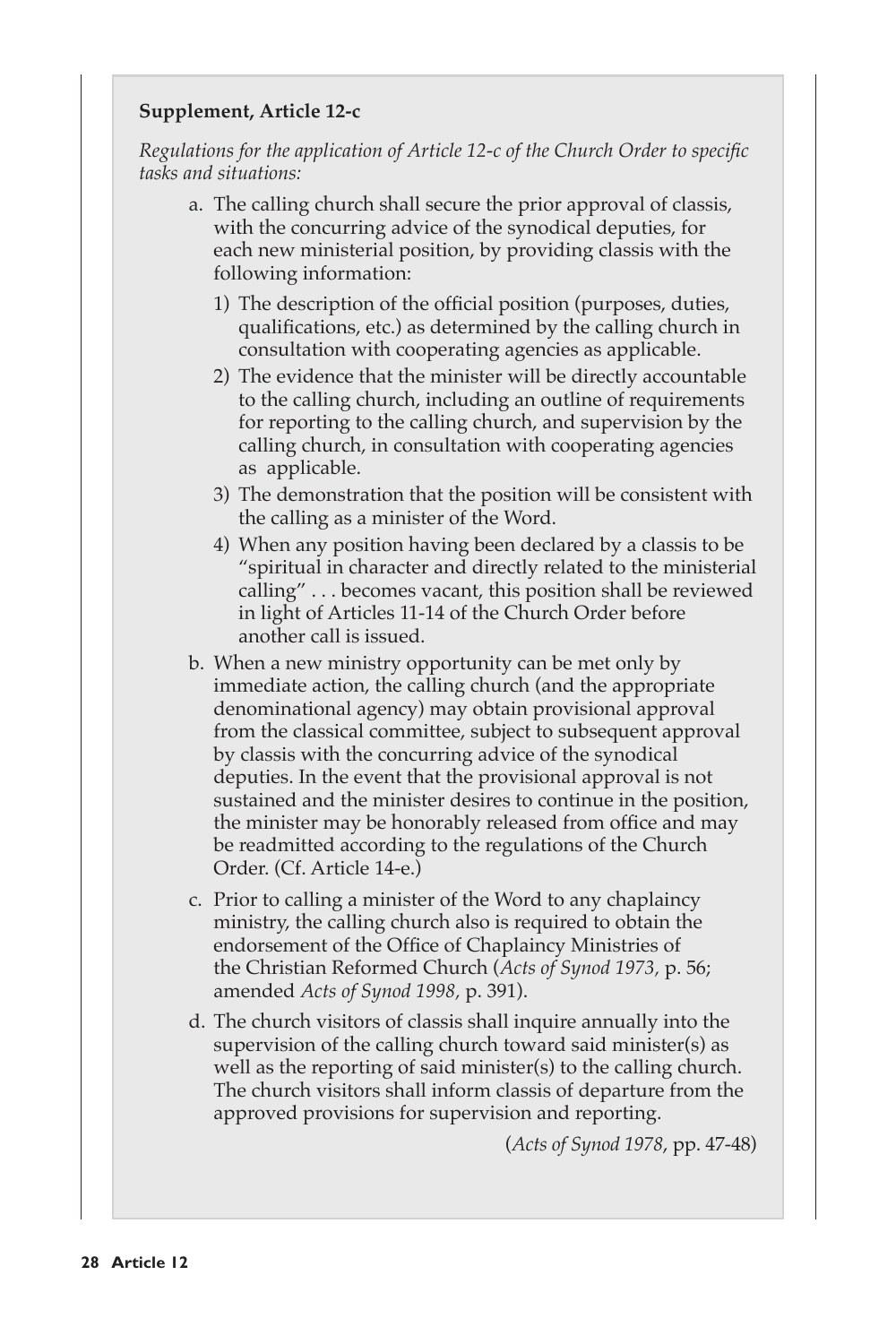**Supplement, Article 12-c**

*Regulations for the application of Article 12-c of the Church Order to specific tasks and situations:*

a. The calling church shall secure the prior approval of classis, with the concurring advice of the synodical deputies, for each new ministerial position, by providing classis with the following information:

   1) The description of the official position (purposes, duties, qualifications, etc.) as determined by the calling church in consultation with cooperating agencies as applicable.
   2) The evidence that the minister will be directly accountable to the calling church, including an outline of requirements for reporting to the calling church, and supervision by the calling church, in consultation with cooperating agencies as applicable.
   3) The demonstration that the position will be consistent with the calling as a minister of the Word.
   4) When any position having been declared by a classis to be "spiritual in character and directly related to the ministerial calling" . . . becomes vacant, this position shall be reviewed in light of Articles 11-14 of the Church Order before another call is issued.

b. When a new ministry opportunity can be met only by immediate action, the calling church (and the appropriate denominational agency) may obtain provisional approval from the classical committee, subject to subsequent approval by classis with the concurring advice of the synodical deputies. In the event that the provisional approval is not sustained and the minister desires to continue in the position, the minister may be honorably released from office and may be readmitted according to the regulations of the Church Order. (Cf. Article 14-e.)

c. Prior to calling a minister of the Word to any chaplaincy ministry, the calling church also is required to obtain the endorsement of the Office of Chaplaincy Ministries of the Christian Reformed Church (*Acts of Synod 1973,* p. 56; amended *Acts of Synod 1998,* p. 391).

d. The church visitors of classis shall inquire annually into the supervision of the calling church toward said minister(s) as well as the reporting of said minister(s) to the calling church. The church visitors shall inform classis of departure from the approved provisions for supervision and reporting.

(*Acts of Synod 1978*, pp. 47-48)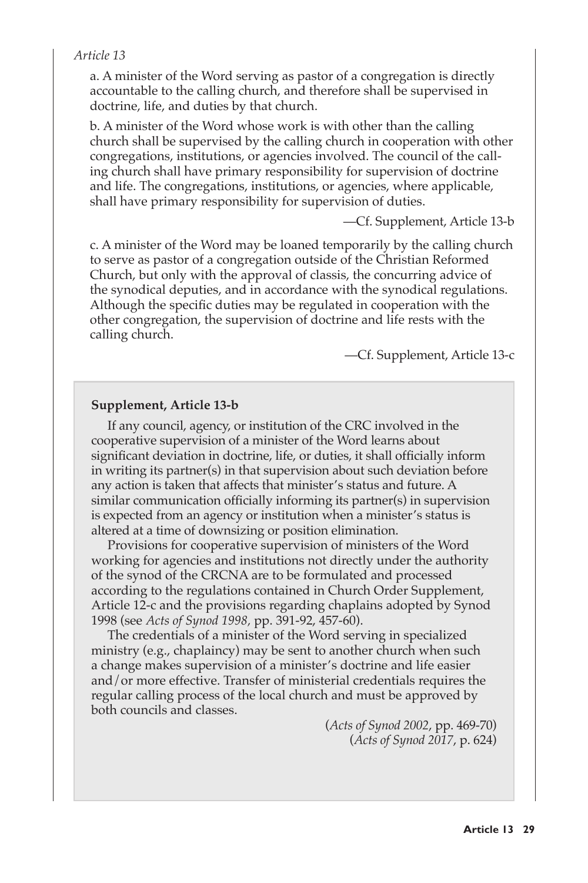*Article 13*

a. A minister of the Word serving as pastor of a congregation is directly accountable to the calling church, and therefore shall be supervised in doctrine, life, and duties by that church.

b. A minister of the Word whose work is with other than the calling church shall be supervised by the calling church in cooperation with other congregations, institutions, or agencies involved. The council of the calling church shall have primary responsibility for supervision of doctrine and life. The congregations, institutions, or agencies, where applicable, shall have primary responsibility for supervision of duties.

—Cf. Supplement, Article 13-b

c. A minister of the Word may be loaned temporarily by the calling church to serve as pastor of a congregation outside of the Christian Reformed Church, but only with the approval of classis, the concurring advice of the synodical deputies, and in accordance with the synodical regulations. Although the specific duties may be regulated in cooperation with the other congregation, the supervision of doctrine and life rests with the calling church.

—Cf. Supplement, Article 13-c

**Supplement, Article 13-b**

If any council, agency, or institution of the CRC involved in the cooperative supervision of a minister of the Word learns about significant deviation in doctrine, life, or duties, it shall officially inform in writing its partner(s) in that supervision about such deviation before any action is taken that affects that minister's status and future. A similar communication officially informing its partner(s) in supervision is expected from an agency or institution when a minister's status is altered at a time of downsizing or position elimination.

Provisions for cooperative supervision of ministers of the Word working for agencies and institutions not directly under the authority of the synod of the CRCNA are to be formulated and processed according to the regulations contained in Church Order Supplement, Article 12-c and the provisions regarding chaplains adopted by Synod 1998 (see *Acts of Synod 1998,* pp. 391-92, 457-60).

The credentials of a minister of the Word serving in specialized ministry (e.g., chaplaincy) may be sent to another church when such a change makes supervision of a minister's doctrine and life easier and/or more effective. Transfer of ministerial credentials requires the regular calling process of the local church and must be approved by both councils and classes.

(*Acts of Synod 2002*, pp. 469-70)
(*Acts of Synod 2017*, p. 624)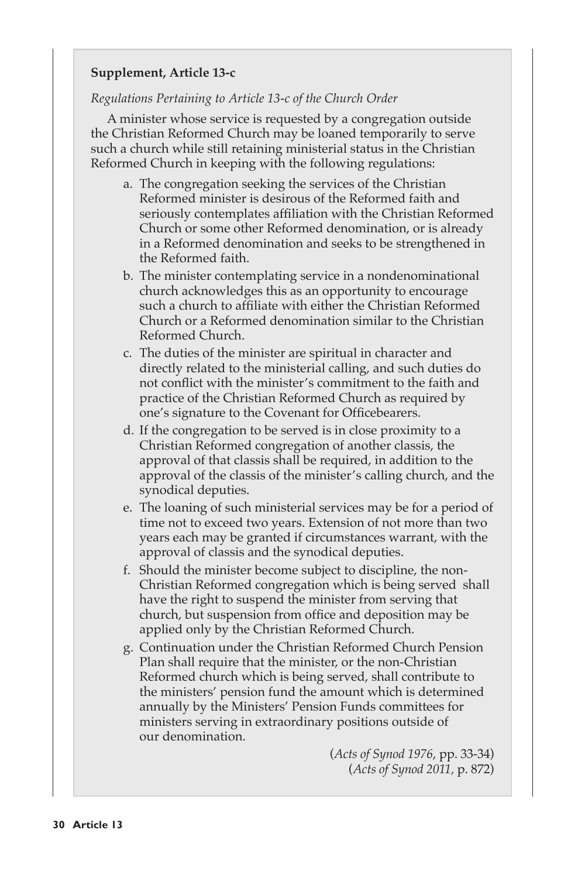**Supplement, Article 13-c**

*Regulations Pertaining to Article 13-c of the Church Order*

A minister whose service is requested by a congregation outside the Christian Reformed Church may be loaned temporarily to serve such a church while still retaining ministerial status in the Christian Reformed Church in keeping with the following regulations:

a. The congregation seeking the services of the Christian Reformed minister is desirous of the Reformed faith and seriously contemplates affiliation with the Christian Reformed Church or some other Reformed denomination, or is already in a Reformed denomination and seeks to be strengthened in the Reformed faith.

b. The minister contemplating service in a nondenominational church acknowledges this as an opportunity to encourage such a church to affiliate with either the Christian Reformed Church or a Reformed denomination similar to the Christian Reformed Church.

c. The duties of the minister are spiritual in character and directly related to the ministerial calling, and such duties do not conflict with the minister's commitment to the faith and practice of the Christian Reformed Church as required by one's signature to the Covenant for Officebearers.

d. If the congregation to be served is in close proximity to a Christian Reformed congregation of another classis, the approval of that classis shall be required, in addition to the approval of the classis of the minister's calling church, and the synodical deputies.

e. The loaning of such ministerial services may be for a period of time not to exceed two years. Extension of not more than two years each may be granted if circumstances warrant, with the approval of classis and the synodical deputies.

f. Should the minister become subject to discipline, the non-Christian Reformed congregation which is being served shall have the right to suspend the minister from serving that church, but suspension from office and deposition may be applied only by the Christian Reformed Church.

g. Continuation under the Christian Reformed Church Pension Plan shall require that the minister, or the non-Christian Reformed church which is being served, shall contribute to the ministers' pension fund the amount which is determined annually by the Ministers' Pension Funds committees for ministers serving in extraordinary positions outside of our denomination.

(*Acts of Synod 1976*, pp. 33-34)
(*Acts of Synod 2011*, p. 872)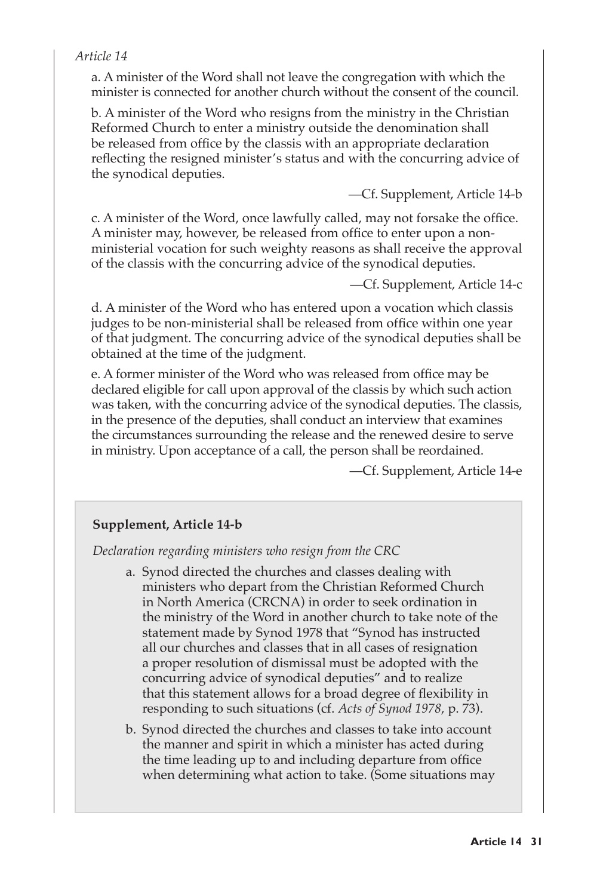*Article 14*

a. A minister of the Word shall not leave the congregation with which the minister is connected for another church without the consent of the council.

b. A minister of the Word who resigns from the ministry in the Christian Reformed Church to enter a ministry outside the denomination shall be released from office by the classis with an appropriate declaration reflecting the resigned minister's status and with the concurring advice of the synodical deputies.

—Cf. Supplement, Article 14-b

c. A minister of the Word, once lawfully called, may not forsake the office. A minister may, however, be released from office to enter upon a non-ministerial vocation for such weighty reasons as shall receive the approval of the classis with the concurring advice of the synodical deputies.

—Cf. Supplement, Article 14-c

d. A minister of the Word who has entered upon a vocation which classis judges to be non-ministerial shall be released from office within one year of that judgment. The concurring advice of the synodical deputies shall be obtained at the time of the judgment.

e. A former minister of the Word who was released from office may be declared eligible for call upon approval of the classis by which such action was taken, with the concurring advice of the synodical deputies. The classis, in the presence of the deputies, shall conduct an interview that examines the circumstances surrounding the release and the renewed desire to serve in ministry. Upon acceptance of a call, the person shall be reordained.

—Cf. Supplement, Article 14-e

**Supplement, Article 14-b**

*Declaration regarding ministers who resign from the CRC*

a. Synod directed the churches and classes dealing with ministers who depart from the Christian Reformed Church in North America (CRCNA) in order to seek ordination in the ministry of the Word in another church to take note of the statement made by Synod 1978 that "Synod has instructed all our churches and classes that in all cases of resignation a proper resolution of dismissal must be adopted with the concurring advice of synodical deputies" and to realize that this statement allows for a broad degree of flexibility in responding to such situations (cf. *Acts of Synod 1978*, p. 73).

b. Synod directed the churches and classes to take into account the manner and spirit in which a minister has acted during the time leading up to and including departure from office when determining what action to take. (Some situations may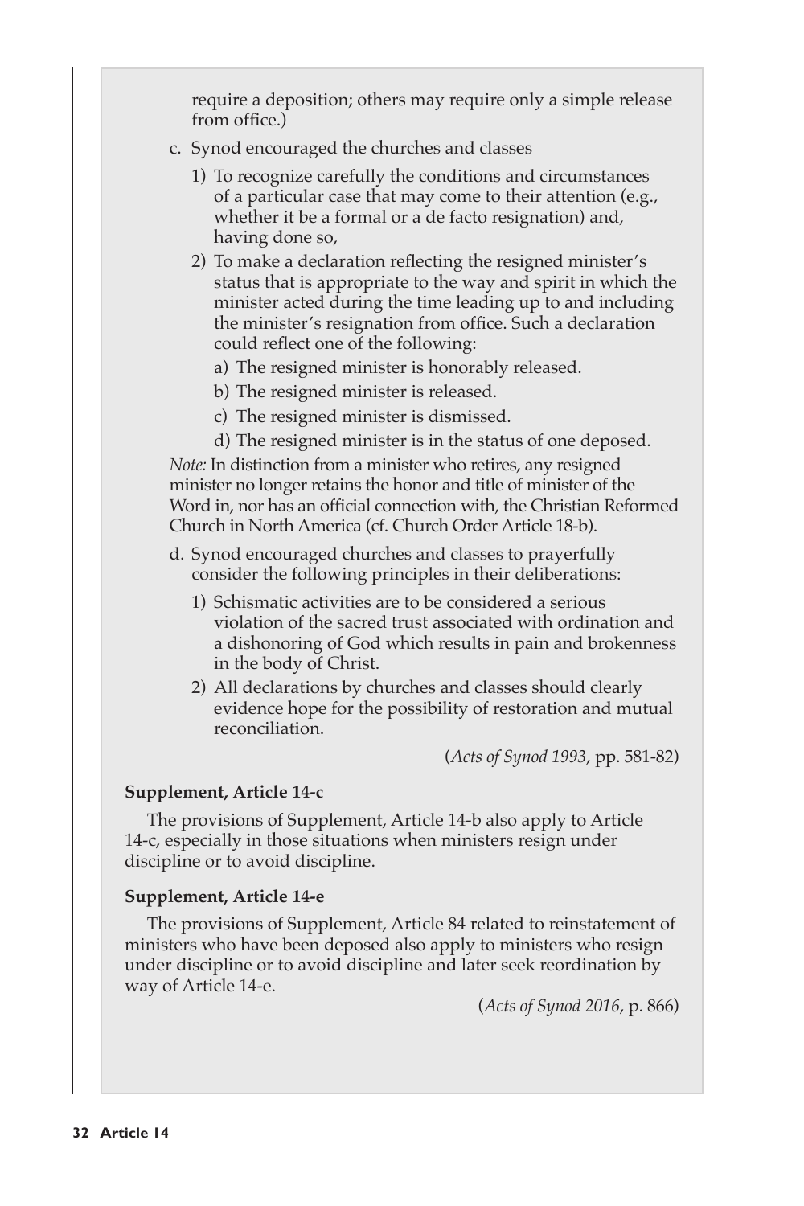require a deposition; others may require only a simple release from office.)

c. Synod encouraged the churches and classes

   1) To recognize carefully the conditions and circumstances of a particular case that may come to their attention (e.g., whether it be a formal or a de facto resignation) and, having done so,

   2) To make a declaration reflecting the resigned minister's status that is appropriate to the way and spirit in which the minister acted during the time leading up to and including the minister's resignation from office. Such a declaration could reflect one of the following:

      a) The resigned minister is honorably released.

      b) The resigned minister is released.

      c) The resigned minister is dismissed.

      d) The resigned minister is in the status of one deposed.

*Note:* In distinction from a minister who retires, any resigned minister no longer retains the honor and title of minister of the Word in, nor has an official connection with, the Christian Reformed Church in North America (cf. Church Order Article 18-b).

d. Synod encouraged churches and classes to prayerfully consider the following principles in their deliberations:

   1) Schismatic activities are to be considered a serious violation of the sacred trust associated with ordination and a dishonoring of God which results in pain and brokenness in the body of Christ.

   2) All declarations by churches and classes should clearly evidence hope for the possibility of restoration and mutual reconciliation.

(*Acts of Synod 1993*, pp. 581-82)

**Supplement, Article 14-c**

The provisions of Supplement, Article 14-b also apply to Article 14-c, especially in those situations when ministers resign under discipline or to avoid discipline.

**Supplement, Article 14-e**

The provisions of Supplement, Article 84 related to reinstatement of ministers who have been deposed also apply to ministers who resign under discipline or to avoid discipline and later seek reordination by way of Article 14-e.

(*Acts of Synod 2016*, p. 866)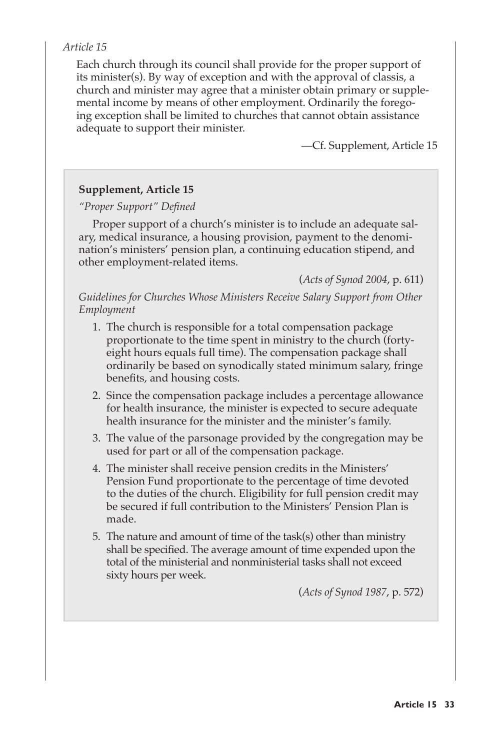*Article 15*

Each church through its council shall provide for the proper support of its minister(s). By way of exception and with the approval of classis, a church and minister may agree that a minister obtain primary or supplemental income by means of other employment. Ordinarily the foregoing exception shall be limited to churches that cannot obtain assistance adequate to support their minister.

—Cf. Supplement, Article 15

**Supplement, Article 15**

*"Proper Support" Defined*

Proper support of a church's minister is to include an adequate salary, medical insurance, a housing provision, payment to the denomination's ministers' pension plan, a continuing education stipend, and other employment-related items.

(*Acts of Synod 2004*, p. 611)

*Guidelines for Churches Whose Ministers Receive Salary Support from Other Employment*

1. The church is responsible for a total compensation package proportionate to the time spent in ministry to the church (forty-eight hours equals full time). The compensation package shall ordinarily be based on synodically stated minimum salary, fringe benefits, and housing costs.
2. Since the compensation package includes a percentage allowance for health insurance, the minister is expected to secure adequate health insurance for the minister and the minister's family.
3. The value of the parsonage provided by the congregation may be used for part or all of the compensation package.
4. The minister shall receive pension credits in the Ministers' Pension Fund proportionate to the percentage of time devoted to the duties of the church. Eligibility for full pension credit may be secured if full contribution to the Ministers' Pension Plan is made.
5. The nature and amount of time of the task(s) other than ministry shall be specified. The average amount of time expended upon the total of the ministerial and nonministerial tasks shall not exceed sixty hours per week.

(*Acts of Synod 1987*, p. 572)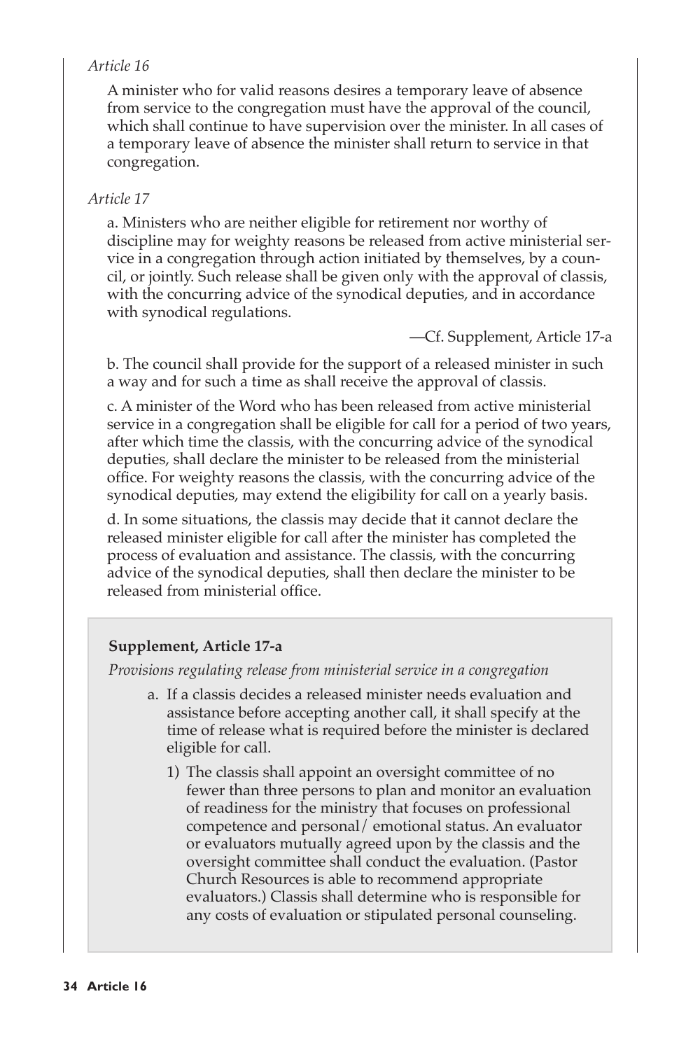*Article 16*

A minister who for valid reasons desires a temporary leave of absence from service to the congregation must have the approval of the council, which shall continue to have supervision over the minister. In all cases of a temporary leave of absence the minister shall return to service in that congregation.

*Article 17*

a. Ministers who are neither eligible for retirement nor worthy of discipline may for weighty reasons be released from active ministerial service in a congregation through action initiated by themselves, by a council, or jointly. Such release shall be given only with the approval of classis, with the concurring advice of the synodical deputies, and in accordance with synodical regulations.

—Cf. Supplement, Article 17-a

b. The council shall provide for the support of a released minister in such a way and for such a time as shall receive the approval of classis.

c. A minister of the Word who has been released from active ministerial service in a congregation shall be eligible for call for a period of two years, after which time the classis, with the concurring advice of the synodical deputies, shall declare the minister to be released from the ministerial office. For weighty reasons the classis, with the concurring advice of the synodical deputies, may extend the eligibility for call on a yearly basis.

d. In some situations, the classis may decide that it cannot declare the released minister eligible for call after the minister has completed the process of evaluation and assistance. The classis, with the concurring advice of the synodical deputies, shall then declare the minister to be released from ministerial office.

**Supplement, Article 17-a**

*Provisions regulating release from ministerial service in a congregation*

a. If a classis decides a released minister needs evaluation and assistance before accepting another call, it shall specify at the time of release what is required before the minister is declared eligible for call.

   1) The classis shall appoint an oversight committee of no fewer than three persons to plan and monitor an evaluation of readiness for the ministry that focuses on professional competence and personal/ emotional status. An evaluator or evaluators mutually agreed upon by the classis and the oversight committee shall conduct the evaluation. (Pastor Church Resources is able to recommend appropriate evaluators.) Classis shall determine who is responsible for any costs of evaluation or stipulated personal counseling.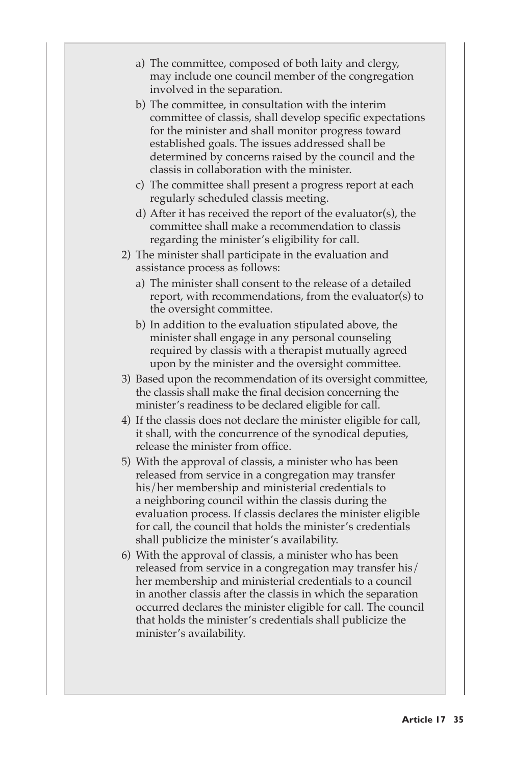a) The committee, composed of both laity and clergy, may include one council member of the congregation involved in the separation.

   b) The committee, in consultation with the interim committee of classis, shall develop specific expectations for the minister and shall monitor progress toward established goals. The issues addressed shall be determined by concerns raised by the council and the classis in collaboration with the minister.

   c) The committee shall present a progress report at each regularly scheduled classis meeting.

   d) After it has received the report of the evaluator(s), the committee shall make a recommendation to classis regarding the minister's eligibility for call.

2) The minister shall participate in the evaluation and assistance process as follows:

   a) The minister shall consent to the release of a detailed report, with recommendations, from the evaluator(s) to the oversight committee.

   b) In addition to the evaluation stipulated above, the minister shall engage in any personal counseling required by classis with a therapist mutually agreed upon by the minister and the oversight committee.

3) Based upon the recommendation of its oversight committee, the classis shall make the final decision concerning the minister's readiness to be declared eligible for call.

4) If the classis does not declare the minister eligible for call, it shall, with the concurrence of the synodical deputies, release the minister from office.

5) With the approval of classis, a minister who has been released from service in a congregation may transfer his/her membership and ministerial credentials to a neighboring council within the classis during the evaluation process. If classis declares the minister eligible for call, the council that holds the minister's credentials shall publicize the minister's availability.

6) With the approval of classis, a minister who has been released from service in a congregation may transfer his/her membership and ministerial credentials to a council in another classis after the classis in which the separation occurred declares the minister eligible for call. The council that holds the minister's credentials shall publicize the minister's availability.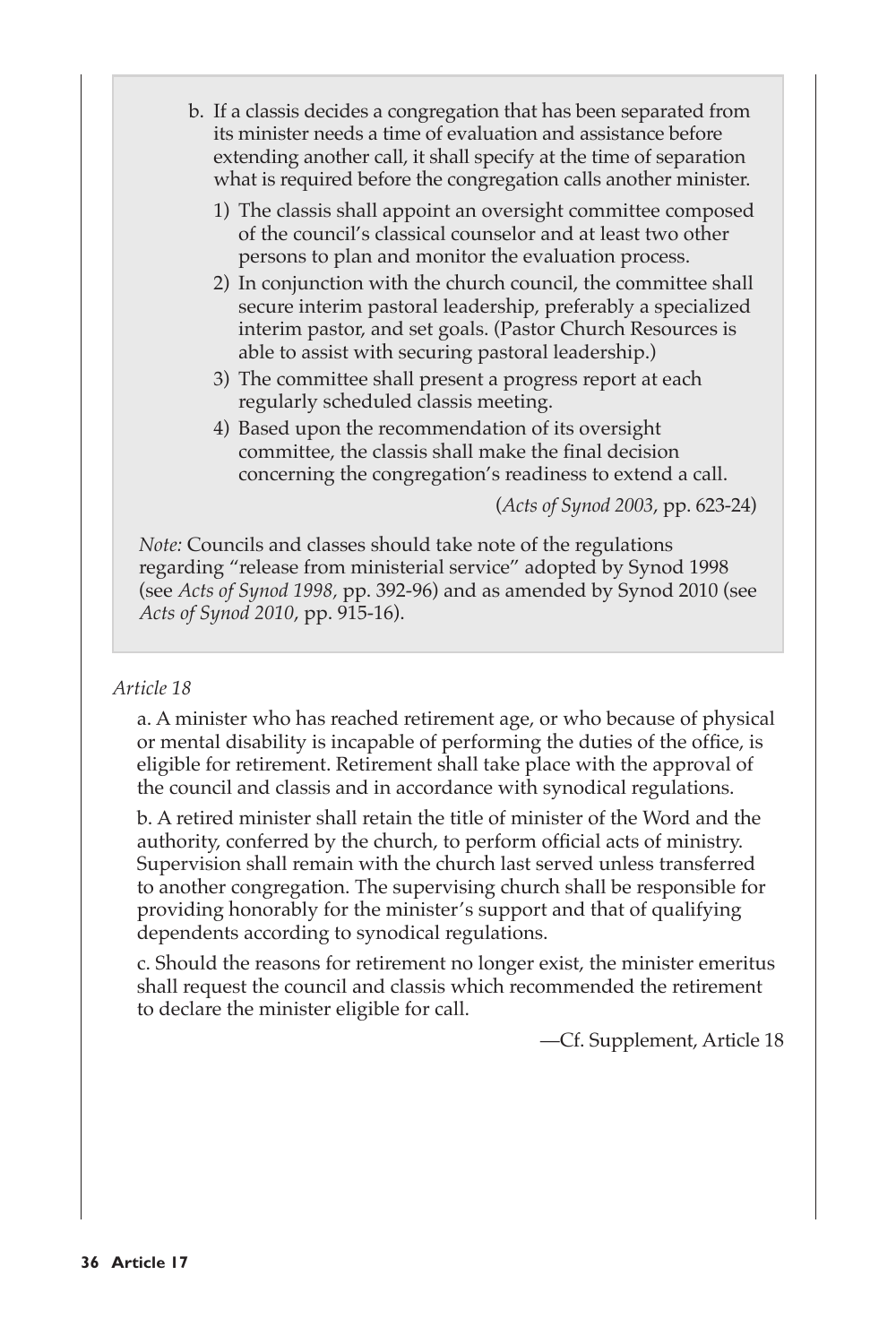b. If a classis decides a congregation that has been separated from its minister needs a time of evaluation and assistance before extending another call, it shall specify at the time of separation what is required before the congregation calls another minister.

1) The classis shall appoint an oversight committee composed of the council's classical counselor and at least two other persons to plan and monitor the evaluation process.
2) In conjunction with the church council, the committee shall secure interim pastoral leadership, preferably a specialized interim pastor, and set goals. (Pastor Church Resources is able to assist with securing pastoral leadership.)
3) The committee shall present a progress report at each regularly scheduled classis meeting.
4) Based upon the recommendation of its oversight committee, the classis shall make the final decision concerning the congregation's readiness to extend a call.

(*Acts of Synod 2003*, pp. 623-24)

*Note:* Councils and classes should take note of the regulations regarding "release from ministerial service" adopted by Synod 1998 (see *Acts of Synod 1998,* pp. 392-96) and as amended by Synod 2010 (see *Acts of Synod 2010*, pp. 915-16).

*Article 18*

a. A minister who has reached retirement age, or who because of physical or mental disability is incapable of performing the duties of the office, is eligible for retirement. Retirement shall take place with the approval of the council and classis and in accordance with synodical regulations.

b. A retired minister shall retain the title of minister of the Word and the authority, conferred by the church, to perform official acts of ministry. Supervision shall remain with the church last served unless transferred to another congregation. The supervising church shall be responsible for providing honorably for the minister's support and that of qualifying dependents according to synodical regulations.

c. Should the reasons for retirement no longer exist, the minister emeritus shall request the council and classis which recommended the retirement to declare the minister eligible for call.

—Cf. Supplement, Article 18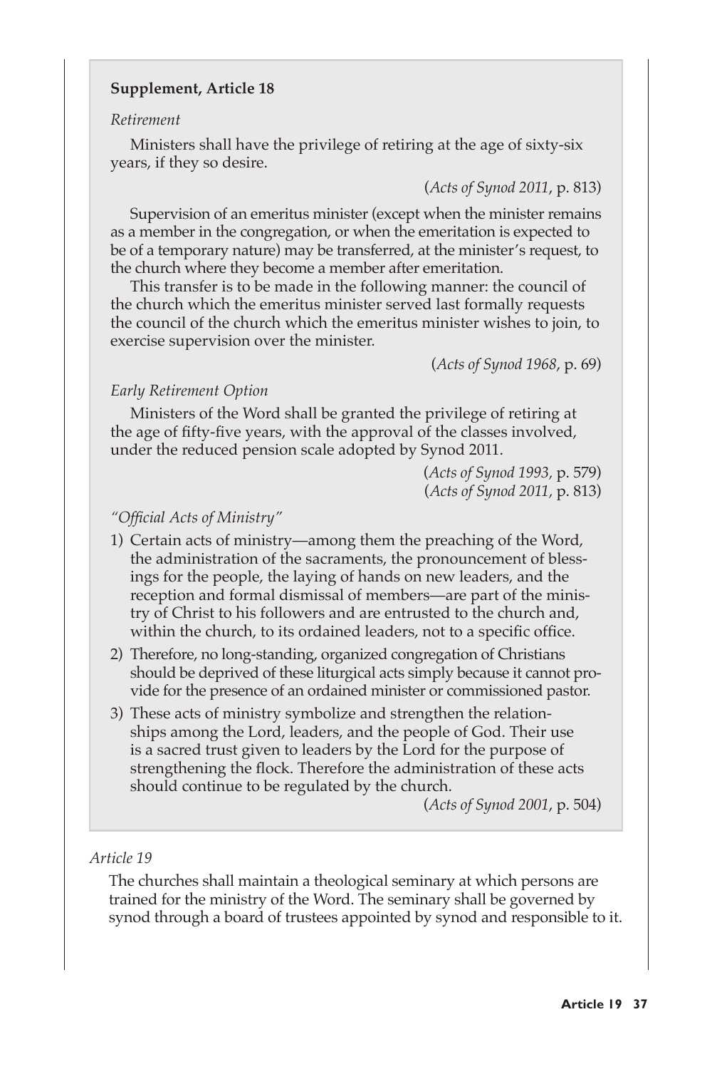**Supplement, Article 18**

*Retirement*

Ministers shall have the privilege of retiring at the age of sixty-six years, if they so desire.

(*Acts of Synod 2011*, p. 813)

Supervision of an emeritus minister (except when the minister remains as a member in the congregation, or when the emeritation is expected to be of a temporary nature) may be transferred, at the minister's request, to the church where they become a member after emeritation.

This transfer is to be made in the following manner: the council of the church which the emeritus minister served last formally requests the council of the church which the emeritus minister wishes to join, to exercise supervision over the minister.

(*Acts of Synod 1968*, p. 69)

*Early Retirement Option*

Ministers of the Word shall be granted the privilege of retiring at the age of fifty-five years, with the approval of the classes involved, under the reduced pension scale adopted by Synod 2011.

(*Acts of Synod 1993*, p. 579)
(*Acts of Synod 2011*, p. 813)

*"Official Acts of Ministry"*

1) Certain acts of ministry—among them the preaching of the Word, the administration of the sacraments, the pronouncement of blessings for the people, the laying of hands on new leaders, and the reception and formal dismissal of members—are part of the ministry of Christ to his followers and are entrusted to the church and, within the church, to its ordained leaders, not to a specific office.
2) Therefore, no long-standing, organized congregation of Christians should be deprived of these liturgical acts simply because it cannot provide for the presence of an ordained minister or commissioned pastor.
3) These acts of ministry symbolize and strengthen the relationships among the Lord, leaders, and the people of God. Their use is a sacred trust given to leaders by the Lord for the purpose of strengthening the flock. Therefore the administration of these acts should continue to be regulated by the church.

(*Acts of Synod 2001*, p. 504)

*Article 19*

The churches shall maintain a theological seminary at which persons are trained for the ministry of the Word. The seminary shall be governed by synod through a board of trustees appointed by synod and responsible to it.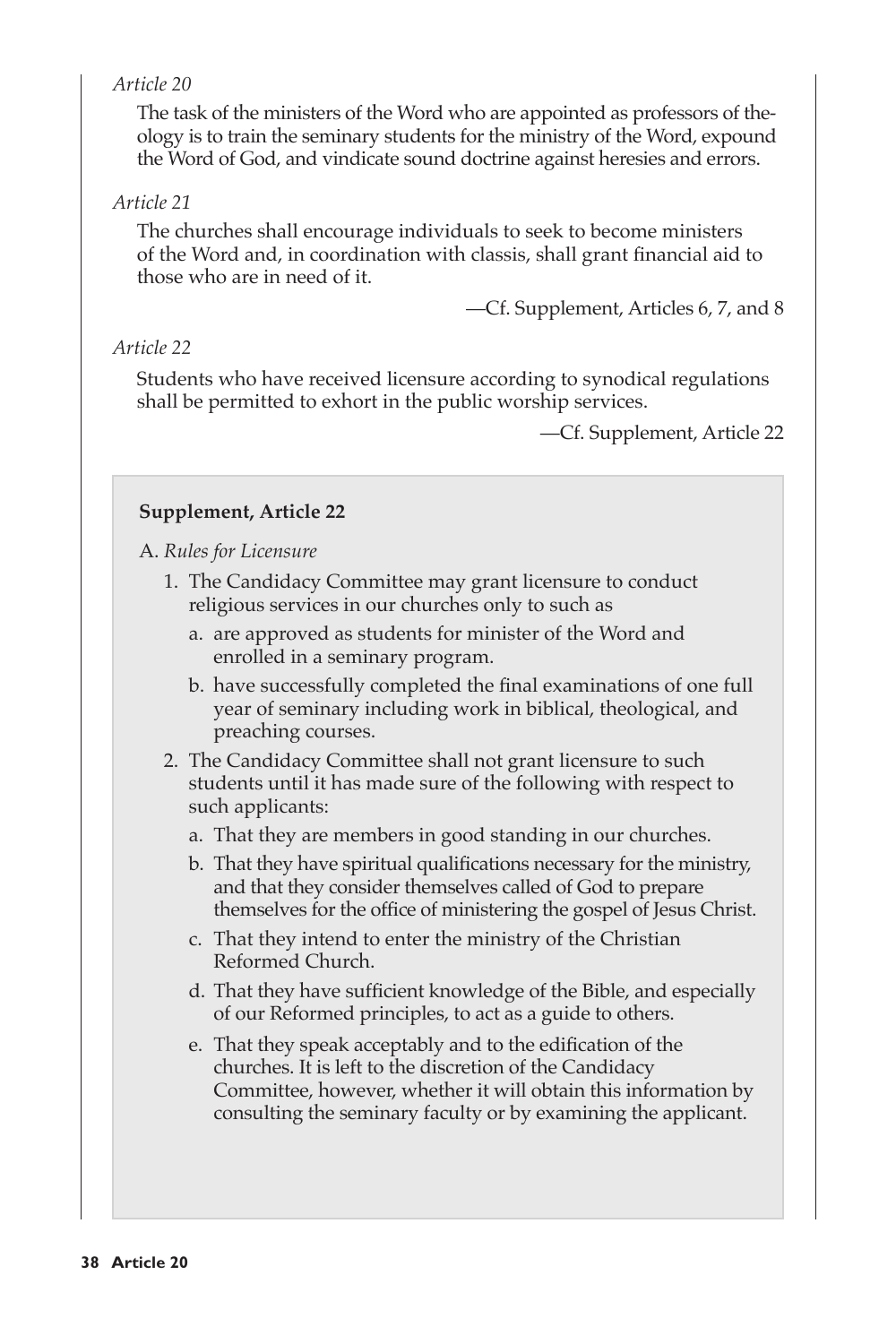*Article 20*

The task of the ministers of the Word who are appointed as professors of theology is to train the seminary students for the ministry of the Word, expound the Word of God, and vindicate sound doctrine against heresies and errors.

*Article 21*

The churches shall encourage individuals to seek to become ministers of the Word and, in coordination with classis, shall grant financial aid to those who are in need of it.

—Cf. Supplement, Articles 6, 7, and 8

*Article 22*

Students who have received licensure according to synodical regulations shall be permitted to exhort in the public worship services.

—Cf. Supplement, Article 22

**Supplement, Article 22**

A. *Rules for Licensure*

1. The Candidacy Committee may grant licensure to conduct religious services in our churches only to such as
   a. are approved as students for minister of the Word and enrolled in a seminary program.
   b. have successfully completed the final examinations of one full year of seminary including work in biblical, theological, and preaching courses.
2. The Candidacy Committee shall not grant licensure to such students until it has made sure of the following with respect to such applicants:
   a. That they are members in good standing in our churches.
   b. That they have spiritual qualifications necessary for the ministry, and that they consider themselves called of God to prepare themselves for the office of ministering the gospel of Jesus Christ.
   c. That they intend to enter the ministry of the Christian Reformed Church.
   d. That they have sufficient knowledge of the Bible, and especially of our Reformed principles, to act as a guide to others.
   e. That they speak acceptably and to the edification of the churches. It is left to the discretion of the Candidacy Committee, however, whether it will obtain this information by consulting the seminary faculty or by examining the applicant.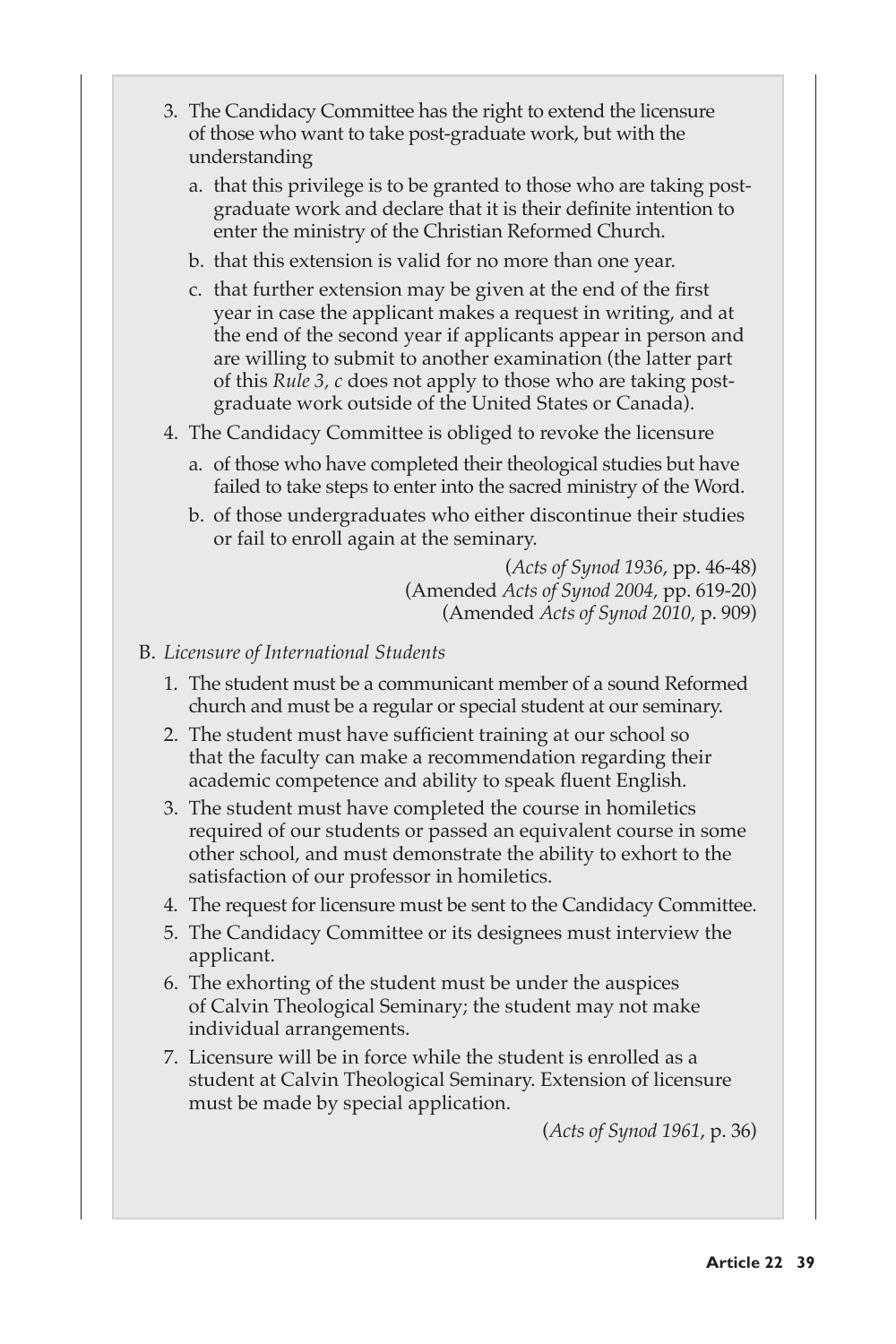3. The Candidacy Committee has the right to extend the licensure of those who want to take post-graduate work, but with the understanding

   a. that this privilege is to be granted to those who are taking post-graduate work and declare that it is their definite intention to enter the ministry of the Christian Reformed Church.

   b. that this extension is valid for no more than one year.

   c. that further extension may be given at the end of the first year in case the applicant makes a request in writing, and at the end of the second year if applicants appear in person and are willing to submit to another examination (the latter part of this *Rule 3, c* does not apply to those who are taking post-graduate work outside of the United States or Canada).

4. The Candidacy Committee is obliged to revoke the licensure

   a. of those who have completed their theological studies but have failed to take steps to enter into the sacred ministry of the Word.

   b. of those undergraduates who either discontinue their studies or fail to enroll again at the seminary.

(*Acts of Synod 1936*, pp. 46-48)
(Amended *Acts of Synod 2004,* pp. 619-20)
(Amended *Acts of Synod 2010,* p. 909)

B. *Licensure of International Students*

1. The student must be a communicant member of a sound Reformed church and must be a regular or special student at our seminary.
2. The student must have sufficient training at our school so that the faculty can make a recommendation regarding their academic competence and ability to speak fluent English.
3. The student must have completed the course in homiletics required of our students or passed an equivalent course in some other school, and must demonstrate the ability to exhort to the satisfaction of our professor in homiletics.
4. The request for licensure must be sent to the Candidacy Committee.
5. The Candidacy Committee or its designees must interview the applicant.
6. The exhorting of the student must be under the auspices of Calvin Theological Seminary; the student may not make individual arrangements.
7. Licensure will be in force while the student is enrolled as a student at Calvin Theological Seminary. Extension of licensure must be made by special application.

(*Acts of Synod 1961*, p. 36)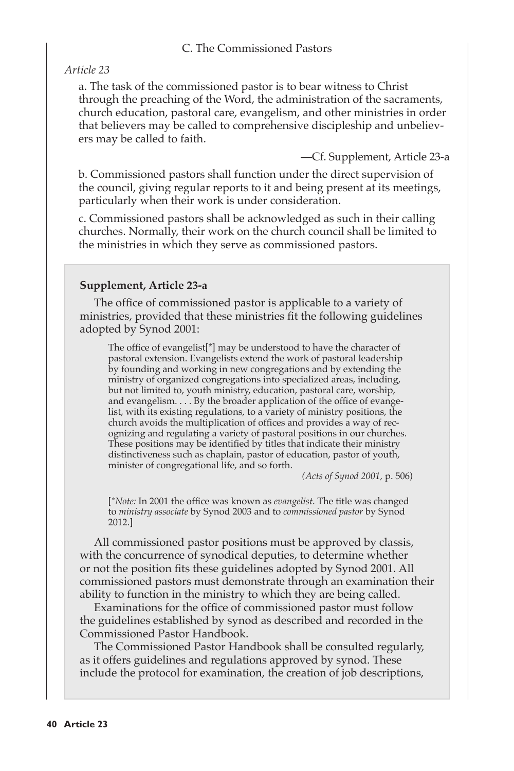### C. The Commissioned Pastors

*Article 23*

a. The task of the commissioned pastor is to bear witness to Christ through the preaching of the Word, the administration of the sacraments, church education, pastoral care, evangelism, and other ministries in order that believers may be called to comprehensive discipleship and unbelievers may be called to faith.

—Cf. Supplement, Article 23-a

b. Commissioned pastors shall function under the direct supervision of the council, giving regular reports to it and being present at its meetings, particularly when their work is under consideration.

c. Commissioned pastors shall be acknowledged as such in their calling churches. Normally, their work on the church council shall be limited to the ministries in which they serve as commissioned pastors.

**Supplement, Article 23-a**

The office of commissioned pastor is applicable to a variety of ministries, provided that these ministries fit the following guidelines adopted by Synod 2001:

> The office of evangelist[*] may be understood to have the character of pastoral extension. Evangelists extend the work of pastoral leadership by founding and working in new congregations and by extending the ministry of organized congregations into specialized areas, including, but not limited to, youth ministry, education, pastoral care, worship, and evangelism. . . . By the broader application of the office of evangelist, with its existing regulations, to a variety of ministry positions, the church avoids the multiplication of offices and provides a way of recognizing and regulating a variety of pastoral positions in our churches. These positions may be identified by titles that indicate their ministry distinctiveness such as chaplain, pastor of education, pastor of youth, minister of congregational life, and so forth.
>
> *(Acts of Synod 2001*, p. 506)

[*Note: In 2001 the office was known as *evangelist*. The title was changed to *ministry associate* by Synod 2003 and to *commissioned pastor* by Synod 2012.]

All commissioned pastor positions must be approved by classis, with the concurrence of synodical deputies, to determine whether or not the position fits these guidelines adopted by Synod 2001. All commissioned pastors must demonstrate through an examination their ability to function in the ministry to which they are being called.

Examinations for the office of commissioned pastor must follow the guidelines established by synod as described and recorded in the Commissioned Pastor Handbook.

The Commissioned Pastor Handbook shall be consulted regularly, as it offers guidelines and regulations approved by synod. These include the protocol for examination, the creation of job descriptions,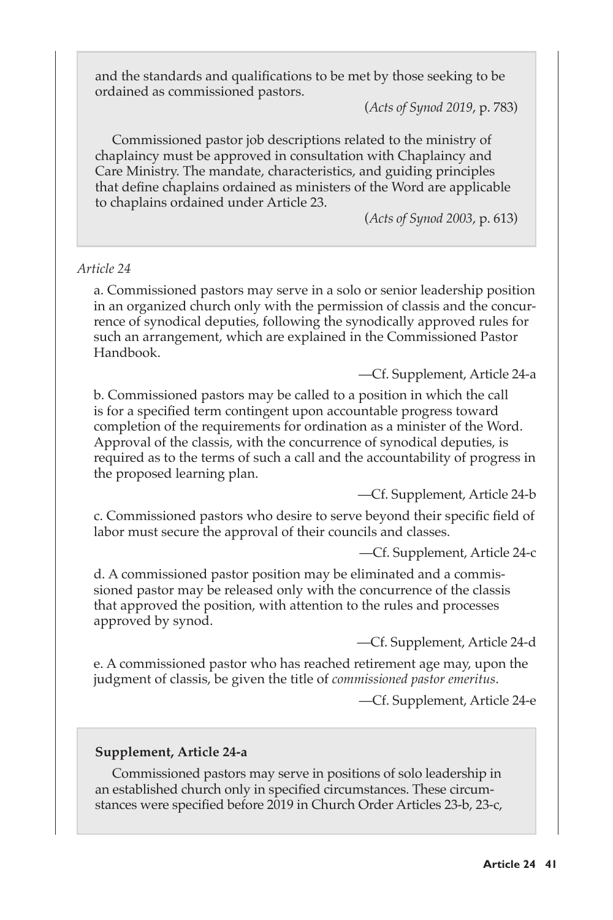and the standards and qualifications to be met by those seeking to be ordained as commissioned pastors.

(*Acts of Synod 2019*, p. 783)

Commissioned pastor job descriptions related to the ministry of chaplaincy must be approved in consultation with Chaplaincy and Care Ministry. The mandate, characteristics, and guiding principles that define chaplains ordained as ministers of the Word are applicable to chaplains ordained under Article 23.

(*Acts of Synod 2003*, p. 613)

*Article 24*

a. Commissioned pastors may serve in a solo or senior leadership position in an organized church only with the permission of classis and the concurrence of synodical deputies, following the synodically approved rules for such an arrangement, which are explained in the Commissioned Pastor Handbook.

—Cf. Supplement, Article 24-a

b. Commissioned pastors may be called to a position in which the call is for a specified term contingent upon accountable progress toward completion of the requirements for ordination as a minister of the Word. Approval of the classis, with the concurrence of synodical deputies, is required as to the terms of such a call and the accountability of progress in the proposed learning plan.

—Cf. Supplement, Article 24-b

c. Commissioned pastors who desire to serve beyond their specific field of labor must secure the approval of their councils and classes.

—Cf. Supplement, Article 24-c

d. A commissioned pastor position may be eliminated and a commissioned pastor may be released only with the concurrence of the classis that approved the position, with attention to the rules and processes approved by synod.

—Cf. Supplement, Article 24-d

e. A commissioned pastor who has reached retirement age may, upon the judgment of classis, be given the title of *commissioned pastor emeritus*.

—Cf. Supplement, Article 24-e

**Supplement, Article 24-a**

Commissioned pastors may serve in positions of solo leadership in an established church only in specified circumstances. These circumstances were specified before 2019 in Church Order Articles 23-b, 23-c,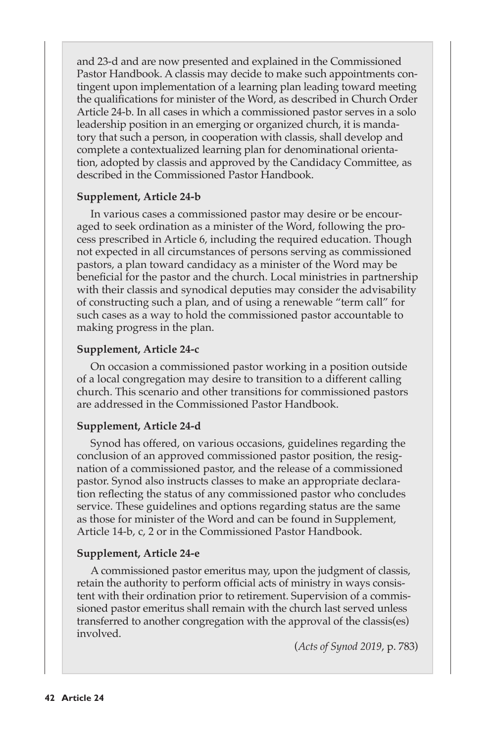and 23-d and are now presented and explained in the Commissioned Pastor Handbook. A classis may decide to make such appointments contingent upon implementation of a learning plan leading toward meeting the qualifications for minister of the Word, as described in Church Order Article 24-b. In all cases in which a commissioned pastor serves in a solo leadership position in an emerging or organized church, it is mandatory that such a person, in cooperation with classis, shall develop and complete a contextualized learning plan for denominational orientation, adopted by classis and approved by the Candidacy Committee, as described in the Commissioned Pastor Handbook.

**Supplement, Article 24-b**

In various cases a commissioned pastor may desire or be encouraged to seek ordination as a minister of the Word, following the process prescribed in Article 6, including the required education. Though not expected in all circumstances of persons serving as commissioned pastors, a plan toward candidacy as a minister of the Word may be beneficial for the pastor and the church. Local ministries in partnership with their classis and synodical deputies may consider the advisability of constructing such a plan, and of using a renewable "term call" for such cases as a way to hold the commissioned pastor accountable to making progress in the plan.

**Supplement, Article 24-c**

On occasion a commissioned pastor working in a position outside of a local congregation may desire to transition to a different calling church. This scenario and other transitions for commissioned pastors are addressed in the Commissioned Pastor Handbook.

**Supplement, Article 24-d**

Synod has offered, on various occasions, guidelines regarding the conclusion of an approved commissioned pastor position, the resignation of a commissioned pastor, and the release of a commissioned pastor. Synod also instructs classes to make an appropriate declaration reflecting the status of any commissioned pastor who concludes service. These guidelines and options regarding status are the same as those for minister of the Word and can be found in Supplement, Article 14-b, c, 2 or in the Commissioned Pastor Handbook.

**Supplement, Article 24-e**

A commissioned pastor emeritus may, upon the judgment of classis, retain the authority to perform official acts of ministry in ways consistent with their ordination prior to retirement. Supervision of a commissioned pastor emeritus shall remain with the church last served unless transferred to another congregation with the approval of the classis(es) involved.

(*Acts of Synod 2019*, p. 783)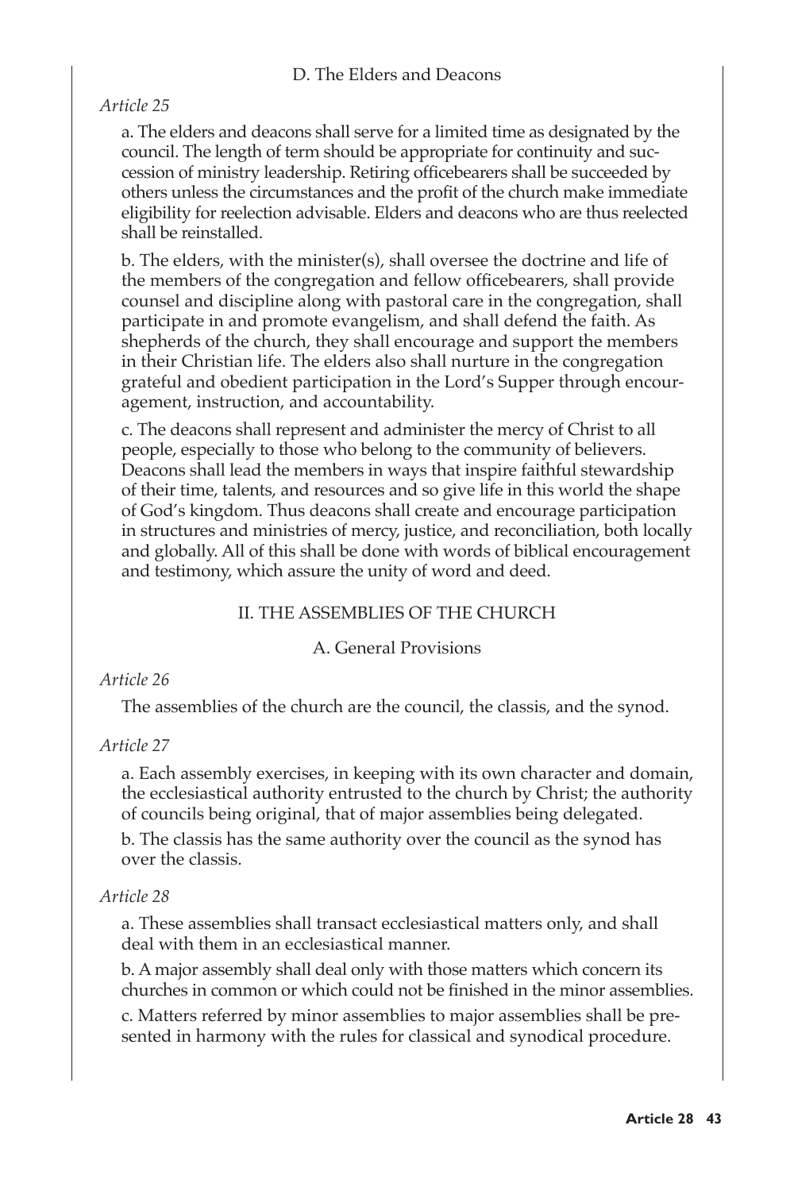### D. The Elders and Deacons

*Article 25*

a. The elders and deacons shall serve for a limited time as designated by the council. The length of term should be appropriate for continuity and succession of ministry leadership. Retiring officebearers shall be succeeded by others unless the circumstances and the profit of the church make immediate eligibility for reelection advisable. Elders and deacons who are thus reelected shall be reinstalled.

b. The elders, with the minister(s), shall oversee the doctrine and life of the members of the congregation and fellow officebearers, shall provide counsel and discipline along with pastoral care in the congregation, shall participate in and promote evangelism, and shall defend the faith. As shepherds of the church, they shall encourage and support the members in their Christian life. The elders also shall nurture in the congregation grateful and obedient participation in the Lord's Supper through encouragement, instruction, and accountability.

c. The deacons shall represent and administer the mercy of Christ to all people, especially to those who belong to the community of believers. Deacons shall lead the members in ways that inspire faithful stewardship of their time, talents, and resources and so give life in this world the shape of God's kingdom. Thus deacons shall create and encourage participation in structures and ministries of mercy, justice, and reconciliation, both locally and globally. All of this shall be done with words of biblical encouragement and testimony, which assure the unity of word and deed.

## II. THE ASSEMBLIES OF THE CHURCH

### A. General Provisions

*Article 26*

The assemblies of the church are the council, the classis, and the synod.

*Article 27*

a. Each assembly exercises, in keeping with its own character and domain, the ecclesiastical authority entrusted to the church by Christ; the authority of councils being original, that of major assemblies being delegated.

b. The classis has the same authority over the council as the synod has over the classis.

*Article 28*

a. These assemblies shall transact ecclesiastical matters only, and shall deal with them in an ecclesiastical manner.

b. A major assembly shall deal only with those matters which concern its churches in common or which could not be finished in the minor assemblies.

c. Matters referred by minor assemblies to major assemblies shall be presented in harmony with the rules for classical and synodical procedure.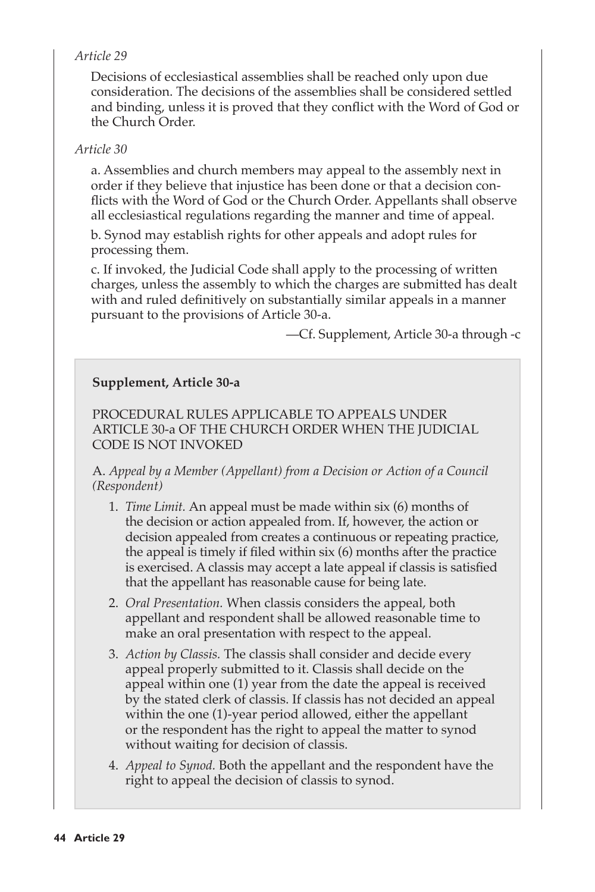*Article 29*

Decisions of ecclesiastical assemblies shall be reached only upon due consideration. The decisions of the assemblies shall be considered settled and binding, unless it is proved that they conflict with the Word of God or the Church Order.

*Article 30*

a. Assemblies and church members may appeal to the assembly next in order if they believe that injustice has been done or that a decision conflicts with the Word of God or the Church Order. Appellants shall observe all ecclesiastical regulations regarding the manner and time of appeal.

b. Synod may establish rights for other appeals and adopt rules for processing them.

c. If invoked, the Judicial Code shall apply to the processing of written charges, unless the assembly to which the charges are submitted has dealt with and ruled definitively on substantially similar appeals in a manner pursuant to the provisions of Article 30-a.

—Cf. Supplement, Article 30-a through -c

**Supplement, Article 30-a**

PROCEDURAL RULES APPLICABLE TO APPEALS UNDER ARTICLE 30-a OF THE CHURCH ORDER WHEN THE JUDICIAL CODE IS NOT INVOKED

A. *Appeal by a Member (Appellant) from a Decision or Action of a Council (Respondent)*

1. *Time Limit.* An appeal must be made within six (6) months of the decision or action appealed from. If, however, the action or decision appealed from creates a continuous or repeating practice, the appeal is timely if filed within six (6) months after the practice is exercised. A classis may accept a late appeal if classis is satisfied that the appellant has reasonable cause for being late.
2. *Oral Presentation.* When classis considers the appeal, both appellant and respondent shall be allowed reasonable time to make an oral presentation with respect to the appeal.
3. *Action by Classis.* The classis shall consider and decide every appeal properly submitted to it. Classis shall decide on the appeal within one (1) year from the date the appeal is received by the stated clerk of classis. If classis has not decided an appeal within the one (1)-year period allowed, either the appellant or the respondent has the right to appeal the matter to synod without waiting for decision of classis.
4. *Appeal to Synod.* Both the appellant and the respondent have the right to appeal the decision of classis to synod.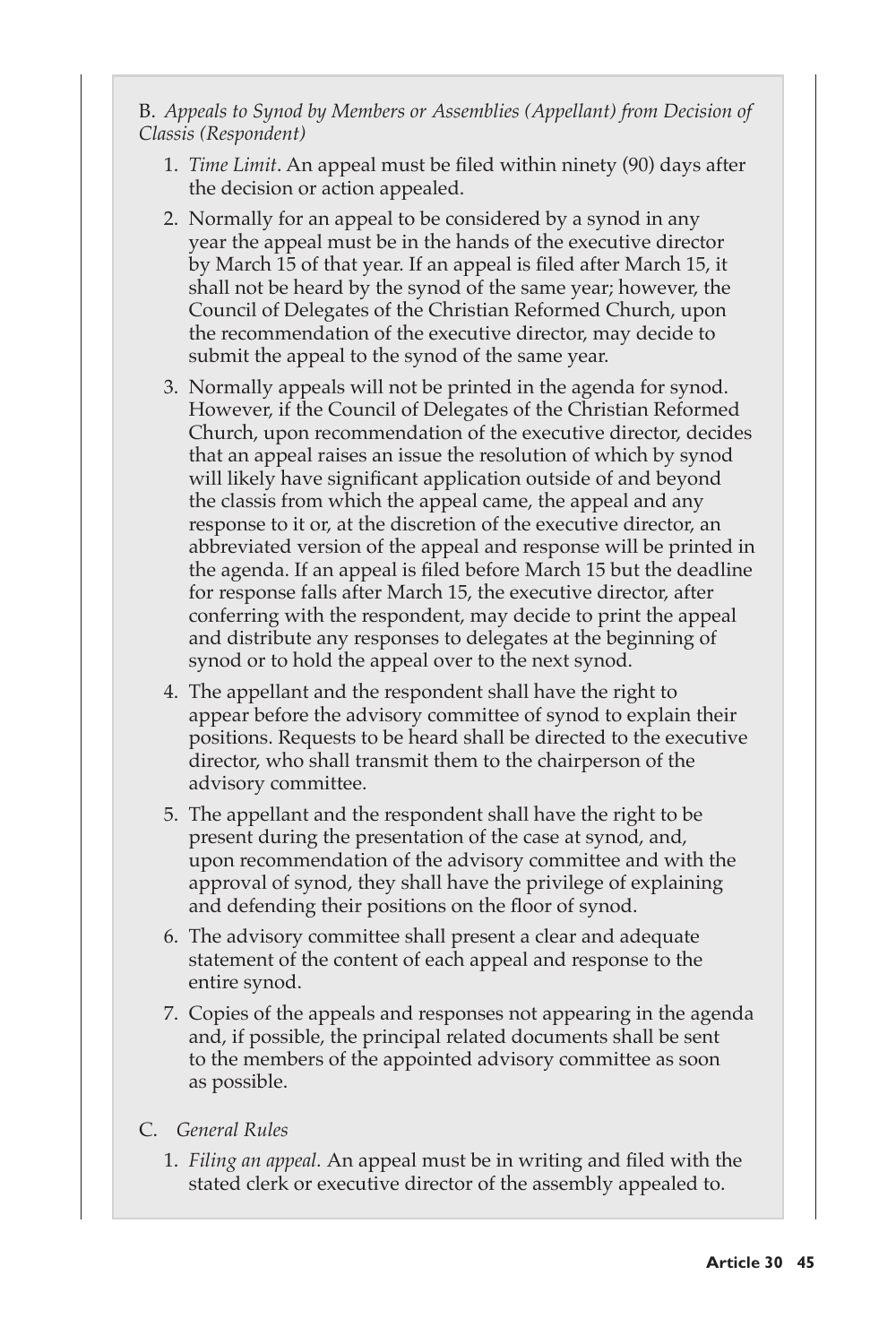B. *Appeals to Synod by Members or Assemblies (Appellant) from Decision of Classis (Respondent)*

1. *Time Limit*. An appeal must be filed within ninety (90) days after the decision or action appealed.
2. Normally for an appeal to be considered by a synod in any year the appeal must be in the hands of the executive director by March 15 of that year. If an appeal is filed after March 15, it shall not be heard by the synod of the same year; however, the Council of Delegates of the Christian Reformed Church, upon the recommendation of the executive director, may decide to submit the appeal to the synod of the same year.
3. Normally appeals will not be printed in the agenda for synod. However, if the Council of Delegates of the Christian Reformed Church, upon recommendation of the executive director, decides that an appeal raises an issue the resolution of which by synod will likely have significant application outside of and beyond the classis from which the appeal came, the appeal and any response to it or, at the discretion of the executive director, an abbreviated version of the appeal and response will be printed in the agenda. If an appeal is filed before March 15 but the deadline for response falls after March 15, the executive director, after conferring with the respondent, may decide to print the appeal and distribute any responses to delegates at the beginning of synod or to hold the appeal over to the next synod.
4. The appellant and the respondent shall have the right to appear before the advisory committee of synod to explain their positions. Requests to be heard shall be directed to the executive director, who shall transmit them to the chairperson of the advisory committee.
5. The appellant and the respondent shall have the right to be present during the presentation of the case at synod, and, upon recommendation of the advisory committee and with the approval of synod, they shall have the privilege of explaining and defending their positions on the floor of synod.
6. The advisory committee shall present a clear and adequate statement of the content of each appeal and response to the entire synod.
7. Copies of the appeals and responses not appearing in the agenda and, if possible, the principal related documents shall be sent to the members of the appointed advisory committee as soon as possible.

C. *General Rules*

1. *Filing an appeal.* An appeal must be in writing and filed with the stated clerk or executive director of the assembly appealed to.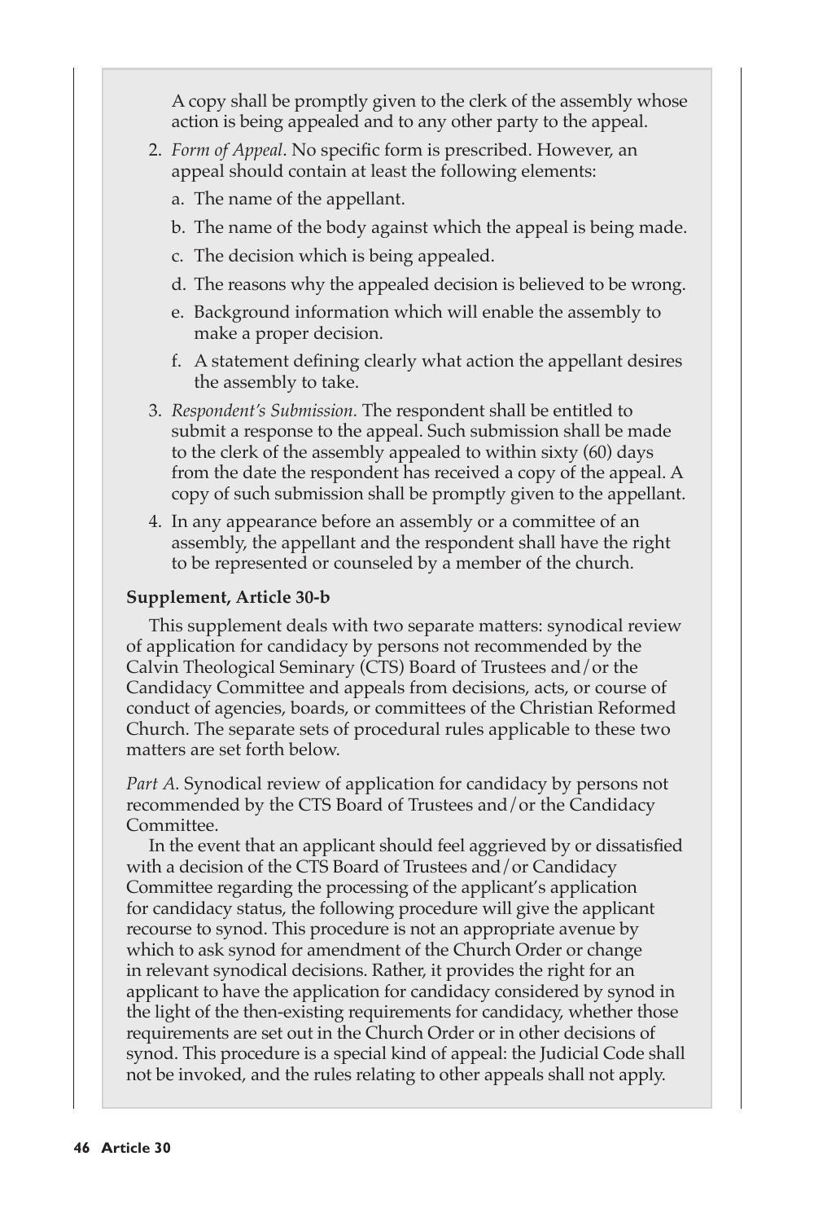A copy shall be promptly given to the clerk of the assembly whose action is being appealed and to any other party to the appeal.

2. *Form of Appeal*. No specific form is prescribed. However, an appeal should contain at least the following elements:
   a. The name of the appellant.
   b. The name of the body against which the appeal is being made.
   c. The decision which is being appealed.
   d. The reasons why the appealed decision is believed to be wrong.
   e. Background information which will enable the assembly to make a proper decision.
   f. A statement defining clearly what action the appellant desires the assembly to take.
3. *Respondent's Submission.* The respondent shall be entitled to submit a response to the appeal. Such submission shall be made to the clerk of the assembly appealed to within sixty (60) days from the date the respondent has received a copy of the appeal. A copy of such submission shall be promptly given to the appellant.
4. In any appearance before an assembly or a committee of an assembly, the appellant and the respondent shall have the right to be represented or counseled by a member of the church.

**Supplement, Article 30-b**

This supplement deals with two separate matters: synodical review of application for candidacy by persons not recommended by the Calvin Theological Seminary (CTS) Board of Trustees and/or the Candidacy Committee and appeals from decisions, acts, or course of conduct of agencies, boards, or committees of the Christian Reformed Church. The separate sets of procedural rules applicable to these two matters are set forth below.

*Part A.* Synodical review of application for candidacy by persons not recommended by the CTS Board of Trustees and/or the Candidacy Committee.

In the event that an applicant should feel aggrieved by or dissatisfied with a decision of the CTS Board of Trustees and/or Candidacy Committee regarding the processing of the applicant's application for candidacy status, the following procedure will give the applicant recourse to synod. This procedure is not an appropriate avenue by which to ask synod for amendment of the Church Order or change in relevant synodical decisions. Rather, it provides the right for an applicant to have the application for candidacy considered by synod in the light of the then-existing requirements for candidacy, whether those requirements are set out in the Church Order or in other decisions of synod. This procedure is a special kind of appeal: the Judicial Code shall not be invoked, and the rules relating to other appeals shall not apply.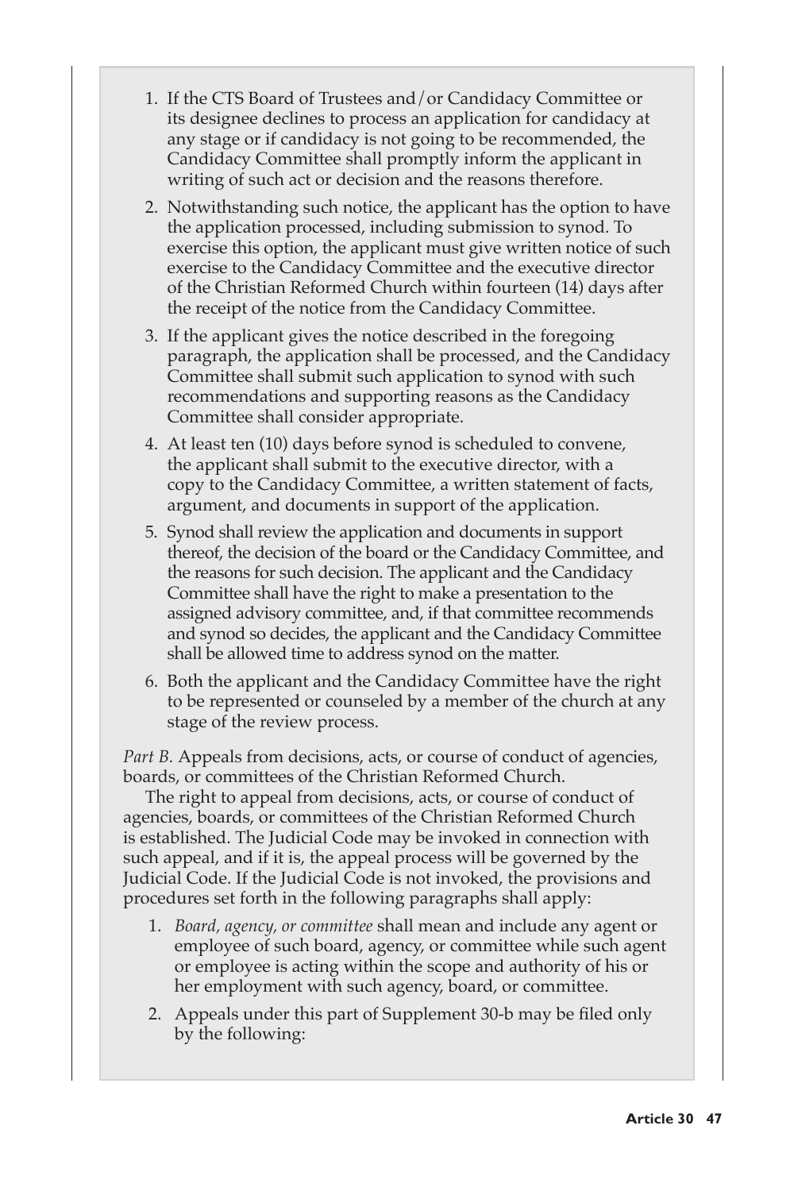1. If the CTS Board of Trustees and/or Candidacy Committee or its designee declines to process an application for candidacy at any stage or if candidacy is not going to be recommended, the Candidacy Committee shall promptly inform the applicant in writing of such act or decision and the reasons therefore.
2. Notwithstanding such notice, the applicant has the option to have the application processed, including submission to synod. To exercise this option, the applicant must give written notice of such exercise to the Candidacy Committee and the executive director of the Christian Reformed Church within fourteen (14) days after the receipt of the notice from the Candidacy Committee.
3. If the applicant gives the notice described in the foregoing paragraph, the application shall be processed, and the Candidacy Committee shall submit such application to synod with such recommendations and supporting reasons as the Candidacy Committee shall consider appropriate.
4. At least ten (10) days before synod is scheduled to convene, the applicant shall submit to the executive director, with a copy to the Candidacy Committee, a written statement of facts, argument, and documents in support of the application.
5. Synod shall review the application and documents in support thereof, the decision of the board or the Candidacy Committee, and the reasons for such decision. The applicant and the Candidacy Committee shall have the right to make a presentation to the assigned advisory committee, and, if that committee recommends and synod so decides, the applicant and the Candidacy Committee shall be allowed time to address synod on the matter.
6. Both the applicant and the Candidacy Committee have the right to be represented or counseled by a member of the church at any stage of the review process.

*Part B.* Appeals from decisions, acts, or course of conduct of agencies, boards, or committees of the Christian Reformed Church.

The right to appeal from decisions, acts, or course of conduct of agencies, boards, or committees of the Christian Reformed Church is established. The Judicial Code may be invoked in connection with such appeal, and if it is, the appeal process will be governed by the Judicial Code. If the Judicial Code is not invoked, the provisions and procedures set forth in the following paragraphs shall apply:

1. *Board, agency, or committee* shall mean and include any agent or employee of such board, agency, or committee while such agent or employee is acting within the scope and authority of his or her employment with such agency, board, or committee.
2. Appeals under this part of Supplement 30-b may be filed only by the following: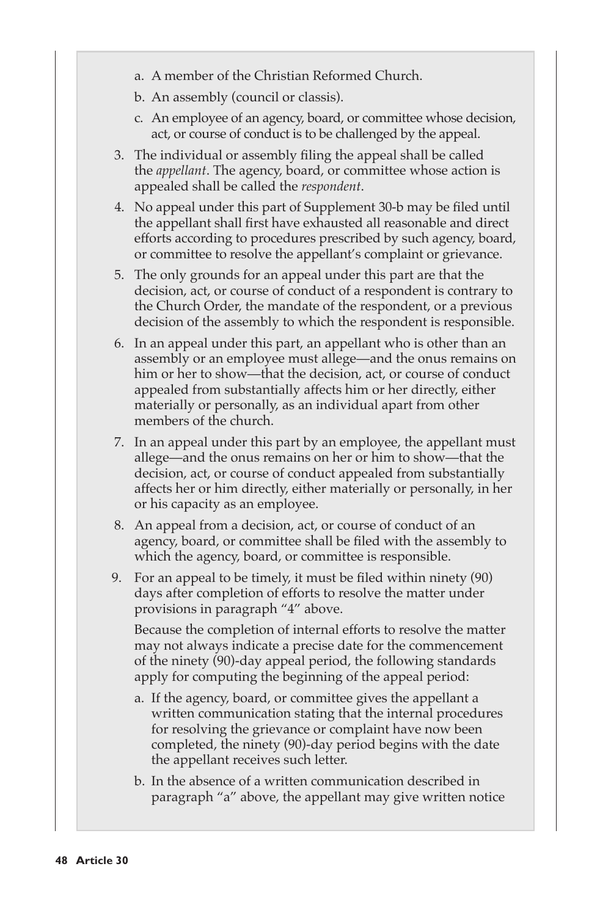a. A member of the Christian Reformed Church.

   b. An assembly (council or classis).

   c. An employee of an agency, board, or committee whose decision, act, or course of conduct is to be challenged by the appeal.

3. The individual or assembly filing the appeal shall be called the *appellant*. The agency, board, or committee whose action is appealed shall be called the *respondent*.

4. No appeal under this part of Supplement 30-b may be filed until the appellant shall first have exhausted all reasonable and direct efforts according to procedures prescribed by such agency, board, or committee to resolve the appellant's complaint or grievance.

5. The only grounds for an appeal under this part are that the decision, act, or course of conduct of a respondent is contrary to the Church Order, the mandate of the respondent, or a previous decision of the assembly to which the respondent is responsible.

6. In an appeal under this part, an appellant who is other than an assembly or an employee must allege—and the onus remains on him or her to show—that the decision, act, or course of conduct appealed from substantially affects him or her directly, either materially or personally, as an individual apart from other members of the church.

7. In an appeal under this part by an employee, the appellant must allege—and the onus remains on her or him to show—that the decision, act, or course of conduct appealed from substantially affects her or him directly, either materially or personally, in her or his capacity as an employee.

8. An appeal from a decision, act, or course of conduct of an agency, board, or committee shall be filed with the assembly to which the agency, board, or committee is responsible.

9. For an appeal to be timely, it must be filed within ninety (90) days after completion of efforts to resolve the matter under provisions in paragraph "4" above.

   Because the completion of internal efforts to resolve the matter may not always indicate a precise date for the commencement of the ninety (90)-day appeal period, the following standards apply for computing the beginning of the appeal period:

   a. If the agency, board, or committee gives the appellant a written communication stating that the internal procedures for resolving the grievance or complaint have now been completed, the ninety (90)-day period begins with the date the appellant receives such letter.

   b. In the absence of a written communication described in paragraph "a" above, the appellant may give written notice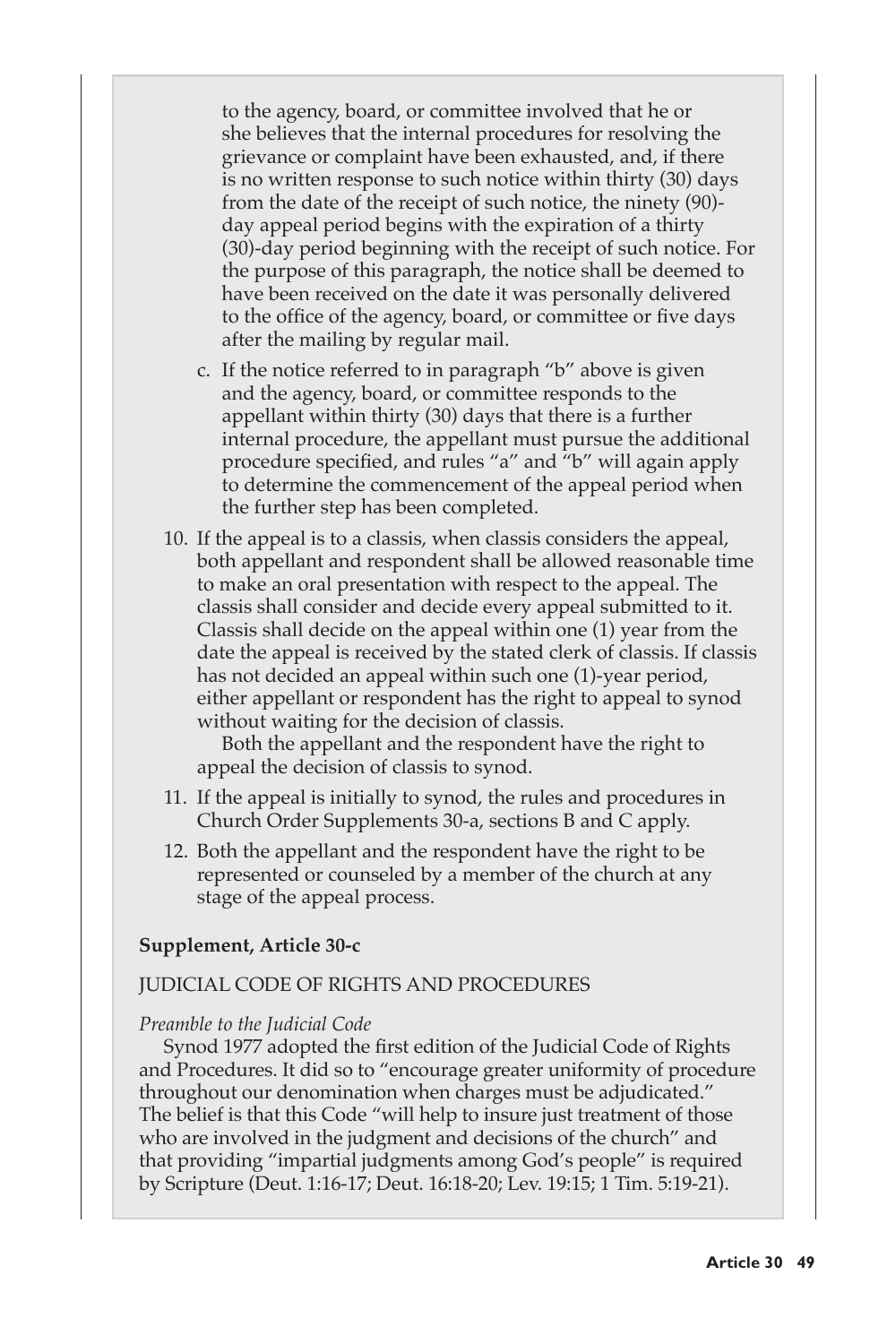to the agency, board, or committee involved that he or she believes that the internal procedures for resolving the grievance or complaint have been exhausted, and, if there is no written response to such notice within thirty (30) days from the date of the receipt of such notice, the ninety (90)-day appeal period begins with the expiration of a thirty (30)-day period beginning with the receipt of such notice. For the purpose of this paragraph, the notice shall be deemed to have been received on the date it was personally delivered to the office of the agency, board, or committee or five days after the mailing by regular mail.

c. If the notice referred to in paragraph "b" above is given and the agency, board, or committee responds to the appellant within thirty (30) days that there is a further internal procedure, the appellant must pursue the additional procedure specified, and rules "a" and "b" will again apply to determine the commencement of the appeal period when the further step has been completed.

10. If the appeal is to a classis, when classis considers the appeal, both appellant and respondent shall be allowed reasonable time to make an oral presentation with respect to the appeal. The classis shall consider and decide every appeal submitted to it. Classis shall decide on the appeal within one (1) year from the date the appeal is received by the stated clerk of classis. If classis has not decided an appeal within such one (1)-year period, either appellant or respondent has the right to appeal to synod without waiting for the decision of classis.

    Both the appellant and the respondent have the right to appeal the decision of classis to synod.

11. If the appeal is initially to synod, the rules and procedures in Church Order Supplements 30-a, sections B and C apply.

12. Both the appellant and the respondent have the right to be represented or counseled by a member of the church at any stage of the appeal process.

**Supplement, Article 30-c**

JUDICIAL CODE OF RIGHTS AND PROCEDURES

*Preamble to the Judicial Code*

Synod 1977 adopted the first edition of the Judicial Code of Rights and Procedures. It did so to "encourage greater uniformity of procedure throughout our denomination when charges must be adjudicated." The belief is that this Code "will help to insure just treatment of those who are involved in the judgment and decisions of the church" and that providing "impartial judgments among God's people" is required by Scripture (Deut. 1:16-17; Deut. 16:18-20; Lev. 19:15; 1 Tim. 5:19-21).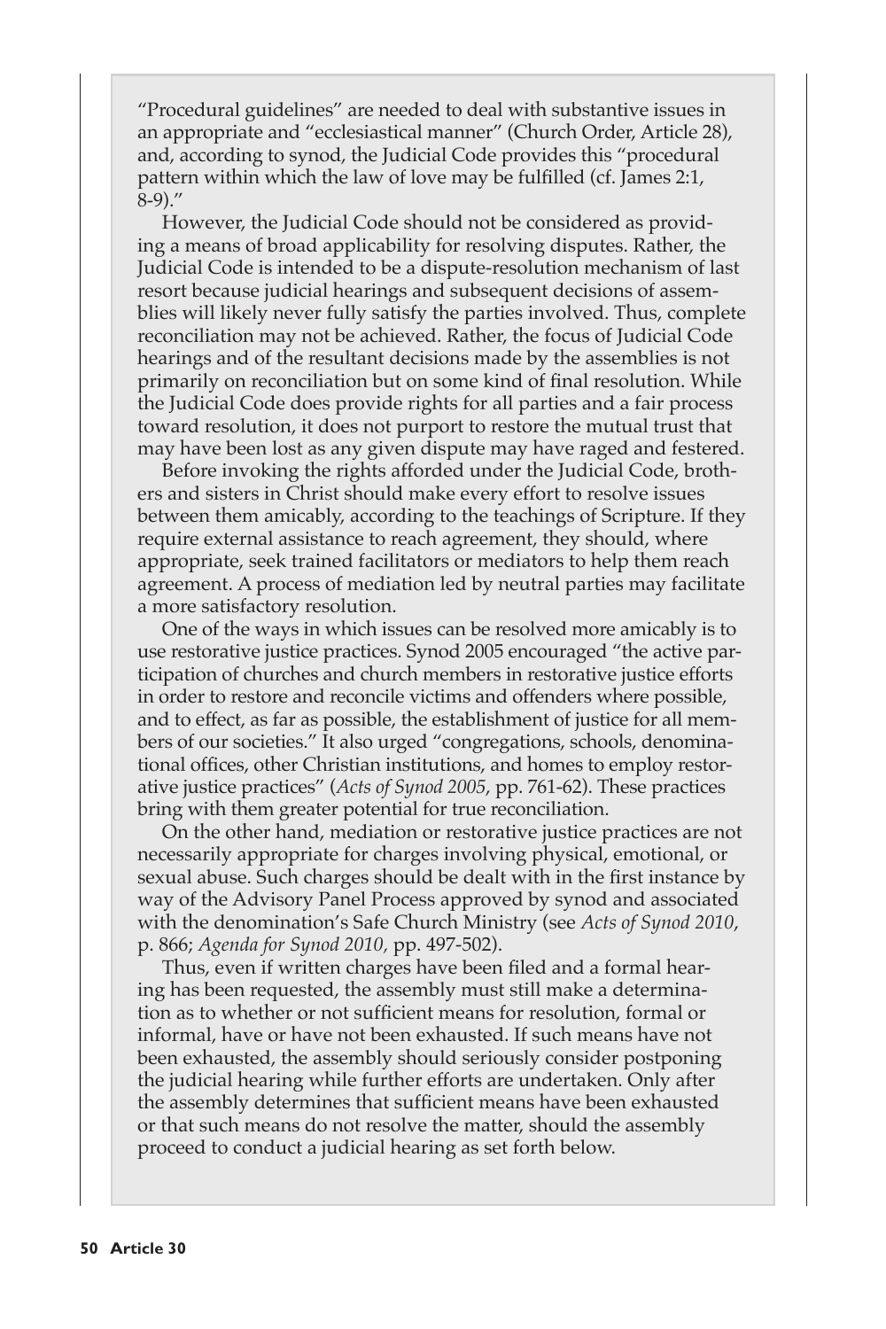"Procedural guidelines" are needed to deal with substantive issues in an appropriate and "ecclesiastical manner" (Church Order, Article 28), and, according to synod, the Judicial Code provides this "procedural pattern within which the law of love may be fulfilled (cf. James 2:1, 8-9)."

However, the Judicial Code should not be considered as providing a means of broad applicability for resolving disputes. Rather, the Judicial Code is intended to be a dispute-resolution mechanism of last resort because judicial hearings and subsequent decisions of assemblies will likely never fully satisfy the parties involved. Thus, complete reconciliation may not be achieved. Rather, the focus of Judicial Code hearings and of the resultant decisions made by the assemblies is not primarily on reconciliation but on some kind of final resolution. While the Judicial Code does provide rights for all parties and a fair process toward resolution, it does not purport to restore the mutual trust that may have been lost as any given dispute may have raged and festered.

Before invoking the rights afforded under the Judicial Code, brothers and sisters in Christ should make every effort to resolve issues between them amicably, according to the teachings of Scripture. If they require external assistance to reach agreement, they should, where appropriate, seek trained facilitators or mediators to help them reach agreement. A process of mediation led by neutral parties may facilitate a more satisfactory resolution.

One of the ways in which issues can be resolved more amicably is to use restorative justice practices. Synod 2005 encouraged "the active participation of churches and church members in restorative justice efforts in order to restore and reconcile victims and offenders where possible, and to effect, as far as possible, the establishment of justice for all members of our societies." It also urged "congregations, schools, denominational offices, other Christian institutions, and homes to employ restorative justice practices" (*Acts of Synod 2005*, pp. 761-62). These practices bring with them greater potential for true reconciliation.

On the other hand, mediation or restorative justice practices are not necessarily appropriate for charges involving physical, emotional, or sexual abuse. Such charges should be dealt with in the first instance by way of the Advisory Panel Process approved by synod and associated with the denomination's Safe Church Ministry (see *Acts of Synod 2010*, p. 866; *Agenda for Synod 2010*, pp. 497-502).

Thus, even if written charges have been filed and a formal hearing has been requested, the assembly must still make a determination as to whether or not sufficient means for resolution, formal or informal, have or have not been exhausted. If such means have not been exhausted, the assembly should seriously consider postponing the judicial hearing while further efforts are undertaken. Only after the assembly determines that sufficient means have been exhausted or that such means do not resolve the matter, should the assembly proceed to conduct a judicial hearing as set forth below.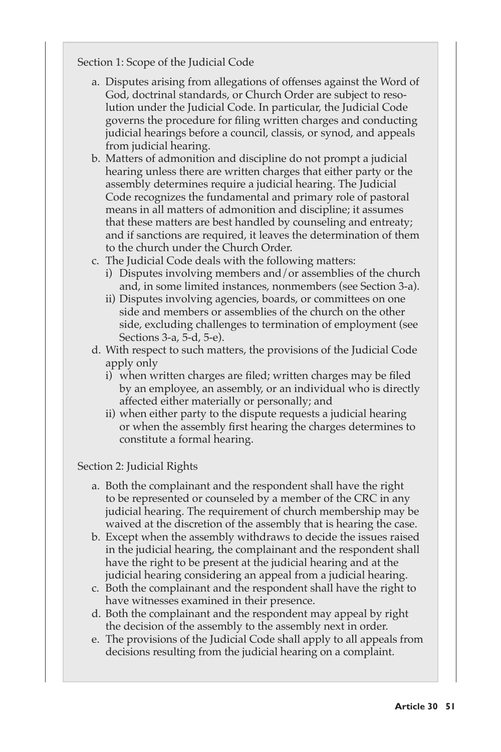Section 1: Scope of the Judicial Code

a. Disputes arising from allegations of offenses against the Word of God, doctrinal standards, or Church Order are subject to resolution under the Judicial Code. In particular, the Judicial Code governs the procedure for filing written charges and conducting judicial hearings before a council, classis, or synod, and appeals from judicial hearing.
b. Matters of admonition and discipline do not prompt a judicial hearing unless there are written charges that either party or the assembly determines require a judicial hearing. The Judicial Code recognizes the fundamental and primary role of pastoral means in all matters of admonition and discipline; it assumes that these matters are best handled by counseling and entreaty; and if sanctions are required, it leaves the determination of them to the church under the Church Order.
c. The Judicial Code deals with the following matters:
   i) Disputes involving members and/or assemblies of the church and, in some limited instances, nonmembers (see Section 3-a).
   ii) Disputes involving agencies, boards, or committees on one side and members or assemblies of the church on the other side, excluding challenges to termination of employment (see Sections 3-a, 5-d, 5-e).
d. With respect to such matters, the provisions of the Judicial Code apply only
   i) when written charges are filed; written charges may be filed by an employee, an assembly, or an individual who is directly affected either materially or personally; and
   ii) when either party to the dispute requests a judicial hearing or when the assembly first hearing the charges determines to constitute a formal hearing.

Section 2: Judicial Rights

a. Both the complainant and the respondent shall have the right to be represented or counseled by a member of the CRC in any judicial hearing. The requirement of church membership may be waived at the discretion of the assembly that is hearing the case.
b. Except when the assembly withdraws to decide the issues raised in the judicial hearing, the complainant and the respondent shall have the right to be present at the judicial hearing and at the judicial hearing considering an appeal from a judicial hearing.
c. Both the complainant and the respondent shall have the right to have witnesses examined in their presence.
d. Both the complainant and the respondent may appeal by right the decision of the assembly to the assembly next in order.
e. The provisions of the Judicial Code shall apply to all appeals from decisions resulting from the judicial hearing on a complaint.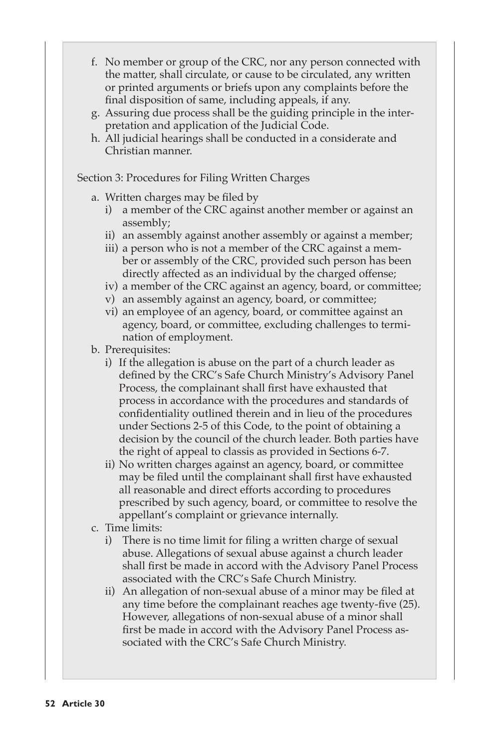f. No member or group of the CRC, nor any person connected with the matter, shall circulate, or cause to be circulated, any written or printed arguments or briefs upon any complaints before the final disposition of same, including appeals, if any.
g. Assuring due process shall be the guiding principle in the interpretation and application of the Judicial Code.
h. All judicial hearings shall be conducted in a considerate and Christian manner.

Section 3: Procedures for Filing Written Charges

a. Written charges may be filed by
   i) a member of the CRC against another member or against an assembly;
   ii) an assembly against another assembly or against a member;
   iii) a person who is not a member of the CRC against a member or assembly of the CRC, provided such person has been directly affected as an individual by the charged offense;
   iv) a member of the CRC against an agency, board, or committee;
   v) an assembly against an agency, board, or committee;
   vi) an employee of an agency, board, or committee against an agency, board, or committee, excluding challenges to termination of employment.
b. Prerequisites:
   i) If the allegation is abuse on the part of a church leader as defined by the CRC's Safe Church Ministry's Advisory Panel Process, the complainant shall first have exhausted that process in accordance with the procedures and standards of confidentiality outlined therein and in lieu of the procedures under Sections 2-5 of this Code, to the point of obtaining a decision by the council of the church leader. Both parties have the right of appeal to classis as provided in Sections 6-7.
   ii) No written charges against an agency, board, or committee may be filed until the complainant shall first have exhausted all reasonable and direct efforts according to procedures prescribed by such agency, board, or committee to resolve the appellant's complaint or grievance internally.
c. Time limits:
   i) There is no time limit for filing a written charge of sexual abuse. Allegations of sexual abuse against a church leader shall first be made in accord with the Advisory Panel Process associated with the CRC's Safe Church Ministry.
   ii) An allegation of non-sexual abuse of a minor may be filed at any time before the complainant reaches age twenty-five (25). However, allegations of non-sexual abuse of a minor shall first be made in accord with the Advisory Panel Process associated with the CRC's Safe Church Ministry.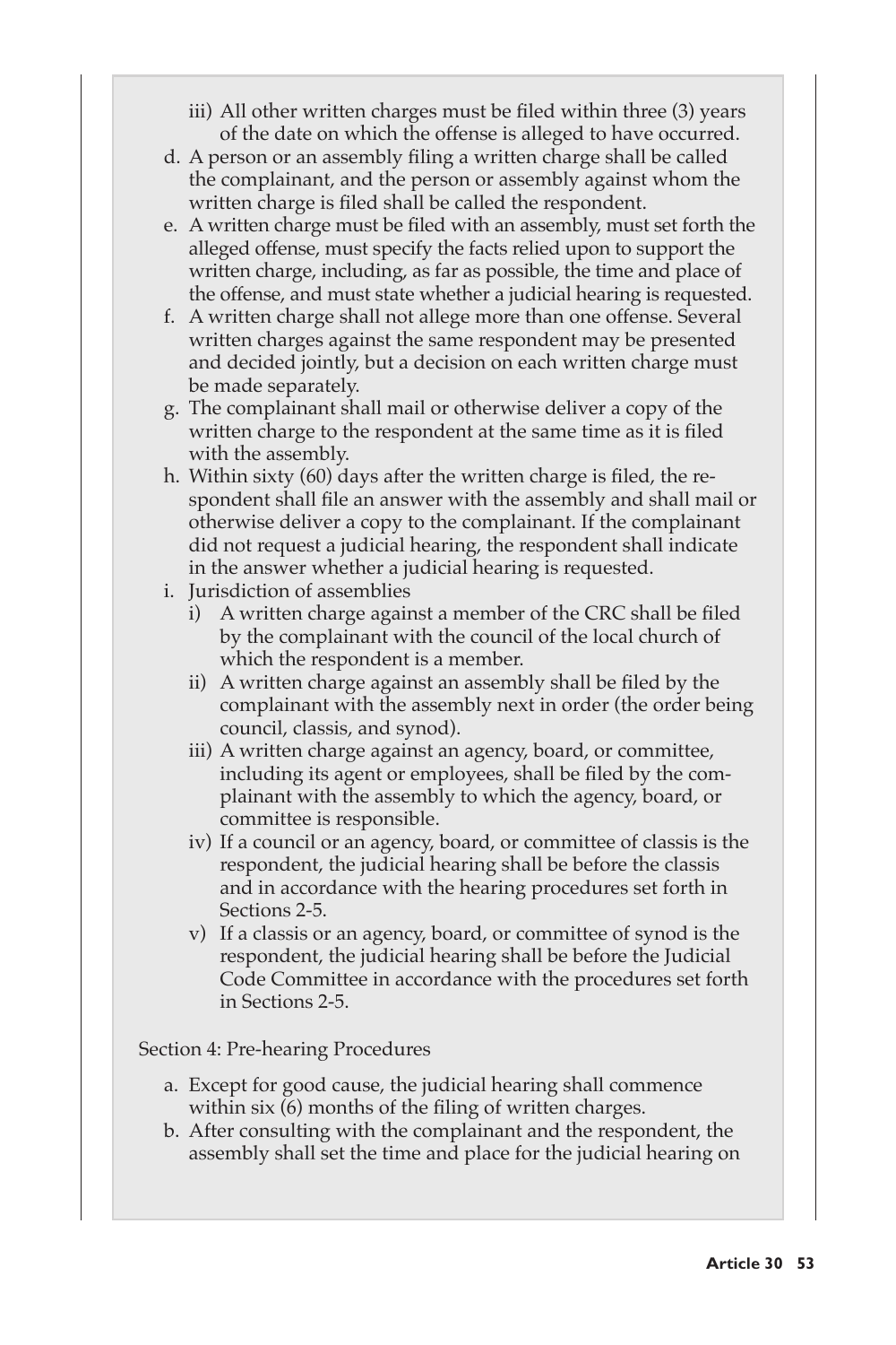iii) All other written charges must be filed within three (3) years of the date on which the offense is alleged to have occurred.

d. A person or an assembly filing a written charge shall be called the complainant, and the person or assembly against whom the written charge is filed shall be called the respondent.

e. A written charge must be filed with an assembly, must set forth the alleged offense, must specify the facts relied upon to support the written charge, including, as far as possible, the time and place of the offense, and must state whether a judicial hearing is requested.

f. A written charge shall not allege more than one offense. Several written charges against the same respondent may be presented and decided jointly, but a decision on each written charge must be made separately.

g. The complainant shall mail or otherwise deliver a copy of the written charge to the respondent at the same time as it is filed with the assembly.

h. Within sixty (60) days after the written charge is filed, the respondent shall file an answer with the assembly and shall mail or otherwise deliver a copy to the complainant. If the complainant did not request a judicial hearing, the respondent shall indicate in the answer whether a judicial hearing is requested.

i. Jurisdiction of assemblies
   - i) A written charge against a member of the CRC shall be filed by the complainant with the council of the local church of which the respondent is a member.
   - ii) A written charge against an assembly shall be filed by the complainant with the assembly next in order (the order being council, classis, and synod).
   - iii) A written charge against an agency, board, or committee, including its agent or employees, shall be filed by the complainant with the assembly to which the agency, board, or committee is responsible.
   - iv) If a council or an agency, board, or committee of classis is the respondent, the judicial hearing shall be before the classis and in accordance with the hearing procedures set forth in Sections 2-5.
   - v) If a classis or an agency, board, or committee of synod is the respondent, the judicial hearing shall be before the Judicial Code Committee in accordance with the procedures set forth in Sections 2-5.

Section 4: Pre-hearing Procedures

a. Except for good cause, the judicial hearing shall commence within six (6) months of the filing of written charges.

b. After consulting with the complainant and the respondent, the assembly shall set the time and place for the judicial hearing on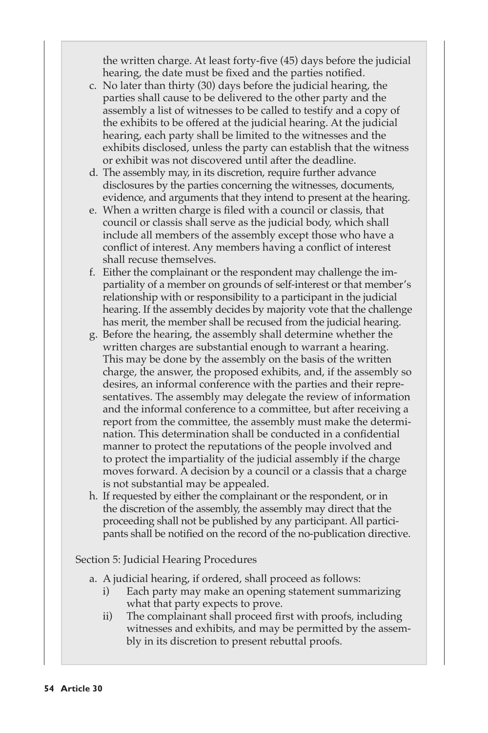the written charge. At least forty-five (45) days before the judicial hearing, the date must be fixed and the parties notified.

c. No later than thirty (30) days before the judicial hearing, the parties shall cause to be delivered to the other party and the assembly a list of witnesses to be called to testify and a copy of the exhibits to be offered at the judicial hearing. At the judicial hearing, each party shall be limited to the witnesses and the exhibits disclosed, unless the party can establish that the witness or exhibit was not discovered until after the deadline.
d. The assembly may, in its discretion, require further advance disclosures by the parties concerning the witnesses, documents, evidence, and arguments that they intend to present at the hearing.
e. When a written charge is filed with a council or classis, that council or classis shall serve as the judicial body, which shall include all members of the assembly except those who have a conflict of interest. Any members having a conflict of interest shall recuse themselves.
f. Either the complainant or the respondent may challenge the impartiality of a member on grounds of self-interest or that member's relationship with or responsibility to a participant in the judicial hearing. If the assembly decides by majority vote that the challenge has merit, the member shall be recused from the judicial hearing.
g. Before the hearing, the assembly shall determine whether the written charges are substantial enough to warrant a hearing. This may be done by the assembly on the basis of the written charge, the answer, the proposed exhibits, and, if the assembly so desires, an informal conference with the parties and their representatives. The assembly may delegate the review of information and the informal conference to a committee, but after receiving a report from the committee, the assembly must make the determination. This determination shall be conducted in a confidential manner to protect the reputations of the people involved and to protect the impartiality of the judicial assembly if the charge moves forward. A decision by a council or a classis that a charge is not substantial may be appealed.
h. If requested by either the complainant or the respondent, or in the discretion of the assembly, the assembly may direct that the proceeding shall not be published by any participant. All participants shall be notified on the record of the no-publication directive.

Section 5: Judicial Hearing Procedures

a. A judicial hearing, if ordered, shall proceed as follows:
   i) Each party may make an opening statement summarizing what that party expects to prove.
   ii) The complainant shall proceed first with proofs, including witnesses and exhibits, and may be permitted by the assembly in its discretion to present rebuttal proofs.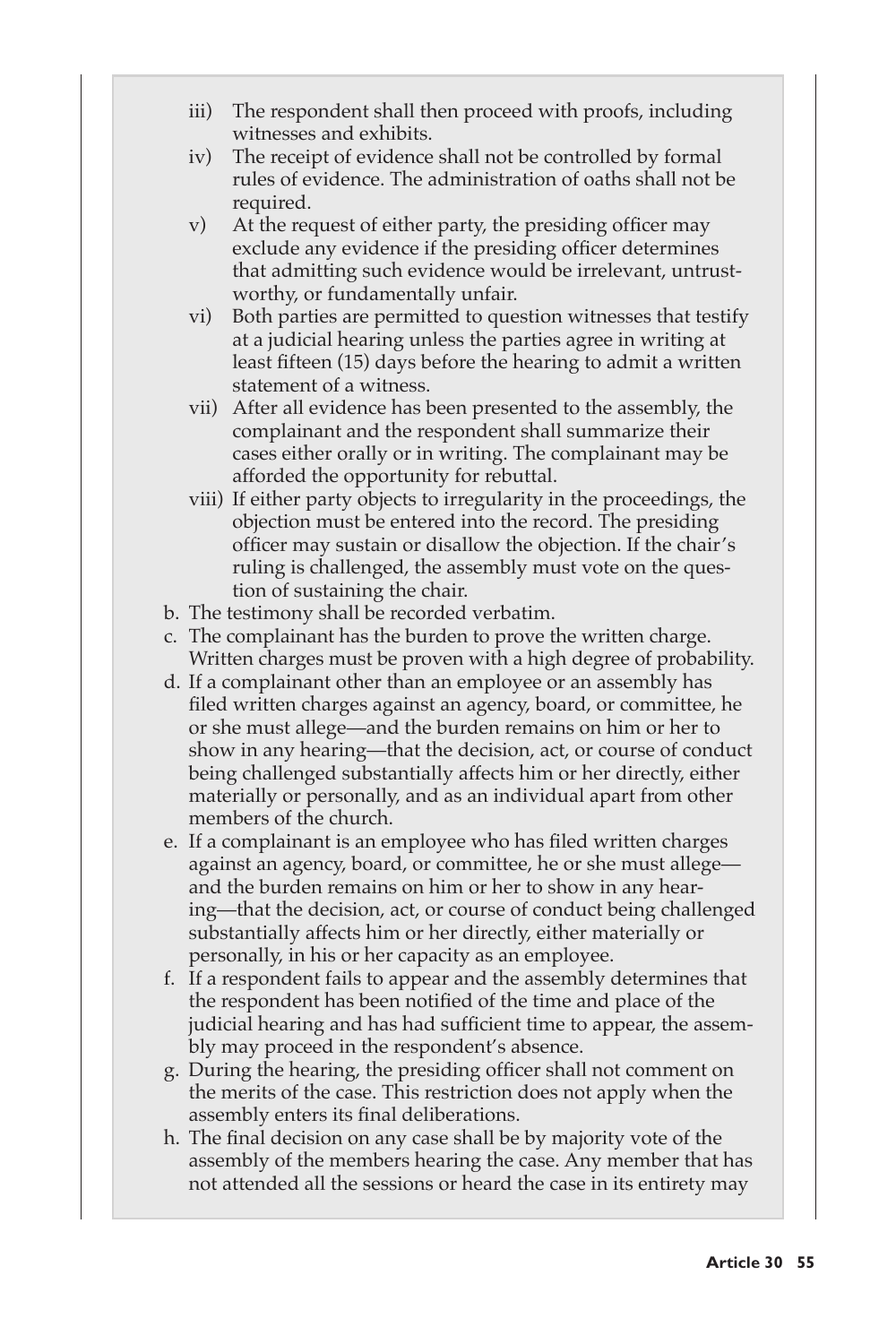iii) The respondent shall then proceed with proofs, including witnesses and exhibits.

iv) The receipt of evidence shall not be controlled by formal rules of evidence. The administration of oaths shall not be required.

v) At the request of either party, the presiding officer may exclude any evidence if the presiding officer determines that admitting such evidence would be irrelevant, untrustworthy, or fundamentally unfair.

vi) Both parties are permitted to question witnesses that testify at a judicial hearing unless the parties agree in writing at least fifteen (15) days before the hearing to admit a written statement of a witness.

vii) After all evidence has been presented to the assembly, the complainant and the respondent shall summarize their cases either orally or in writing. The complainant may be afforded the opportunity for rebuttal.

viii) If either party objects to irregularity in the proceedings, the objection must be entered into the record. The presiding officer may sustain or disallow the objection. If the chair's ruling is challenged, the assembly must vote on the question of sustaining the chair.

b. The testimony shall be recorded verbatim.

c. The complainant has the burden to prove the written charge. Written charges must be proven with a high degree of probability.

d. If a complainant other than an employee or an assembly has filed written charges against an agency, board, or committee, he or she must allege—and the burden remains on him or her to show in any hearing—that the decision, act, or course of conduct being challenged substantially affects him or her directly, either materially or personally, and as an individual apart from other members of the church.

e. If a complainant is an employee who has filed written charges against an agency, board, or committee, he or she must allege—and the burden remains on him or her to show in any hearing—that the decision, act, or course of conduct being challenged substantially affects him or her directly, either materially or personally, in his or her capacity as an employee.

f. If a respondent fails to appear and the assembly determines that the respondent has been notified of the time and place of the judicial hearing and has had sufficient time to appear, the assembly may proceed in the respondent's absence.

g. During the hearing, the presiding officer shall not comment on the merits of the case. This restriction does not apply when the assembly enters its final deliberations.

h. The final decision on any case shall be by majority vote of the assembly of the members hearing the case. Any member that has not attended all the sessions or heard the case in its entirety may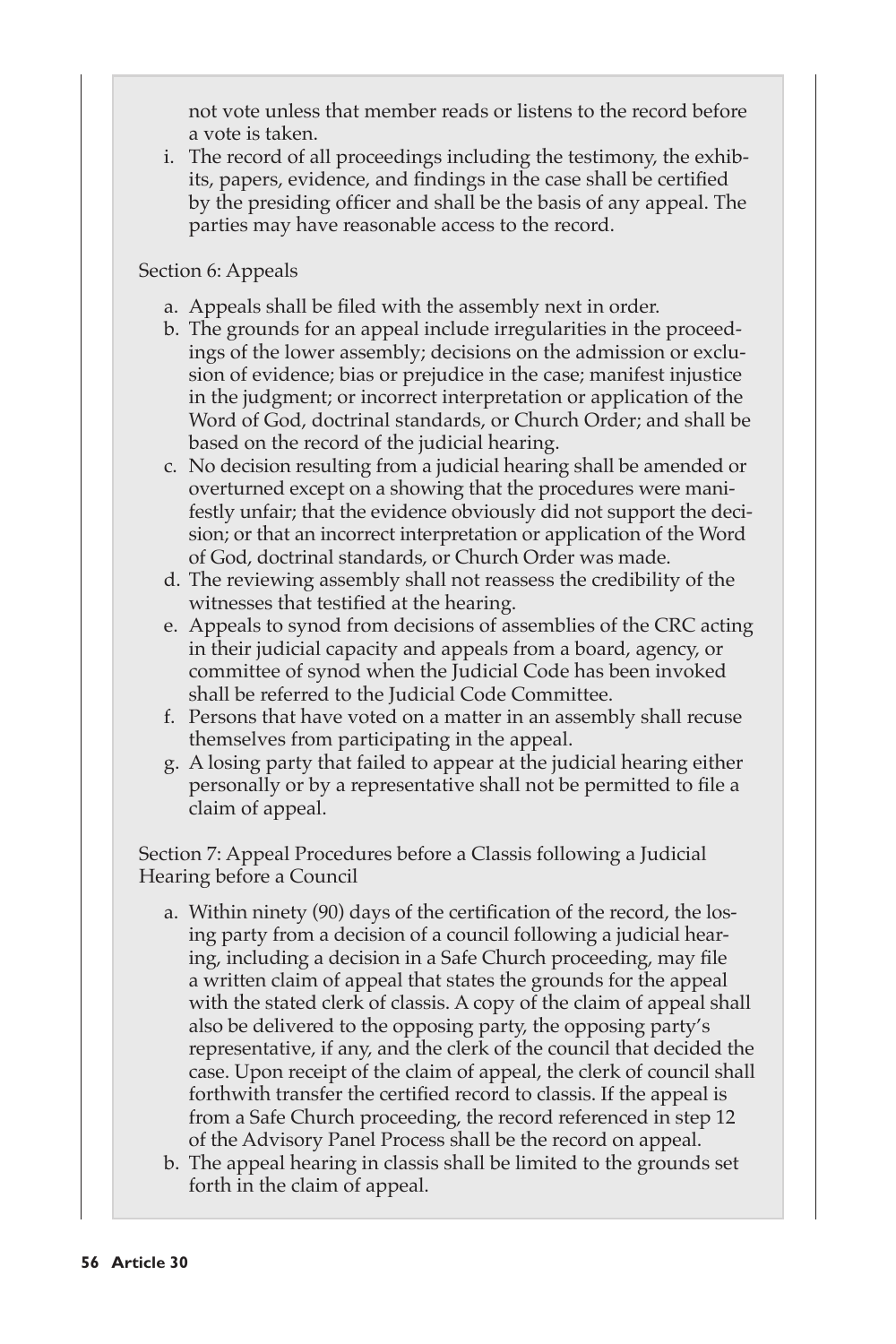not vote unless that member reads or listens to the record before a vote is taken.

i. The record of all proceedings including the testimony, the exhibits, papers, evidence, and findings in the case shall be certified by the presiding officer and shall be the basis of any appeal. The parties may have reasonable access to the record.

Section 6: Appeals

a. Appeals shall be filed with the assembly next in order.
b. The grounds for an appeal include irregularities in the proceedings of the lower assembly; decisions on the admission or exclusion of evidence; bias or prejudice in the case; manifest injustice in the judgment; or incorrect interpretation or application of the Word of God, doctrinal standards, or Church Order; and shall be based on the record of the judicial hearing.
c. No decision resulting from a judicial hearing shall be amended or overturned except on a showing that the procedures were manifestly unfair; that the evidence obviously did not support the decision; or that an incorrect interpretation or application of the Word of God, doctrinal standards, or Church Order was made.
d. The reviewing assembly shall not reassess the credibility of the witnesses that testified at the hearing.
e. Appeals to synod from decisions of assemblies of the CRC acting in their judicial capacity and appeals from a board, agency, or committee of synod when the Judicial Code has been invoked shall be referred to the Judicial Code Committee.
f. Persons that have voted on a matter in an assembly shall recuse themselves from participating in the appeal.
g. A losing party that failed to appear at the judicial hearing either personally or by a representative shall not be permitted to file a claim of appeal.

Section 7: Appeal Procedures before a Classis following a Judicial Hearing before a Council

a. Within ninety (90) days of the certification of the record, the losing party from a decision of a council following a judicial hearing, including a decision in a Safe Church proceeding, may file a written claim of appeal that states the grounds for the appeal with the stated clerk of classis. A copy of the claim of appeal shall also be delivered to the opposing party, the opposing party's representative, if any, and the clerk of the council that decided the case. Upon receipt of the claim of appeal, the clerk of council shall forthwith transfer the certified record to classis. If the appeal is from a Safe Church proceeding, the record referenced in step 12 of the Advisory Panel Process shall be the record on appeal.
b. The appeal hearing in classis shall be limited to the grounds set forth in the claim of appeal.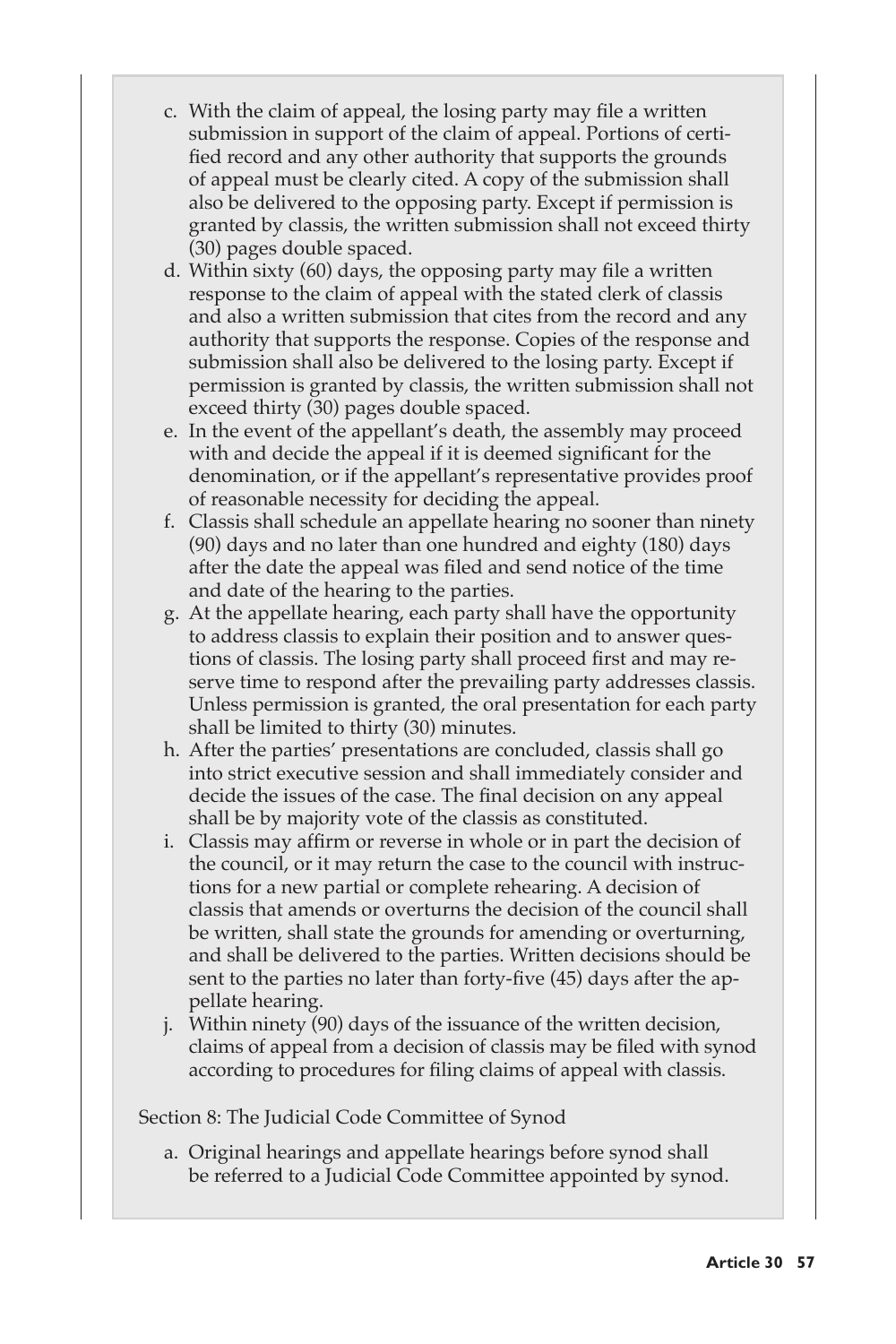c. With the claim of appeal, the losing party may file a written submission in support of the claim of appeal. Portions of certified record and any other authority that supports the grounds of appeal must be clearly cited. A copy of the submission shall also be delivered to the opposing party. Except if permission is granted by classis, the written submission shall not exceed thirty (30) pages double spaced.

d. Within sixty (60) days, the opposing party may file a written response to the claim of appeal with the stated clerk of classis and also a written submission that cites from the record and any authority that supports the response. Copies of the response and submission shall also be delivered to the losing party. Except if permission is granted by classis, the written submission shall not exceed thirty (30) pages double spaced.

e. In the event of the appellant's death, the assembly may proceed with and decide the appeal if it is deemed significant for the denomination, or if the appellant's representative provides proof of reasonable necessity for deciding the appeal.

f. Classis shall schedule an appellate hearing no sooner than ninety (90) days and no later than one hundred and eighty (180) days after the date the appeal was filed and send notice of the time and date of the hearing to the parties.

g. At the appellate hearing, each party shall have the opportunity to address classis to explain their position and to answer questions of classis. The losing party shall proceed first and may reserve time to respond after the prevailing party addresses classis. Unless permission is granted, the oral presentation for each party shall be limited to thirty (30) minutes.

h. After the parties' presentations are concluded, classis shall go into strict executive session and shall immediately consider and decide the issues of the case. The final decision on any appeal shall be by majority vote of the classis as constituted.

i. Classis may affirm or reverse in whole or in part the decision of the council, or it may return the case to the council with instructions for a new partial or complete rehearing. A decision of classis that amends or overturns the decision of the council shall be written, shall state the grounds for amending or overturning, and shall be delivered to the parties. Written decisions should be sent to the parties no later than forty-five (45) days after the appellate hearing.

j. Within ninety (90) days of the issuance of the written decision, claims of appeal from a decision of classis may be filed with synod according to procedures for filing claims of appeal with classis.

Section 8: The Judicial Code Committee of Synod

a. Original hearings and appellate hearings before synod shall be referred to a Judicial Code Committee appointed by synod.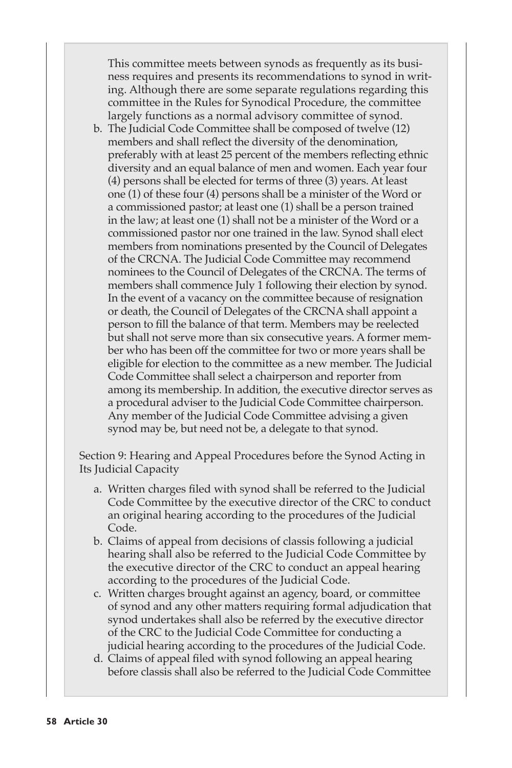This committee meets between synods as frequently as its business requires and presents its recommendations to synod in writing. Although there are some separate regulations regarding this committee in the Rules for Synodical Procedure, the committee largely functions as a normal advisory committee of synod.

b. The Judicial Code Committee shall be composed of twelve (12) members and shall reflect the diversity of the denomination, preferably with at least 25 percent of the members reflecting ethnic diversity and an equal balance of men and women. Each year four (4) persons shall be elected for terms of three (3) years. At least one (1) of these four (4) persons shall be a minister of the Word or a commissioned pastor; at least one (1) shall be a person trained in the law; at least one (1) shall not be a minister of the Word or a commissioned pastor nor one trained in the law. Synod shall elect members from nominations presented by the Council of Delegates of the CRCNA. The Judicial Code Committee may recommend nominees to the Council of Delegates of the CRCNA. The terms of members shall commence July 1 following their election by synod. In the event of a vacancy on the committee because of resignation or death, the Council of Delegates of the CRCNA shall appoint a person to fill the balance of that term. Members may be reelected but shall not serve more than six consecutive years. A former member who has been off the committee for two or more years shall be eligible for election to the committee as a new member. The Judicial Code Committee shall select a chairperson and reporter from among its membership. In addition, the executive director serves as a procedural adviser to the Judicial Code Committee chairperson. Any member of the Judicial Code Committee advising a given synod may be, but need not be, a delegate to that synod.

Section 9: Hearing and Appeal Procedures before the Synod Acting in Its Judicial Capacity

a. Written charges filed with synod shall be referred to the Judicial Code Committee by the executive director of the CRC to conduct an original hearing according to the procedures of the Judicial Code.
b. Claims of appeal from decisions of classis following a judicial hearing shall also be referred to the Judicial Code Committee by the executive director of the CRC to conduct an appeal hearing according to the procedures of the Judicial Code.
c. Written charges brought against an agency, board, or committee of synod and any other matters requiring formal adjudication that synod undertakes shall also be referred by the executive director of the CRC to the Judicial Code Committee for conducting a judicial hearing according to the procedures of the Judicial Code.
d. Claims of appeal filed with synod following an appeal hearing before classis shall also be referred to the Judicial Code Committee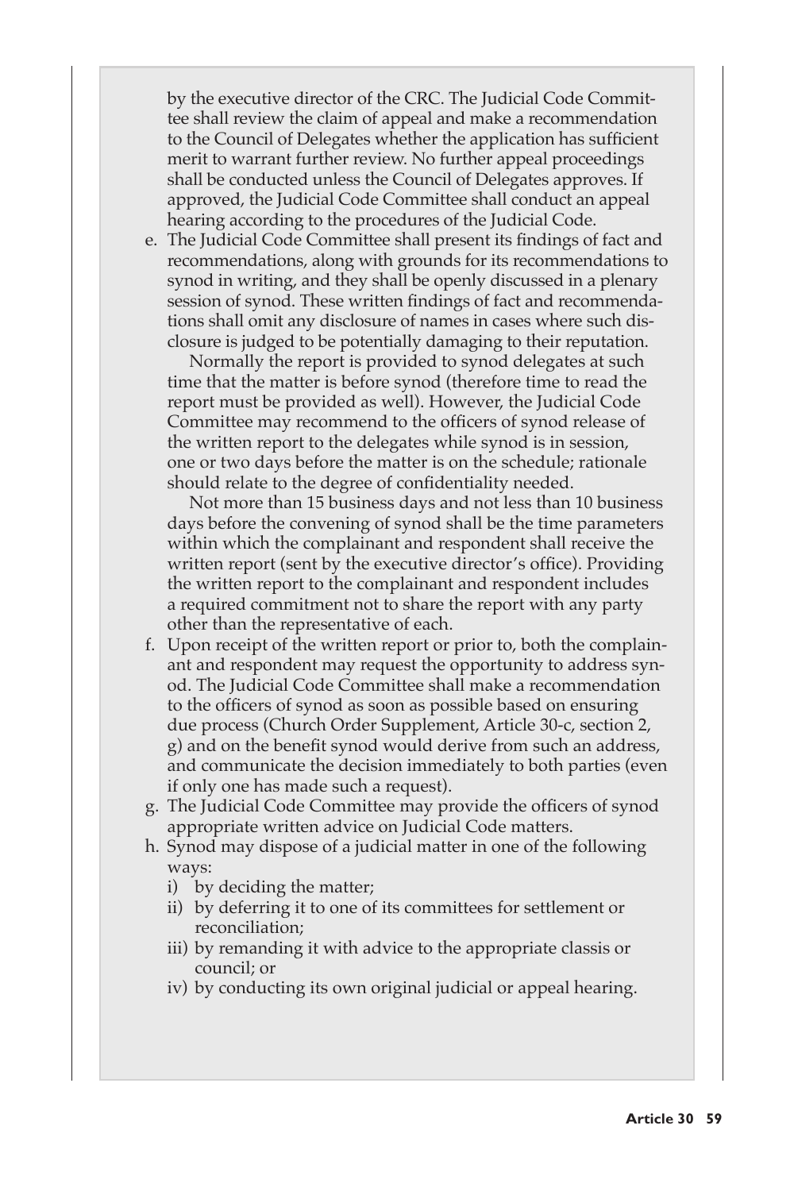by the executive director of the CRC. The Judicial Code Committee shall review the claim of appeal and make a recommendation to the Council of Delegates whether the application has sufficient merit to warrant further review. No further appeal proceedings shall be conducted unless the Council of Delegates approves. If approved, the Judicial Code Committee shall conduct an appeal hearing according to the procedures of the Judicial Code.

e. The Judicial Code Committee shall present its findings of fact and recommendations, along with grounds for its recommendations to synod in writing, and they shall be openly discussed in a plenary session of synod. These written findings of fact and recommendations shall omit any disclosure of names in cases where such disclosure is judged to be potentially damaging to their reputation.

   Normally the report is provided to synod delegates at such time that the matter is before synod (therefore time to read the report must be provided as well). However, the Judicial Code Committee may recommend to the officers of synod release of the written report to the delegates while synod is in session, one or two days before the matter is on the schedule; rationale should relate to the degree of confidentiality needed.

   Not more than 15 business days and not less than 10 business days before the convening of synod shall be the time parameters within which the complainant and respondent shall receive the written report (sent by the executive director's office). Providing the written report to the complainant and respondent includes a required commitment not to share the report with any party other than the representative of each.

f. Upon receipt of the written report or prior to, both the complainant and respondent may request the opportunity to address synod. The Judicial Code Committee shall make a recommendation to the officers of synod as soon as possible based on ensuring due process (Church Order Supplement, Article 30-c, section 2, g) and on the benefit synod would derive from such an address, and communicate the decision immediately to both parties (even if only one has made such a request).

g. The Judicial Code Committee may provide the officers of synod appropriate written advice on Judicial Code matters.

h. Synod may dispose of a judicial matter in one of the following ways:
   i) by deciding the matter;
   ii) by deferring it to one of its committees for settlement or reconciliation;
   iii) by remanding it with advice to the appropriate classis or council; or
   iv) by conducting its own original judicial or appeal hearing.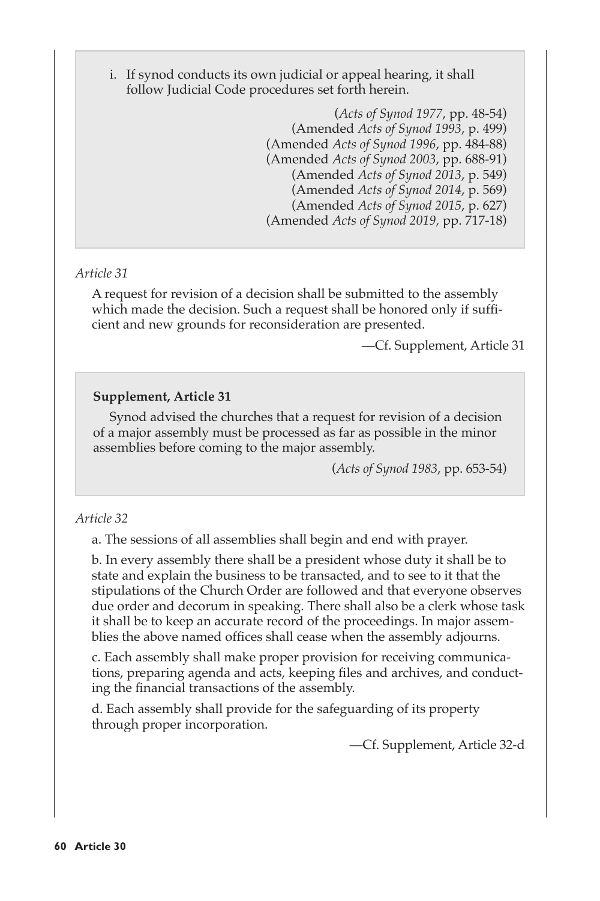i. If synod conducts its own judicial or appeal hearing, it shall follow Judicial Code procedures set forth herein.

(*Acts of Synod 1977*, pp. 48-54)
(Amended *Acts of Synod 1993*, p. 499)
(Amended *Acts of Synod 1996*, pp. 484-88)
(Amended *Acts of Synod 2003*, pp. 688-91)
(Amended *Acts of Synod 2013*, p. 549)
(Amended *Acts of Synod 2014*, p. 569)
(Amended *Acts of Synod 2015*, p. 627)
(Amended *Acts of Synod 2019*, pp. 717-18)

*Article 31*

A request for revision of a decision shall be submitted to the assembly which made the decision. Such a request shall be honored only if sufficient and new grounds for reconsideration are presented.

—Cf. Supplement, Article 31

**Supplement, Article 31**

Synod advised the churches that a request for revision of a decision of a major assembly must be processed as far as possible in the minor assemblies before coming to the major assembly.

(*Acts of Synod 1983*, pp. 653-54)

*Article 32*

a. The sessions of all assemblies shall begin and end with prayer.

b. In every assembly there shall be a president whose duty it shall be to state and explain the business to be transacted, and to see to it that the stipulations of the Church Order are followed and that everyone observes due order and decorum in speaking. There shall also be a clerk whose task it shall be to keep an accurate record of the proceedings. In major assemblies the above named offices shall cease when the assembly adjourns.

c. Each assembly shall make proper provision for receiving communications, preparing agenda and acts, keeping files and archives, and conducting the financial transactions of the assembly.

d. Each assembly shall provide for the safeguarding of its property through proper incorporation.

—Cf. Supplement, Article 32-d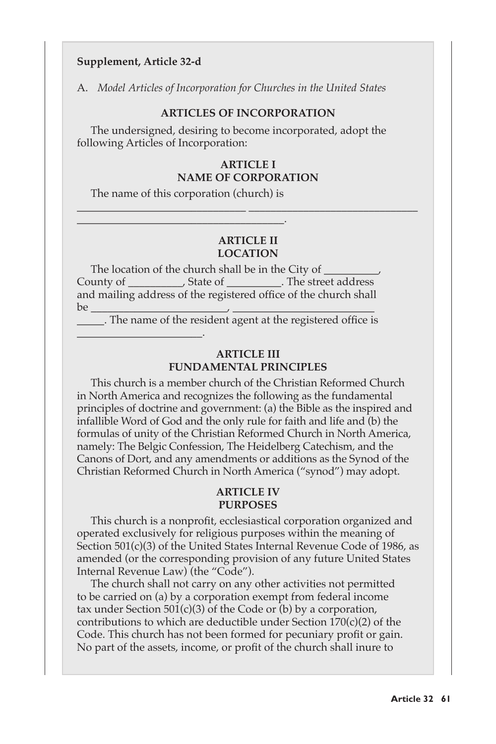**Supplement, Article 32-d**

A. *Model Articles of Incorporation for Churches in the United States*

### ARTICLES OF INCORPORATION

The undersigned, desiring to become incorporated, adopt the following Articles of Incorporation:

#### ARTICLE I
#### NAME OF CORPORATION

The name of this corporation (church) is
______________________________ ______________________________
_____________________________________.

#### ARTICLE II
#### LOCATION

The location of the church shall be in the City of __________, County of __________, State of __________. The street address and mailing address of the registered office of the church shall be _________________________, _________________________ _____. The name of the resident agent at the registered office is _______________________.

#### ARTICLE III
#### FUNDAMENTAL PRINCIPLES

This church is a member church of the Christian Reformed Church in North America and recognizes the following as the fundamental principles of doctrine and government: (a) the Bible as the inspired and infallible Word of God and the only rule for faith and life and (b) the formulas of unity of the Christian Reformed Church in North America, namely: The Belgic Confession, The Heidelberg Catechism, and the Canons of Dort, and any amendments or additions as the Synod of the Christian Reformed Church in North America ("synod") may adopt.

#### ARTICLE IV
#### PURPOSES

This church is a nonprofit, ecclesiastical corporation organized and operated exclusively for religious purposes within the meaning of Section 501(c)(3) of the United States Internal Revenue Code of 1986, as amended (or the corresponding provision of any future United States Internal Revenue Law) (the "Code").

The church shall not carry on any other activities not permitted to be carried on (a) by a corporation exempt from federal income tax under Section 501(c)(3) of the Code or (b) by a corporation, contributions to which are deductible under Section 170(c)(2) of the Code. This church has not been formed for pecuniary profit or gain. No part of the assets, income, or profit of the church shall inure to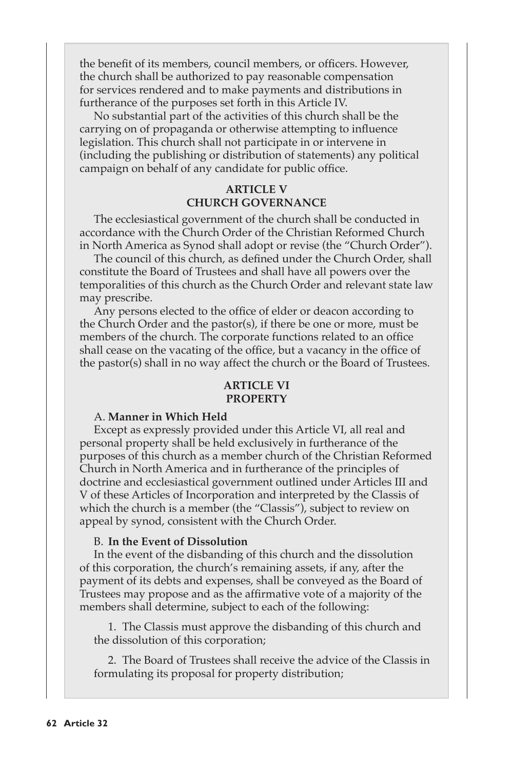the benefit of its members, council members, or officers. However, the church shall be authorized to pay reasonable compensation for services rendered and to make payments and distributions in furtherance of the purposes set forth in this Article IV.

No substantial part of the activities of this church shall be the carrying on of propaganda or otherwise attempting to influence legislation. This church shall not participate in or intervene in (including the publishing or distribution of statements) any political campaign on behalf of any candidate for public office.

## ARTICLE V
## CHURCH GOVERNANCE

The ecclesiastical government of the church shall be conducted in accordance with the Church Order of the Christian Reformed Church in North America as Synod shall adopt or revise (the "Church Order").

The council of this church, as defined under the Church Order, shall constitute the Board of Trustees and shall have all powers over the temporalities of this church as the Church Order and relevant state law may prescribe.

Any persons elected to the office of elder or deacon according to the Church Order and the pastor(s), if there be one or more, must be members of the church. The corporate functions related to an office shall cease on the vacating of the office, but a vacancy in the office of the pastor(s) shall in no way affect the church or the Board of Trustees.

## ARTICLE VI
## PROPERTY

A. **Manner in Which Held**

Except as expressly provided under this Article VI, all real and personal property shall be held exclusively in furtherance of the purposes of this church as a member church of the Christian Reformed Church in North America and in furtherance of the principles of doctrine and ecclesiastical government outlined under Articles III and V of these Articles of Incorporation and interpreted by the Classis of which the church is a member (the "Classis"), subject to review on appeal by synod, consistent with the Church Order.

B. **In the Event of Dissolution**

In the event of the disbanding of this church and the dissolution of this corporation, the church's remaining assets, if any, after the payment of its debts and expenses, shall be conveyed as the Board of Trustees may propose and as the affirmative vote of a majority of the members shall determine, subject to each of the following:

1. The Classis must approve the disbanding of this church and the dissolution of this corporation;

2. The Board of Trustees shall receive the advice of the Classis in formulating its proposal for property distribution;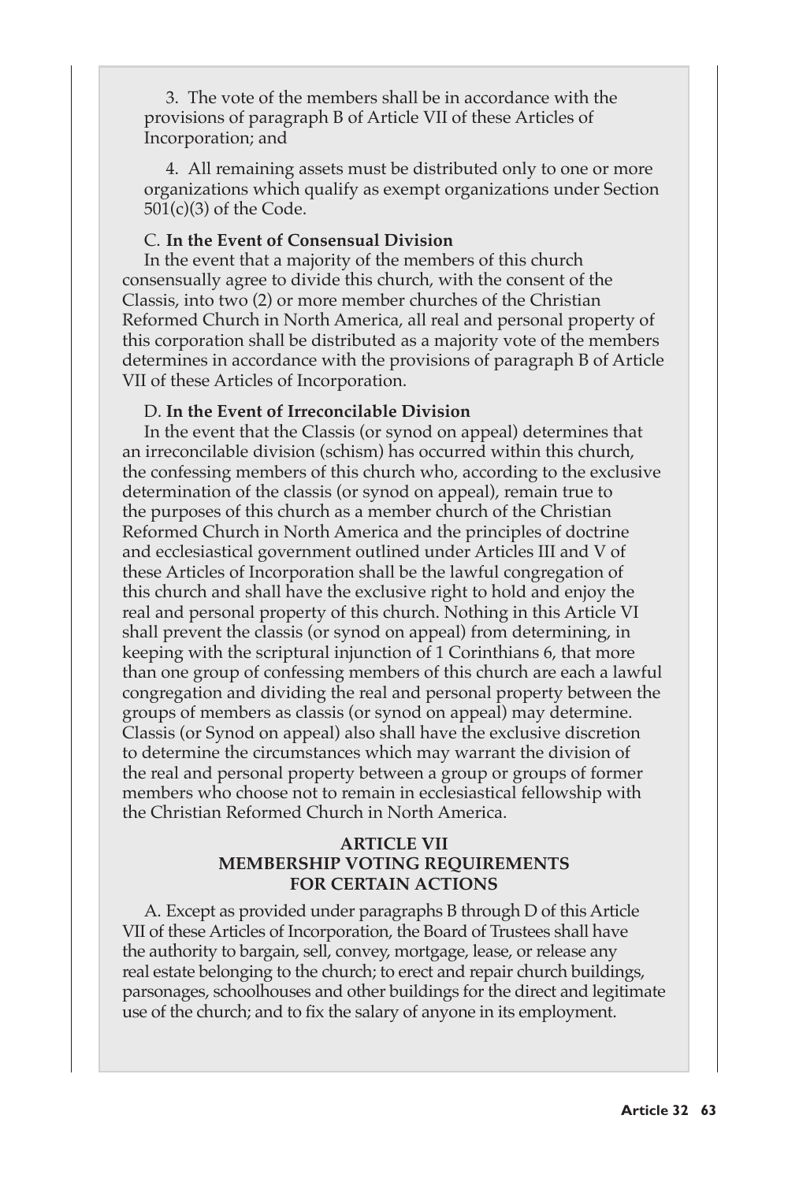3. The vote of the members shall be in accordance with the provisions of paragraph B of Article VII of these Articles of Incorporation; and

4. All remaining assets must be distributed only to one or more organizations which qualify as exempt organizations under Section 501(c)(3) of the Code.

C. **In the Event of Consensual Division**

In the event that a majority of the members of this church consensually agree to divide this church, with the consent of the Classis, into two (2) or more member churches of the Christian Reformed Church in North America, all real and personal property of this corporation shall be distributed as a majority vote of the members determines in accordance with the provisions of paragraph B of Article VII of these Articles of Incorporation.

D. **In the Event of Irreconcilable Division**

In the event that the Classis (or synod on appeal) determines that an irreconcilable division (schism) has occurred within this church, the confessing members of this church who, according to the exclusive determination of the classis (or synod on appeal), remain true to the purposes of this church as a member church of the Christian Reformed Church in North America and the principles of doctrine and ecclesiastical government outlined under Articles III and V of these Articles of Incorporation shall be the lawful congregation of this church and shall have the exclusive right to hold and enjoy the real and personal property of this church. Nothing in this Article VI shall prevent the classis (or synod on appeal) from determining, in keeping with the scriptural injunction of 1 Corinthians 6, that more than one group of confessing members of this church are each a lawful congregation and dividing the real and personal property between the groups of members as classis (or synod on appeal) may determine. Classis (or Synod on appeal) also shall have the exclusive discretion to determine the circumstances which may warrant the division of the real and personal property between a group or groups of former members who choose not to remain in ecclesiastical fellowship with the Christian Reformed Church in North America.

**ARTICLE VII**
**MEMBERSHIP VOTING REQUIREMENTS FOR CERTAIN ACTIONS**

A. Except as provided under paragraphs B through D of this Article VII of these Articles of Incorporation, the Board of Trustees shall have the authority to bargain, sell, convey, mortgage, lease, or release any real estate belonging to the church; to erect and repair church buildings, parsonages, schoolhouses and other buildings for the direct and legitimate use of the church; and to fix the salary of anyone in its employment.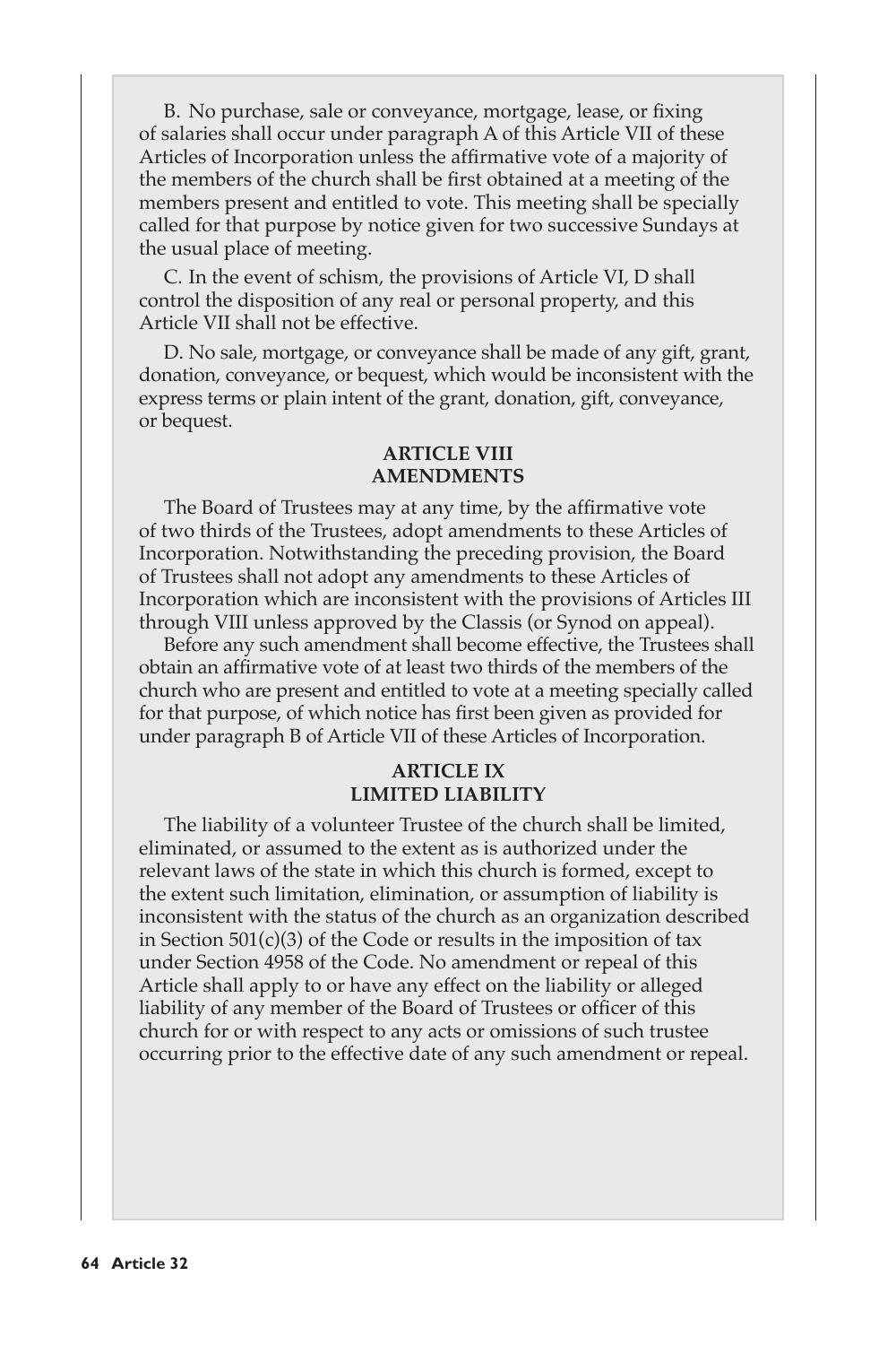B. No purchase, sale or conveyance, mortgage, lease, or fixing of salaries shall occur under paragraph A of this Article VII of these Articles of Incorporation unless the affirmative vote of a majority of the members of the church shall be first obtained at a meeting of the members present and entitled to vote. This meeting shall be specially called for that purpose by notice given for two successive Sundays at the usual place of meeting.

C. In the event of schism, the provisions of Article VI, D shall control the disposition of any real or personal property, and this Article VII shall not be effective.

D. No sale, mortgage, or conveyance shall be made of any gift, grant, donation, conveyance, or bequest, which would be inconsistent with the express terms or plain intent of the grant, donation, gift, conveyance, or bequest.

**ARTICLE VIII**
**AMENDMENTS**

The Board of Trustees may at any time, by the affirmative vote of two thirds of the Trustees, adopt amendments to these Articles of Incorporation. Notwithstanding the preceding provision, the Board of Trustees shall not adopt any amendments to these Articles of Incorporation which are inconsistent with the provisions of Articles III through VIII unless approved by the Classis (or Synod on appeal).

Before any such amendment shall become effective, the Trustees shall obtain an affirmative vote of at least two thirds of the members of the church who are present and entitled to vote at a meeting specially called for that purpose, of which notice has first been given as provided for under paragraph B of Article VII of these Articles of Incorporation.

**ARTICLE IX**
**LIMITED LIABILITY**

The liability of a volunteer Trustee of the church shall be limited, eliminated, or assumed to the extent as is authorized under the relevant laws of the state in which this church is formed, except to the extent such limitation, elimination, or assumption of liability is inconsistent with the status of the church as an organization described in Section 501(c)(3) of the Code or results in the imposition of tax under Section 4958 of the Code. No amendment or repeal of this Article shall apply to or have any effect on the liability or alleged liability of any member of the Board of Trustees or officer of this church for or with respect to any acts or omissions of such trustee occurring prior to the effective date of any such amendment or repeal.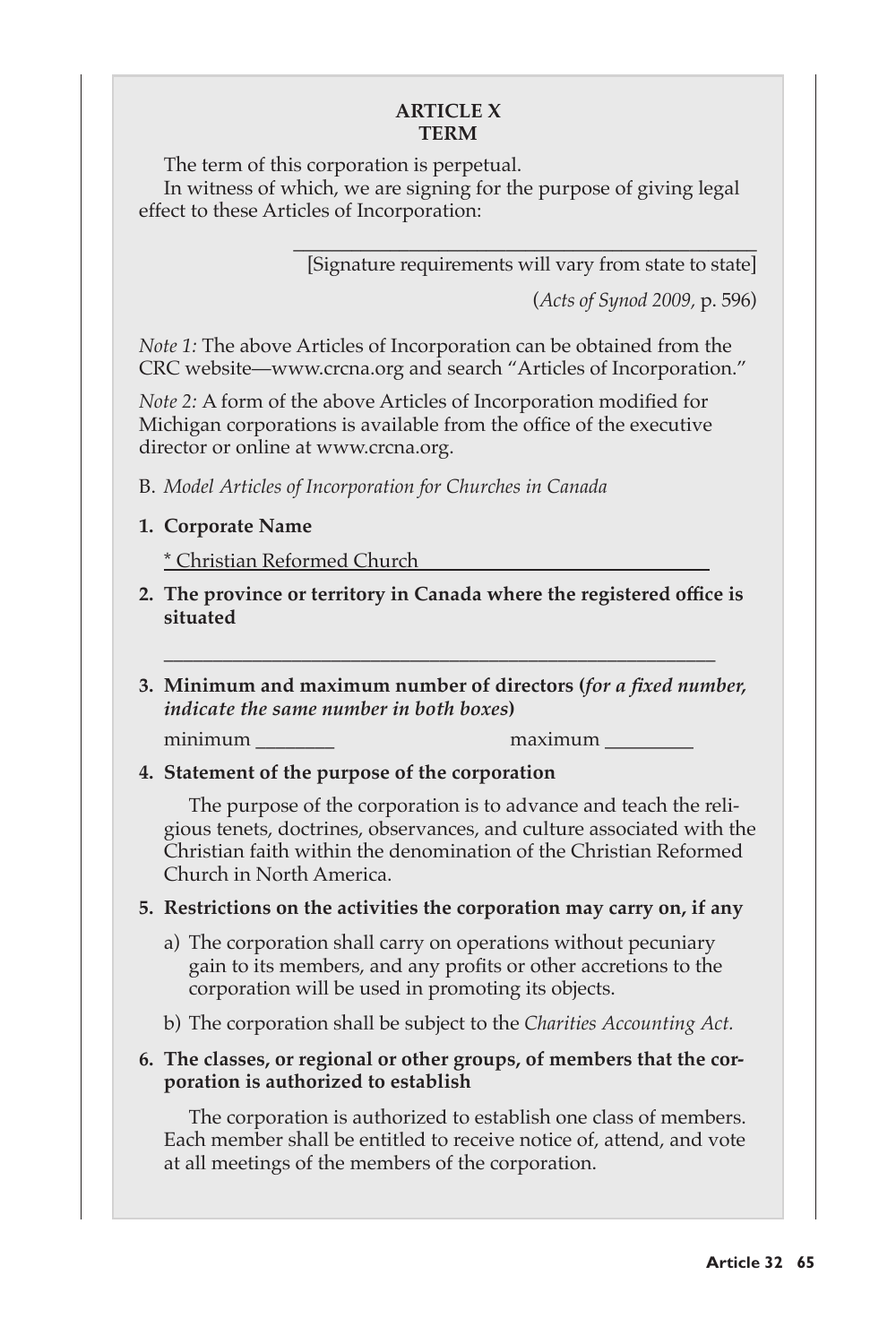**ARTICLE X**
**TERM**

The term of this corporation is perpetual.

In witness of which, we are signing for the purpose of giving legal effect to these Articles of Incorporation:

_______________________________________________

[Signature requirements will vary from state to state]

(*Acts of Synod 2009,* p. 596)

*Note 1:* The above Articles of Incorporation can be obtained from the CRC website—www.crcna.org and search "Articles of Incorporation."

*Note 2:* A form of the above Articles of Incorporation modified for Michigan corporations is available from the office of the executive director or online at www.crcna.org.

B. *Model Articles of Incorporation for Churches in Canada*

**1. Corporate Name**

<u>* Christian Reformed Church</u>

**2. The province or territory in Canada where the registered office is situated**

_______________________________________________

**3. Minimum and maximum number of directors (*for a fixed number, indicate the same number in both boxes*)**

minimum ________ maximum _________

**4. Statement of the purpose of the corporation**

The purpose of the corporation is to advance and teach the religious tenets, doctrines, observances, and culture associated with the Christian faith within the denomination of the Christian Reformed Church in North America.

**5. Restrictions on the activities the corporation may carry on, if any**

a) The corporation shall carry on operations without pecuniary gain to its members, and any profits or other accretions to the corporation will be used in promoting its objects.

b) The corporation shall be subject to the *Charities Accounting Act.*

**6. The classes, or regional or other groups, of members that the corporation is authorized to establish**

The corporation is authorized to establish one class of members. Each member shall be entitled to receive notice of, attend, and vote at all meetings of the members of the corporation.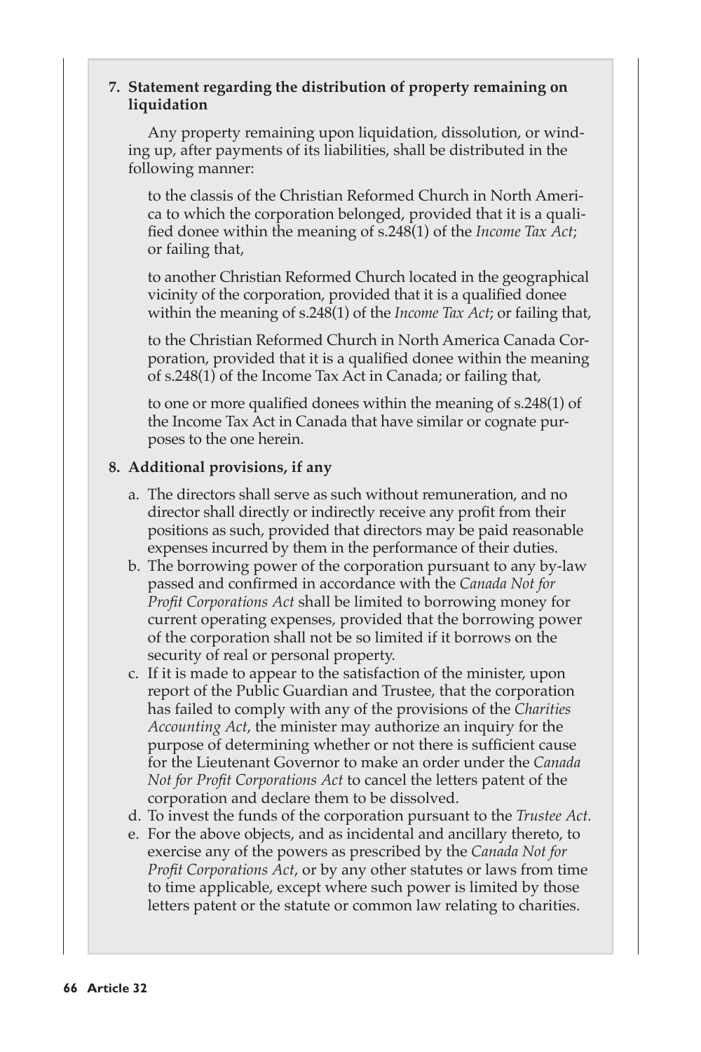**7. Statement regarding the distribution of property remaining on liquidation**

Any property remaining upon liquidation, dissolution, or winding up, after payments of its liabilities, shall be distributed in the following manner:

to the classis of the Christian Reformed Church in North America to which the corporation belonged, provided that it is a qualified donee within the meaning of s.248(1) of the *Income Tax Act*; or failing that,

to another Christian Reformed Church located in the geographical vicinity of the corporation, provided that it is a qualified donee within the meaning of s.248(1) of the *Income Tax Act*; or failing that,

to the Christian Reformed Church in North America Canada Corporation, provided that it is a qualified donee within the meaning of s.248(1) of the Income Tax Act in Canada; or failing that,

to one or more qualified donees within the meaning of s.248(1) of the Income Tax Act in Canada that have similar or cognate purposes to the one herein.

**8. Additional provisions, if any**

a. The directors shall serve as such without remuneration, and no director shall directly or indirectly receive any profit from their positions as such, provided that directors may be paid reasonable expenses incurred by them in the performance of their duties.
b. The borrowing power of the corporation pursuant to any by-law passed and confirmed in accordance with the *Canada Not for Profit Corporations Act* shall be limited to borrowing money for current operating expenses, provided that the borrowing power of the corporation shall not be so limited if it borrows on the security of real or personal property.
c. If it is made to appear to the satisfaction of the minister, upon report of the Public Guardian and Trustee, that the corporation has failed to comply with any of the provisions of the *Charities Accounting Act*, the minister may authorize an inquiry for the purpose of determining whether or not there is sufficient cause for the Lieutenant Governor to make an order under the *Canada Not for Profit Corporations Act* to cancel the letters patent of the corporation and declare them to be dissolved.
d. To invest the funds of the corporation pursuant to the *Trustee Act.*
e. For the above objects, and as incidental and ancillary thereto, to exercise any of the powers as prescribed by the *Canada Not for Profit Corporations Act*, or by any other statutes or laws from time to time applicable, except where such power is limited by those letters patent or the statute or common law relating to charities.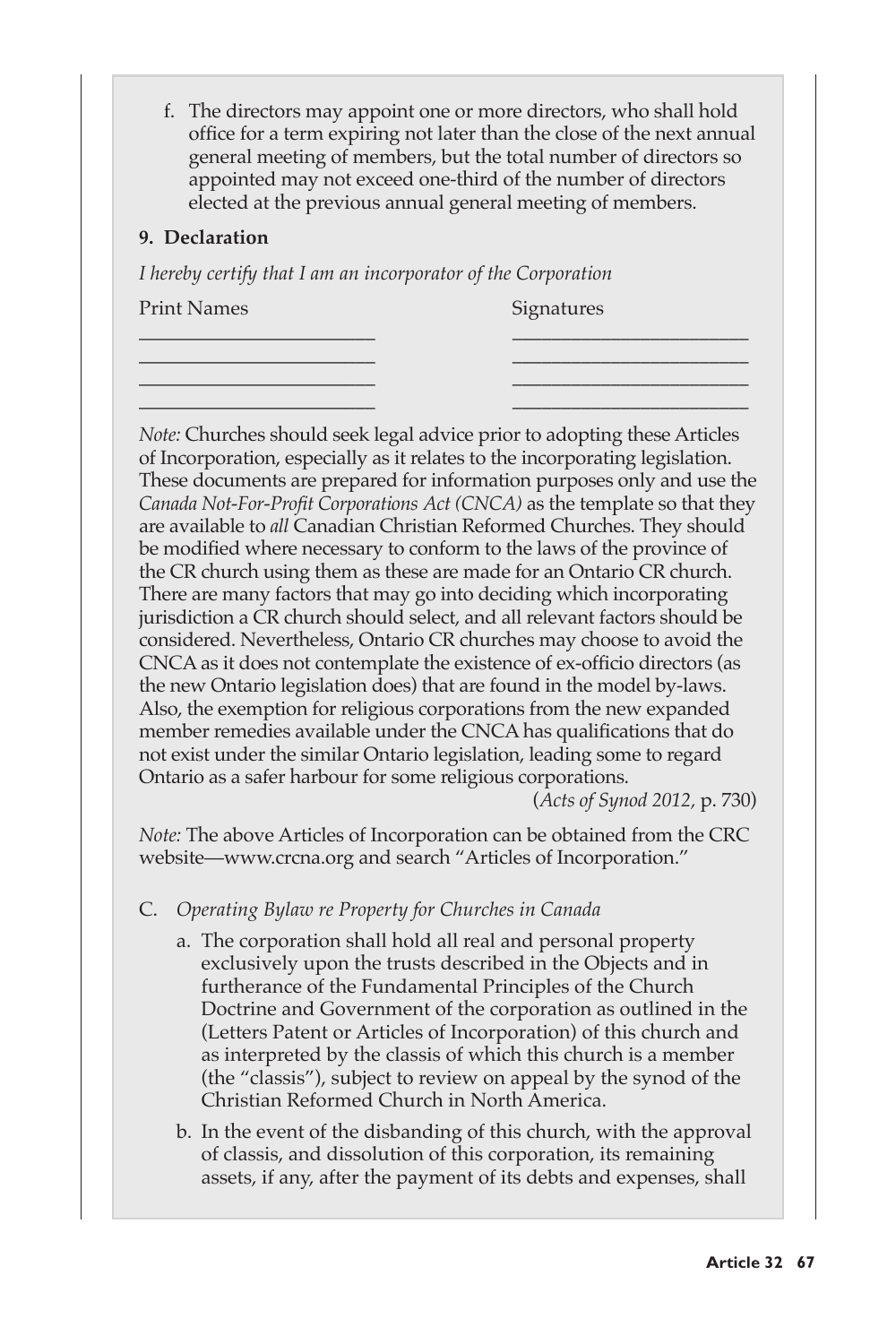f. The directors may appoint one or more directors, who shall hold office for a term expiring not later than the close of the next annual general meeting of members, but the total number of directors so appointed may not exceed one-third of the number of directors elected at the previous annual general meeting of members.

**9. Declaration**

*I hereby certify that I am an incorporator of the Corporation*

| Print Names | Signatures |
| --- | --- |
| ______________________ | ______________________ |
| ______________________ | ______________________ |
| ______________________ | ______________________ |
| ______________________ | ______________________ |

*Note:* Churches should seek legal advice prior to adopting these Articles of Incorporation, especially as it relates to the incorporating legislation. These documents are prepared for information purposes only and use the *Canada Not-For-Profit Corporations Act (CNCA)* as the template so that they are available to *all* Canadian Christian Reformed Churches. They should be modified where necessary to conform to the laws of the province of the CR church using them as these are made for an Ontario CR church. There are many factors that may go into deciding which incorporating jurisdiction a CR church should select, and all relevant factors should be considered. Nevertheless, Ontario CR churches may choose to avoid the CNCA as it does not contemplate the existence of ex-officio directors (as the new Ontario legislation does) that are found in the model by-laws. Also, the exemption for religious corporations from the new expanded member remedies available under the CNCA has qualifications that do not exist under the similar Ontario legislation, leading some to regard Ontario as a safer harbour for some religious corporations.

(*Acts of Synod 2012*, p. 730)

*Note:* The above Articles of Incorporation can be obtained from the CRC website—www.crcna.org and search “Articles of Incorporation.”

C. *Operating Bylaw re Property for Churches in Canada*

   a. The corporation shall hold all real and personal property exclusively upon the trusts described in the Objects and in furtherance of the Fundamental Principles of the Church Doctrine and Government of the corporation as outlined in the (Letters Patent or Articles of Incorporation) of this church and as interpreted by the classis of which this church is a member (the “classis”), subject to review on appeal by the synod of the Christian Reformed Church in North America.

   b. In the event of the disbanding of this church, with the approval of classis, and dissolution of this corporation, its remaining assets, if any, after the payment of its debts and expenses, shall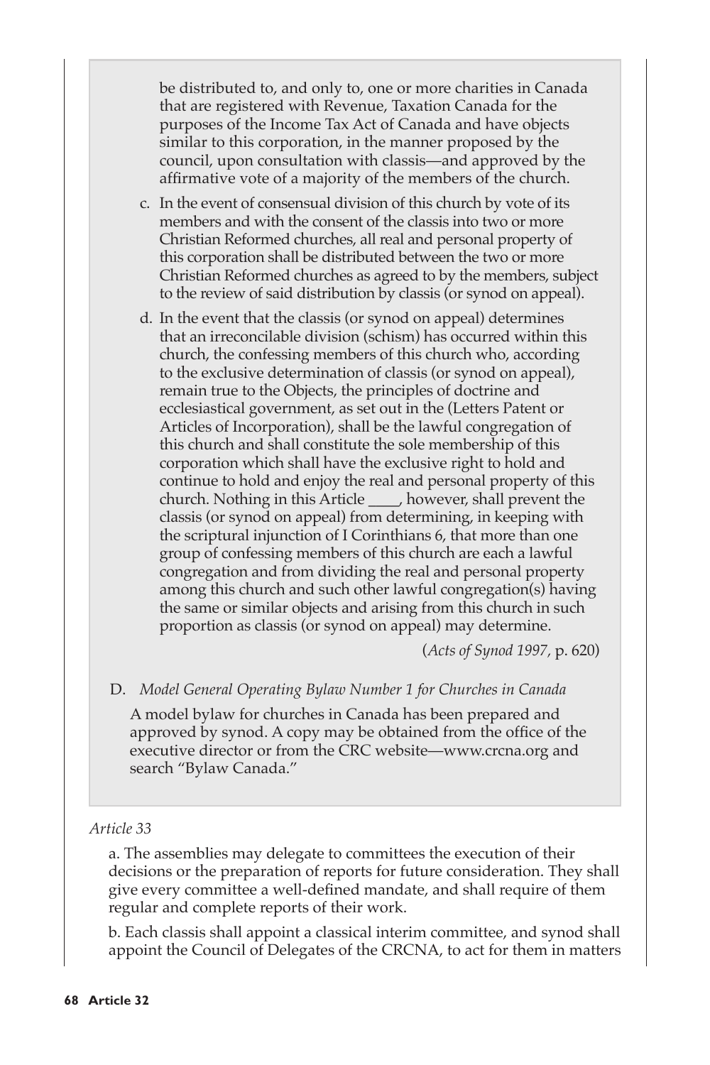be distributed to, and only to, one or more charities in Canada that are registered with Revenue, Taxation Canada for the purposes of the Income Tax Act of Canada and have objects similar to this corporation, in the manner proposed by the council, upon consultation with classis—and approved by the affirmative vote of a majority of the members of the church.

c. In the event of consensual division of this church by vote of its members and with the consent of the classis into two or more Christian Reformed churches, all real and personal property of this corporation shall be distributed between the two or more Christian Reformed churches as agreed to by the members, subject to the review of said distribution by classis (or synod on appeal).

d. In the event that the classis (or synod on appeal) determines that an irreconcilable division (schism) has occurred within this church, the confessing members of this church who, according to the exclusive determination of classis (or synod on appeal), remain true to the Objects, the principles of doctrine and ecclesiastical government, as set out in the (Letters Patent or Articles of Incorporation), shall be the lawful congregation of this church and shall constitute the sole membership of this corporation which shall have the exclusive right to hold and continue to hold and enjoy the real and personal property of this church. Nothing in this Article ____, however, shall prevent the classis (or synod on appeal) from determining, in keeping with the scriptural injunction of I Corinthians 6, that more than one group of confessing members of this church are each a lawful congregation and from dividing the real and personal property among this church and such other lawful congregation(s) having the same or similar objects and arising from this church in such proportion as classis (or synod on appeal) may determine.

(*Acts of Synod 1997*, p. 620)

D. *Model General Operating Bylaw Number 1 for Churches in Canada*

A model bylaw for churches in Canada has been prepared and approved by synod. A copy may be obtained from the office of the executive director or from the CRC website—www.crcna.org and search "Bylaw Canada."

*Article 33*

a. The assemblies may delegate to committees the execution of their decisions or the preparation of reports for future consideration. They shall give every committee a well-defined mandate, and shall require of them regular and complete reports of their work.

b. Each classis shall appoint a classical interim committee, and synod shall appoint the Council of Delegates of the CRCNA, to act for them in matters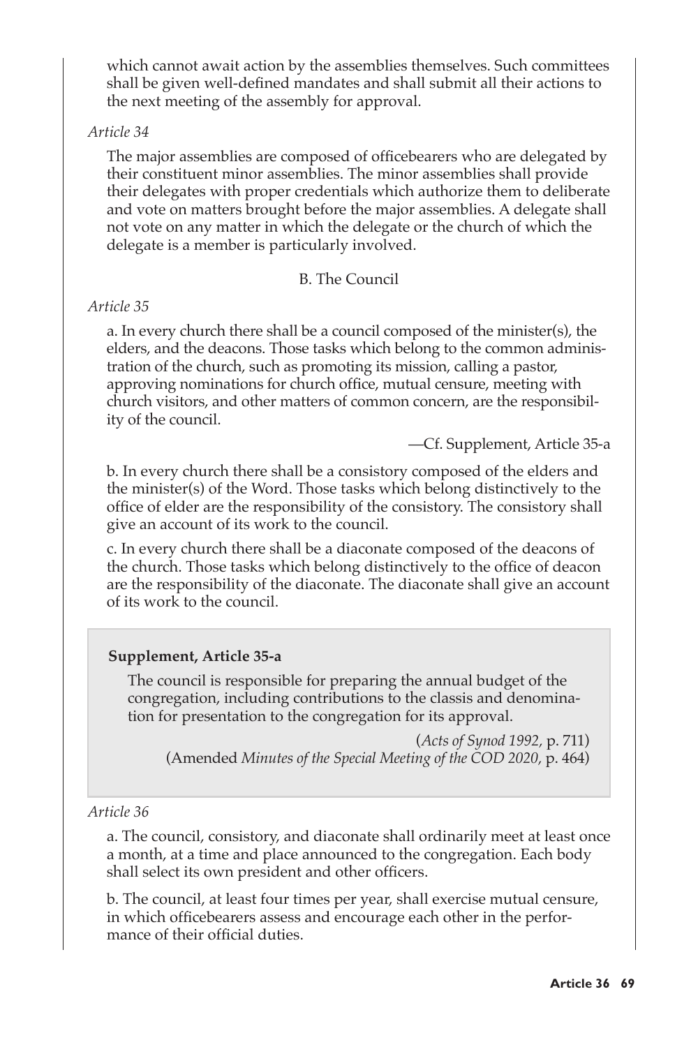which cannot await action by the assemblies themselves. Such committees shall be given well-defined mandates and shall submit all their actions to the next meeting of the assembly for approval.

*Article 34*

The major assemblies are composed of officebearers who are delegated by their constituent minor assemblies. The minor assemblies shall provide their delegates with proper credentials which authorize them to deliberate and vote on matters brought before the major assemblies. A delegate shall not vote on any matter in which the delegate or the church of which the delegate is a member is particularly involved.

### B. The Council

*Article 35*

a. In every church there shall be a council composed of the minister(s), the elders, and the deacons. Those tasks which belong to the common administration of the church, such as promoting its mission, calling a pastor, approving nominations for church office, mutual censure, meeting with church visitors, and other matters of common concern, are the responsibility of the council.

—Cf. Supplement, Article 35-a

b. In every church there shall be a consistory composed of the elders and the minister(s) of the Word. Those tasks which belong distinctively to the office of elder are the responsibility of the consistory. The consistory shall give an account of its work to the council.

c. In every church there shall be a diaconate composed of the deacons of the church. Those tasks which belong distinctively to the office of deacon are the responsibility of the diaconate. The diaconate shall give an account of its work to the council.

**Supplement, Article 35-a**

The council is responsible for preparing the annual budget of the congregation, including contributions to the classis and denomination for presentation to the congregation for its approval.

(*Acts of Synod 1992,* p. 711)
(Amended *Minutes of the Special Meeting of the COD 2020*, p. 464)

*Article 36*

a. The council, consistory, and diaconate shall ordinarily meet at least once a month, at a time and place announced to the congregation. Each body shall select its own president and other officers.

b. The council, at least four times per year, shall exercise mutual censure, in which officebearers assess and encourage each other in the performance of their official duties.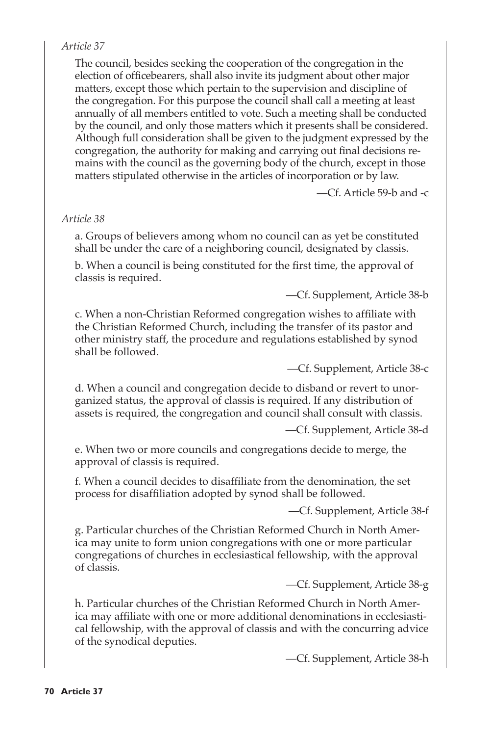*Article 37*

The council, besides seeking the cooperation of the congregation in the election of officebearers, shall also invite its judgment about other major matters, except those which pertain to the supervision and discipline of the congregation. For this purpose the council shall call a meeting at least annually of all members entitled to vote. Such a meeting shall be conducted by the council, and only those matters which it presents shall be considered. Although full consideration shall be given to the judgment expressed by the congregation, the authority for making and carrying out final decisions remains with the council as the governing body of the church, except in those matters stipulated otherwise in the articles of incorporation or by law.

—Cf. Article 59-b and -c

*Article 38*

a. Groups of believers among whom no council can as yet be constituted shall be under the care of a neighboring council, designated by classis.

b. When a council is being constituted for the first time, the approval of classis is required.

—Cf. Supplement, Article 38-b

c. When a non-Christian Reformed congregation wishes to affiliate with the Christian Reformed Church, including the transfer of its pastor and other ministry staff, the procedure and regulations established by synod shall be followed.

—Cf. Supplement, Article 38-c

d. When a council and congregation decide to disband or revert to unorganized status, the approval of classis is required. If any distribution of assets is required, the congregation and council shall consult with classis.

—Cf. Supplement, Article 38-d

e. When two or more councils and congregations decide to merge, the approval of classis is required.

f. When a council decides to disaffiliate from the denomination, the set process for disaffiliation adopted by synod shall be followed.

—Cf. Supplement, Article 38-f

g. Particular churches of the Christian Reformed Church in North America may unite to form union congregations with one or more particular congregations of churches in ecclesiastical fellowship, with the approval of classis.

—Cf. Supplement, Article 38-g

h. Particular churches of the Christian Reformed Church in North America may affiliate with one or more additional denominations in ecclesiastical fellowship, with the approval of classis and with the concurring advice of the synodical deputies.

—Cf. Supplement, Article 38-h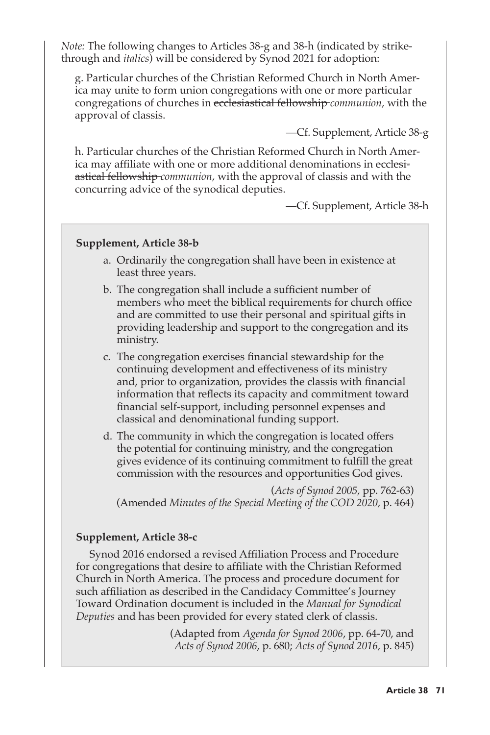*Note:* The following changes to Articles 38-g and 38-h (indicated by strikethrough and *italics*) will be considered by Synod 2021 for adoption:

> g. Particular churches of the Christian Reformed Church in North America may unite to form union congregations with one or more particular congregations of churches in ~~ecclesiastical fellowship~~ *communion*, with the approval of classis.
>
> —Cf. Supplement, Article 38-g
>
> h. Particular churches of the Christian Reformed Church in North America may affiliate with one or more additional denominations in ~~ecclesiastical fellowship~~ *communion*, with the approval of classis and with the concurring advice of the synodical deputies.
>
> —Cf. Supplement, Article 38-h

**Supplement, Article 38-b**

a. Ordinarily the congregation shall have been in existence at least three years.

b. The congregation shall include a sufficient number of members who meet the biblical requirements for church office and are committed to use their personal and spiritual gifts in providing leadership and support to the congregation and its ministry.

c. The congregation exercises financial stewardship for the continuing development and effectiveness of its ministry and, prior to organization, provides the classis with financial information that reflects its capacity and commitment toward financial self-support, including personnel expenses and classical and denominational funding support.

d. The community in which the congregation is located offers the potential for continuing ministry, and the congregation gives evidence of its continuing commitment to fulfill the great commission with the resources and opportunities God gives.

(*Acts of Synod 2005,* pp. 762-63)
(Amended *Minutes of the Special Meeting of the COD 2020,* p. 464)

**Supplement, Article 38-c**

Synod 2016 endorsed a revised Affiliation Process and Procedure for congregations that desire to affiliate with the Christian Reformed Church in North America. The process and procedure document for such affiliation as described in the Candidacy Committee's Journey Toward Ordination document is included in the *Manual for Synodical Deputies* and has been provided for every stated clerk of classis.

(Adapted from *Agenda for Synod 2006*, pp. 64-70, and *Acts of Synod 2006*, p. 680; *Acts of Synod 2016*, p. 845)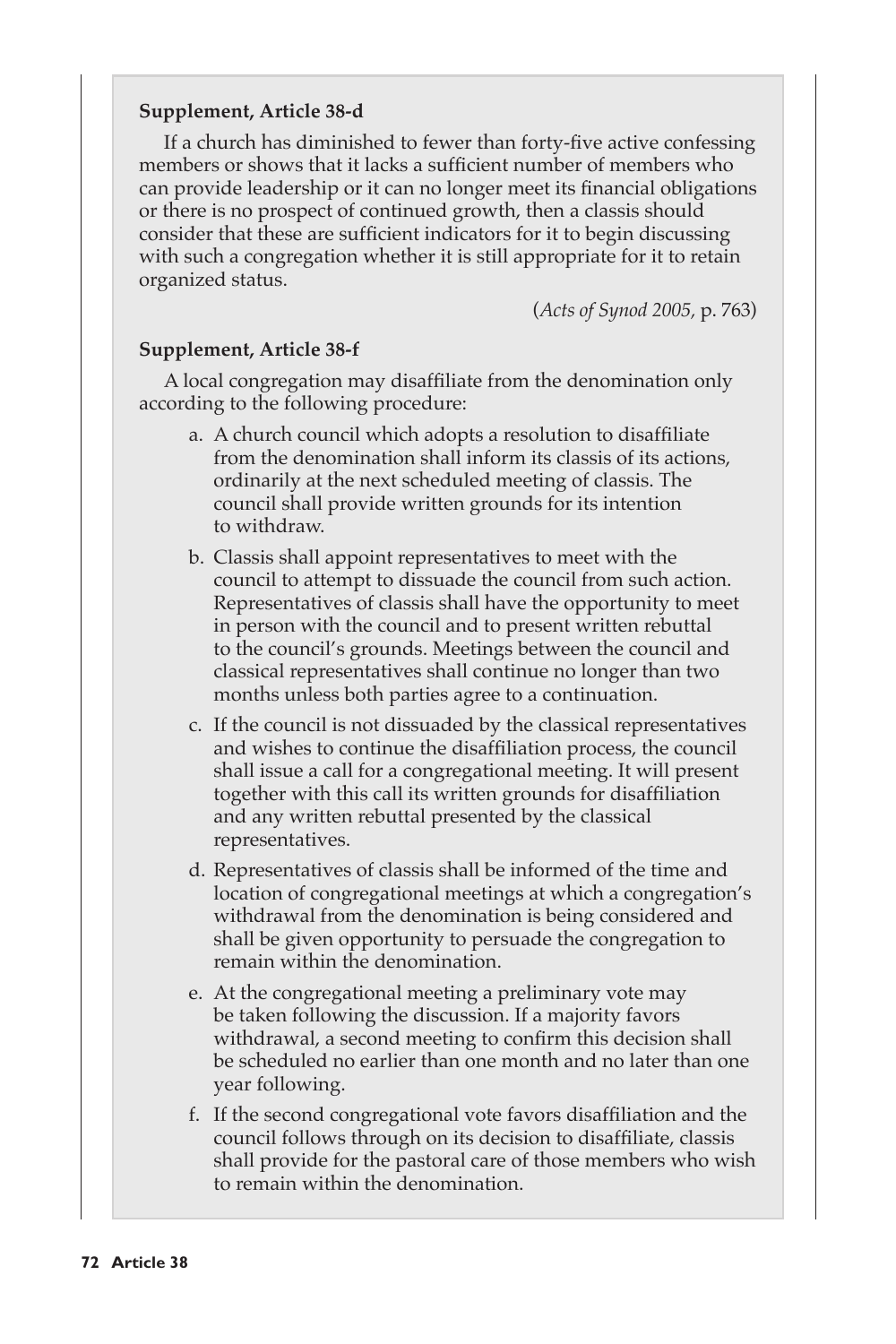**Supplement, Article 38-d**

If a church has diminished to fewer than forty-five active confessing members or shows that it lacks a sufficient number of members who can provide leadership or it can no longer meet its financial obligations or there is no prospect of continued growth, then a classis should consider that these are sufficient indicators for it to begin discussing with such a congregation whether it is still appropriate for it to retain organized status.

(*Acts of Synod 2005*, p. 763)

**Supplement, Article 38-f**

A local congregation may disaffiliate from the denomination only according to the following procedure:

a. A church council which adopts a resolution to disaffiliate from the denomination shall inform its classis of its actions, ordinarily at the next scheduled meeting of classis. The council shall provide written grounds for its intention to withdraw.

b. Classis shall appoint representatives to meet with the council to attempt to dissuade the council from such action. Representatives of classis shall have the opportunity to meet in person with the council and to present written rebuttal to the council's grounds. Meetings between the council and classical representatives shall continue no longer than two months unless both parties agree to a continuation.

c. If the council is not dissuaded by the classical representatives and wishes to continue the disaffiliation process, the council shall issue a call for a congregational meeting. It will present together with this call its written grounds for disaffiliation and any written rebuttal presented by the classical representatives.

d. Representatives of classis shall be informed of the time and location of congregational meetings at which a congregation's withdrawal from the denomination is being considered and shall be given opportunity to persuade the congregation to remain within the denomination.

e. At the congregational meeting a preliminary vote may be taken following the discussion. If a majority favors withdrawal, a second meeting to confirm this decision shall be scheduled no earlier than one month and no later than one year following.

f. If the second congregational vote favors disaffiliation and the council follows through on its decision to disaffiliate, classis shall provide for the pastoral care of those members who wish to remain within the denomination.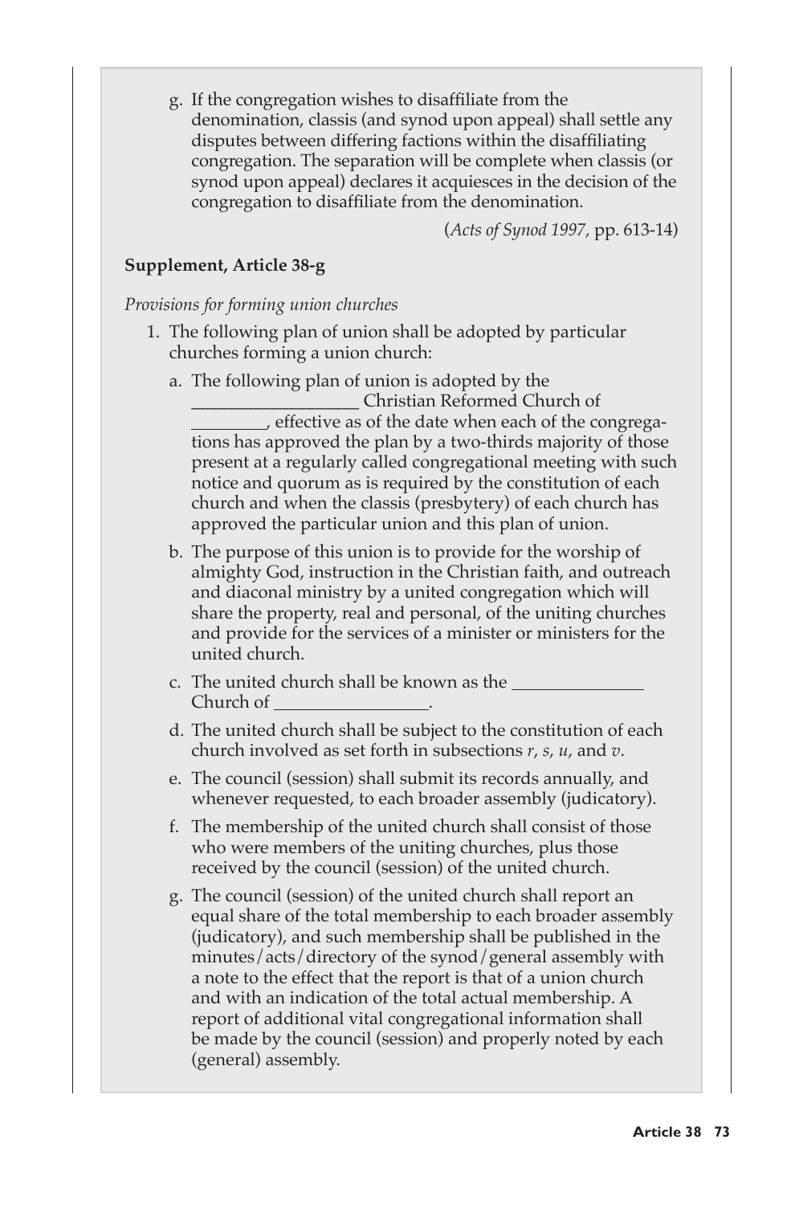g. If the congregation wishes to disaffiliate from the denomination, classis (and synod upon appeal) shall settle any disputes between differing factions within the disaffiliating congregation. The separation will be complete when classis (or synod upon appeal) declares it acquiesces in the decision of the congregation to disaffiliate from the denomination.

(*Acts of Synod 1997*, pp. 613-14)

**Supplement, Article 38-g**

*Provisions for forming union churches*

1. The following plan of union shall be adopted by particular churches forming a union church:

   a. The following plan of union is adopted by the ___________________ Christian Reformed Church of _________, effective as of the date when each of the congregations has approved the plan by a two-thirds majority of those present at a regularly called congregational meeting with such notice and quorum as is required by the constitution of each church and when the classis (presbytery) of each church has approved the particular union and this plan of union.

   b. The purpose of this union is to provide for the worship of almighty God, instruction in the Christian faith, and outreach and diaconal ministry by a united congregation which will share the property, real and personal, of the uniting churches and provide for the services of a minister or ministers for the united church.

   c. The united church shall be known as the _______________ Church of __________________.

   d. The united church shall be subject to the constitution of each church involved as set forth in subsections *r*, *s*, *u*, and *v*.

   e. The council (session) shall submit its records annually, and whenever requested, to each broader assembly (judicatory).

   f. The membership of the united church shall consist of those who were members of the uniting churches, plus those received by the council (session) of the united church.

   g. The council (session) of the united church shall report an equal share of the total membership to each broader assembly (judicatory), and such membership shall be published in the minutes/acts/directory of the synod/general assembly with a note to the effect that the report is that of a union church and with an indication of the total actual membership. A report of additional vital congregational information shall be made by the council (session) and properly noted by each (general) assembly.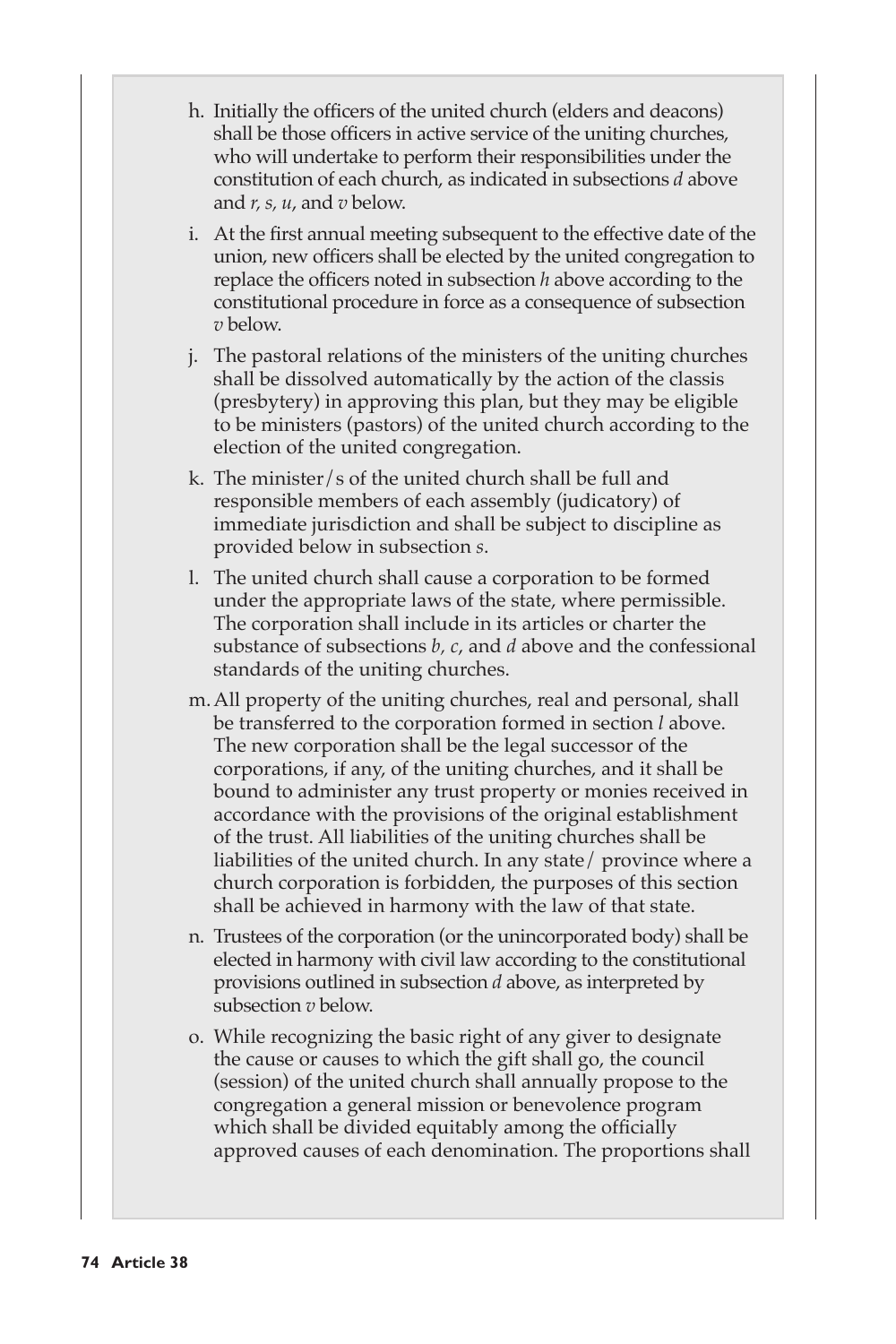h. Initially the officers of the united church (elders and deacons) shall be those officers in active service of the uniting churches, who will undertake to perform their responsibilities under the constitution of each church, as indicated in subsections *d* above and *r, s, u*, and *v* below.

i. At the first annual meeting subsequent to the effective date of the union, new officers shall be elected by the united congregation to replace the officers noted in subsection *h* above according to the constitutional procedure in force as a consequence of subsection *v* below.

j. The pastoral relations of the ministers of the uniting churches shall be dissolved automatically by the action of the classis (presbytery) in approving this plan, but they may be eligible to be ministers (pastors) of the united church according to the election of the united congregation.

k. The minister/s of the united church shall be full and responsible members of each assembly (judicatory) of immediate jurisdiction and shall be subject to discipline as provided below in subsection *s*.

l. The united church shall cause a corporation to be formed under the appropriate laws of the state, where permissible. The corporation shall include in its articles or charter the substance of subsections *b, c*, and *d* above and the confessional standards of the uniting churches.

m. All property of the uniting churches, real and personal, shall be transferred to the corporation formed in section *l* above. The new corporation shall be the legal successor of the corporations, if any, of the uniting churches, and it shall be bound to administer any trust property or monies received in accordance with the provisions of the original establishment of the trust. All liabilities of the uniting churches shall be liabilities of the united church. In any state/ province where a church corporation is forbidden, the purposes of this section shall be achieved in harmony with the law of that state.

n. Trustees of the corporation (or the unincorporated body) shall be elected in harmony with civil law according to the constitutional provisions outlined in subsection *d* above, as interpreted by subsection *v* below.

o. While recognizing the basic right of any giver to designate the cause or causes to which the gift shall go, the council (session) of the united church shall annually propose to the congregation a general mission or benevolence program which shall be divided equitably among the officially approved causes of each denomination. The proportions shall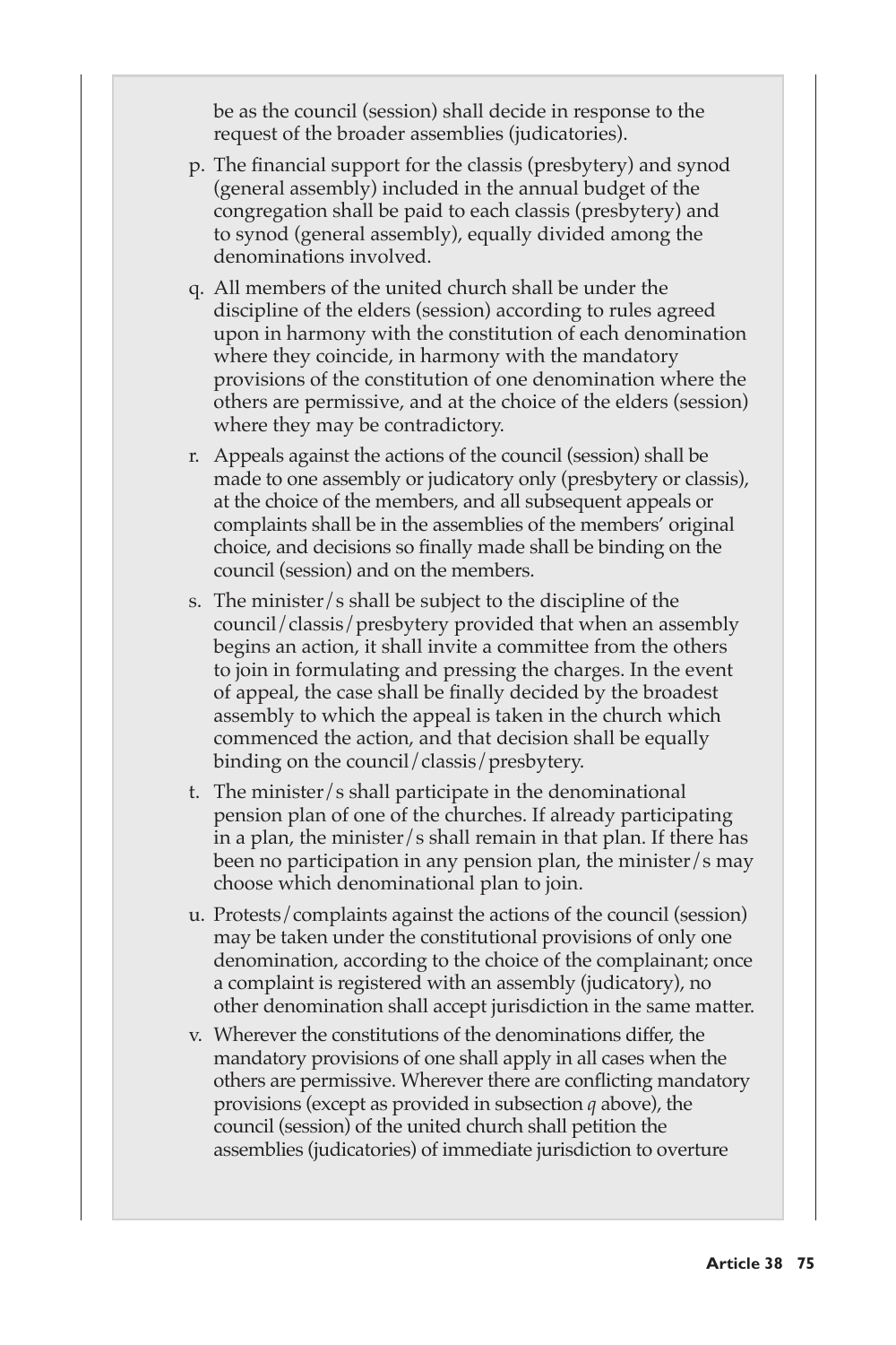be as the council (session) shall decide in response to the request of the broader assemblies (judicatories).

p. The financial support for the classis (presbytery) and synod (general assembly) included in the annual budget of the congregation shall be paid to each classis (presbytery) and to synod (general assembly), equally divided among the denominations involved.

q. All members of the united church shall be under the discipline of the elders (session) according to rules agreed upon in harmony with the constitution of each denomination where they coincide, in harmony with the mandatory provisions of the constitution of one denomination where the others are permissive, and at the choice of the elders (session) where they may be contradictory.

r. Appeals against the actions of the council (session) shall be made to one assembly or judicatory only (presbytery or classis), at the choice of the members, and all subsequent appeals or complaints shall be in the assemblies of the members' original choice, and decisions so finally made shall be binding on the council (session) and on the members.

s. The minister/s shall be subject to the discipline of the council/classis/presbytery provided that when an assembly begins an action, it shall invite a committee from the others to join in formulating and pressing the charges. In the event of appeal, the case shall be finally decided by the broadest assembly to which the appeal is taken in the church which commenced the action, and that decision shall be equally binding on the council/classis/presbytery.

t. The minister/s shall participate in the denominational pension plan of one of the churches. If already participating in a plan, the minister/s shall remain in that plan. If there has been no participation in any pension plan, the minister/s may choose which denominational plan to join.

u. Protests/complaints against the actions of the council (session) may be taken under the constitutional provisions of only one denomination, according to the choice of the complainant; once a complaint is registered with an assembly (judicatory), no other denomination shall accept jurisdiction in the same matter.

v. Wherever the constitutions of the denominations differ, the mandatory provisions of one shall apply in all cases when the others are permissive. Wherever there are conflicting mandatory provisions (except as provided in subsection *q* above), the council (session) of the united church shall petition the assemblies (judicatories) of immediate jurisdiction to overture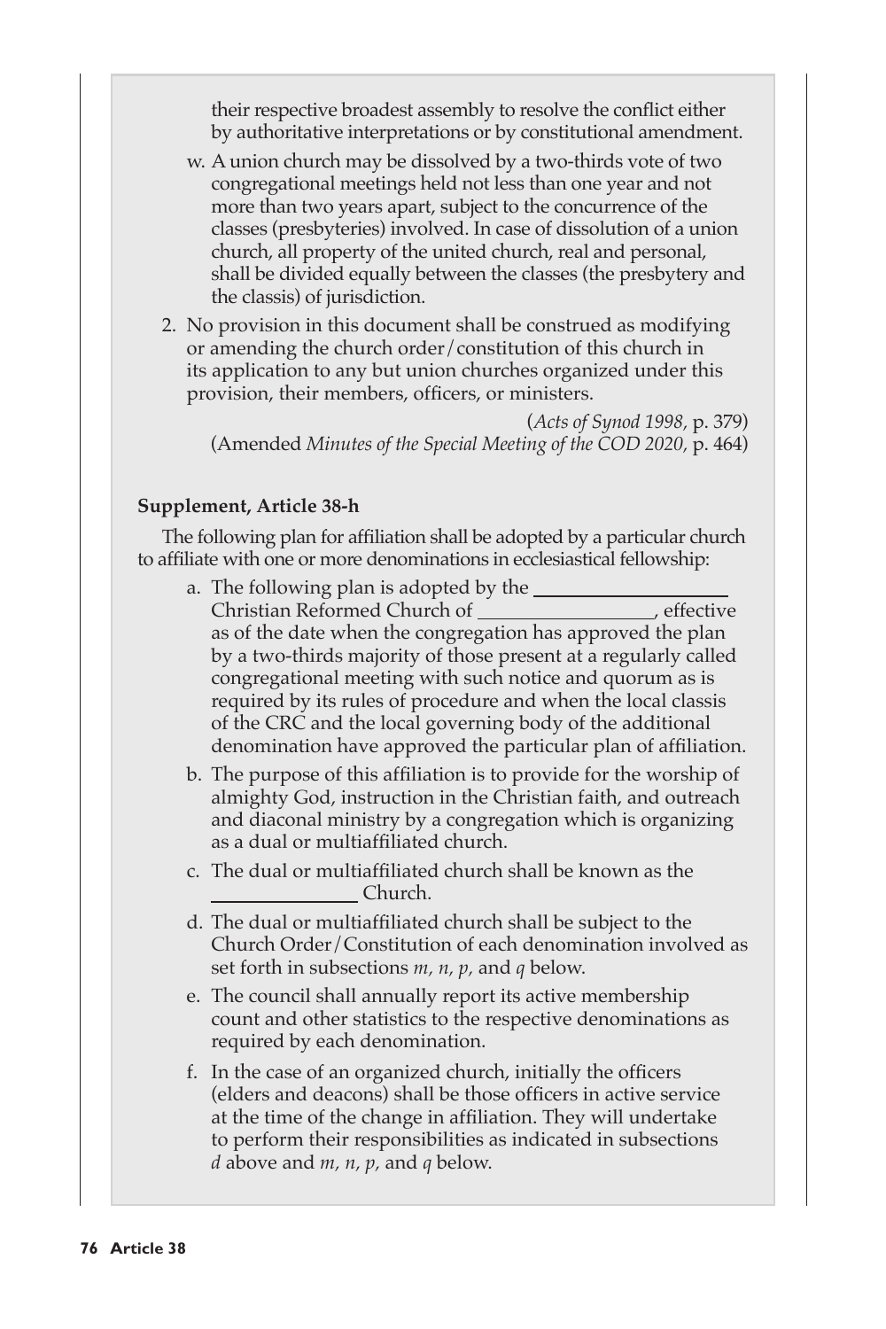their respective broadest assembly to resolve the conflict either by authoritative interpretations or by constitutional amendment.

- w. A union church may be dissolved by a two-thirds vote of two congregational meetings held not less than one year and not more than two years apart, subject to the concurrence of the classes (presbyteries) involved. In case of dissolution of a union church, all property of the united church, real and personal, shall be divided equally between the classes (the presbytery and the classis) of jurisdiction.

2. No provision in this document shall be construed as modifying or amending the church order/constitution of this church in its application to any but union churches organized under this provision, their members, officers, or ministers.

(*Acts of Synod 1998*, p. 379)
(Amended *Minutes of the Special Meeting of the COD 2020*, p. 464)

**Supplement, Article 38-h**

The following plan for affiliation shall be adopted by a particular church to affiliate with one or more denominations in ecclesiastical fellowship:

- a. The following plan is adopted by the ____________________ Christian Reformed Church of __________________, effective as of the date when the congregation has approved the plan by a two-thirds majority of those present at a regularly called congregational meeting with such notice and quorum as is required by its rules of procedure and when the local classis of the CRC and the local governing body of the additional denomination have approved the particular plan of affiliation.
- b. The purpose of this affiliation is to provide for the worship of almighty God, instruction in the Christian faith, and outreach and diaconal ministry by a congregation which is organizing as a dual or multiaffiliated church.
- c. The dual or multiaffiliated church shall be known as the ________________ Church.
- d. The dual or multiaffiliated church shall be subject to the Church Order/Constitution of each denomination involved as set forth in subsections *m, n, p,* and *q* below.
- e. The council shall annually report its active membership count and other statistics to the respective denominations as required by each denomination.
- f. In the case of an organized church, initially the officers (elders and deacons) shall be those officers in active service at the time of the change in affiliation. They will undertake to perform their responsibilities as indicated in subsections *d* above and *m, n, p,* and *q* below.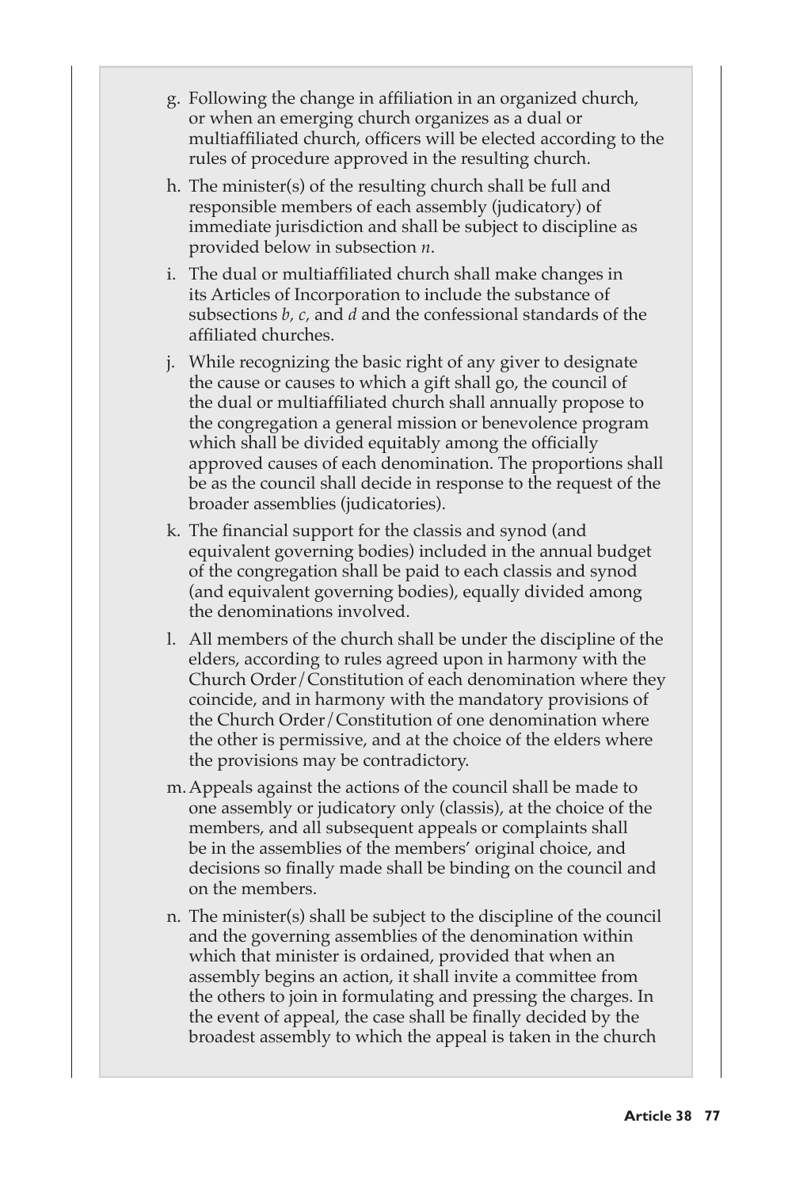g. Following the change in affiliation in an organized church, or when an emerging church organizes as a dual or multiaffiliated church, officers will be elected according to the rules of procedure approved in the resulting church.

h. The minister(s) of the resulting church shall be full and responsible members of each assembly (judicatory) of immediate jurisdiction and shall be subject to discipline as provided below in subsection *n*.

i. The dual or multiaffiliated church shall make changes in its Articles of Incorporation to include the substance of subsections *b*, *c*, and *d* and the confessional standards of the affiliated churches.

j. While recognizing the basic right of any giver to designate the cause or causes to which a gift shall go, the council of the dual or multiaffiliated church shall annually propose to the congregation a general mission or benevolence program which shall be divided equitably among the officially approved causes of each denomination. The proportions shall be as the council shall decide in response to the request of the broader assemblies (judicatories).

k. The financial support for the classis and synod (and equivalent governing bodies) included in the annual budget of the congregation shall be paid to each classis and synod (and equivalent governing bodies), equally divided among the denominations involved.

l. All members of the church shall be under the discipline of the elders, according to rules agreed upon in harmony with the Church Order/Constitution of each denomination where they coincide, and in harmony with the mandatory provisions of the Church Order/Constitution of one denomination where the other is permissive, and at the choice of the elders where the provisions may be contradictory.

m. Appeals against the actions of the council shall be made to one assembly or judicatory only (classis), at the choice of the members, and all subsequent appeals or complaints shall be in the assemblies of the members' original choice, and decisions so finally made shall be binding on the council and on the members.

n. The minister(s) shall be subject to the discipline of the council and the governing assemblies of the denomination within which that minister is ordained, provided that when an assembly begins an action, it shall invite a committee from the others to join in formulating and pressing the charges. In the event of appeal, the case shall be finally decided by the broadest assembly to which the appeal is taken in the church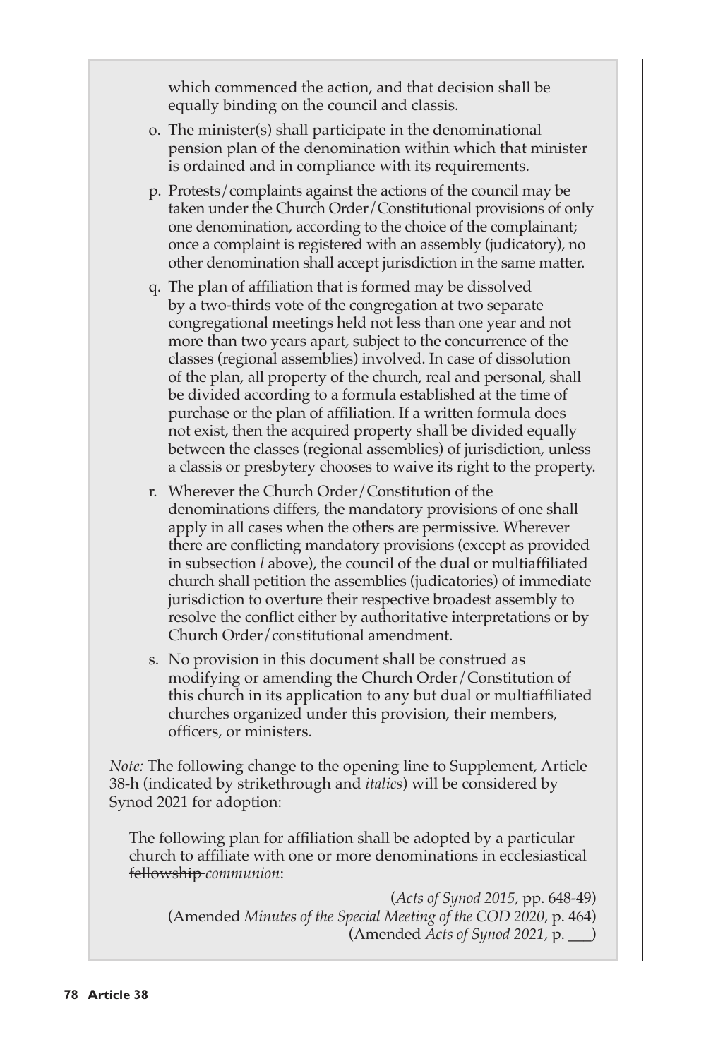which commenced the action, and that decision shall be equally binding on the council and classis.

o. The minister(s) shall participate in the denominational pension plan of the denomination within which that minister is ordained and in compliance with its requirements.

p. Protests/complaints against the actions of the council may be taken under the Church Order/Constitutional provisions of only one denomination, according to the choice of the complainant; once a complaint is registered with an assembly (judicatory), no other denomination shall accept jurisdiction in the same matter.

q. The plan of affiliation that is formed may be dissolved by a two-thirds vote of the congregation at two separate congregational meetings held not less than one year and not more than two years apart, subject to the concurrence of the classes (regional assemblies) involved. In case of dissolution of the plan, all property of the church, real and personal, shall be divided according to a formula established at the time of purchase or the plan of affiliation. If a written formula does not exist, then the acquired property shall be divided equally between the classes (regional assemblies) of jurisdiction, unless a classis or presbytery chooses to waive its right to the property.

r. Wherever the Church Order/Constitution of the denominations differs, the mandatory provisions of one shall apply in all cases when the others are permissive. Wherever there are conflicting mandatory provisions (except as provided in subsection *l* above), the council of the dual or multiaffiliated church shall petition the assemblies (judicatories) of immediate jurisdiction to overture their respective broadest assembly to resolve the conflict either by authoritative interpretations or by Church Order/constitutional amendment.

s. No provision in this document shall be construed as modifying or amending the Church Order/Constitution of this church in its application to any but dual or multiaffiliated churches organized under this provision, their members, officers, or ministers.

*Note:* The following change to the opening line to Supplement, Article 38-h (indicated by strikethrough and *italics*) will be considered by Synod 2021 for adoption:

The following plan for affiliation shall be adopted by a particular church to affiliate with one or more denominations in ~~ecclesiastical fellowship~~ *communion*:

(*Acts of Synod 2015*, pp. 648-49)
(Amended *Minutes of the Special Meeting of the COD 2020*, p. 464)
(Amended *Acts of Synod 2021*, p. \_\_\_)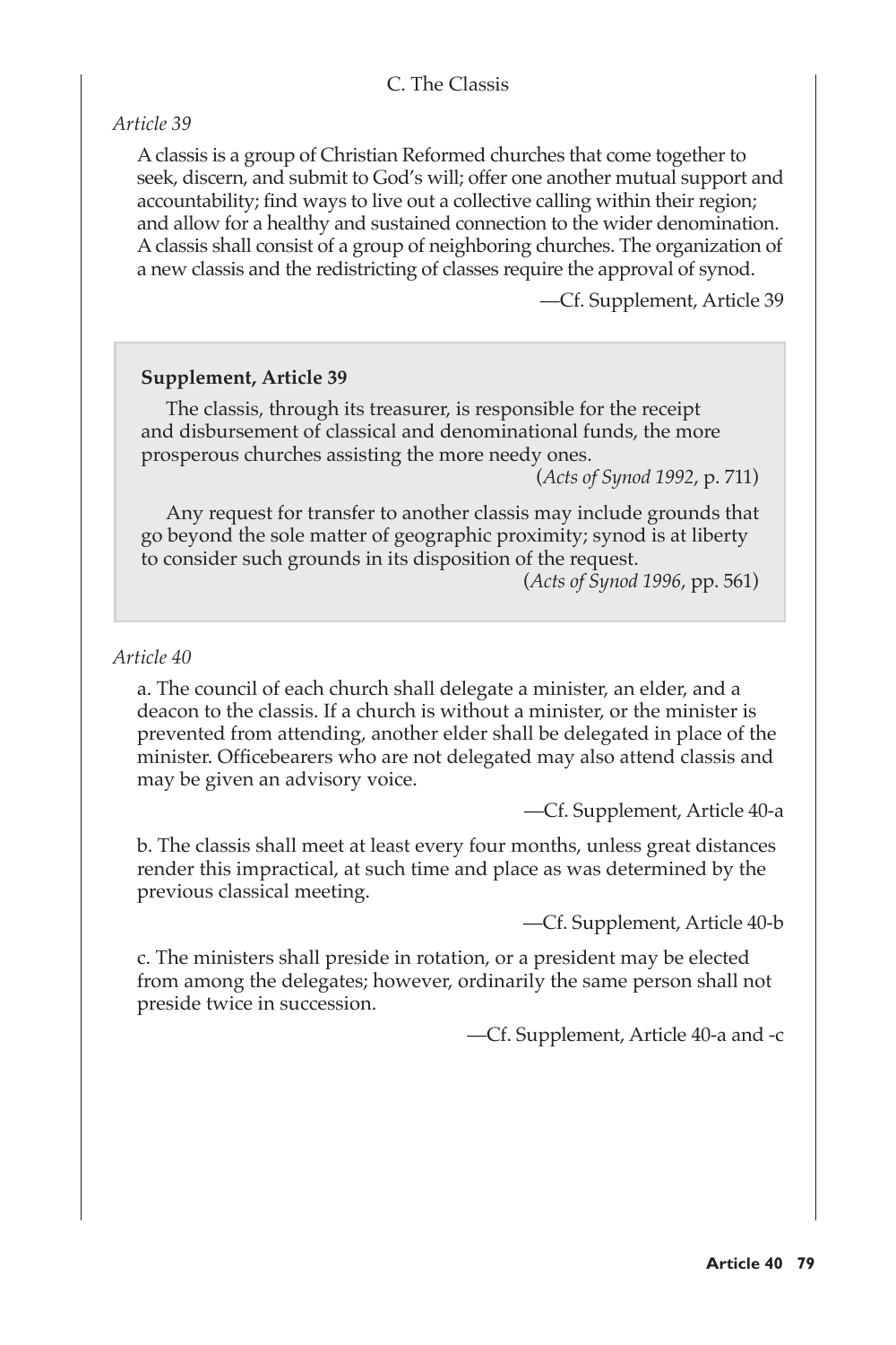## C. The Classis

*Article 39*

A classis is a group of Christian Reformed churches that come together to seek, discern, and submit to God's will; offer one another mutual support and accountability; find ways to live out a collective calling within their region; and allow for a healthy and sustained connection to the wider denomination. A classis shall consist of a group of neighboring churches. The organization of a new classis and the redistricting of classes require the approval of synod.

—Cf. Supplement, Article 39

> **Supplement, Article 39**
>
> The classis, through its treasurer, is responsible for the receipt and disbursement of classical and denominational funds, the more prosperous churches assisting the more needy ones.
>
> (*Acts of Synod 1992*, p. 711)
>
> Any request for transfer to another classis may include grounds that go beyond the sole matter of geographic proximity; synod is at liberty to consider such grounds in its disposition of the request.
>
> (*Acts of Synod 1996*, pp. 561)

*Article 40*

a. The council of each church shall delegate a minister, an elder, and a deacon to the classis. If a church is without a minister, or the minister is prevented from attending, another elder shall be delegated in place of the minister. Officebearers who are not delegated may also attend classis and may be given an advisory voice.

—Cf. Supplement, Article 40-a

b. The classis shall meet at least every four months, unless great distances render this impractical, at such time and place as was determined by the previous classical meeting.

—Cf. Supplement, Article 40-b

c. The ministers shall preside in rotation, or a president may be elected from among the delegates; however, ordinarily the same person shall not preside twice in succession.

—Cf. Supplement, Article 40-a and -c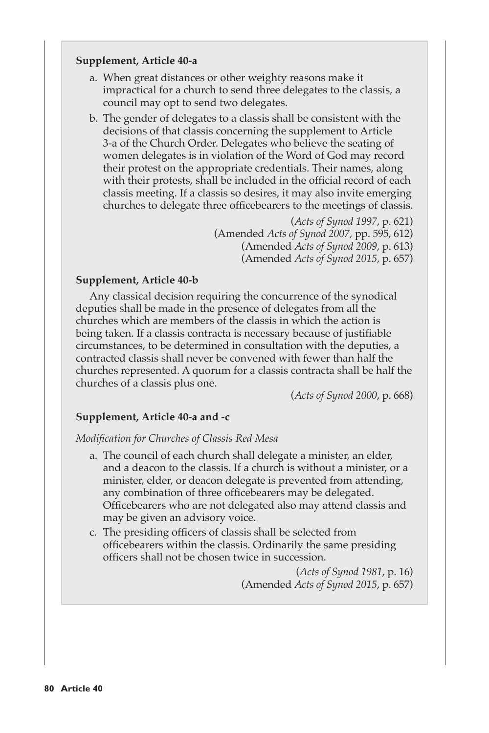**Supplement, Article 40-a**

a. When great distances or other weighty reasons make it impractical for a church to send three delegates to the classis, a council may opt to send two delegates.

b. The gender of delegates to a classis shall be consistent with the decisions of that classis concerning the supplement to Article 3-a of the Church Order. Delegates who believe the seating of women delegates is in violation of the Word of God may record their protest on the appropriate credentials. Their names, along with their protests, shall be included in the official record of each classis meeting. If a classis so desires, it may also invite emerging churches to delegate three officebearers to the meetings of classis.

(*Acts of Synod 1997,* p. 621)
(Amended *Acts of Synod 2007,* pp. 595, 612)
(Amended *Acts of Synod 2009,* p. 613)
(Amended *Acts of Synod 2015,* p. 657)

**Supplement, Article 40-b**

Any classical decision requiring the concurrence of the synodical deputies shall be made in the presence of delegates from all the churches which are members of the classis in which the action is being taken. If a classis contracta is necessary because of justifiable circumstances, to be determined in consultation with the deputies, a contracted classis shall never be convened with fewer than half the churches represented. A quorum for a classis contracta shall be half the churches of a classis plus one.

(*Acts of Synod 2000*, p. 668)

**Supplement, Article 40-a and -c**

*Modification for Churches of Classis Red Mesa*

a. The council of each church shall delegate a minister, an elder, and a deacon to the classis. If a church is without a minister, or a minister, elder, or deacon delegate is prevented from attending, any combination of three officebearers may be delegated. Officebearers who are not delegated also may attend classis and may be given an advisory voice.

c. The presiding officers of classis shall be selected from officebearers within the classis. Ordinarily the same presiding officers shall not be chosen twice in succession.

(*Acts of Synod 1981*, p. 16)
(Amended *Acts of Synod 2015*, p. 657)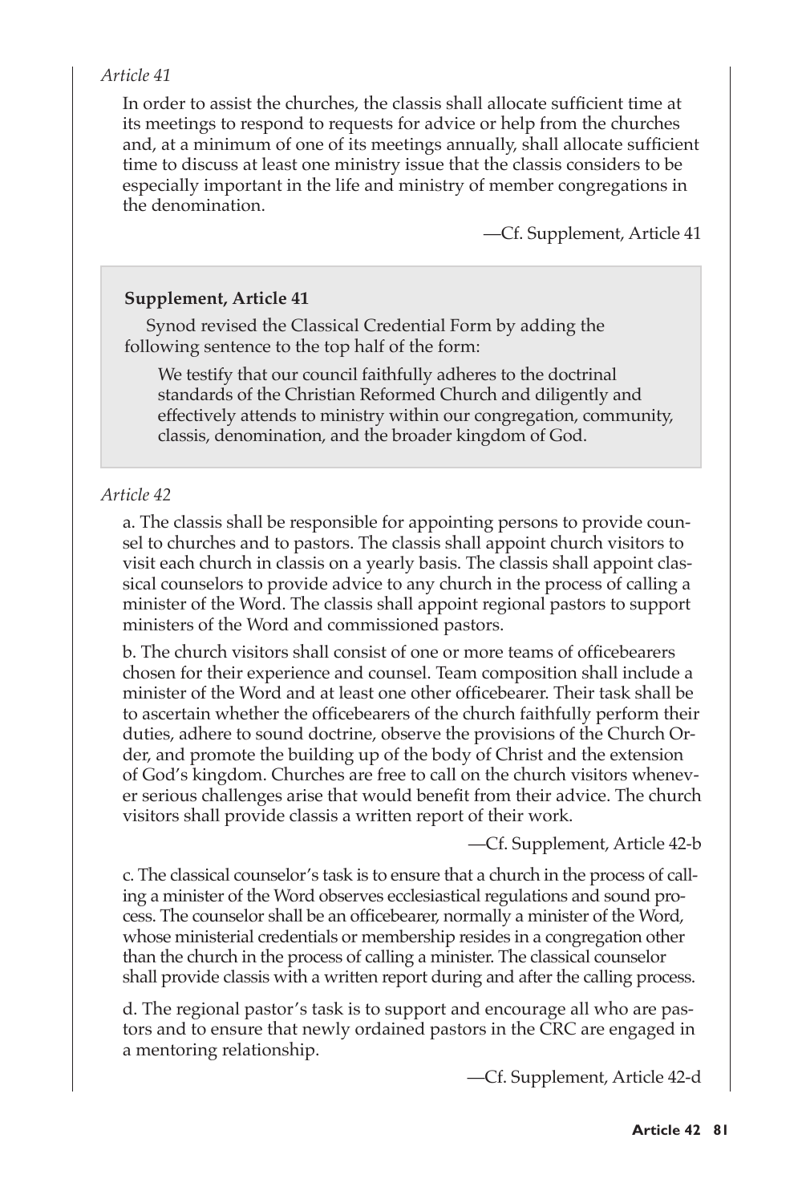*Article 41*

In order to assist the churches, the classis shall allocate sufficient time at its meetings to respond to requests for advice or help from the churches and, at a minimum of one of its meetings annually, shall allocate sufficient time to discuss at least one ministry issue that the classis considers to be especially important in the life and ministry of member congregations in the denomination.

—Cf. Supplement, Article 41

**Supplement, Article 41**

Synod revised the Classical Credential Form by adding the following sentence to the top half of the form:

> We testify that our council faithfully adheres to the doctrinal standards of the Christian Reformed Church and diligently and effectively attends to ministry within our congregation, community, classis, denomination, and the broader kingdom of God.

*Article 42*

a. The classis shall be responsible for appointing persons to provide counsel to churches and to pastors. The classis shall appoint church visitors to visit each church in classis on a yearly basis. The classis shall appoint classical counselors to provide advice to any church in the process of calling a minister of the Word. The classis shall appoint regional pastors to support ministers of the Word and commissioned pastors.

b. The church visitors shall consist of one or more teams of officebearers chosen for their experience and counsel. Team composition shall include a minister of the Word and at least one other officebearer. Their task shall be to ascertain whether the officebearers of the church faithfully perform their duties, adhere to sound doctrine, observe the provisions of the Church Order, and promote the building up of the body of Christ and the extension of God's kingdom. Churches are free to call on the church visitors whenever serious challenges arise that would benefit from their advice. The church visitors shall provide classis a written report of their work.

—Cf. Supplement, Article 42-b

c. The classical counselor's task is to ensure that a church in the process of calling a minister of the Word observes ecclesiastical regulations and sound process. The counselor shall be an officebearer, normally a minister of the Word, whose ministerial credentials or membership resides in a congregation other than the church in the process of calling a minister. The classical counselor shall provide classis with a written report during and after the calling process.

d. The regional pastor's task is to support and encourage all who are pastors and to ensure that newly ordained pastors in the CRC are engaged in a mentoring relationship.

—Cf. Supplement, Article 42-d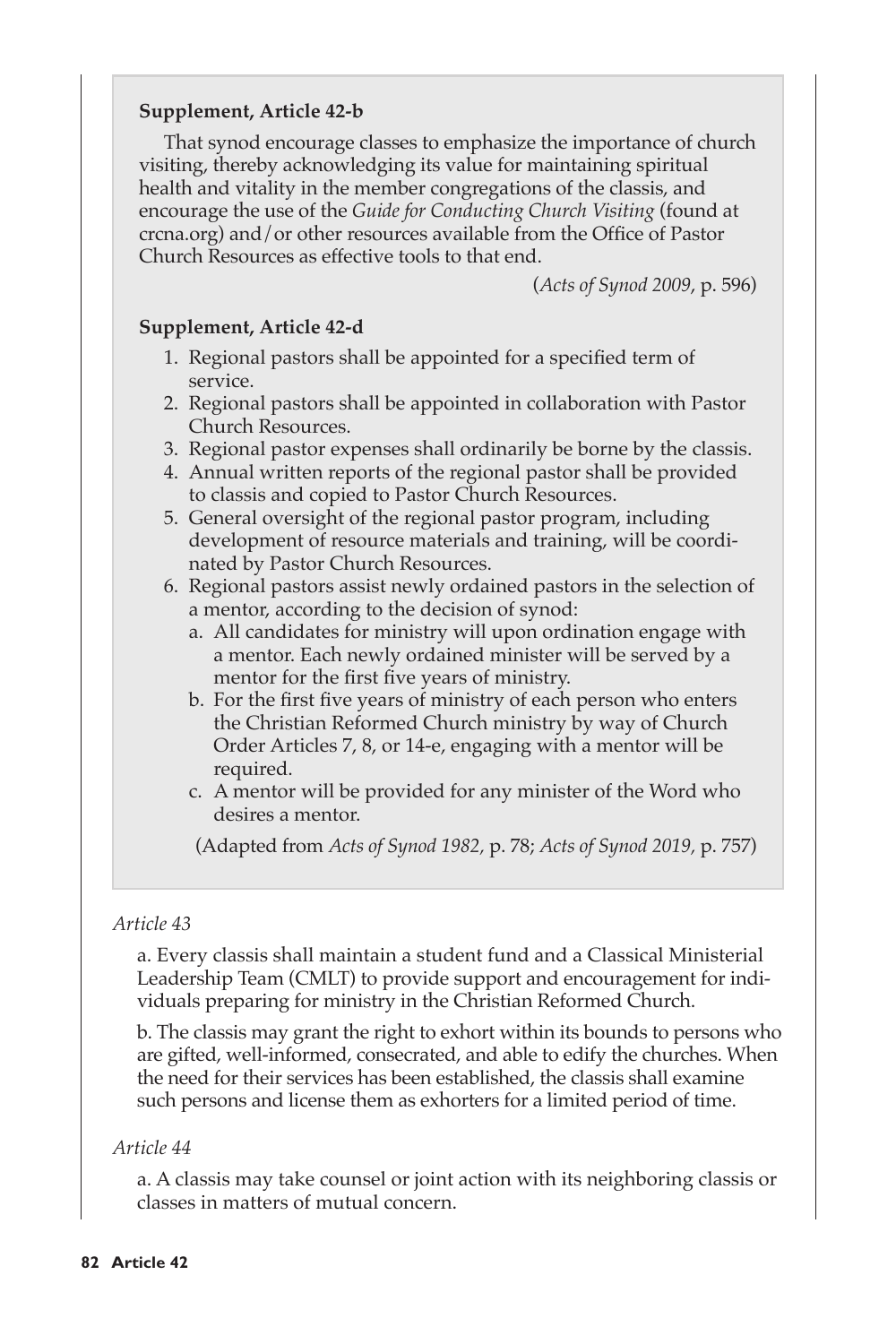**Supplement, Article 42-b**

That synod encourage classes to emphasize the importance of church visiting, thereby acknowledging its value for maintaining spiritual health and vitality in the member congregations of the classis, and encourage the use of the *Guide for Conducting Church Visiting* (found at crcna.org) and/or other resources available from the Office of Pastor Church Resources as effective tools to that end.

(*Acts of Synod 2009*, p. 596)

**Supplement, Article 42-d**

1. Regional pastors shall be appointed for a specified term of service.
2. Regional pastors shall be appointed in collaboration with Pastor Church Resources.
3. Regional pastor expenses shall ordinarily be borne by the classis.
4. Annual written reports of the regional pastor shall be provided to classis and copied to Pastor Church Resources.
5. General oversight of the regional pastor program, including development of resource materials and training, will be coordinated by Pastor Church Resources.
6. Regional pastors assist newly ordained pastors in the selection of a mentor, according to the decision of synod:
   a. All candidates for ministry will upon ordination engage with a mentor. Each newly ordained minister will be served by a mentor for the first five years of ministry.
   b. For the first five years of ministry of each person who enters the Christian Reformed Church ministry by way of Church Order Articles 7, 8, or 14-e, engaging with a mentor will be required.
   c. A mentor will be provided for any minister of the Word who desires a mentor.

(Adapted from *Acts of Synod 1982,* p. 78; *Acts of Synod 2019,* p. 757)

*Article 43*

a. Every classis shall maintain a student fund and a Classical Ministerial Leadership Team (CMLT) to provide support and encouragement for individuals preparing for ministry in the Christian Reformed Church.

b. The classis may grant the right to exhort within its bounds to persons who are gifted, well-informed, consecrated, and able to edify the churches. When the need for their services has been established, the classis shall examine such persons and license them as exhorters for a limited period of time.

*Article 44*

a. A classis may take counsel or joint action with its neighboring classis or classes in matters of mutual concern.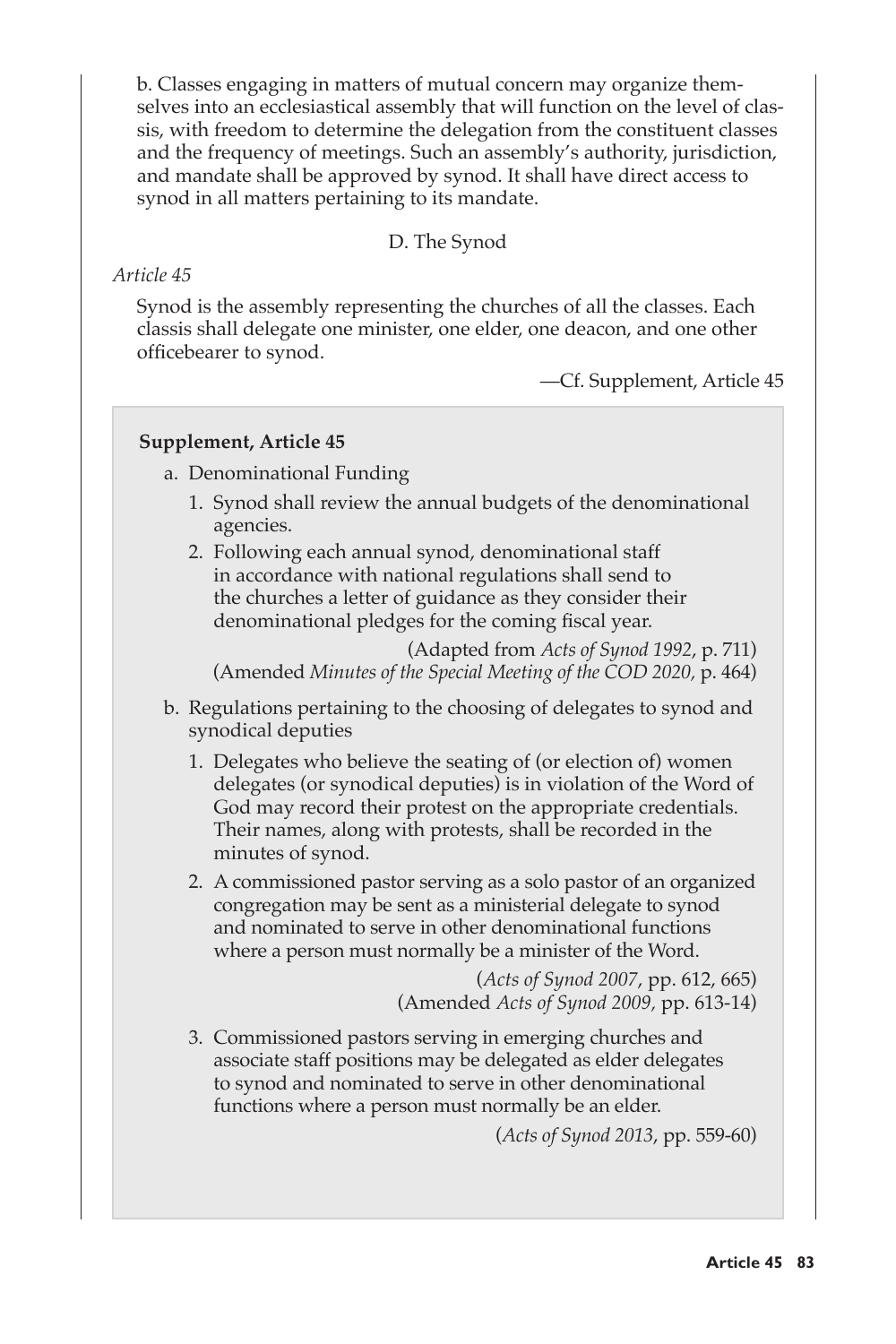b. Classes engaging in matters of mutual concern may organize themselves into an ecclesiastical assembly that will function on the level of classis, with freedom to determine the delegation from the constituent classes and the frequency of meetings. Such an assembly's authority, jurisdiction, and mandate shall be approved by synod. It shall have direct access to synod in all matters pertaining to its mandate.

### D. The Synod

*Article 45*

Synod is the assembly representing the churches of all the classes. Each classis shall delegate one minister, one elder, one deacon, and one other officebearer to synod.

—Cf. Supplement, Article 45

**Supplement, Article 45**

a. Denominational Funding

1. Synod shall review the annual budgets of the denominational agencies.
2. Following each annual synod, denominational staff in accordance with national regulations shall send to the churches a letter of guidance as they consider their denominational pledges for the coming fiscal year.

(Adapted from *Acts of Synod 1992*, p. 711)
(Amended *Minutes of the Special Meeting of the COD 2020*, p. 464)

b. Regulations pertaining to the choosing of delegates to synod and synodical deputies

1. Delegates who believe the seating of (or election of) women delegates (or synodical deputies) is in violation of the Word of God may record their protest on the appropriate credentials. Their names, along with protests, shall be recorded in the minutes of synod.
2. A commissioned pastor serving as a solo pastor of an organized congregation may be sent as a ministerial delegate to synod and nominated to serve in other denominational functions where a person must normally be a minister of the Word.

(*Acts of Synod 2007*, pp. 612, 665)
(Amended *Acts of Synod 2009*, pp. 613-14)

3. Commissioned pastors serving in emerging churches and associate staff positions may be delegated as elder delegates to synod and nominated to serve in other denominational functions where a person must normally be an elder.

(*Acts of Synod 2013*, pp. 559-60)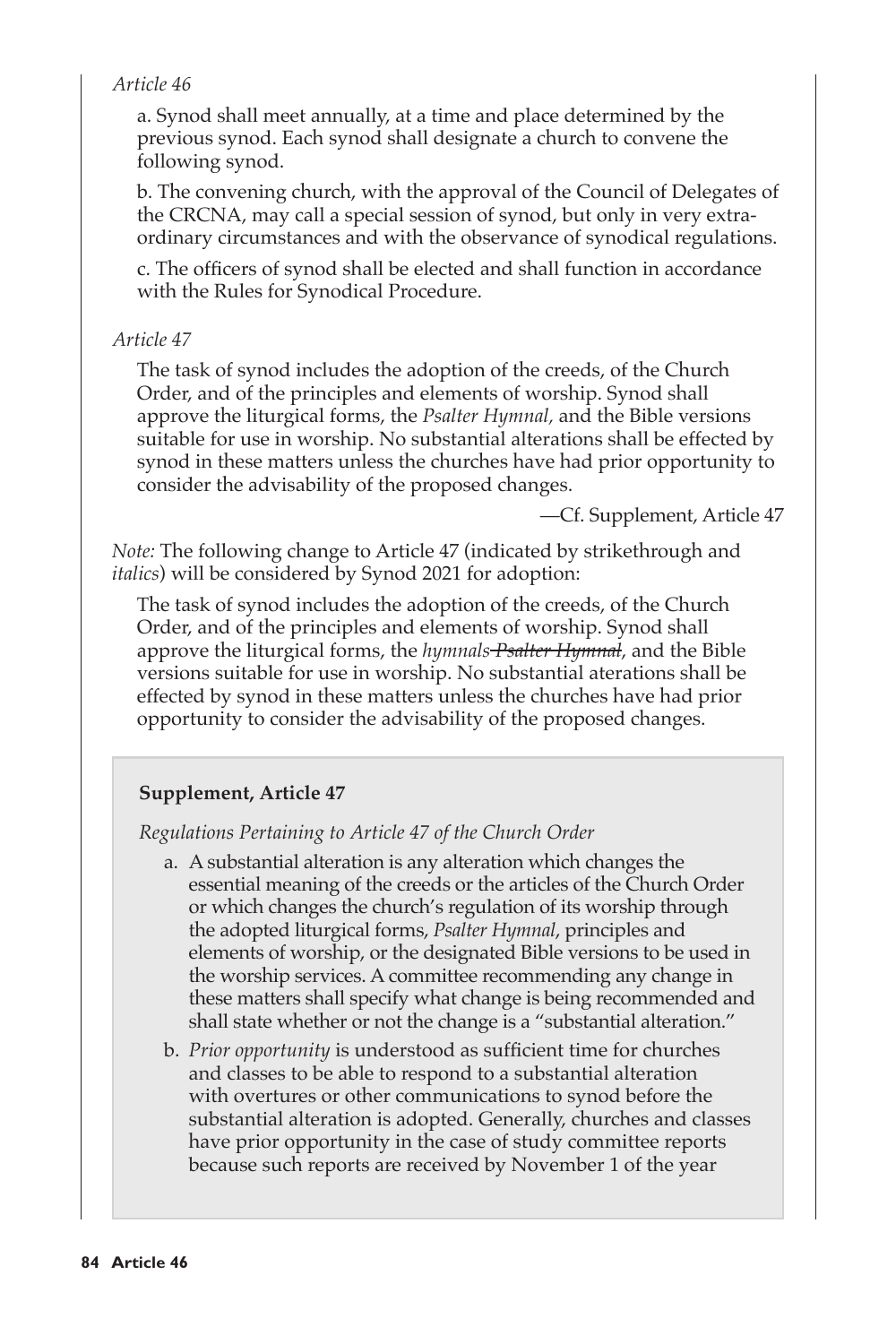*Article 46*

a. Synod shall meet annually, at a time and place determined by the previous synod. Each synod shall designate a church to convene the following synod.

b. The convening church, with the approval of the Council of Delegates of the CRCNA, may call a special session of synod, but only in very extraordinary circumstances and with the observance of synodical regulations.

c. The officers of synod shall be elected and shall function in accordance with the Rules for Synodical Procedure.

*Article 47*

The task of synod includes the adoption of the creeds, of the Church Order, and of the principles and elements of worship. Synod shall approve the liturgical forms, the *Psalter Hymnal,* and the Bible versions suitable for use in worship. No substantial alterations shall be effected by synod in these matters unless the churches have had prior opportunity to consider the advisability of the proposed changes.

—Cf. Supplement, Article 47

*Note:* The following change to Article 47 (indicated by strikethrough and *italics*) will be considered by Synod 2021 for adoption:

The task of synod includes the adoption of the creeds, of the Church Order, and of the principles and elements of worship. Synod shall approve the liturgical forms, the *hymnals* ~~*Psalter Hymnal*~~, and the Bible versions suitable for use in worship. No substantial aterations shall be effected by synod in these matters unless the churches have had prior opportunity to consider the advisability of the proposed changes.

**Supplement, Article 47**

*Regulations Pertaining to Article 47 of the Church Order*

a. A substantial alteration is any alteration which changes the essential meaning of the creeds or the articles of the Church Order or which changes the church's regulation of its worship through the adopted liturgical forms, *Psalter Hymnal*, principles and elements of worship, or the designated Bible versions to be used in the worship services. A committee recommending any change in these matters shall specify what change is being recommended and shall state whether or not the change is a "substantial alteration."

b. *Prior opportunity* is understood as sufficient time for churches and classes to be able to respond to a substantial alteration with overtures or other communications to synod before the substantial alteration is adopted. Generally, churches and classes have prior opportunity in the case of study committee reports because such reports are received by November 1 of the year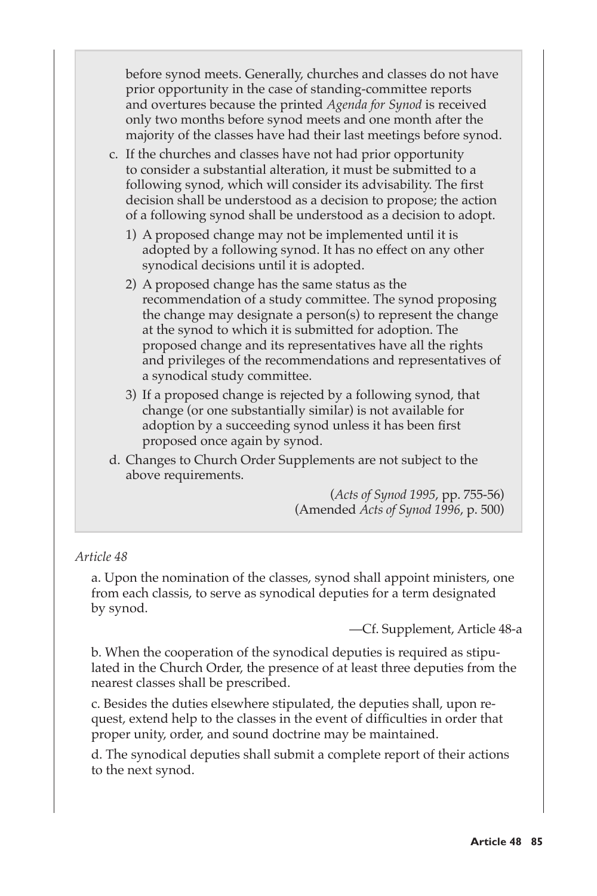before synod meets. Generally, churches and classes do not have prior opportunity in the case of standing-committee reports and overtures because the printed *Agenda for Synod* is received only two months before synod meets and one month after the majority of the classes have had their last meetings before synod.

c. If the churches and classes have not had prior opportunity to consider a substantial alteration, it must be submitted to a following synod, which will consider its advisability. The first decision shall be understood as a decision to propose; the action of a following synod shall be understood as a decision to adopt.

1) A proposed change may not be implemented until it is adopted by a following synod. It has no effect on any other synodical decisions until it is adopted.

2) A proposed change has the same status as the recommendation of a study committee. The synod proposing the change may designate a person(s) to represent the change at the synod to which it is submitted for adoption. The proposed change and its representatives have all the rights and privileges of the recommendations and representatives of a synodical study committee.

3) If a proposed change is rejected by a following synod, that change (or one substantially similar) is not available for adoption by a succeeding synod unless it has been first proposed once again by synod.

d. Changes to Church Order Supplements are not subject to the above requirements.

(*Acts of Synod 1995*, pp. 755-56)
(Amended *Acts of Synod 1996*, p. 500)

*Article 48*

a. Upon the nomination of the classes, synod shall appoint ministers, one from each classis, to serve as synodical deputies for a term designated by synod.

—Cf. Supplement, Article 48-a

b. When the cooperation of the synodical deputies is required as stipulated in the Church Order, the presence of at least three deputies from the nearest classes shall be prescribed.

c. Besides the duties elsewhere stipulated, the deputies shall, upon request, extend help to the classes in the event of difficulties in order that proper unity, order, and sound doctrine may be maintained.

d. The synodical deputies shall submit a complete report of their actions to the next synod.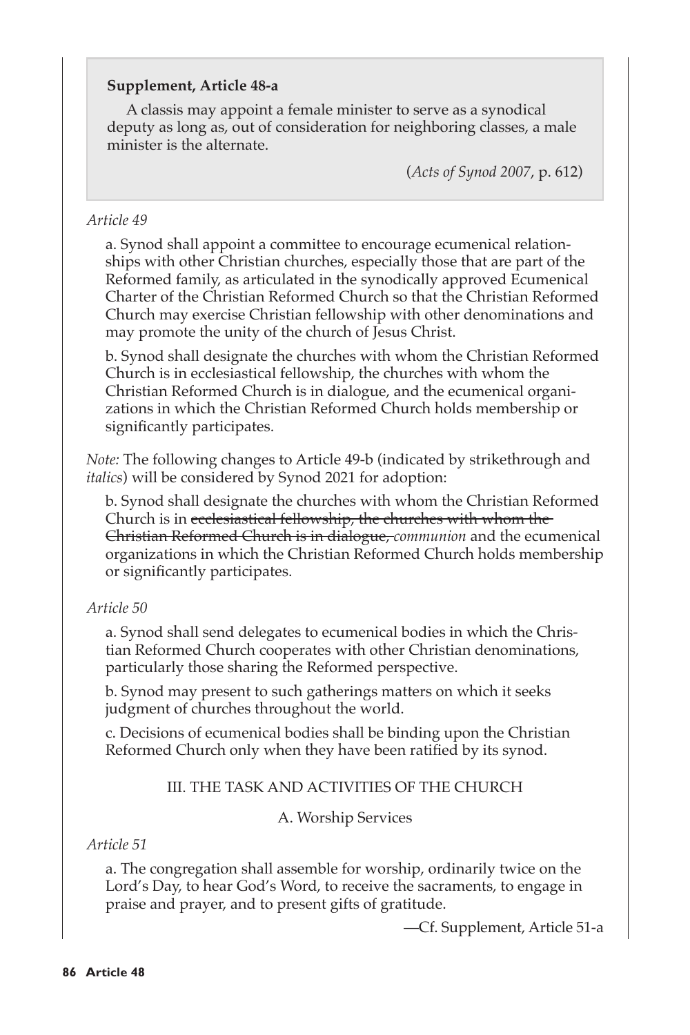**Supplement, Article 48-a**

A classis may appoint a female minister to serve as a synodical deputy as long as, out of consideration for neighboring classes, a male minister is the alternate.

(*Acts of Synod 2007*, p. 612)

*Article 49*

a. Synod shall appoint a committee to encourage ecumenical relationships with other Christian churches, especially those that are part of the Reformed family, as articulated in the synodically approved Ecumenical Charter of the Christian Reformed Church so that the Christian Reformed Church may exercise Christian fellowship with other denominations and may promote the unity of the church of Jesus Christ.

b. Synod shall designate the churches with whom the Christian Reformed Church is in ecclesiastical fellowship, the churches with whom the Christian Reformed Church is in dialogue, and the ecumenical organizations in which the Christian Reformed Church holds membership or significantly participates.

*Note:* The following changes to Article 49-b (indicated by strikethrough and *italics*) will be considered by Synod 2021 for adoption:

b. Synod shall designate the churches with whom the Christian Reformed Church is in ~~ecclesiastical fellowship, the churches with whom the Christian Reformed Church is in dialogue,~~ *communion* and the ecumenical organizations in which the Christian Reformed Church holds membership or significantly participates.

*Article 50*

a. Synod shall send delegates to ecumenical bodies in which the Christian Reformed Church cooperates with other Christian denominations, particularly those sharing the Reformed perspective.

b. Synod may present to such gatherings matters on which it seeks judgment of churches throughout the world.

c. Decisions of ecumenical bodies shall be binding upon the Christian Reformed Church only when they have been ratified by its synod.

## III. THE TASK AND ACTIVITIES OF THE CHURCH

### A. Worship Services

*Article 51*

a. The congregation shall assemble for worship, ordinarily twice on the Lord's Day, to hear God's Word, to receive the sacraments, to engage in praise and prayer, and to present gifts of gratitude.

—Cf. Supplement, Article 51-a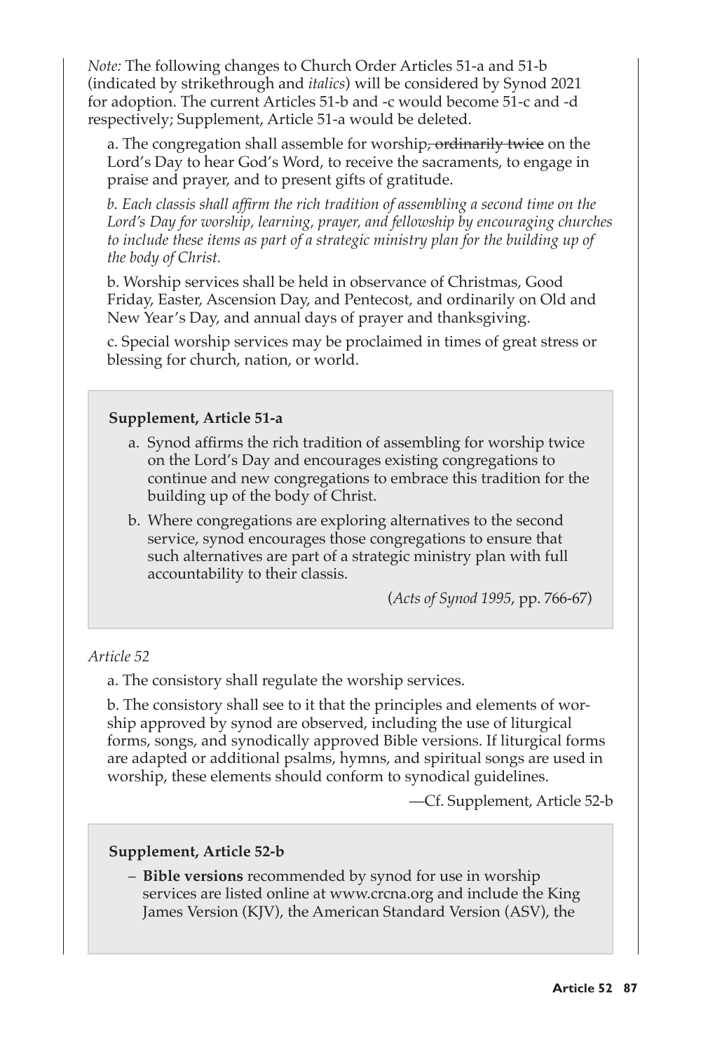*Note:* The following changes to Church Order Articles 51-a and 51-b (indicated by strikethrough and *italics*) will be considered by Synod 2021 for adoption. The current Articles 51-b and -c would become 51-c and -d respectively; Supplement, Article 51-a would be deleted.

a. The congregation shall assemble for worship~~, ordinarily twice~~ on the Lord's Day to hear God's Word, to receive the sacraments, to engage in praise and prayer, and to present gifts of gratitude.

*b. Each classis shall affirm the rich tradition of assembling a second time on the Lord's Day for worship, learning, prayer, and fellowship by encouraging churches to include these items as part of a strategic ministry plan for the building up of the body of Christ.*

b. Worship services shall be held in observance of Christmas, Good Friday, Easter, Ascension Day, and Pentecost, and ordinarily on Old and New Year's Day, and annual days of prayer and thanksgiving.

c. Special worship services may be proclaimed in times of great stress or blessing for church, nation, or world.

**Supplement, Article 51-a**

a. Synod affirms the rich tradition of assembling for worship twice on the Lord's Day and encourages existing congregations to continue and new congregations to embrace this tradition for the building up of the body of Christ.

b. Where congregations are exploring alternatives to the second service, synod encourages those congregations to ensure that such alternatives are part of a strategic ministry plan with full accountability to their classis.

(*Acts of Synod 1995*, pp. 766-67)

*Article 52*

a. The consistory shall regulate the worship services.

b. The consistory shall see to it that the principles and elements of worship approved by synod are observed, including the use of liturgical forms, songs, and synodically approved Bible versions. If liturgical forms are adapted or additional psalms, hymns, and spiritual songs are used in worship, these elements should conform to synodical guidelines.

—Cf. Supplement, Article 52-b

**Supplement, Article 52-b**

– **Bible versions** recommended by synod for use in worship services are listed online at www.crcna.org and include the King James Version (KJV), the American Standard Version (ASV), the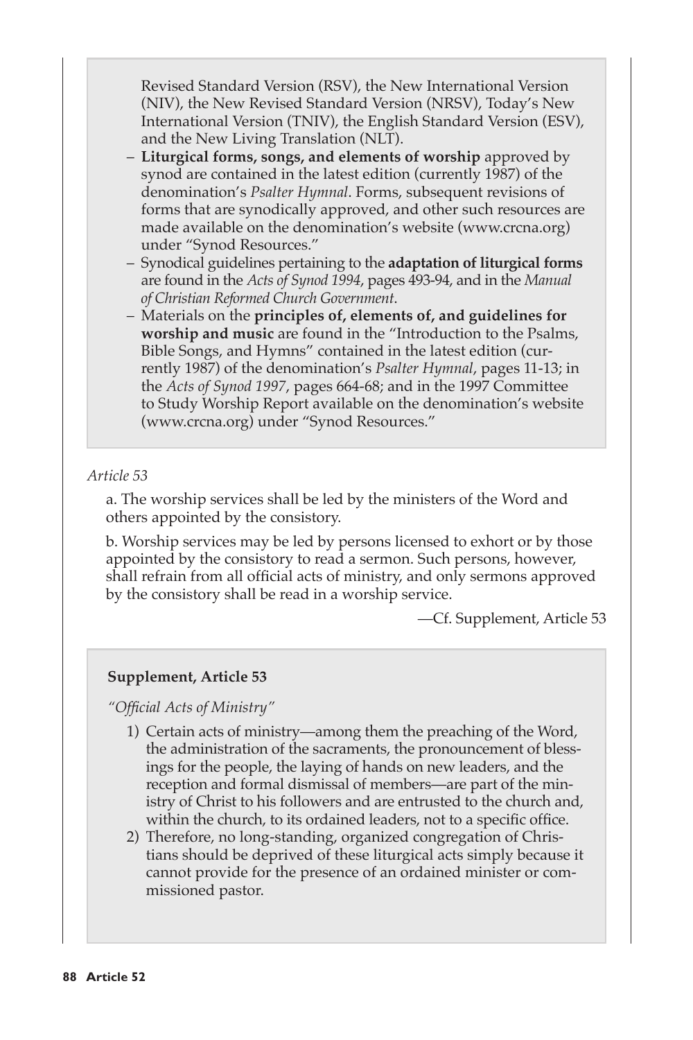Revised Standard Version (RSV), the New International Version (NIV), the New Revised Standard Version (NRSV), Today's New International Version (TNIV), the English Standard Version (ESV), and the New Living Translation (NLT).

- **Liturgical forms, songs, and elements of worship** approved by synod are contained in the latest edition (currently 1987) of the denomination's *Psalter Hymnal*. Forms, subsequent revisions of forms that are synodically approved, and other such resources are made available on the denomination's website (www.crcna.org) under "Synod Resources."
- Synodical guidelines pertaining to the **adaptation of liturgical forms** are found in the *Acts of Synod 1994*, pages 493-94, and in the *Manual of Christian Reformed Church Government*.
- Materials on the **principles of, elements of, and guidelines for worship and music** are found in the "Introduction to the Psalms, Bible Songs, and Hymns" contained in the latest edition (currently 1987) of the denomination's *Psalter Hymnal*, pages 11-13; in the *Acts of Synod 1997*, pages 664-68; and in the 1997 Committee to Study Worship Report available on the denomination's website (www.crcna.org) under "Synod Resources."

*Article 53*

a. The worship services shall be led by the ministers of the Word and others appointed by the consistory.

b. Worship services may be led by persons licensed to exhort or by those appointed by the consistory to read a sermon. Such persons, however, shall refrain from all official acts of ministry, and only sermons approved by the consistory shall be read in a worship service.

—Cf. Supplement, Article 53

**Supplement, Article 53**

*"Official Acts of Ministry"*

1) Certain acts of ministry—among them the preaching of the Word, the administration of the sacraments, the pronouncement of blessings for the people, the laying of hands on new leaders, and the reception and formal dismissal of members—are part of the ministry of Christ to his followers and are entrusted to the church and, within the church, to its ordained leaders, not to a specific office.
2) Therefore, no long-standing, organized congregation of Christians should be deprived of these liturgical acts simply because it cannot provide for the presence of an ordained minister or commissioned pastor.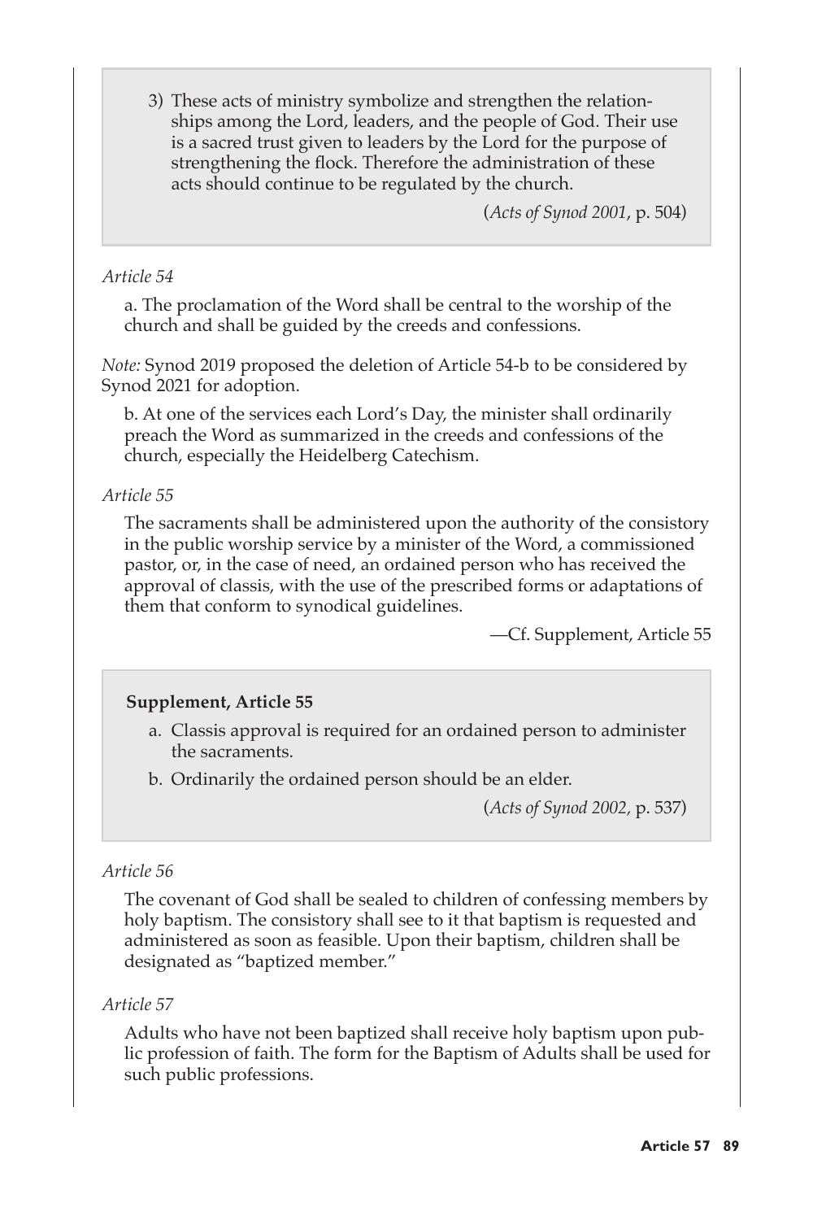3) These acts of ministry symbolize and strengthen the relationships among the Lord, leaders, and the people of God. Their use is a sacred trust given to leaders by the Lord for the purpose of strengthening the flock. Therefore the administration of these acts should continue to be regulated by the church.

(*Acts of Synod 2001*, p. 504)

*Article 54*

a. The proclamation of the Word shall be central to the worship of the church and shall be guided by the creeds and confessions.

*Note:* Synod 2019 proposed the deletion of Article 54-b to be considered by Synod 2021 for adoption.

b. At one of the services each Lord's Day, the minister shall ordinarily preach the Word as summarized in the creeds and confessions of the church, especially the Heidelberg Catechism.

*Article 55*

The sacraments shall be administered upon the authority of the consistory in the public worship service by a minister of the Word, a commissioned pastor, or, in the case of need, an ordained person who has received the approval of classis, with the use of the prescribed forms or adaptations of them that conform to synodical guidelines.

—Cf. Supplement, Article 55

**Supplement, Article 55**

a. Classis approval is required for an ordained person to administer the sacraments.
b. Ordinarily the ordained person should be an elder.

(*Acts of Synod 2002*, p. 537)

*Article 56*

The covenant of God shall be sealed to children of confessing members by holy baptism. The consistory shall see to it that baptism is requested and administered as soon as feasible. Upon their baptism, children shall be designated as "baptized member."

*Article 57*

Adults who have not been baptized shall receive holy baptism upon public profession of faith. The form for the Baptism of Adults shall be used for such public professions.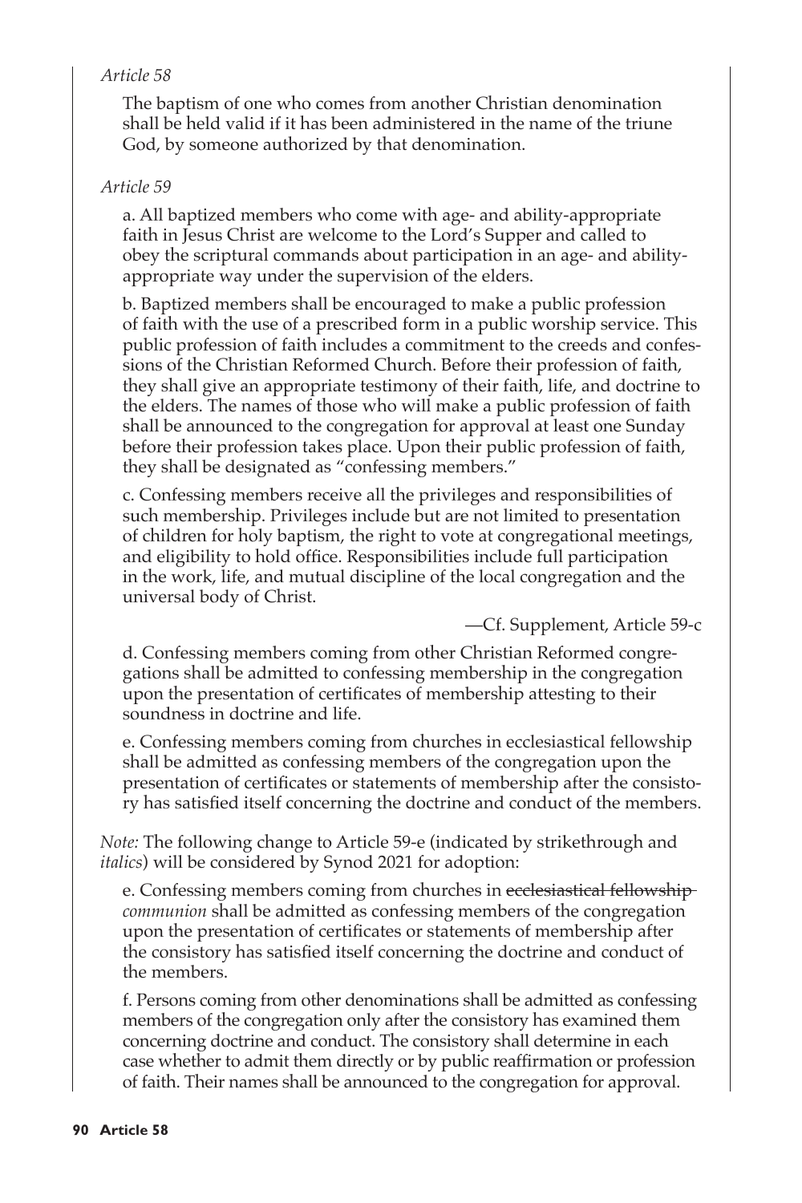*Article 58*

The baptism of one who comes from another Christian denomination shall be held valid if it has been administered in the name of the triune God, by someone authorized by that denomination.

*Article 59*

a. All baptized members who come with age- and ability-appropriate faith in Jesus Christ are welcome to the Lord's Supper and called to obey the scriptural commands about participation in an age- and ability-appropriate way under the supervision of the elders.

b. Baptized members shall be encouraged to make a public profession of faith with the use of a prescribed form in a public worship service. This public profession of faith includes a commitment to the creeds and confessions of the Christian Reformed Church. Before their profession of faith, they shall give an appropriate testimony of their faith, life, and doctrine to the elders. The names of those who will make a public profession of faith shall be announced to the congregation for approval at least one Sunday before their profession takes place. Upon their public profession of faith, they shall be designated as "confessing members."

c. Confessing members receive all the privileges and responsibilities of such membership. Privileges include but are not limited to presentation of children for holy baptism, the right to vote at congregational meetings, and eligibility to hold office. Responsibilities include full participation in the work, life, and mutual discipline of the local congregation and the universal body of Christ.

—Cf. Supplement, Article 59-c

d. Confessing members coming from other Christian Reformed congregations shall be admitted to confessing membership in the congregation upon the presentation of certificates of membership attesting to their soundness in doctrine and life.

e. Confessing members coming from churches in ecclesiastical fellowship shall be admitted as confessing members of the congregation upon the presentation of certificates or statements of membership after the consistory has satisfied itself concerning the doctrine and conduct of the members.

*Note:* The following change to Article 59-e (indicated by strikethrough and *italics*) will be considered by Synod 2021 for adoption:

e. Confessing members coming from churches in ~~ecclesiastical fellowship~~ *communion* shall be admitted as confessing members of the congregation upon the presentation of certificates or statements of membership after the consistory has satisfied itself concerning the doctrine and conduct of the members.

f. Persons coming from other denominations shall be admitted as confessing members of the congregation only after the consistory has examined them concerning doctrine and conduct. The consistory shall determine in each case whether to admit them directly or by public reaffirmation or profession of faith. Their names shall be announced to the congregation for approval.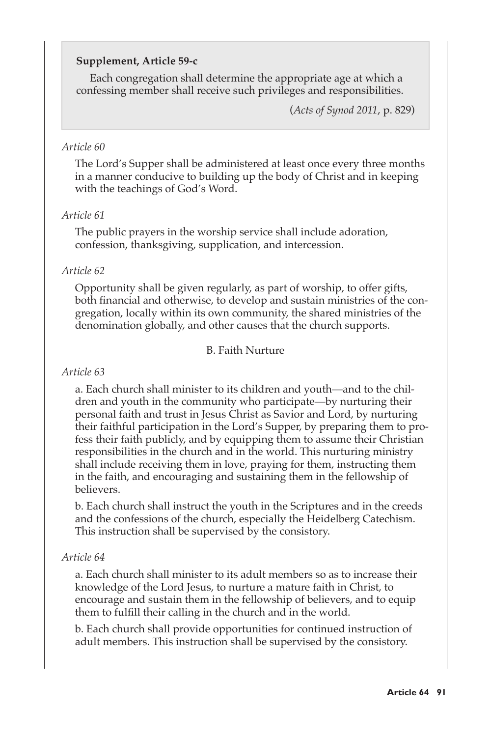> **Supplement, Article 59-c**
>
> Each congregation shall determine the appropriate age at which a confessing member shall receive such privileges and responsibilities.
>
> (*Acts of Synod 2011*, p. 829)

*Article 60*

The Lord's Supper shall be administered at least once every three months in a manner conducive to building up the body of Christ and in keeping with the teachings of God's Word.

*Article 61*

The public prayers in the worship service shall include adoration, confession, thanksgiving, supplication, and intercession.

*Article 62*

Opportunity shall be given regularly, as part of worship, to offer gifts, both financial and otherwise, to develop and sustain ministries of the congregation, locally within its own community, the shared ministries of the denomination globally, and other causes that the church supports.

### B. Faith Nurture

*Article 63*

a. Each church shall minister to its children and youth—and to the children and youth in the community who participate—by nurturing their personal faith and trust in Jesus Christ as Savior and Lord, by nurturing their faithful participation in the Lord's Supper, by preparing them to profess their faith publicly, and by equipping them to assume their Christian responsibilities in the church and in the world. This nurturing ministry shall include receiving them in love, praying for them, instructing them in the faith, and encouraging and sustaining them in the fellowship of believers.

b. Each church shall instruct the youth in the Scriptures and in the creeds and the confessions of the church, especially the Heidelberg Catechism. This instruction shall be supervised by the consistory.

*Article 64*

a. Each church shall minister to its adult members so as to increase their knowledge of the Lord Jesus, to nurture a mature faith in Christ, to encourage and sustain them in the fellowship of believers, and to equip them to fulfill their calling in the church and in the world.

b. Each church shall provide opportunities for continued instruction of adult members. This instruction shall be supervised by the consistory.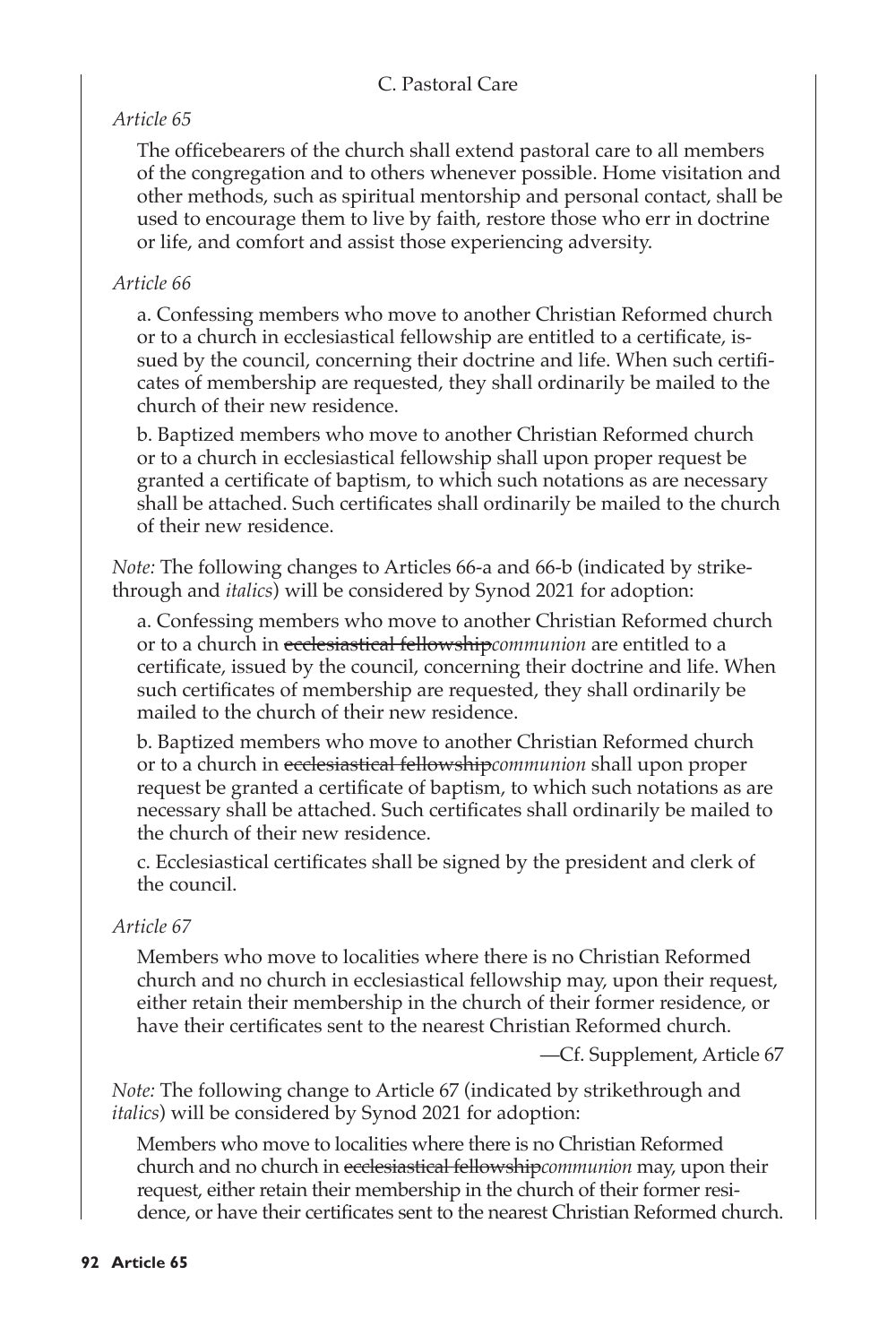## C. Pastoral Care

*Article 65*

The officebearers of the church shall extend pastoral care to all members of the congregation and to others whenever possible. Home visitation and other methods, such as spiritual mentorship and personal contact, shall be used to encourage them to live by faith, restore those who err in doctrine or life, and comfort and assist those experiencing adversity.

*Article 66*

a. Confessing members who move to another Christian Reformed church or to a church in ecclesiastical fellowship are entitled to a certificate, issued by the council, concerning their doctrine and life. When such certificates of membership are requested, they shall ordinarily be mailed to the church of their new residence.

b. Baptized members who move to another Christian Reformed church or to a church in ecclesiastical fellowship shall upon proper request be granted a certificate of baptism, to which such notations as are necessary shall be attached. Such certificates shall ordinarily be mailed to the church of their new residence.

*Note:* The following changes to Articles 66-a and 66-b (indicated by strikethrough and *italics*) will be considered by Synod 2021 for adoption:

a. Confessing members who move to another Christian Reformed church or to a church in ~~ecclesiastical fellowship~~*communion* are entitled to a certificate, issued by the council, concerning their doctrine and life. When such certificates of membership are requested, they shall ordinarily be mailed to the church of their new residence.

b. Baptized members who move to another Christian Reformed church or to a church in ~~ecclesiastical fellowship~~*communion* shall upon proper request be granted a certificate of baptism, to which such notations as are necessary shall be attached. Such certificates shall ordinarily be mailed to the church of their new residence.

c. Ecclesiastical certificates shall be signed by the president and clerk of the council.

*Article 67*

Members who move to localities where there is no Christian Reformed church and no church in ecclesiastical fellowship may, upon their request, either retain their membership in the church of their former residence, or have their certificates sent to the nearest Christian Reformed church.

—Cf. Supplement, Article 67

*Note:* The following change to Article 67 (indicated by strikethrough and *italics*) will be considered by Synod 2021 for adoption:

Members who move to localities where there is no Christian Reformed church and no church in ~~ecclesiastical fellowship~~*communion* may, upon their request, either retain their membership in the church of their former residence, or have their certificates sent to the nearest Christian Reformed church.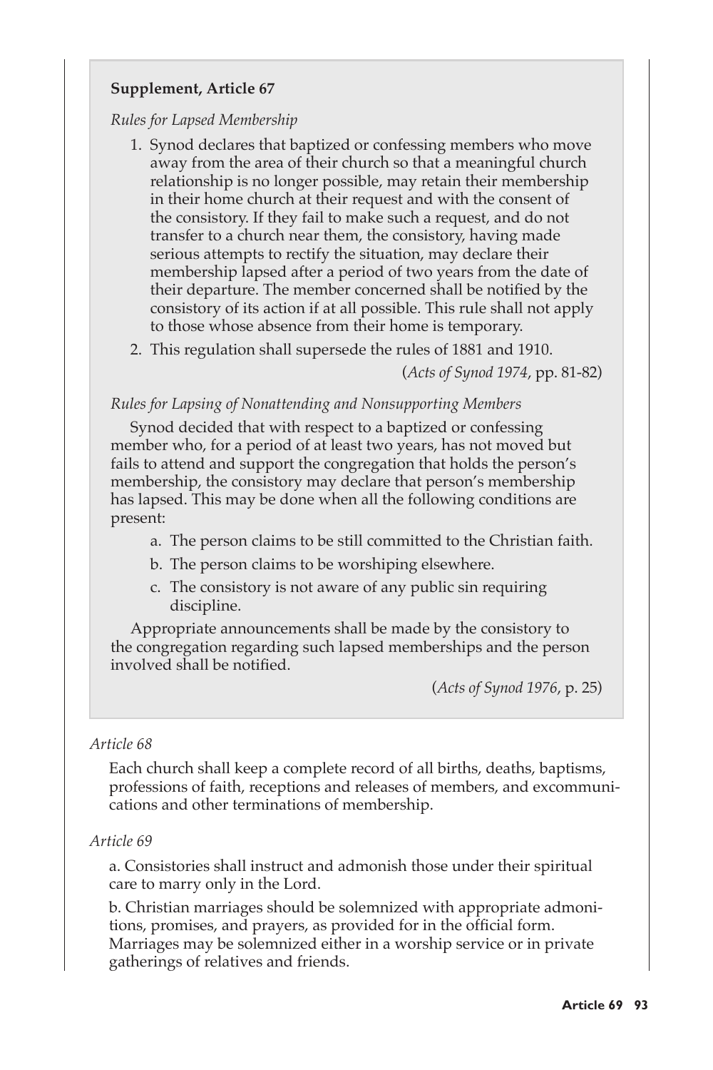**Supplement, Article 67**

*Rules for Lapsed Membership*

1. Synod declares that baptized or confessing members who move away from the area of their church so that a meaningful church relationship is no longer possible, may retain their membership in their home church at their request and with the consent of the consistory. If they fail to make such a request, and do not transfer to a church near them, the consistory, having made serious attempts to rectify the situation, may declare their membership lapsed after a period of two years from the date of their departure. The member concerned shall be notified by the consistory of its action if at all possible. This rule shall not apply to those whose absence from their home is temporary.
2. This regulation shall supersede the rules of 1881 and 1910.

(*Acts of Synod 1974*, pp. 81-82)

*Rules for Lapsing of Nonattending and Nonsupporting Members*

Synod decided that with respect to a baptized or confessing member who, for a period of at least two years, has not moved but fails to attend and support the congregation that holds the person's membership, the consistory may declare that person's membership has lapsed. This may be done when all the following conditions are present:

a. The person claims to be still committed to the Christian faith.

b. The person claims to be worshiping elsewhere.

c. The consistory is not aware of any public sin requiring discipline.

Appropriate announcements shall be made by the consistory to the congregation regarding such lapsed memberships and the person involved shall be notified.

(*Acts of Synod 1976*, p. 25)

*Article 68*

Each church shall keep a complete record of all births, deaths, baptisms, professions of faith, receptions and releases of members, and excommunications and other terminations of membership.

*Article 69*

a. Consistories shall instruct and admonish those under their spiritual care to marry only in the Lord.

b. Christian marriages should be solemnized with appropriate admonitions, promises, and prayers, as provided for in the official form. Marriages may be solemnized either in a worship service or in private gatherings of relatives and friends.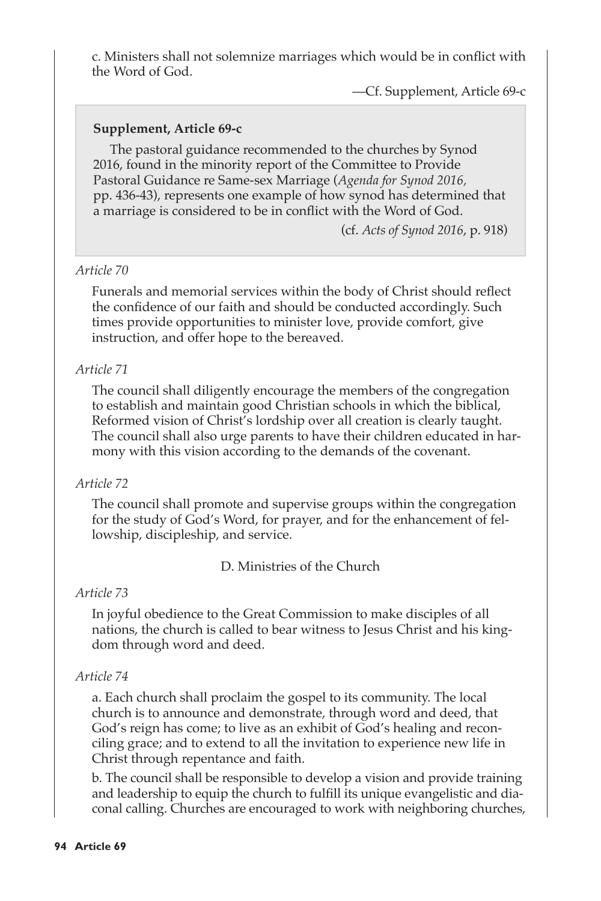c. Ministers shall not solemnize marriages which would be in conflict with the Word of God.

—Cf. Supplement, Article 69-c

**Supplement, Article 69-c**

The pastoral guidance recommended to the churches by Synod 2016, found in the minority report of the Committee to Provide Pastoral Guidance re Same-sex Marriage (*Agenda for Synod 2016*, pp. 436-43), represents one example of how synod has determined that a marriage is considered to be in conflict with the Word of God.

(cf. *Acts of Synod 2016*, p. 918)

*Article 70*

Funerals and memorial services within the body of Christ should reflect the confidence of our faith and should be conducted accordingly. Such times provide opportunities to minister love, provide comfort, give instruction, and offer hope to the bereaved.

*Article 71*

The council shall diligently encourage the members of the congregation to establish and maintain good Christian schools in which the biblical, Reformed vision of Christ's lordship over all creation is clearly taught. The council shall also urge parents to have their children educated in harmony with this vision according to the demands of the covenant.

*Article 72*

The council shall promote and supervise groups within the congregation for the study of God's Word, for prayer, and for the enhancement of fellowship, discipleship, and service.

D. Ministries of the Church

*Article 73*

In joyful obedience to the Great Commission to make disciples of all nations, the church is called to bear witness to Jesus Christ and his kingdom through word and deed.

*Article 74*

a. Each church shall proclaim the gospel to its community. The local church is to announce and demonstrate, through word and deed, that God's reign has come; to live as an exhibit of God's healing and reconciling grace; and to extend to all the invitation to experience new life in Christ through repentance and faith.

b. The council shall be responsible to develop a vision and provide training and leadership to equip the church to fulfill its unique evangelistic and diaconal calling. Churches are encouraged to work with neighboring churches,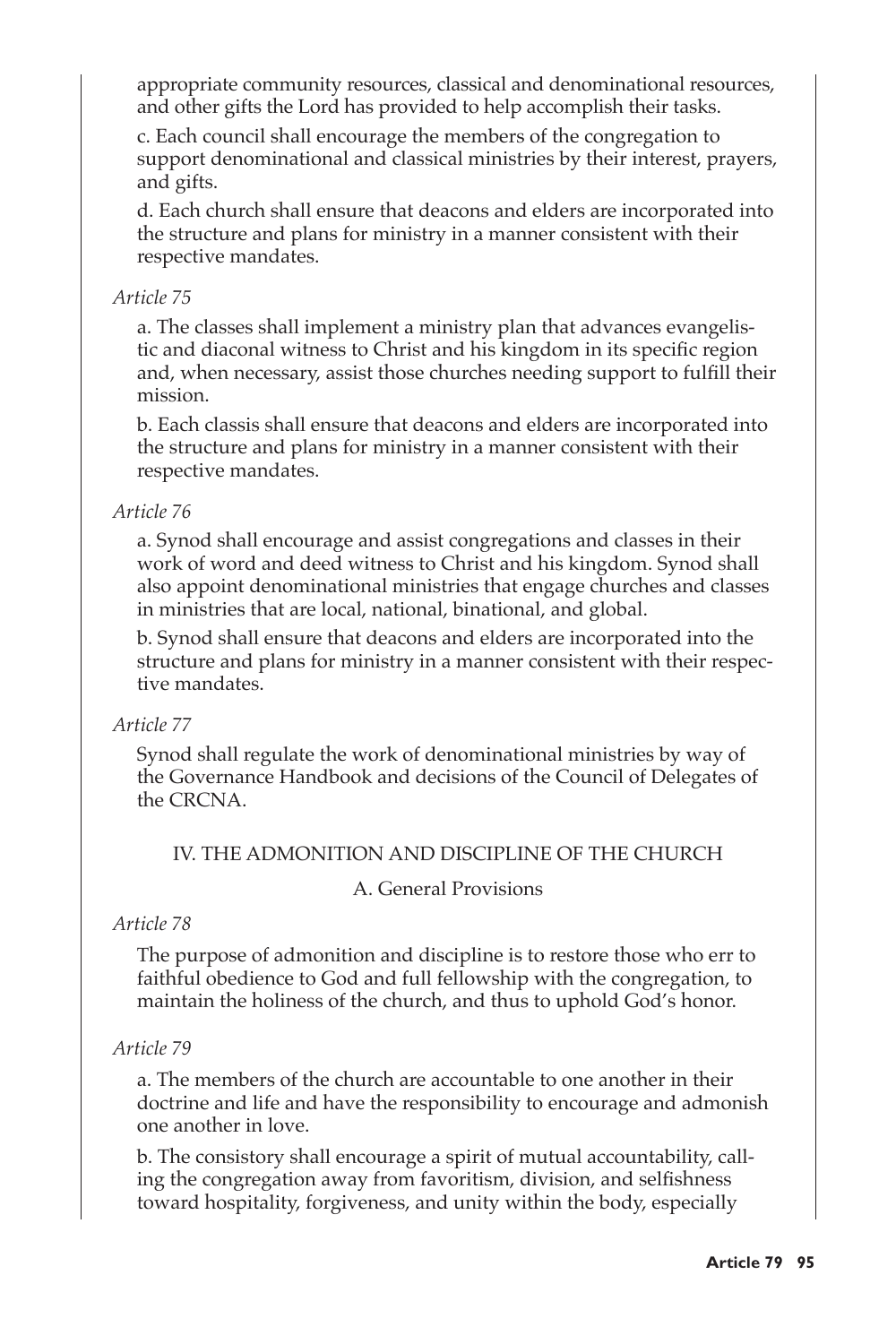appropriate community resources, classical and denominational resources, and other gifts the Lord has provided to help accomplish their tasks.

c. Each council shall encourage the members of the congregation to support denominational and classical ministries by their interest, prayers, and gifts.

d. Each church shall ensure that deacons and elders are incorporated into the structure and plans for ministry in a manner consistent with their respective mandates.

*Article 75*

a. The classes shall implement a ministry plan that advances evangelistic and diaconal witness to Christ and his kingdom in its specific region and, when necessary, assist those churches needing support to fulfill their mission.

b. Each classis shall ensure that deacons and elders are incorporated into the structure and plans for ministry in a manner consistent with their respective mandates.

*Article 76*

a. Synod shall encourage and assist congregations and classes in their work of word and deed witness to Christ and his kingdom. Synod shall also appoint denominational ministries that engage churches and classes in ministries that are local, national, binational, and global.

b. Synod shall ensure that deacons and elders are incorporated into the structure and plans for ministry in a manner consistent with their respective mandates.

*Article 77*

Synod shall regulate the work of denominational ministries by way of the Governance Handbook and decisions of the Council of Delegates of the CRCNA.

## IV. THE ADMONITION AND DISCIPLINE OF THE CHURCH

### A. General Provisions

*Article 78*

The purpose of admonition and discipline is to restore those who err to faithful obedience to God and full fellowship with the congregation, to maintain the holiness of the church, and thus to uphold God's honor.

*Article 79*

a. The members of the church are accountable to one another in their doctrine and life and have the responsibility to encourage and admonish one another in love.

b. The consistory shall encourage a spirit of mutual accountability, calling the congregation away from favoritism, division, and selfishness toward hospitality, forgiveness, and unity within the body, especially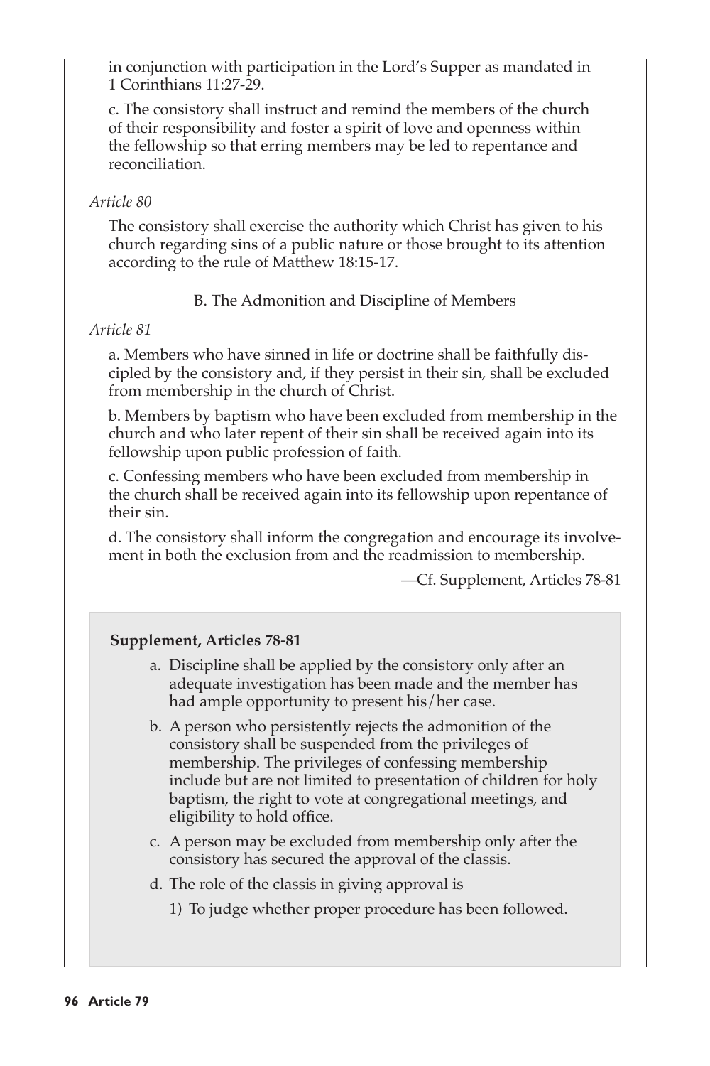in conjunction with participation in the Lord's Supper as mandated in 1 Corinthians 11:27-29.

c. The consistory shall instruct and remind the members of the church of their responsibility and foster a spirit of love and openness within the fellowship so that erring members may be led to repentance and reconciliation.

*Article 80*

The consistory shall exercise the authority which Christ has given to his church regarding sins of a public nature or those brought to its attention according to the rule of Matthew 18:15-17.

### B. The Admonition and Discipline of Members

*Article 81*

a. Members who have sinned in life or doctrine shall be faithfully discipled by the consistory and, if they persist in their sin, shall be excluded from membership in the church of Christ.

b. Members by baptism who have been excluded from membership in the church and who later repent of their sin shall be received again into its fellowship upon public profession of faith.

c. Confessing members who have been excluded from membership in the church shall be received again into its fellowship upon repentance of their sin.

d. The consistory shall inform the congregation and encourage its involvement in both the exclusion from and the readmission to membership.

—Cf. Supplement, Articles 78-81

**Supplement, Articles 78-81**

a. Discipline shall be applied by the consistory only after an adequate investigation has been made and the member has had ample opportunity to present his/her case.

b. A person who persistently rejects the admonition of the consistory shall be suspended from the privileges of membership. The privileges of confessing membership include but are not limited to presentation of children for holy baptism, the right to vote at congregational meetings, and eligibility to hold office.

c. A person may be excluded from membership only after the consistory has secured the approval of the classis.

d. The role of the classis in giving approval is

   1) To judge whether proper procedure has been followed.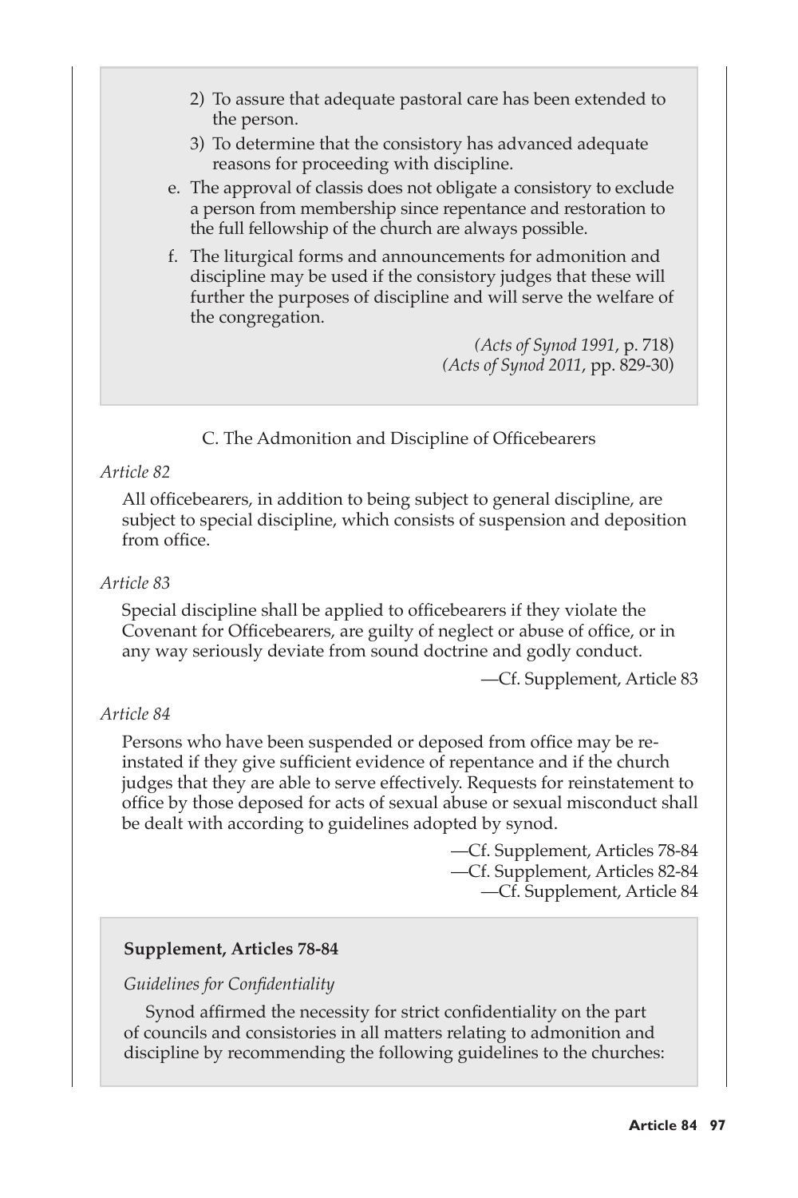2) To assure that adequate pastoral care has been extended to the person.
3) To determine that the consistory has advanced adequate reasons for proceeding with discipline.

e. The approval of classis does not obligate a consistory to exclude a person from membership since repentance and restoration to the full fellowship of the church are always possible.

f. The liturgical forms and announcements for admonition and discipline may be used if the consistory judges that these will further the purposes of discipline and will serve the welfare of the congregation.

(*Acts of Synod 1991*, p. 718)
(*Acts of Synod 2011*, pp. 829-30)

## C. The Admonition and Discipline of Officebearers

*Article 82*

All officebearers, in addition to being subject to general discipline, are subject to special discipline, which consists of suspension and deposition from office.

*Article 83*

Special discipline shall be applied to officebearers if they violate the Covenant for Officebearers, are guilty of neglect or abuse of office, or in any way seriously deviate from sound doctrine and godly conduct.

—Cf. Supplement, Article 83

*Article 84*

Persons who have been suspended or deposed from office may be reinstated if they give sufficient evidence of repentance and if the church judges that they are able to serve effectively. Requests for reinstatement to office by those deposed for acts of sexual abuse or sexual misconduct shall be dealt with according to guidelines adopted by synod.

—Cf. Supplement, Articles 78-84
—Cf. Supplement, Articles 82-84
—Cf. Supplement, Article 84

**Supplement, Articles 78-84**

*Guidelines for Confidentiality*

Synod affirmed the necessity for strict confidentiality on the part of councils and consistories in all matters relating to admonition and discipline by recommending the following guidelines to the churches: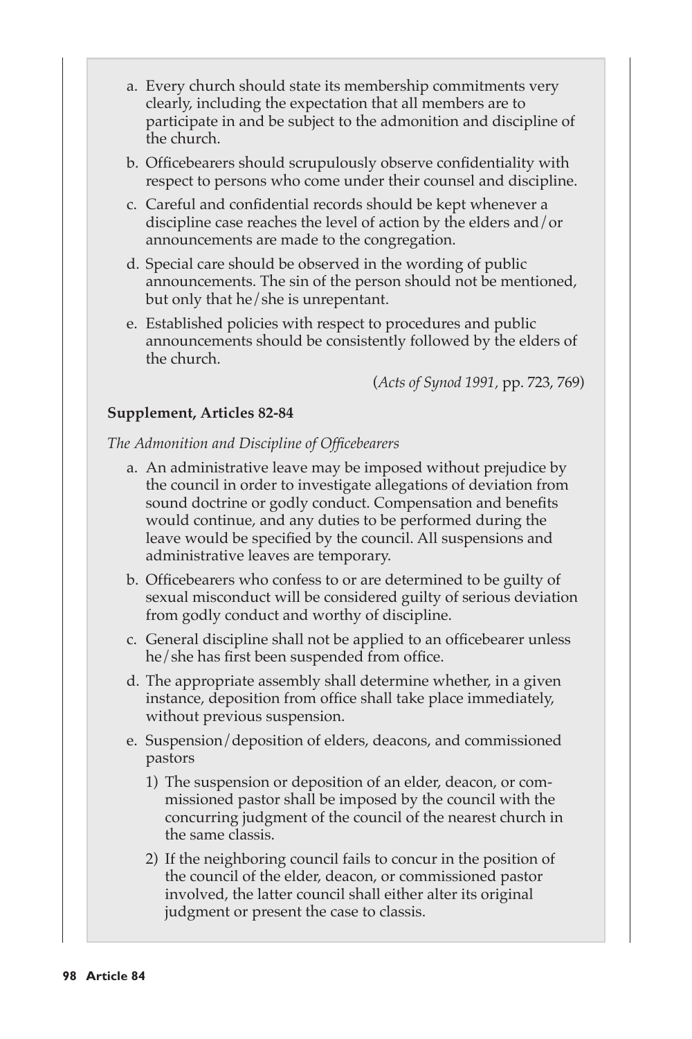a. Every church should state its membership commitments very clearly, including the expectation that all members are to participate in and be subject to the admonition and discipline of the church.

b. Officebearers should scrupulously observe confidentiality with respect to persons who come under their counsel and discipline.

c. Careful and confidential records should be kept whenever a discipline case reaches the level of action by the elders and/or announcements are made to the congregation.

d. Special care should be observed in the wording of public announcements. The sin of the person should not be mentioned, but only that he/she is unrepentant.

e. Established policies with respect to procedures and public announcements should be consistently followed by the elders of the church.

(*Acts of Synod 1991*, pp. 723, 769)

**Supplement, Articles 82-84**

*The Admonition and Discipline of Officebearers*

a. An administrative leave may be imposed without prejudice by the council in order to investigate allegations of deviation from sound doctrine or godly conduct. Compensation and benefits would continue, and any duties to be performed during the leave would be specified by the council. All suspensions and administrative leaves are temporary.

b. Officebearers who confess to or are determined to be guilty of sexual misconduct will be considered guilty of serious deviation from godly conduct and worthy of discipline.

c. General discipline shall not be applied to an officebearer unless he/she has first been suspended from office.

d. The appropriate assembly shall determine whether, in a given instance, deposition from office shall take place immediately, without previous suspension.

e. Suspension/deposition of elders, deacons, and commissioned pastors

   1) The suspension or deposition of an elder, deacon, or commissioned pastor shall be imposed by the council with the concurring judgment of the council of the nearest church in the same classis.

   2) If the neighboring council fails to concur in the position of the council of the elder, deacon, or commissioned pastor involved, the latter council shall either alter its original judgment or present the case to classis.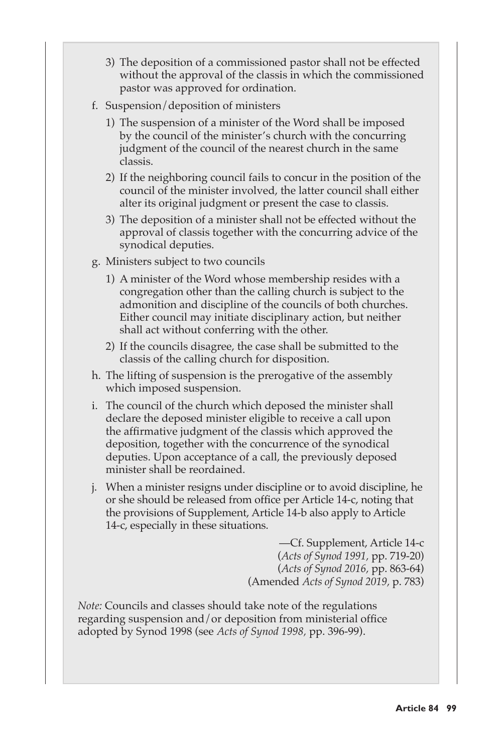3) The deposition of a commissioned pastor shall not be effected without the approval of the classis in which the commissioned pastor was approved for ordination.

f. Suspension/deposition of ministers

   1) The suspension of a minister of the Word shall be imposed by the council of the minister's church with the concurring judgment of the council of the nearest church in the same classis.

   2) If the neighboring council fails to concur in the position of the council of the minister involved, the latter council shall either alter its original judgment or present the case to classis.

   3) The deposition of a minister shall not be effected without the approval of classis together with the concurring advice of the synodical deputies.

g. Ministers subject to two councils

   1) A minister of the Word whose membership resides with a congregation other than the calling church is subject to the admonition and discipline of the councils of both churches. Either council may initiate disciplinary action, but neither shall act without conferring with the other.

   2) If the councils disagree, the case shall be submitted to the classis of the calling church for disposition.

h. The lifting of suspension is the prerogative of the assembly which imposed suspension.

i. The council of the church which deposed the minister shall declare the deposed minister eligible to receive a call upon the affirmative judgment of the classis which approved the deposition, together with the concurrence of the synodical deputies. Upon acceptance of a call, the previously deposed minister shall be reordained.

j. When a minister resigns under discipline or to avoid discipline, he or she should be released from office per Article 14-c, noting that the provisions of Supplement, Article 14-b also apply to Article 14-c, especially in these situations.

—Cf. Supplement, Article 14-c
(*Acts of Synod 1991*, pp. 719-20)
(*Acts of Synod 2016*, pp. 863-64)
(Amended *Acts of Synod 2019*, p. 783)

*Note:* Councils and classes should take note of the regulations regarding suspension and/or deposition from ministerial office adopted by Synod 1998 (see *Acts of Synod 1998*, pp. 396-99).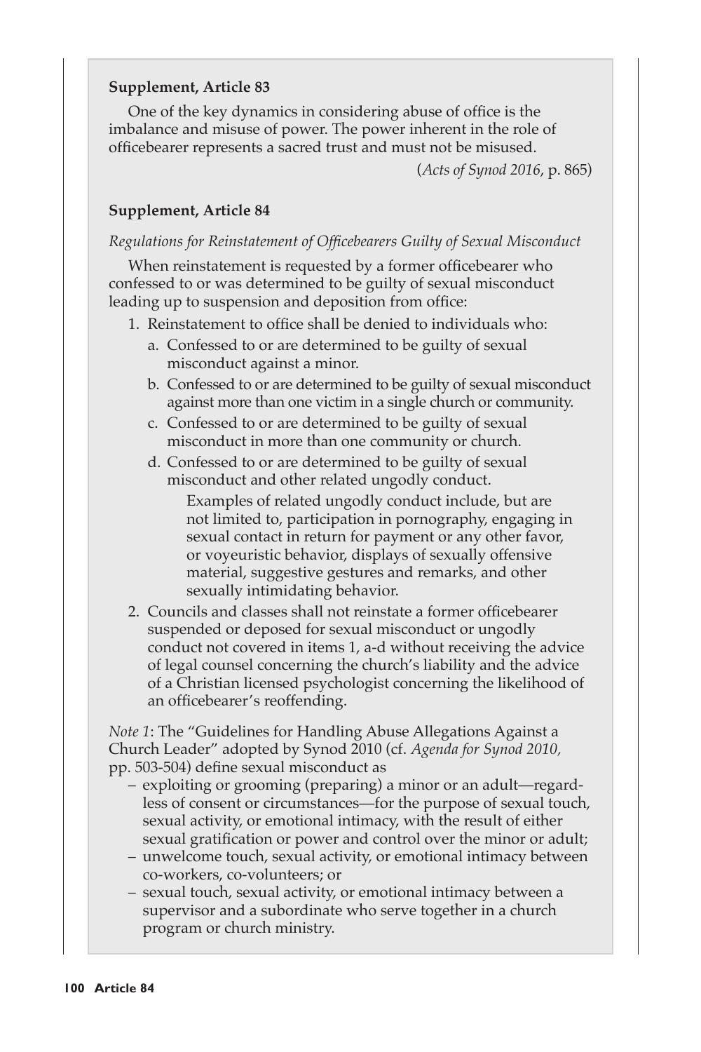**Supplement, Article 83**

One of the key dynamics in considering abuse of office is the imbalance and misuse of power. The power inherent in the role of officebearer represents a sacred trust and must not be misused.

(*Acts of Synod 2016*, p. 865)

**Supplement, Article 84**

*Regulations for Reinstatement of Officebearers Guilty of Sexual Misconduct*

When reinstatement is requested by a former officebearer who confessed to or was determined to be guilty of sexual misconduct leading up to suspension and deposition from office:

1. Reinstatement to office shall be denied to individuals who:
   a. Confessed to or are determined to be guilty of sexual misconduct against a minor.
   b. Confessed to or are determined to be guilty of sexual misconduct against more than one victim in a single church or community.
   c. Confessed to or are determined to be guilty of sexual misconduct in more than one community or church.
   d. Confessed to or are determined to be guilty of sexual misconduct and other related ungodly conduct.

      Examples of related ungodly conduct include, but are not limited to, participation in pornography, engaging in sexual contact in return for payment or any other favor, or voyeuristic behavior, displays of sexually offensive material, suggestive gestures and remarks, and other sexually intimidating behavior.
2. Councils and classes shall not reinstate a former officebearer suspended or deposed for sexual misconduct or ungodly conduct not covered in items 1, a-d without receiving the advice of legal counsel concerning the church's liability and the advice of a Christian licensed psychologist concerning the likelihood of an officebearer's reoffending.

*Note 1*: The "Guidelines for Handling Abuse Allegations Against a Church Leader" adopted by Synod 2010 (cf. *Agenda for Synod 2010*, pp. 503-504) define sexual misconduct as

- exploiting or grooming (preparing) a minor or an adult—regardless of consent or circumstances—for the purpose of sexual touch, sexual activity, or emotional intimacy, with the result of either sexual gratification or power and control over the minor or adult;
- unwelcome touch, sexual activity, or emotional intimacy between co-workers, co-volunteers; or
- sexual touch, sexual activity, or emotional intimacy between a supervisor and a subordinate who serve together in a church program or church ministry.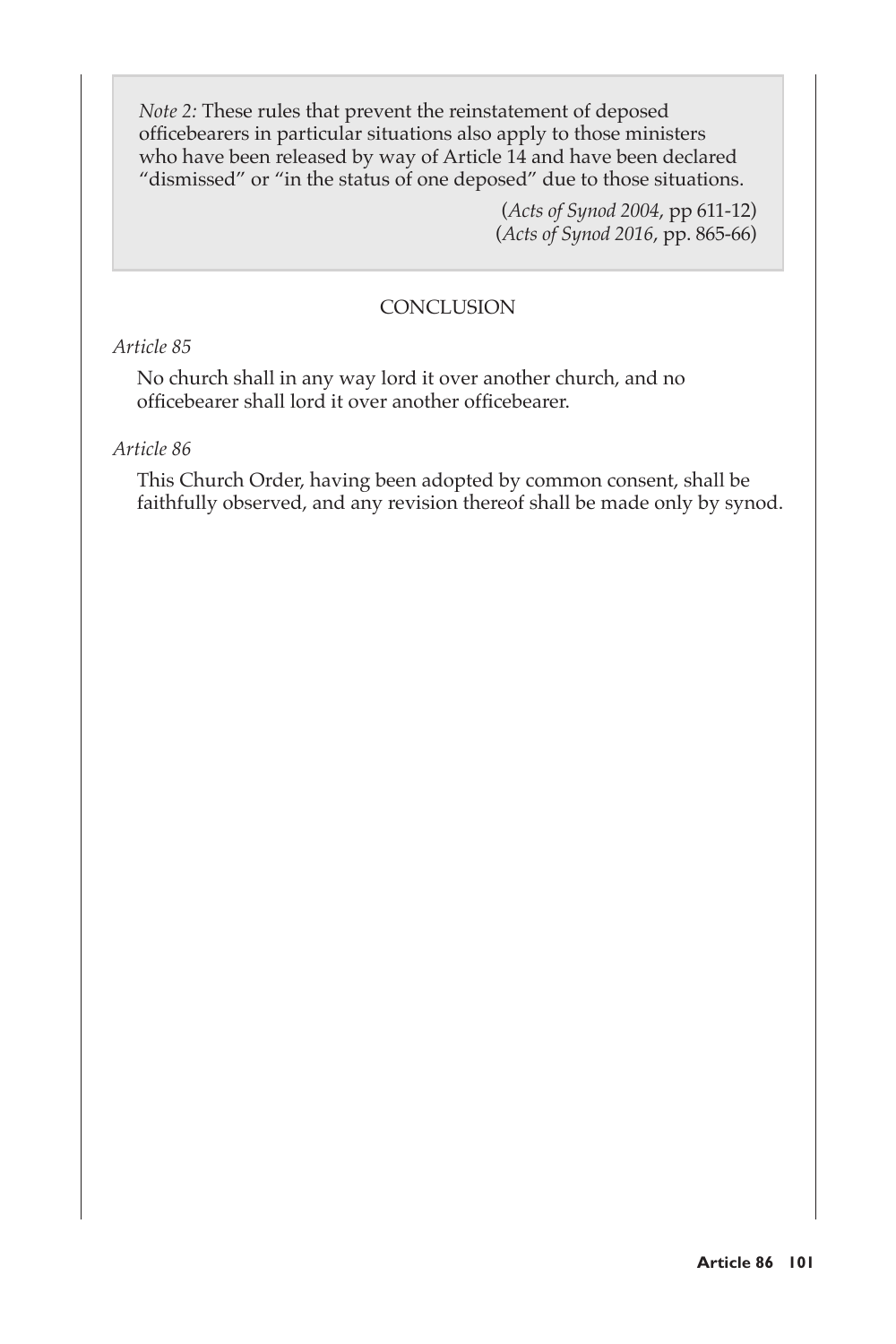*Note 2:* These rules that prevent the reinstatement of deposed officebearers in particular situations also apply to those ministers who have been released by way of Article 14 and have been declared "dismissed" or "in the status of one deposed" due to those situations.

(*Acts of Synod 2004*, pp 611-12)
(*Acts of Synod 2016*, pp. 865-66)

## CONCLUSION

*Article 85*

No church shall in any way lord it over another church, and no officebearer shall lord it over another officebearer.

*Article 86*

This Church Order, having been adopted by common consent, shall be faithfully observed, and any revision thereof shall be made only by synod.